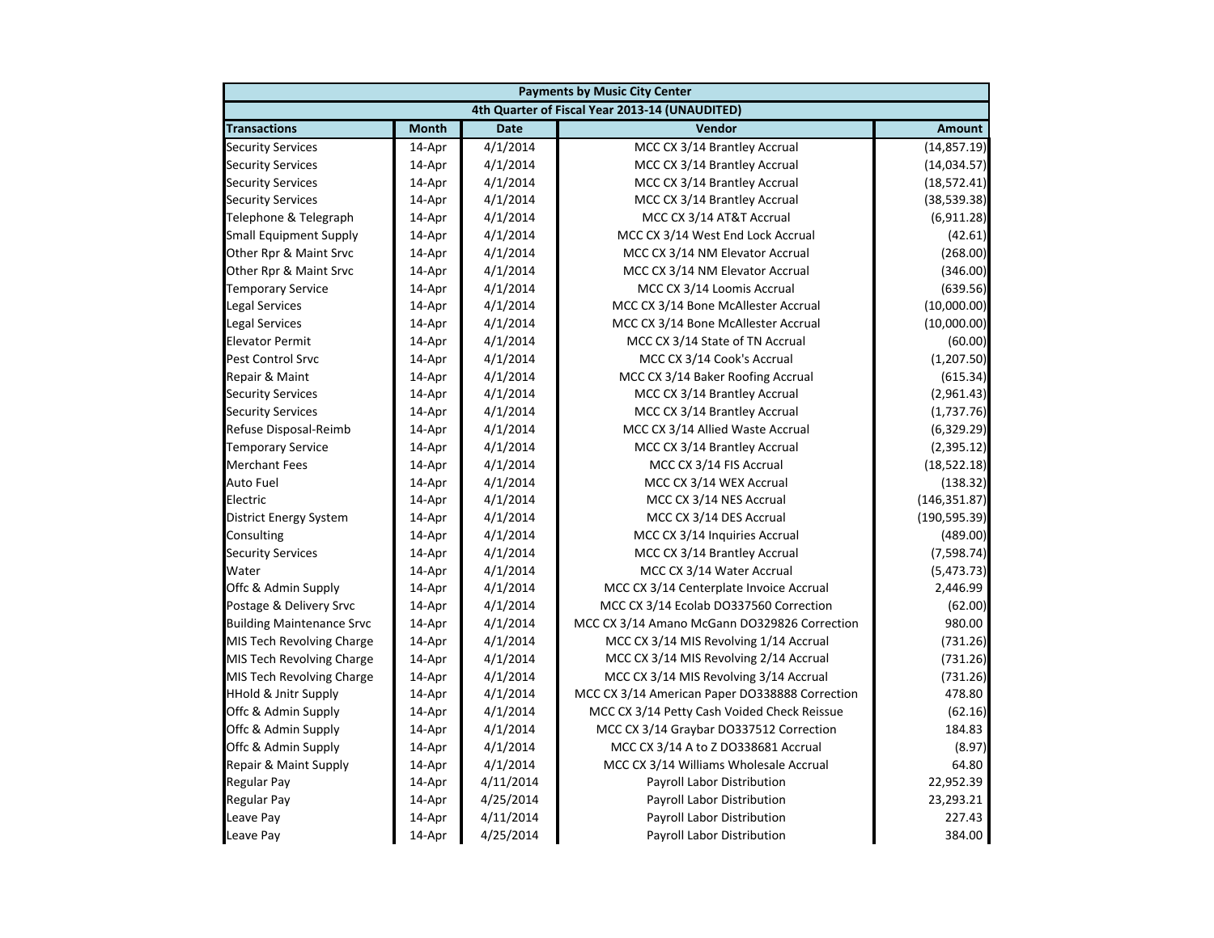| Payments by Music City Center | | | | |
|---|---|---|---|---|
| 4th Quarter of Fiscal Year 2013-14 (UNAUDITED) | | | | |
| **Transactions** | **Month** | **Date** | **Vendor** | **Amount** |
| Security Services | 14-Apr | 4/1/2014 | MCC CX 3/14 Brantley Accrual | (14,857.19) |
| Security Services | 14-Apr | 4/1/2014 | MCC CX 3/14 Brantley Accrual | (14,034.57) |
| Security Services | 14-Apr | 4/1/2014 | MCC CX 3/14 Brantley Accrual | (18,572.41) |
| Security Services | 14-Apr | 4/1/2014 | MCC CX 3/14 Brantley Accrual | (38,539.38) |
| Telephone & Telegraph | 14-Apr | 4/1/2014 | MCC CX 3/14 AT&T Accrual | (6,911.28) |
| Small Equipment Supply | 14-Apr | 4/1/2014 | MCC CX 3/14 West End Lock Accrual | (42.61) |
| Other Rpr & Maint Srvc | 14-Apr | 4/1/2014 | MCC CX 3/14 NM Elevator Accrual | (268.00) |
| Other Rpr & Maint Srvc | 14-Apr | 4/1/2014 | MCC CX 3/14 NM Elevator Accrual | (346.00) |
| Temporary Service | 14-Apr | 4/1/2014 | MCC CX 3/14 Loomis Accrual | (639.56) |
| Legal Services | 14-Apr | 4/1/2014 | MCC CX 3/14 Bone McAllester Accrual | (10,000.00) |
| Legal Services | 14-Apr | 4/1/2014 | MCC CX 3/14 Bone McAllester Accrual | (10,000.00) |
| Elevator Permit | 14-Apr | 4/1/2014 | MCC CX 3/14 State of TN Accrual | (60.00) |
| Pest Control Srvc | 14-Apr | 4/1/2014 | MCC CX 3/14 Cook's Accrual | (1,207.50) |
| Repair & Maint | 14-Apr | 4/1/2014 | MCC CX 3/14 Baker Roofing Accrual | (615.34) |
| Security Services | 14-Apr | 4/1/2014 | MCC CX 3/14 Brantley Accrual | (2,961.43) |
| Security Services | 14-Apr | 4/1/2014 | MCC CX 3/14 Brantley Accrual | (1,737.76) |
| Refuse Disposal-Reimb | 14-Apr | 4/1/2014 | MCC CX 3/14 Allied Waste Accrual | (6,329.29) |
| Temporary Service | 14-Apr | 4/1/2014 | MCC CX 3/14 Brantley Accrual | (2,395.12) |
| Merchant Fees | 14-Apr | 4/1/2014 | MCC CX 3/14 FIS Accrual | (18,522.18) |
| Auto Fuel | 14-Apr | 4/1/2014 | MCC CX 3/14 WEX Accrual | (138.32) |
| Electric | 14-Apr | 4/1/2014 | MCC CX 3/14 NES Accrual | (146,351.87) |
| District Energy System | 14-Apr | 4/1/2014 | MCC CX 3/14 DES Accrual | (190,595.39) |
| Consulting | 14-Apr | 4/1/2014 | MCC CX 3/14 Inquiries Accrual | (489.00) |
| Security Services | 14-Apr | 4/1/2014 | MCC CX 3/14 Brantley Accrual | (7,598.74) |
| Water | 14-Apr | 4/1/2014 | MCC CX 3/14 Water Accrual | (5,473.73) |
| Offc & Admin Supply | 14-Apr | 4/1/2014 | MCC CX 3/14 Centerplate Invoice Accrual | 2,446.99 |
| Postage & Delivery Srvc | 14-Apr | 4/1/2014 | MCC CX 3/14 Ecolab DO337560 Correction | (62.00) |
| Building Maintenance Srvc | 14-Apr | 4/1/2014 | MCC CX 3/14 Amano McGann DO329826 Correction | 980.00 |
| MIS Tech Revolving Charge | 14-Apr | 4/1/2014 | MCC CX 3/14 MIS Revolving 1/14 Accrual | (731.26) |
| MIS Tech Revolving Charge | 14-Apr | 4/1/2014 | MCC CX 3/14 MIS Revolving 2/14 Accrual | (731.26) |
| MIS Tech Revolving Charge | 14-Apr | 4/1/2014 | MCC CX 3/14 MIS Revolving 3/14 Accrual | (731.26) |
| HHold & Jnitr Supply | 14-Apr | 4/1/2014 | MCC CX 3/14 American Paper DO338888 Correction | 478.80 |
| Offc & Admin Supply | 14-Apr | 4/1/2014 | MCC CX 3/14 Petty Cash Voided Check Reissue | (62.16) |
| Offc & Admin Supply | 14-Apr | 4/1/2014 | MCC CX 3/14 Graybar DO337512 Correction | 184.83 |
| Offc & Admin Supply | 14-Apr | 4/1/2014 | MCC CX 3/14 A to Z DO338681 Accrual | (8.97) |
| Repair & Maint Supply | 14-Apr | 4/1/2014 | MCC CX 3/14 Williams Wholesale Accrual | 64.80 |
| Regular Pay | 14-Apr | 4/11/2014 | Payroll Labor Distribution | 22,952.39 |
| Regular Pay | 14-Apr | 4/25/2014 | Payroll Labor Distribution | 23,293.21 |
| Leave Pay | 14-Apr | 4/11/2014 | Payroll Labor Distribution | 227.43 |
| Leave Pay | 14-Apr | 4/25/2014 | Payroll Labor Distribution | 384.00 |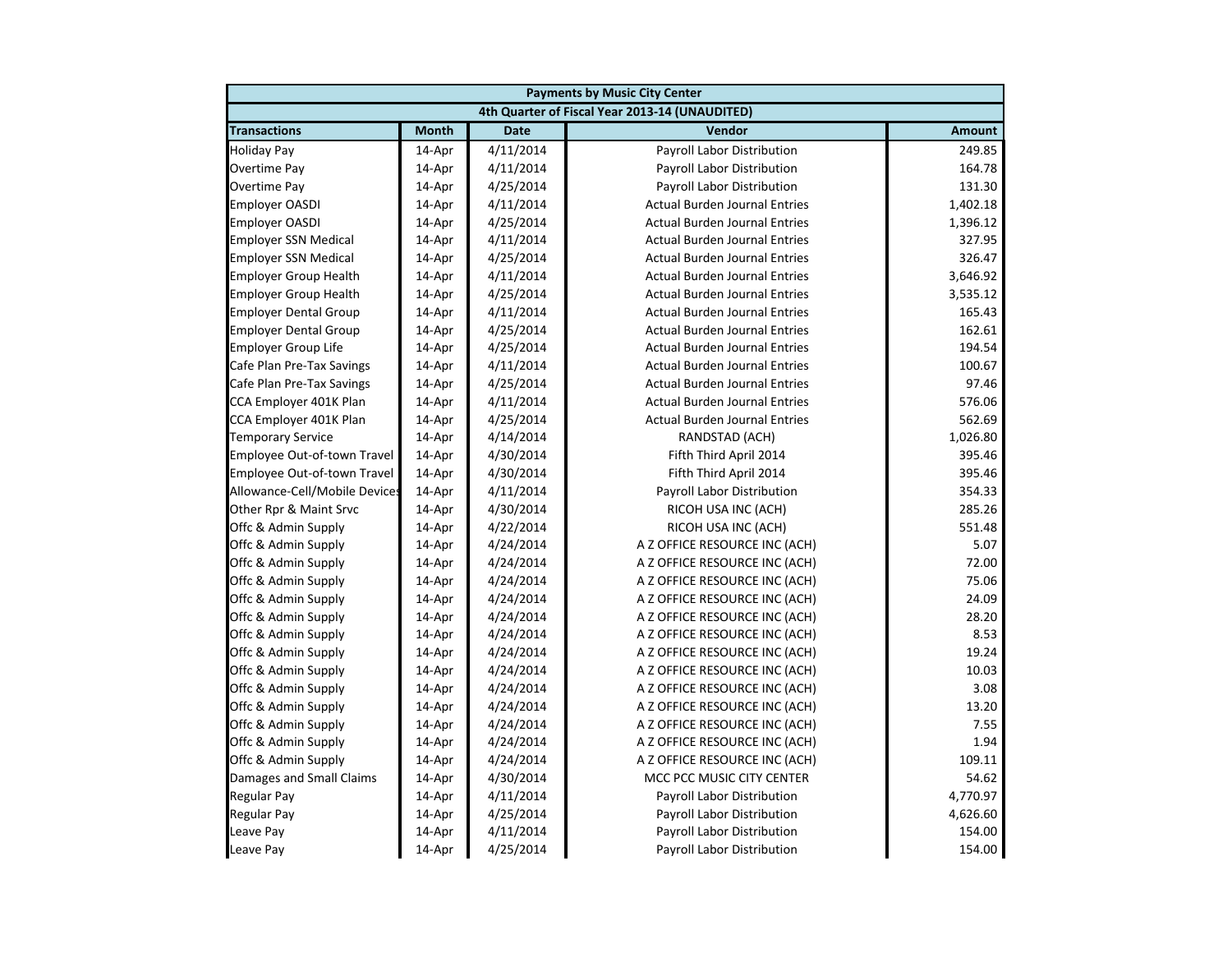| Payments by Music City Center | | | | |
|---|---|---|---|---|
| 4th Quarter of Fiscal Year 2013-14 (UNAUDITED) | | | | |
| **Transactions** | **Month** | **Date** | **Vendor** | **Amount** |
| Holiday Pay | 14-Apr | 4/11/2014 | Payroll Labor Distribution | 249.85 |
| Overtime Pay | 14-Apr | 4/11/2014 | Payroll Labor Distribution | 164.78 |
| Overtime Pay | 14-Apr | 4/25/2014 | Payroll Labor Distribution | 131.30 |
| Employer OASDI | 14-Apr | 4/11/2014 | Actual Burden Journal Entries | 1,402.18 |
| Employer OASDI | 14-Apr | 4/25/2014 | Actual Burden Journal Entries | 1,396.12 |
| Employer SSN Medical | 14-Apr | 4/11/2014 | Actual Burden Journal Entries | 327.95 |
| Employer SSN Medical | 14-Apr | 4/25/2014 | Actual Burden Journal Entries | 326.47 |
| Employer Group Health | 14-Apr | 4/11/2014 | Actual Burden Journal Entries | 3,646.92 |
| Employer Group Health | 14-Apr | 4/25/2014 | Actual Burden Journal Entries | 3,535.12 |
| Employer Dental Group | 14-Apr | 4/11/2014 | Actual Burden Journal Entries | 165.43 |
| Employer Dental Group | 14-Apr | 4/25/2014 | Actual Burden Journal Entries | 162.61 |
| Employer Group Life | 14-Apr | 4/25/2014 | Actual Burden Journal Entries | 194.54 |
| Cafe Plan Pre-Tax Savings | 14-Apr | 4/11/2014 | Actual Burden Journal Entries | 100.67 |
| Cafe Plan Pre-Tax Savings | 14-Apr | 4/25/2014 | Actual Burden Journal Entries | 97.46 |
| CCA Employer 401K Plan | 14-Apr | 4/11/2014 | Actual Burden Journal Entries | 576.06 |
| CCA Employer 401K Plan | 14-Apr | 4/25/2014 | Actual Burden Journal Entries | 562.69 |
| Temporary Service | 14-Apr | 4/14/2014 | RANDSTAD (ACH) | 1,026.80 |
| Employee Out-of-town Travel | 14-Apr | 4/30/2014 | Fifth Third April 2014 | 395.46 |
| Employee Out-of-town Travel | 14-Apr | 4/30/2014 | Fifth Third April 2014 | 395.46 |
| Allowance-Cell/Mobile Devices | 14-Apr | 4/11/2014 | Payroll Labor Distribution | 354.33 |
| Other Rpr & Maint Srvc | 14-Apr | 4/30/2014 | RICOH USA INC (ACH) | 285.26 |
| Offc & Admin Supply | 14-Apr | 4/22/2014 | RICOH USA INC (ACH) | 551.48 |
| Offc & Admin Supply | 14-Apr | 4/24/2014 | A Z OFFICE RESOURCE INC (ACH) | 5.07 |
| Offc & Admin Supply | 14-Apr | 4/24/2014 | A Z OFFICE RESOURCE INC (ACH) | 72.00 |
| Offc & Admin Supply | 14-Apr | 4/24/2014 | A Z OFFICE RESOURCE INC (ACH) | 75.06 |
| Offc & Admin Supply | 14-Apr | 4/24/2014 | A Z OFFICE RESOURCE INC (ACH) | 24.09 |
| Offc & Admin Supply | 14-Apr | 4/24/2014 | A Z OFFICE RESOURCE INC (ACH) | 28.20 |
| Offc & Admin Supply | 14-Apr | 4/24/2014 | A Z OFFICE RESOURCE INC (ACH) | 8.53 |
| Offc & Admin Supply | 14-Apr | 4/24/2014 | A Z OFFICE RESOURCE INC (ACH) | 19.24 |
| Offc & Admin Supply | 14-Apr | 4/24/2014 | A Z OFFICE RESOURCE INC (ACH) | 10.03 |
| Offc & Admin Supply | 14-Apr | 4/24/2014 | A Z OFFICE RESOURCE INC (ACH) | 3.08 |
| Offc & Admin Supply | 14-Apr | 4/24/2014 | A Z OFFICE RESOURCE INC (ACH) | 13.20 |
| Offc & Admin Supply | 14-Apr | 4/24/2014 | A Z OFFICE RESOURCE INC (ACH) | 7.55 |
| Offc & Admin Supply | 14-Apr | 4/24/2014 | A Z OFFICE RESOURCE INC (ACH) | 1.94 |
| Offc & Admin Supply | 14-Apr | 4/24/2014 | A Z OFFICE RESOURCE INC (ACH) | 109.11 |
| Damages and Small Claims | 14-Apr | 4/30/2014 | MCC PCC MUSIC CITY CENTER | 54.62 |
| Regular Pay | 14-Apr | 4/11/2014 | Payroll Labor Distribution | 4,770.97 |
| Regular Pay | 14-Apr | 4/25/2014 | Payroll Labor Distribution | 4,626.60 |
| Leave Pay | 14-Apr | 4/11/2014 | Payroll Labor Distribution | 154.00 |
| Leave Pay | 14-Apr | 4/25/2014 | Payroll Labor Distribution | 154.00 |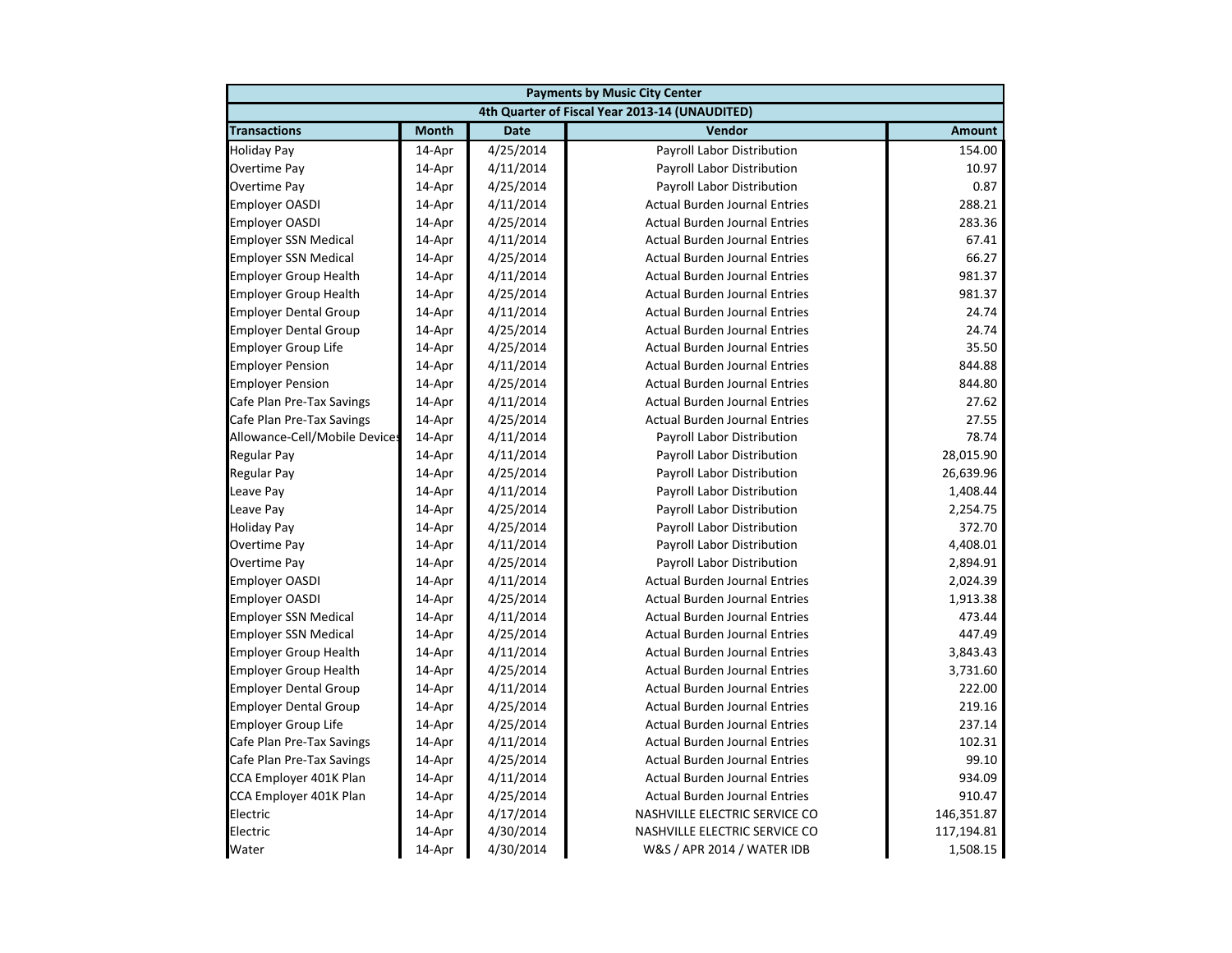| Payments by Music City Center | | | | |
|---|---|---|---|---|
| 4th Quarter of Fiscal Year 2013-14 (UNAUDITED) | | | | |
| **Transactions** | **Month** | **Date** | **Vendor** | **Amount** |
| Holiday Pay | 14-Apr | 4/25/2014 | Payroll Labor Distribution | 154.00 |
| Overtime Pay | 14-Apr | 4/11/2014 | Payroll Labor Distribution | 10.97 |
| Overtime Pay | 14-Apr | 4/25/2014 | Payroll Labor Distribution | 0.87 |
| Employer OASDI | 14-Apr | 4/11/2014 | Actual Burden Journal Entries | 288.21 |
| Employer OASDI | 14-Apr | 4/25/2014 | Actual Burden Journal Entries | 283.36 |
| Employer SSN Medical | 14-Apr | 4/11/2014 | Actual Burden Journal Entries | 67.41 |
| Employer SSN Medical | 14-Apr | 4/25/2014 | Actual Burden Journal Entries | 66.27 |
| Employer Group Health | 14-Apr | 4/11/2014 | Actual Burden Journal Entries | 981.37 |
| Employer Group Health | 14-Apr | 4/25/2014 | Actual Burden Journal Entries | 981.37 |
| Employer Dental Group | 14-Apr | 4/11/2014 | Actual Burden Journal Entries | 24.74 |
| Employer Dental Group | 14-Apr | 4/25/2014 | Actual Burden Journal Entries | 24.74 |
| Employer Group Life | 14-Apr | 4/25/2014 | Actual Burden Journal Entries | 35.50 |
| Employer Pension | 14-Apr | 4/11/2014 | Actual Burden Journal Entries | 844.88 |
| Employer Pension | 14-Apr | 4/25/2014 | Actual Burden Journal Entries | 844.80 |
| Cafe Plan Pre-Tax Savings | 14-Apr | 4/11/2014 | Actual Burden Journal Entries | 27.62 |
| Cafe Plan Pre-Tax Savings | 14-Apr | 4/25/2014 | Actual Burden Journal Entries | 27.55 |
| Allowance-Cell/Mobile Devices | 14-Apr | 4/11/2014 | Payroll Labor Distribution | 78.74 |
| Regular Pay | 14-Apr | 4/11/2014 | Payroll Labor Distribution | 28,015.90 |
| Regular Pay | 14-Apr | 4/25/2014 | Payroll Labor Distribution | 26,639.96 |
| Leave Pay | 14-Apr | 4/11/2014 | Payroll Labor Distribution | 1,408.44 |
| Leave Pay | 14-Apr | 4/25/2014 | Payroll Labor Distribution | 2,254.75 |
| Holiday Pay | 14-Apr | 4/25/2014 | Payroll Labor Distribution | 372.70 |
| Overtime Pay | 14-Apr | 4/11/2014 | Payroll Labor Distribution | 4,408.01 |
| Overtime Pay | 14-Apr | 4/25/2014 | Payroll Labor Distribution | 2,894.91 |
| Employer OASDI | 14-Apr | 4/11/2014 | Actual Burden Journal Entries | 2,024.39 |
| Employer OASDI | 14-Apr | 4/25/2014 | Actual Burden Journal Entries | 1,913.38 |
| Employer SSN Medical | 14-Apr | 4/11/2014 | Actual Burden Journal Entries | 473.44 |
| Employer SSN Medical | 14-Apr | 4/25/2014 | Actual Burden Journal Entries | 447.49 |
| Employer Group Health | 14-Apr | 4/11/2014 | Actual Burden Journal Entries | 3,843.43 |
| Employer Group Health | 14-Apr | 4/25/2014 | Actual Burden Journal Entries | 3,731.60 |
| Employer Dental Group | 14-Apr | 4/11/2014 | Actual Burden Journal Entries | 222.00 |
| Employer Dental Group | 14-Apr | 4/25/2014 | Actual Burden Journal Entries | 219.16 |
| Employer Group Life | 14-Apr | 4/25/2014 | Actual Burden Journal Entries | 237.14 |
| Cafe Plan Pre-Tax Savings | 14-Apr | 4/11/2014 | Actual Burden Journal Entries | 102.31 |
| Cafe Plan Pre-Tax Savings | 14-Apr | 4/25/2014 | Actual Burden Journal Entries | 99.10 |
| CCA Employer 401K Plan | 14-Apr | 4/11/2014 | Actual Burden Journal Entries | 934.09 |
| CCA Employer 401K Plan | 14-Apr | 4/25/2014 | Actual Burden Journal Entries | 910.47 |
| Electric | 14-Apr | 4/17/2014 | NASHVILLE ELECTRIC SERVICE CO | 146,351.87 |
| Electric | 14-Apr | 4/30/2014 | NASHVILLE ELECTRIC SERVICE CO | 117,194.81 |
| Water | 14-Apr | 4/30/2014 | W&S / APR 2014 / WATER IDB | 1,508.15 |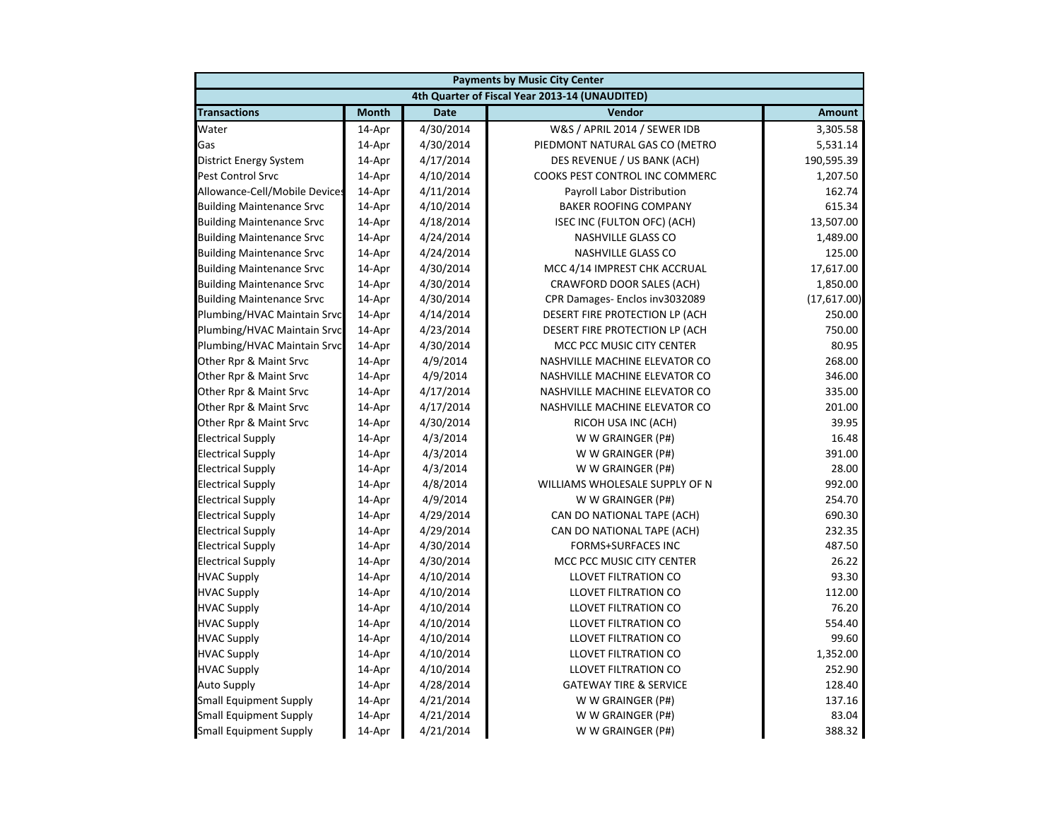| Payments by Music City Center | | | | |
|---|---|---|---|---|
| 4th Quarter of Fiscal Year 2013-14 (UNAUDITED) | | | | |
| **Transactions** | **Month** | **Date** | **Vendor** | **Amount** |
| Water | 14-Apr | 4/30/2014 | W&S / APRIL 2014 / SEWER IDB | 3,305.58 |
| Gas | 14-Apr | 4/30/2014 | PIEDMONT NATURAL GAS CO (METRO | 5,531.14 |
| District Energy System | 14-Apr | 4/17/2014 | DES REVENUE / US BANK (ACH) | 190,595.39 |
| Pest Control Srvc | 14-Apr | 4/10/2014 | COOKS PEST CONTROL INC COMMERC | 1,207.50 |
| Allowance-Cell/Mobile Devices | 14-Apr | 4/11/2014 | Payroll Labor Distribution | 162.74 |
| Building Maintenance Srvc | 14-Apr | 4/10/2014 | BAKER ROOFING COMPANY | 615.34 |
| Building Maintenance Srvc | 14-Apr | 4/18/2014 | ISEC INC (FULTON OFC) (ACH) | 13,507.00 |
| Building Maintenance Srvc | 14-Apr | 4/24/2014 | NASHVILLE GLASS CO | 1,489.00 |
| Building Maintenance Srvc | 14-Apr | 4/24/2014 | NASHVILLE GLASS CO | 125.00 |
| Building Maintenance Srvc | 14-Apr | 4/30/2014 | MCC 4/14 IMPREST CHK ACCRUAL | 17,617.00 |
| Building Maintenance Srvc | 14-Apr | 4/30/2014 | CRAWFORD DOOR SALES (ACH) | 1,850.00 |
| Building Maintenance Srvc | 14-Apr | 4/30/2014 | CPR Damages- Enclos inv3032089 | (17,617.00) |
| Plumbing/HVAC Maintain Srvc | 14-Apr | 4/14/2014 | DESERT FIRE PROTECTION LP (ACH | 250.00 |
| Plumbing/HVAC Maintain Srvc | 14-Apr | 4/23/2014 | DESERT FIRE PROTECTION LP (ACH | 750.00 |
| Plumbing/HVAC Maintain Srvc | 14-Apr | 4/30/2014 | MCC PCC MUSIC CITY CENTER | 80.95 |
| Other Rpr & Maint Srvc | 14-Apr | 4/9/2014 | NASHVILLE MACHINE ELEVATOR CO | 268.00 |
| Other Rpr & Maint Srvc | 14-Apr | 4/9/2014 | NASHVILLE MACHINE ELEVATOR CO | 346.00 |
| Other Rpr & Maint Srvc | 14-Apr | 4/17/2014 | NASHVILLE MACHINE ELEVATOR CO | 335.00 |
| Other Rpr & Maint Srvc | 14-Apr | 4/17/2014 | NASHVILLE MACHINE ELEVATOR CO | 201.00 |
| Other Rpr & Maint Srvc | 14-Apr | 4/30/2014 | RICOH USA INC (ACH) | 39.95 |
| Electrical Supply | 14-Apr | 4/3/2014 | W W GRAINGER (P#) | 16.48 |
| Electrical Supply | 14-Apr | 4/3/2014 | W W GRAINGER (P#) | 391.00 |
| Electrical Supply | 14-Apr | 4/3/2014 | W W GRAINGER (P#) | 28.00 |
| Electrical Supply | 14-Apr | 4/8/2014 | WILLIAMS WHOLESALE SUPPLY OF N | 992.00 |
| Electrical Supply | 14-Apr | 4/9/2014 | W W GRAINGER (P#) | 254.70 |
| Electrical Supply | 14-Apr | 4/29/2014 | CAN DO NATIONAL TAPE (ACH) | 690.30 |
| Electrical Supply | 14-Apr | 4/29/2014 | CAN DO NATIONAL TAPE (ACH) | 232.35 |
| Electrical Supply | 14-Apr | 4/30/2014 | FORMS+SURFACES INC | 487.50 |
| Electrical Supply | 14-Apr | 4/30/2014 | MCC PCC MUSIC CITY CENTER | 26.22 |
| HVAC Supply | 14-Apr | 4/10/2014 | LLOVET FILTRATION CO | 93.30 |
| HVAC Supply | 14-Apr | 4/10/2014 | LLOVET FILTRATION CO | 112.00 |
| HVAC Supply | 14-Apr | 4/10/2014 | LLOVET FILTRATION CO | 76.20 |
| HVAC Supply | 14-Apr | 4/10/2014 | LLOVET FILTRATION CO | 554.40 |
| HVAC Supply | 14-Apr | 4/10/2014 | LLOVET FILTRATION CO | 99.60 |
| HVAC Supply | 14-Apr | 4/10/2014 | LLOVET FILTRATION CO | 1,352.00 |
| HVAC Supply | 14-Apr | 4/10/2014 | LLOVET FILTRATION CO | 252.90 |
| Auto Supply | 14-Apr | 4/28/2014 | GATEWAY TIRE & SERVICE | 128.40 |
| Small Equipment Supply | 14-Apr | 4/21/2014 | W W GRAINGER (P#) | 137.16 |
| Small Equipment Supply | 14-Apr | 4/21/2014 | W W GRAINGER (P#) | 83.04 |
| Small Equipment Supply | 14-Apr | 4/21/2014 | W W GRAINGER (P#) | 388.32 |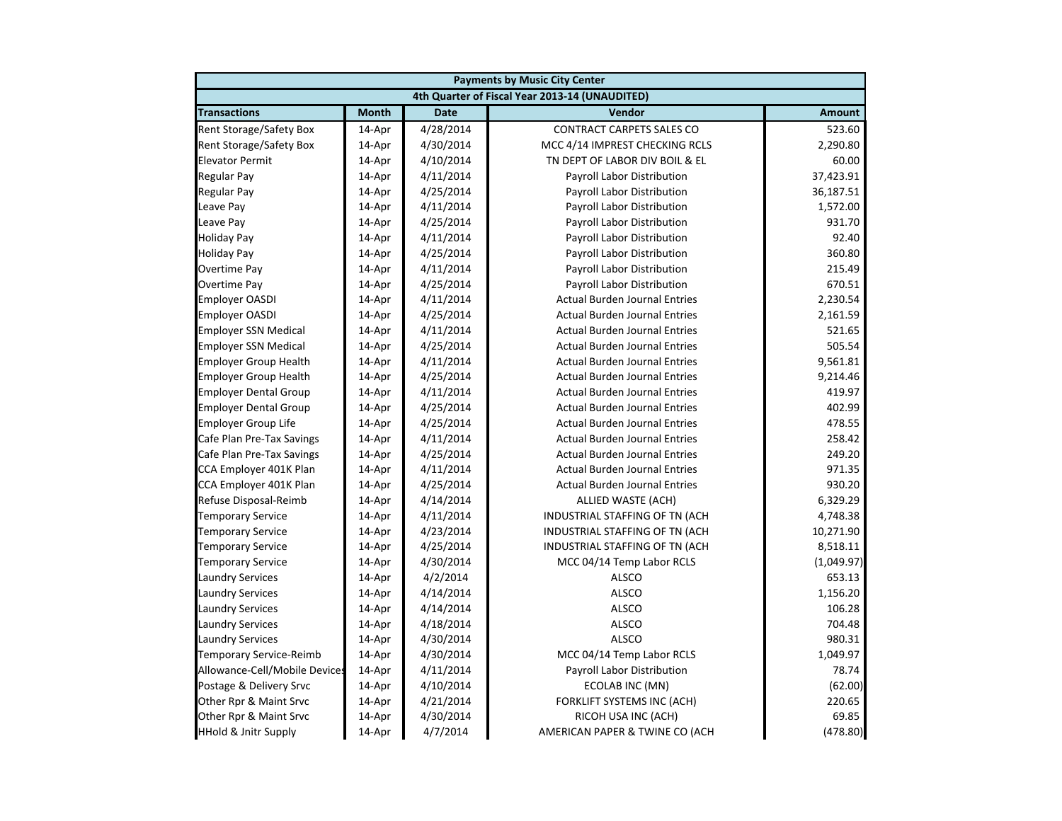| Payments by Music City Center | | | | |
|---|---|---|---|---|
| 4th Quarter of Fiscal Year 2013-14 (UNAUDITED) | | | | |
| **Transactions** | **Month** | **Date** | **Vendor** | **Amount** |
| Rent Storage/Safety Box | 14-Apr | 4/28/2014 | CONTRACT CARPETS SALES CO | 523.60 |
| Rent Storage/Safety Box | 14-Apr | 4/30/2014 | MCC 4/14 IMPREST CHECKING RCLS | 2,290.80 |
| Elevator Permit | 14-Apr | 4/10/2014 | TN DEPT OF LABOR DIV BOIL & EL | 60.00 |
| Regular Pay | 14-Apr | 4/11/2014 | Payroll Labor Distribution | 37,423.91 |
| Regular Pay | 14-Apr | 4/25/2014 | Payroll Labor Distribution | 36,187.51 |
| Leave Pay | 14-Apr | 4/11/2014 | Payroll Labor Distribution | 1,572.00 |
| Leave Pay | 14-Apr | 4/25/2014 | Payroll Labor Distribution | 931.70 |
| Holiday Pay | 14-Apr | 4/11/2014 | Payroll Labor Distribution | 92.40 |
| Holiday Pay | 14-Apr | 4/25/2014 | Payroll Labor Distribution | 360.80 |
| Overtime Pay | 14-Apr | 4/11/2014 | Payroll Labor Distribution | 215.49 |
| Overtime Pay | 14-Apr | 4/25/2014 | Payroll Labor Distribution | 670.51 |
| Employer OASDI | 14-Apr | 4/11/2014 | Actual Burden Journal Entries | 2,230.54 |
| Employer OASDI | 14-Apr | 4/25/2014 | Actual Burden Journal Entries | 2,161.59 |
| Employer SSN Medical | 14-Apr | 4/11/2014 | Actual Burden Journal Entries | 521.65 |
| Employer SSN Medical | 14-Apr | 4/25/2014 | Actual Burden Journal Entries | 505.54 |
| Employer Group Health | 14-Apr | 4/11/2014 | Actual Burden Journal Entries | 9,561.81 |
| Employer Group Health | 14-Apr | 4/25/2014 | Actual Burden Journal Entries | 9,214.46 |
| Employer Dental Group | 14-Apr | 4/11/2014 | Actual Burden Journal Entries | 419.97 |
| Employer Dental Group | 14-Apr | 4/25/2014 | Actual Burden Journal Entries | 402.99 |
| Employer Group Life | 14-Apr | 4/25/2014 | Actual Burden Journal Entries | 478.55 |
| Cafe Plan Pre-Tax Savings | 14-Apr | 4/11/2014 | Actual Burden Journal Entries | 258.42 |
| Cafe Plan Pre-Tax Savings | 14-Apr | 4/25/2014 | Actual Burden Journal Entries | 249.20 |
| CCA Employer 401K Plan | 14-Apr | 4/11/2014 | Actual Burden Journal Entries | 971.35 |
| CCA Employer 401K Plan | 14-Apr | 4/25/2014 | Actual Burden Journal Entries | 930.20 |
| Refuse Disposal-Reimb | 14-Apr | 4/14/2014 | ALLIED WASTE (ACH) | 6,329.29 |
| Temporary Service | 14-Apr | 4/11/2014 | INDUSTRIAL STAFFING OF TN (ACH | 4,748.38 |
| Temporary Service | 14-Apr | 4/23/2014 | INDUSTRIAL STAFFING OF TN (ACH | 10,271.90 |
| Temporary Service | 14-Apr | 4/25/2014 | INDUSTRIAL STAFFING OF TN (ACH | 8,518.11 |
| Temporary Service | 14-Apr | 4/30/2014 | MCC 04/14 Temp Labor RCLS | (1,049.97) |
| Laundry Services | 14-Apr | 4/2/2014 | ALSCO | 653.13 |
| Laundry Services | 14-Apr | 4/14/2014 | ALSCO | 1,156.20 |
| Laundry Services | 14-Apr | 4/14/2014 | ALSCO | 106.28 |
| Laundry Services | 14-Apr | 4/18/2014 | ALSCO | 704.48 |
| Laundry Services | 14-Apr | 4/30/2014 | ALSCO | 980.31 |
| Temporary Service-Reimb | 14-Apr | 4/30/2014 | MCC 04/14 Temp Labor RCLS | 1,049.97 |
| Allowance-Cell/Mobile Devices | 14-Apr | 4/11/2014 | Payroll Labor Distribution | 78.74 |
| Postage & Delivery Srvc | 14-Apr | 4/10/2014 | ECOLAB INC (MN) | (62.00) |
| Other Rpr & Maint Srvc | 14-Apr | 4/21/2014 | FORKLIFT SYSTEMS INC (ACH) | 220.65 |
| Other Rpr & Maint Srvc | 14-Apr | 4/30/2014 | RICOH USA INC (ACH) | 69.85 |
| HHold & Jnitr Supply | 14-Apr | 4/7/2014 | AMERICAN PAPER & TWINE CO (ACH | (478.80) |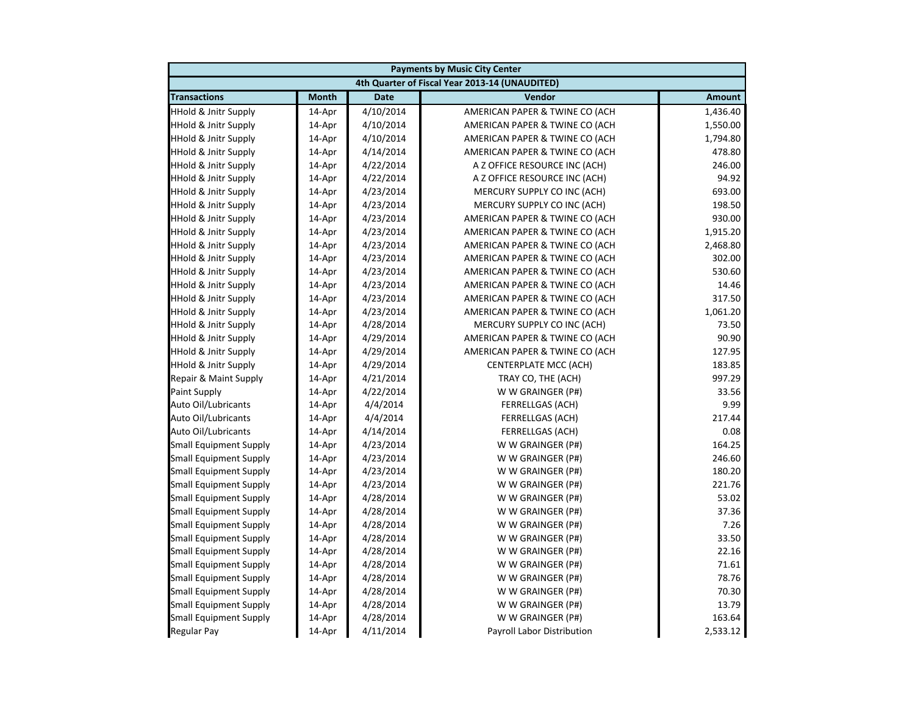| Payments by Music City Center | | | | |
|---|---|---|---|---|
| 4th Quarter of Fiscal Year 2013-14 (UNAUDITED) | | | | |
| **Transactions** | **Month** | **Date** | **Vendor** | **Amount** |
| HHold & Jnitr Supply | 14-Apr | 4/10/2014 | AMERICAN PAPER & TWINE CO (ACH | 1,436.40 |
| HHold & Jnitr Supply | 14-Apr | 4/10/2014 | AMERICAN PAPER & TWINE CO (ACH | 1,550.00 |
| HHold & Jnitr Supply | 14-Apr | 4/10/2014 | AMERICAN PAPER & TWINE CO (ACH | 1,794.80 |
| HHold & Jnitr Supply | 14-Apr | 4/14/2014 | AMERICAN PAPER & TWINE CO (ACH | 478.80 |
| HHold & Jnitr Supply | 14-Apr | 4/22/2014 | A Z OFFICE RESOURCE INC (ACH) | 246.00 |
| HHold & Jnitr Supply | 14-Apr | 4/22/2014 | A Z OFFICE RESOURCE INC (ACH) | 94.92 |
| HHold & Jnitr Supply | 14-Apr | 4/23/2014 | MERCURY SUPPLY CO INC (ACH) | 693.00 |
| HHold & Jnitr Supply | 14-Apr | 4/23/2014 | MERCURY SUPPLY CO INC (ACH) | 198.50 |
| HHold & Jnitr Supply | 14-Apr | 4/23/2014 | AMERICAN PAPER & TWINE CO (ACH | 930.00 |
| HHold & Jnitr Supply | 14-Apr | 4/23/2014 | AMERICAN PAPER & TWINE CO (ACH | 1,915.20 |
| HHold & Jnitr Supply | 14-Apr | 4/23/2014 | AMERICAN PAPER & TWINE CO (ACH | 2,468.80 |
| HHold & Jnitr Supply | 14-Apr | 4/23/2014 | AMERICAN PAPER & TWINE CO (ACH | 302.00 |
| HHold & Jnitr Supply | 14-Apr | 4/23/2014 | AMERICAN PAPER & TWINE CO (ACH | 530.60 |
| HHold & Jnitr Supply | 14-Apr | 4/23/2014 | AMERICAN PAPER & TWINE CO (ACH | 14.46 |
| HHold & Jnitr Supply | 14-Apr | 4/23/2014 | AMERICAN PAPER & TWINE CO (ACH | 317.50 |
| HHold & Jnitr Supply | 14-Apr | 4/23/2014 | AMERICAN PAPER & TWINE CO (ACH | 1,061.20 |
| HHold & Jnitr Supply | 14-Apr | 4/28/2014 | MERCURY SUPPLY CO INC (ACH) | 73.50 |
| HHold & Jnitr Supply | 14-Apr | 4/29/2014 | AMERICAN PAPER & TWINE CO (ACH | 90.90 |
| HHold & Jnitr Supply | 14-Apr | 4/29/2014 | AMERICAN PAPER & TWINE CO (ACH | 127.95 |
| HHold & Jnitr Supply | 14-Apr | 4/29/2014 | CENTERPLATE MCC (ACH) | 183.85 |
| Repair & Maint Supply | 14-Apr | 4/21/2014 | TRAY CO, THE (ACH) | 997.29 |
| Paint Supply | 14-Apr | 4/22/2014 | W W GRAINGER (P#) | 33.56 |
| Auto Oil/Lubricants | 14-Apr | 4/4/2014 | FERRELLGAS (ACH) | 9.99 |
| Auto Oil/Lubricants | 14-Apr | 4/4/2014 | FERRELLGAS (ACH) | 217.44 |
| Auto Oil/Lubricants | 14-Apr | 4/14/2014 | FERRELLGAS (ACH) | 0.08 |
| Small Equipment Supply | 14-Apr | 4/23/2014 | W W GRAINGER (P#) | 164.25 |
| Small Equipment Supply | 14-Apr | 4/23/2014 | W W GRAINGER (P#) | 246.60 |
| Small Equipment Supply | 14-Apr | 4/23/2014 | W W GRAINGER (P#) | 180.20 |
| Small Equipment Supply | 14-Apr | 4/23/2014 | W W GRAINGER (P#) | 221.76 |
| Small Equipment Supply | 14-Apr | 4/28/2014 | W W GRAINGER (P#) | 53.02 |
| Small Equipment Supply | 14-Apr | 4/28/2014 | W W GRAINGER (P#) | 37.36 |
| Small Equipment Supply | 14-Apr | 4/28/2014 | W W GRAINGER (P#) | 7.26 |
| Small Equipment Supply | 14-Apr | 4/28/2014 | W W GRAINGER (P#) | 33.50 |
| Small Equipment Supply | 14-Apr | 4/28/2014 | W W GRAINGER (P#) | 22.16 |
| Small Equipment Supply | 14-Apr | 4/28/2014 | W W GRAINGER (P#) | 71.61 |
| Small Equipment Supply | 14-Apr | 4/28/2014 | W W GRAINGER (P#) | 78.76 |
| Small Equipment Supply | 14-Apr | 4/28/2014 | W W GRAINGER (P#) | 70.30 |
| Small Equipment Supply | 14-Apr | 4/28/2014 | W W GRAINGER (P#) | 13.79 |
| Small Equipment Supply | 14-Apr | 4/28/2014 | W W GRAINGER (P#) | 163.64 |
| Regular Pay | 14-Apr | 4/11/2014 | Payroll Labor Distribution | 2,533.12 |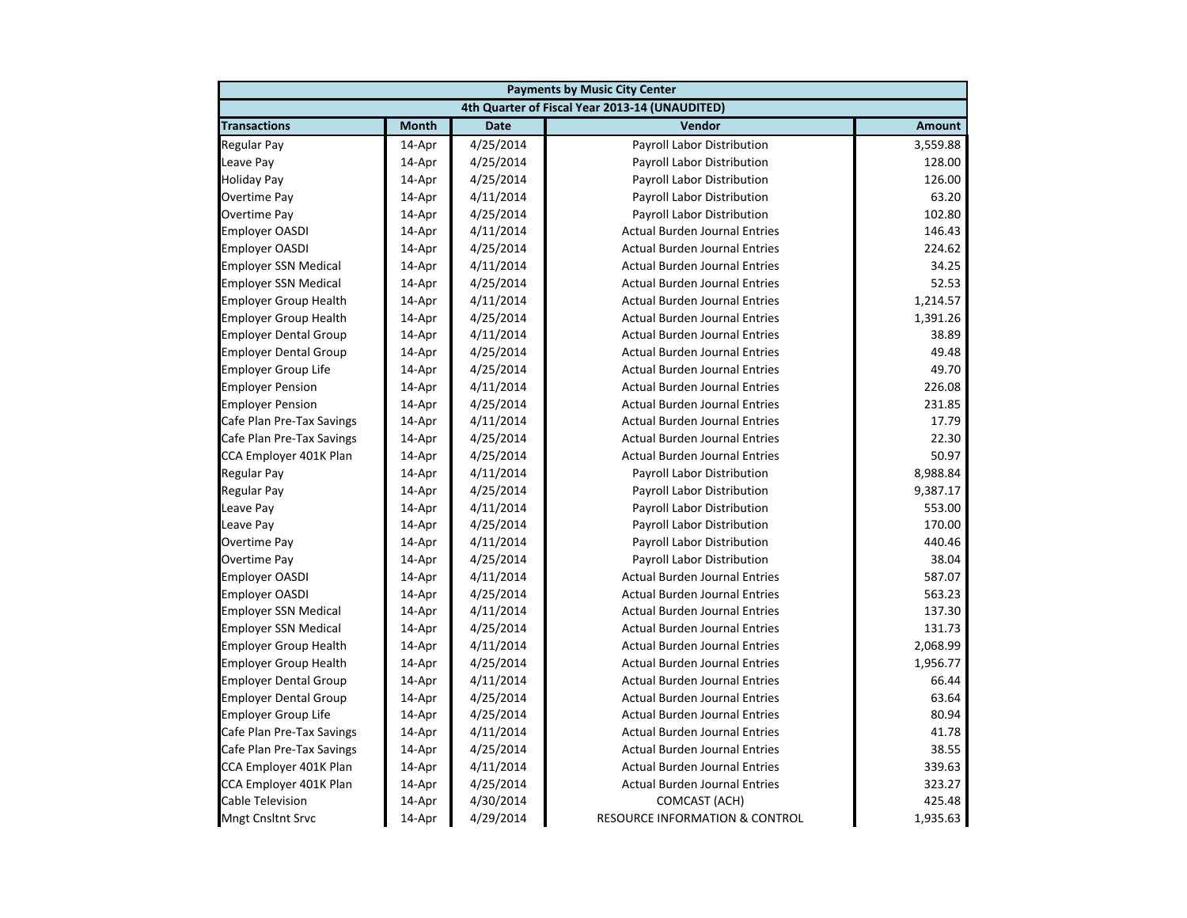| Payments by Music City Center | | | | |
|---|---|---|---|---|
| 4th Quarter of Fiscal Year 2013-14 (UNAUDITED) | | | | |
| **Transactions** | **Month** | **Date** | **Vendor** | **Amount** |
| Regular Pay | 14-Apr | 4/25/2014 | Payroll Labor Distribution | 3,559.88 |
| Leave Pay | 14-Apr | 4/25/2014 | Payroll Labor Distribution | 128.00 |
| Holiday Pay | 14-Apr | 4/25/2014 | Payroll Labor Distribution | 126.00 |
| Overtime Pay | 14-Apr | 4/11/2014 | Payroll Labor Distribution | 63.20 |
| Overtime Pay | 14-Apr | 4/25/2014 | Payroll Labor Distribution | 102.80 |
| Employer OASDI | 14-Apr | 4/11/2014 | Actual Burden Journal Entries | 146.43 |
| Employer OASDI | 14-Apr | 4/25/2014 | Actual Burden Journal Entries | 224.62 |
| Employer SSN Medical | 14-Apr | 4/11/2014 | Actual Burden Journal Entries | 34.25 |
| Employer SSN Medical | 14-Apr | 4/25/2014 | Actual Burden Journal Entries | 52.53 |
| Employer Group Health | 14-Apr | 4/11/2014 | Actual Burden Journal Entries | 1,214.57 |
| Employer Group Health | 14-Apr | 4/25/2014 | Actual Burden Journal Entries | 1,391.26 |
| Employer Dental Group | 14-Apr | 4/11/2014 | Actual Burden Journal Entries | 38.89 |
| Employer Dental Group | 14-Apr | 4/25/2014 | Actual Burden Journal Entries | 49.48 |
| Employer Group Life | 14-Apr | 4/25/2014 | Actual Burden Journal Entries | 49.70 |
| Employer Pension | 14-Apr | 4/11/2014 | Actual Burden Journal Entries | 226.08 |
| Employer Pension | 14-Apr | 4/25/2014 | Actual Burden Journal Entries | 231.85 |
| Cafe Plan Pre-Tax Savings | 14-Apr | 4/11/2014 | Actual Burden Journal Entries | 17.79 |
| Cafe Plan Pre-Tax Savings | 14-Apr | 4/25/2014 | Actual Burden Journal Entries | 22.30 |
| CCA Employer 401K Plan | 14-Apr | 4/25/2014 | Actual Burden Journal Entries | 50.97 |
| Regular Pay | 14-Apr | 4/11/2014 | Payroll Labor Distribution | 8,988.84 |
| Regular Pay | 14-Apr | 4/25/2014 | Payroll Labor Distribution | 9,387.17 |
| Leave Pay | 14-Apr | 4/11/2014 | Payroll Labor Distribution | 553.00 |
| Leave Pay | 14-Apr | 4/25/2014 | Payroll Labor Distribution | 170.00 |
| Overtime Pay | 14-Apr | 4/11/2014 | Payroll Labor Distribution | 440.46 |
| Overtime Pay | 14-Apr | 4/25/2014 | Payroll Labor Distribution | 38.04 |
| Employer OASDI | 14-Apr | 4/11/2014 | Actual Burden Journal Entries | 587.07 |
| Employer OASDI | 14-Apr | 4/25/2014 | Actual Burden Journal Entries | 563.23 |
| Employer SSN Medical | 14-Apr | 4/11/2014 | Actual Burden Journal Entries | 137.30 |
| Employer SSN Medical | 14-Apr | 4/25/2014 | Actual Burden Journal Entries | 131.73 |
| Employer Group Health | 14-Apr | 4/11/2014 | Actual Burden Journal Entries | 2,068.99 |
| Employer Group Health | 14-Apr | 4/25/2014 | Actual Burden Journal Entries | 1,956.77 |
| Employer Dental Group | 14-Apr | 4/11/2014 | Actual Burden Journal Entries | 66.44 |
| Employer Dental Group | 14-Apr | 4/25/2014 | Actual Burden Journal Entries | 63.64 |
| Employer Group Life | 14-Apr | 4/25/2014 | Actual Burden Journal Entries | 80.94 |
| Cafe Plan Pre-Tax Savings | 14-Apr | 4/11/2014 | Actual Burden Journal Entries | 41.78 |
| Cafe Plan Pre-Tax Savings | 14-Apr | 4/25/2014 | Actual Burden Journal Entries | 38.55 |
| CCA Employer 401K Plan | 14-Apr | 4/11/2014 | Actual Burden Journal Entries | 339.63 |
| CCA Employer 401K Plan | 14-Apr | 4/25/2014 | Actual Burden Journal Entries | 323.27 |
| Cable Television | 14-Apr | 4/30/2014 | COMCAST (ACH) | 425.48 |
| Mngt Cnsltnt Srvc | 14-Apr | 4/29/2014 | RESOURCE INFORMATION & CONTROL | 1,935.63 |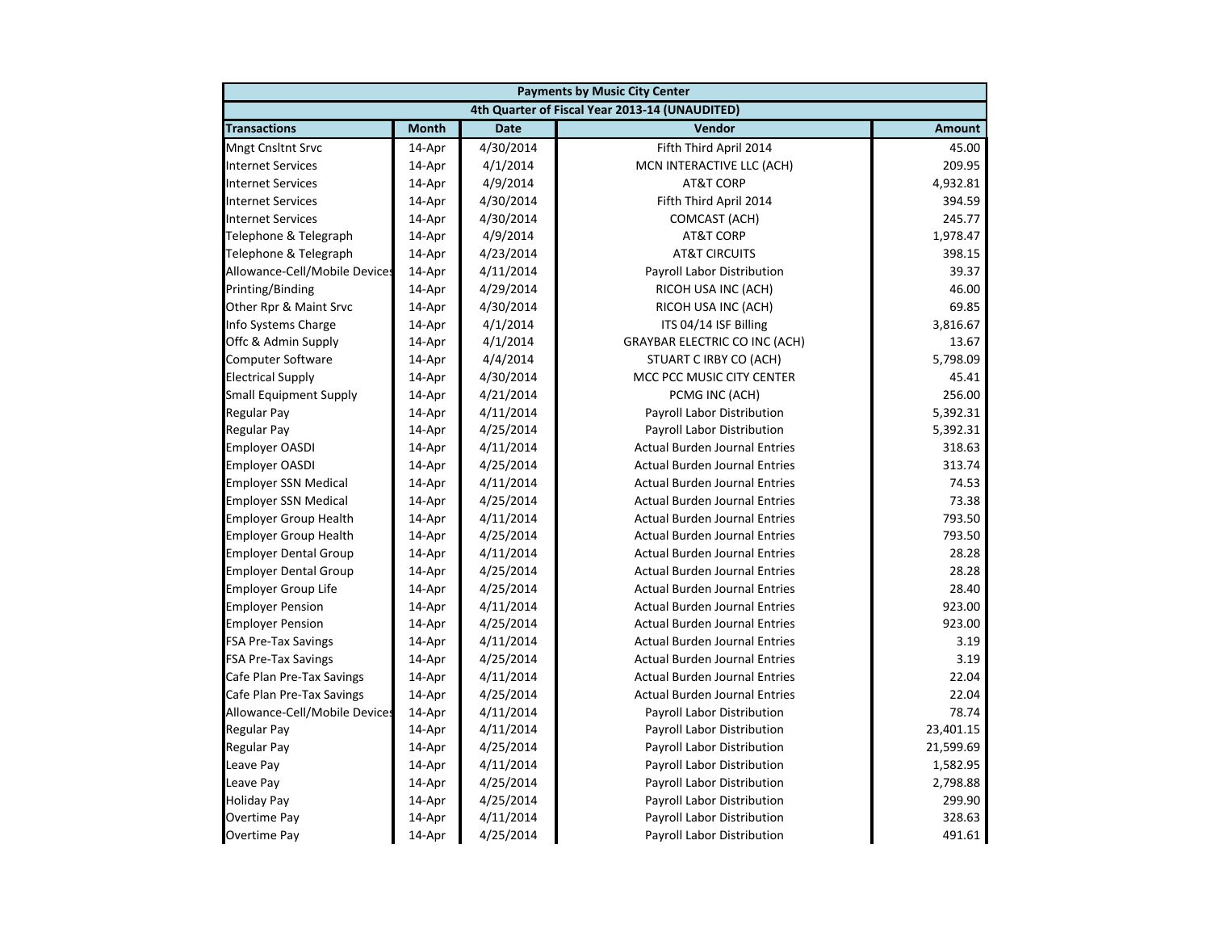| Payments by Music City Center | | | | |
|---|---|---|---|---|
| 4th Quarter of Fiscal Year 2013-14 (UNAUDITED) | | | | |
| **Transactions** | **Month** | **Date** | **Vendor** | **Amount** |
| Mngt Cnsltnt Srvc | 14-Apr | 4/30/2014 | Fifth Third April 2014 | 45.00 |
| Internet Services | 14-Apr | 4/1/2014 | MCN INTERACTIVE LLC (ACH) | 209.95 |
| Internet Services | 14-Apr | 4/9/2014 | AT&T CORP | 4,932.81 |
| Internet Services | 14-Apr | 4/30/2014 | Fifth Third April 2014 | 394.59 |
| Internet Services | 14-Apr | 4/30/2014 | COMCAST (ACH) | 245.77 |
| Telephone & Telegraph | 14-Apr | 4/9/2014 | AT&T CORP | 1,978.47 |
| Telephone & Telegraph | 14-Apr | 4/23/2014 | AT&T CIRCUITS | 398.15 |
| Allowance-Cell/Mobile Devices | 14-Apr | 4/11/2014 | Payroll Labor Distribution | 39.37 |
| Printing/Binding | 14-Apr | 4/29/2014 | RICOH USA INC (ACH) | 46.00 |
| Other Rpr & Maint Srvc | 14-Apr | 4/30/2014 | RICOH USA INC (ACH) | 69.85 |
| Info Systems Charge | 14-Apr | 4/1/2014 | ITS 04/14 ISF Billing | 3,816.67 |
| Offc & Admin Supply | 14-Apr | 4/1/2014 | GRAYBAR ELECTRIC CO INC (ACH) | 13.67 |
| Computer Software | 14-Apr | 4/4/2014 | STUART C IRBY CO (ACH) | 5,798.09 |
| Electrical Supply | 14-Apr | 4/30/2014 | MCC PCC MUSIC CITY CENTER | 45.41 |
| Small Equipment Supply | 14-Apr | 4/21/2014 | PCMG INC (ACH) | 256.00 |
| Regular Pay | 14-Apr | 4/11/2014 | Payroll Labor Distribution | 5,392.31 |
| Regular Pay | 14-Apr | 4/25/2014 | Payroll Labor Distribution | 5,392.31 |
| Employer OASDI | 14-Apr | 4/11/2014 | Actual Burden Journal Entries | 318.63 |
| Employer OASDI | 14-Apr | 4/25/2014 | Actual Burden Journal Entries | 313.74 |
| Employer SSN Medical | 14-Apr | 4/11/2014 | Actual Burden Journal Entries | 74.53 |
| Employer SSN Medical | 14-Apr | 4/25/2014 | Actual Burden Journal Entries | 73.38 |
| Employer Group Health | 14-Apr | 4/11/2014 | Actual Burden Journal Entries | 793.50 |
| Employer Group Health | 14-Apr | 4/25/2014 | Actual Burden Journal Entries | 793.50 |
| Employer Dental Group | 14-Apr | 4/11/2014 | Actual Burden Journal Entries | 28.28 |
| Employer Dental Group | 14-Apr | 4/25/2014 | Actual Burden Journal Entries | 28.28 |
| Employer Group Life | 14-Apr | 4/25/2014 | Actual Burden Journal Entries | 28.40 |
| Employer Pension | 14-Apr | 4/11/2014 | Actual Burden Journal Entries | 923.00 |
| Employer Pension | 14-Apr | 4/25/2014 | Actual Burden Journal Entries | 923.00 |
| FSA Pre-Tax Savings | 14-Apr | 4/11/2014 | Actual Burden Journal Entries | 3.19 |
| FSA Pre-Tax Savings | 14-Apr | 4/25/2014 | Actual Burden Journal Entries | 3.19 |
| Cafe Plan Pre-Tax Savings | 14-Apr | 4/11/2014 | Actual Burden Journal Entries | 22.04 |
| Cafe Plan Pre-Tax Savings | 14-Apr | 4/25/2014 | Actual Burden Journal Entries | 22.04 |
| Allowance-Cell/Mobile Devices | 14-Apr | 4/11/2014 | Payroll Labor Distribution | 78.74 |
| Regular Pay | 14-Apr | 4/11/2014 | Payroll Labor Distribution | 23,401.15 |
| Regular Pay | 14-Apr | 4/25/2014 | Payroll Labor Distribution | 21,599.69 |
| Leave Pay | 14-Apr | 4/11/2014 | Payroll Labor Distribution | 1,582.95 |
| Leave Pay | 14-Apr | 4/25/2014 | Payroll Labor Distribution | 2,798.88 |
| Holiday Pay | 14-Apr | 4/25/2014 | Payroll Labor Distribution | 299.90 |
| Overtime Pay | 14-Apr | 4/11/2014 | Payroll Labor Distribution | 328.63 |
| Overtime Pay | 14-Apr | 4/25/2014 | Payroll Labor Distribution | 491.61 |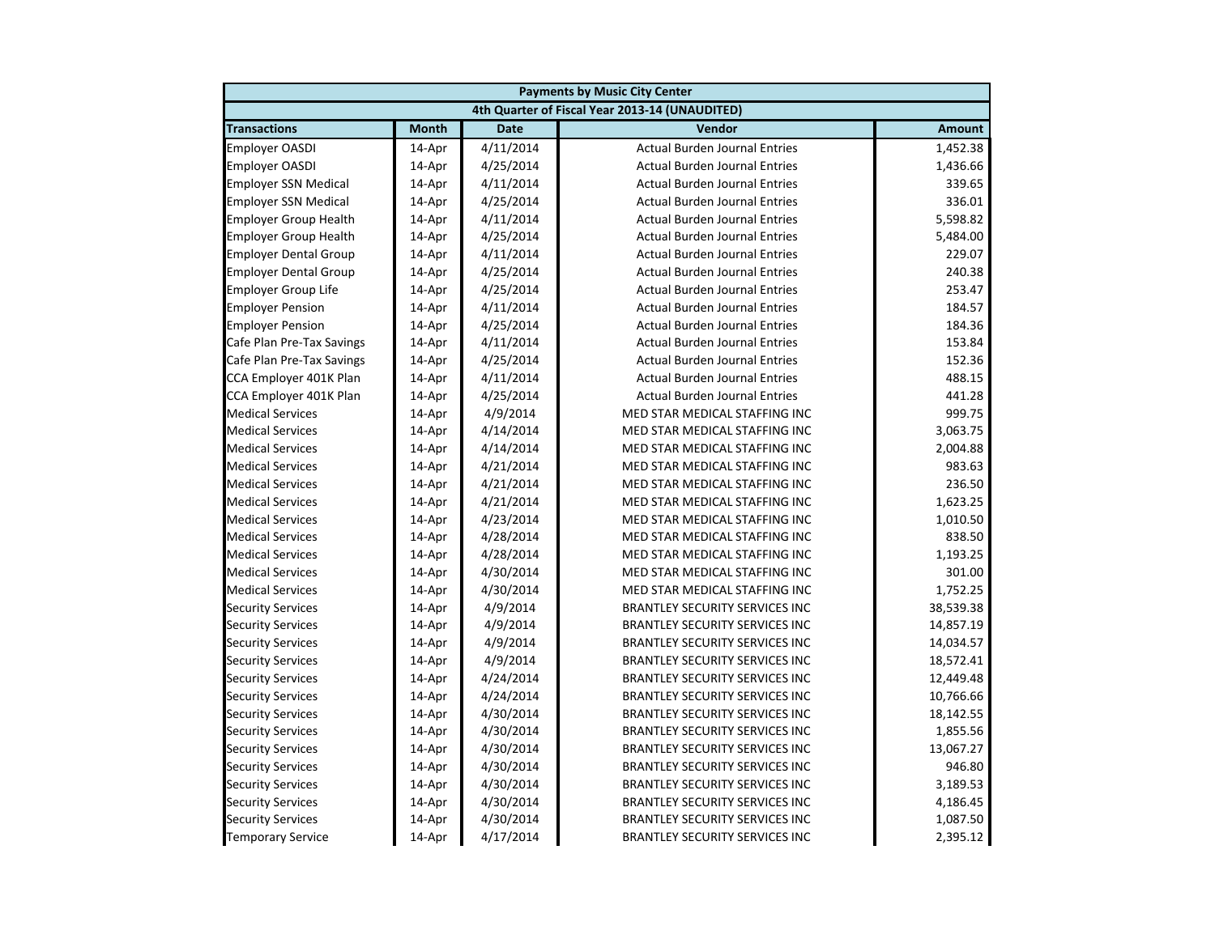| Payments by Music City Center | | | | |
|---|---|---|---|---|
| 4th Quarter of Fiscal Year 2013-14 (UNAUDITED) | | | | |
| **Transactions** | **Month** | **Date** | **Vendor** | **Amount** |
| Employer OASDI | 14-Apr | 4/11/2014 | Actual Burden Journal Entries | 1,452.38 |
| Employer OASDI | 14-Apr | 4/25/2014 | Actual Burden Journal Entries | 1,436.66 |
| Employer SSN Medical | 14-Apr | 4/11/2014 | Actual Burden Journal Entries | 339.65 |
| Employer SSN Medical | 14-Apr | 4/25/2014 | Actual Burden Journal Entries | 336.01 |
| Employer Group Health | 14-Apr | 4/11/2014 | Actual Burden Journal Entries | 5,598.82 |
| Employer Group Health | 14-Apr | 4/25/2014 | Actual Burden Journal Entries | 5,484.00 |
| Employer Dental Group | 14-Apr | 4/11/2014 | Actual Burden Journal Entries | 229.07 |
| Employer Dental Group | 14-Apr | 4/25/2014 | Actual Burden Journal Entries | 240.38 |
| Employer Group Life | 14-Apr | 4/25/2014 | Actual Burden Journal Entries | 253.47 |
| Employer Pension | 14-Apr | 4/11/2014 | Actual Burden Journal Entries | 184.57 |
| Employer Pension | 14-Apr | 4/25/2014 | Actual Burden Journal Entries | 184.36 |
| Cafe Plan Pre-Tax Savings | 14-Apr | 4/11/2014 | Actual Burden Journal Entries | 153.84 |
| Cafe Plan Pre-Tax Savings | 14-Apr | 4/25/2014 | Actual Burden Journal Entries | 152.36 |
| CCA Employer 401K Plan | 14-Apr | 4/11/2014 | Actual Burden Journal Entries | 488.15 |
| CCA Employer 401K Plan | 14-Apr | 4/25/2014 | Actual Burden Journal Entries | 441.28 |
| Medical Services | 14-Apr | 4/9/2014 | MED STAR MEDICAL STAFFING INC | 999.75 |
| Medical Services | 14-Apr | 4/14/2014 | MED STAR MEDICAL STAFFING INC | 3,063.75 |
| Medical Services | 14-Apr | 4/14/2014 | MED STAR MEDICAL STAFFING INC | 2,004.88 |
| Medical Services | 14-Apr | 4/21/2014 | MED STAR MEDICAL STAFFING INC | 983.63 |
| Medical Services | 14-Apr | 4/21/2014 | MED STAR MEDICAL STAFFING INC | 236.50 |
| Medical Services | 14-Apr | 4/21/2014 | MED STAR MEDICAL STAFFING INC | 1,623.25 |
| Medical Services | 14-Apr | 4/23/2014 | MED STAR MEDICAL STAFFING INC | 1,010.50 |
| Medical Services | 14-Apr | 4/28/2014 | MED STAR MEDICAL STAFFING INC | 838.50 |
| Medical Services | 14-Apr | 4/28/2014 | MED STAR MEDICAL STAFFING INC | 1,193.25 |
| Medical Services | 14-Apr | 4/30/2014 | MED STAR MEDICAL STAFFING INC | 301.00 |
| Medical Services | 14-Apr | 4/30/2014 | MED STAR MEDICAL STAFFING INC | 1,752.25 |
| Security Services | 14-Apr | 4/9/2014 | BRANTLEY SECURITY SERVICES INC | 38,539.38 |
| Security Services | 14-Apr | 4/9/2014 | BRANTLEY SECURITY SERVICES INC | 14,857.19 |
| Security Services | 14-Apr | 4/9/2014 | BRANTLEY SECURITY SERVICES INC | 14,034.57 |
| Security Services | 14-Apr | 4/9/2014 | BRANTLEY SECURITY SERVICES INC | 18,572.41 |
| Security Services | 14-Apr | 4/24/2014 | BRANTLEY SECURITY SERVICES INC | 12,449.48 |
| Security Services | 14-Apr | 4/24/2014 | BRANTLEY SECURITY SERVICES INC | 10,766.66 |
| Security Services | 14-Apr | 4/30/2014 | BRANTLEY SECURITY SERVICES INC | 18,142.55 |
| Security Services | 14-Apr | 4/30/2014 | BRANTLEY SECURITY SERVICES INC | 1,855.56 |
| Security Services | 14-Apr | 4/30/2014 | BRANTLEY SECURITY SERVICES INC | 13,067.27 |
| Security Services | 14-Apr | 4/30/2014 | BRANTLEY SECURITY SERVICES INC | 946.80 |
| Security Services | 14-Apr | 4/30/2014 | BRANTLEY SECURITY SERVICES INC | 3,189.53 |
| Security Services | 14-Apr | 4/30/2014 | BRANTLEY SECURITY SERVICES INC | 4,186.45 |
| Security Services | 14-Apr | 4/30/2014 | BRANTLEY SECURITY SERVICES INC | 1,087.50 |
| Temporary Service | 14-Apr | 4/17/2014 | BRANTLEY SECURITY SERVICES INC | 2,395.12 |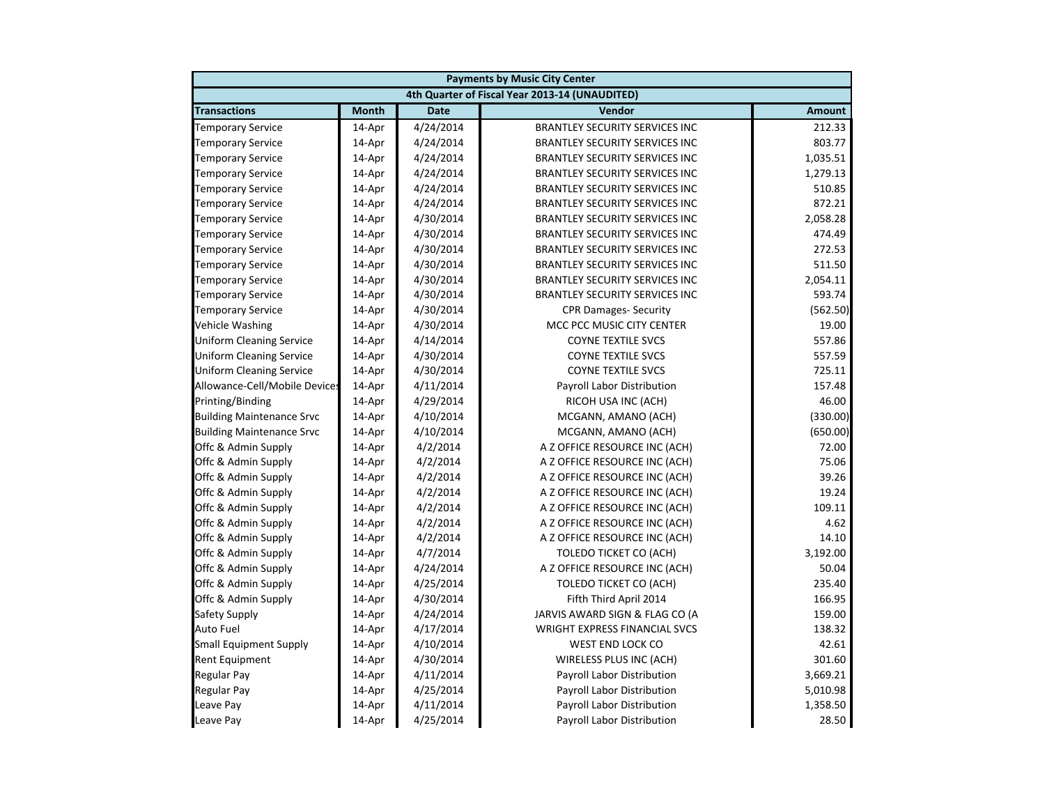| Payments by Music City Center | | | | |
|---|---|---|---|---|
| 4th Quarter of Fiscal Year 2013-14 (UNAUDITED) | | | | |
| **Transactions** | **Month** | **Date** | **Vendor** | **Amount** |
| Temporary Service | 14-Apr | 4/24/2014 | BRANTLEY SECURITY SERVICES INC | 212.33 |
| Temporary Service | 14-Apr | 4/24/2014 | BRANTLEY SECURITY SERVICES INC | 803.77 |
| Temporary Service | 14-Apr | 4/24/2014 | BRANTLEY SECURITY SERVICES INC | 1,035.51 |
| Temporary Service | 14-Apr | 4/24/2014 | BRANTLEY SECURITY SERVICES INC | 1,279.13 |
| Temporary Service | 14-Apr | 4/24/2014 | BRANTLEY SECURITY SERVICES INC | 510.85 |
| Temporary Service | 14-Apr | 4/24/2014 | BRANTLEY SECURITY SERVICES INC | 872.21 |
| Temporary Service | 14-Apr | 4/30/2014 | BRANTLEY SECURITY SERVICES INC | 2,058.28 |
| Temporary Service | 14-Apr | 4/30/2014 | BRANTLEY SECURITY SERVICES INC | 474.49 |
| Temporary Service | 14-Apr | 4/30/2014 | BRANTLEY SECURITY SERVICES INC | 272.53 |
| Temporary Service | 14-Apr | 4/30/2014 | BRANTLEY SECURITY SERVICES INC | 511.50 |
| Temporary Service | 14-Apr | 4/30/2014 | BRANTLEY SECURITY SERVICES INC | 2,054.11 |
| Temporary Service | 14-Apr | 4/30/2014 | BRANTLEY SECURITY SERVICES INC | 593.74 |
| Temporary Service | 14-Apr | 4/30/2014 | CPR Damages- Security | (562.50) |
| Vehicle Washing | 14-Apr | 4/30/2014 | MCC PCC MUSIC CITY CENTER | 19.00 |
| Uniform Cleaning Service | 14-Apr | 4/14/2014 | COYNE TEXTILE SVCS | 557.86 |
| Uniform Cleaning Service | 14-Apr | 4/30/2014 | COYNE TEXTILE SVCS | 557.59 |
| Uniform Cleaning Service | 14-Apr | 4/30/2014 | COYNE TEXTILE SVCS | 725.11 |
| Allowance-Cell/Mobile Devices | 14-Apr | 4/11/2014 | Payroll Labor Distribution | 157.48 |
| Printing/Binding | 14-Apr | 4/29/2014 | RICOH USA INC (ACH) | 46.00 |
| Building Maintenance Srvc | 14-Apr | 4/10/2014 | MCGANN, AMANO (ACH) | (330.00) |
| Building Maintenance Srvc | 14-Apr | 4/10/2014 | MCGANN, AMANO (ACH) | (650.00) |
| Offc & Admin Supply | 14-Apr | 4/2/2014 | A Z OFFICE RESOURCE INC (ACH) | 72.00 |
| Offc & Admin Supply | 14-Apr | 4/2/2014 | A Z OFFICE RESOURCE INC (ACH) | 75.06 |
| Offc & Admin Supply | 14-Apr | 4/2/2014 | A Z OFFICE RESOURCE INC (ACH) | 39.26 |
| Offc & Admin Supply | 14-Apr | 4/2/2014 | A Z OFFICE RESOURCE INC (ACH) | 19.24 |
| Offc & Admin Supply | 14-Apr | 4/2/2014 | A Z OFFICE RESOURCE INC (ACH) | 109.11 |
| Offc & Admin Supply | 14-Apr | 4/2/2014 | A Z OFFICE RESOURCE INC (ACH) | 4.62 |
| Offc & Admin Supply | 14-Apr | 4/2/2014 | A Z OFFICE RESOURCE INC (ACH) | 14.10 |
| Offc & Admin Supply | 14-Apr | 4/7/2014 | TOLEDO TICKET CO (ACH) | 3,192.00 |
| Offc & Admin Supply | 14-Apr | 4/24/2014 | A Z OFFICE RESOURCE INC (ACH) | 50.04 |
| Offc & Admin Supply | 14-Apr | 4/25/2014 | TOLEDO TICKET CO (ACH) | 235.40 |
| Offc & Admin Supply | 14-Apr | 4/30/2014 | Fifth Third April 2014 | 166.95 |
| Safety Supply | 14-Apr | 4/24/2014 | JARVIS AWARD SIGN & FLAG CO (A | 159.00 |
| Auto Fuel | 14-Apr | 4/17/2014 | WRIGHT EXPRESS FINANCIAL SVCS | 138.32 |
| Small Equipment Supply | 14-Apr | 4/10/2014 | WEST END LOCK CO | 42.61 |
| Rent Equipment | 14-Apr | 4/30/2014 | WIRELESS PLUS INC (ACH) | 301.60 |
| Regular Pay | 14-Apr | 4/11/2014 | Payroll Labor Distribution | 3,669.21 |
| Regular Pay | 14-Apr | 4/25/2014 | Payroll Labor Distribution | 5,010.98 |
| Leave Pay | 14-Apr | 4/11/2014 | Payroll Labor Distribution | 1,358.50 |
| Leave Pay | 14-Apr | 4/25/2014 | Payroll Labor Distribution | 28.50 |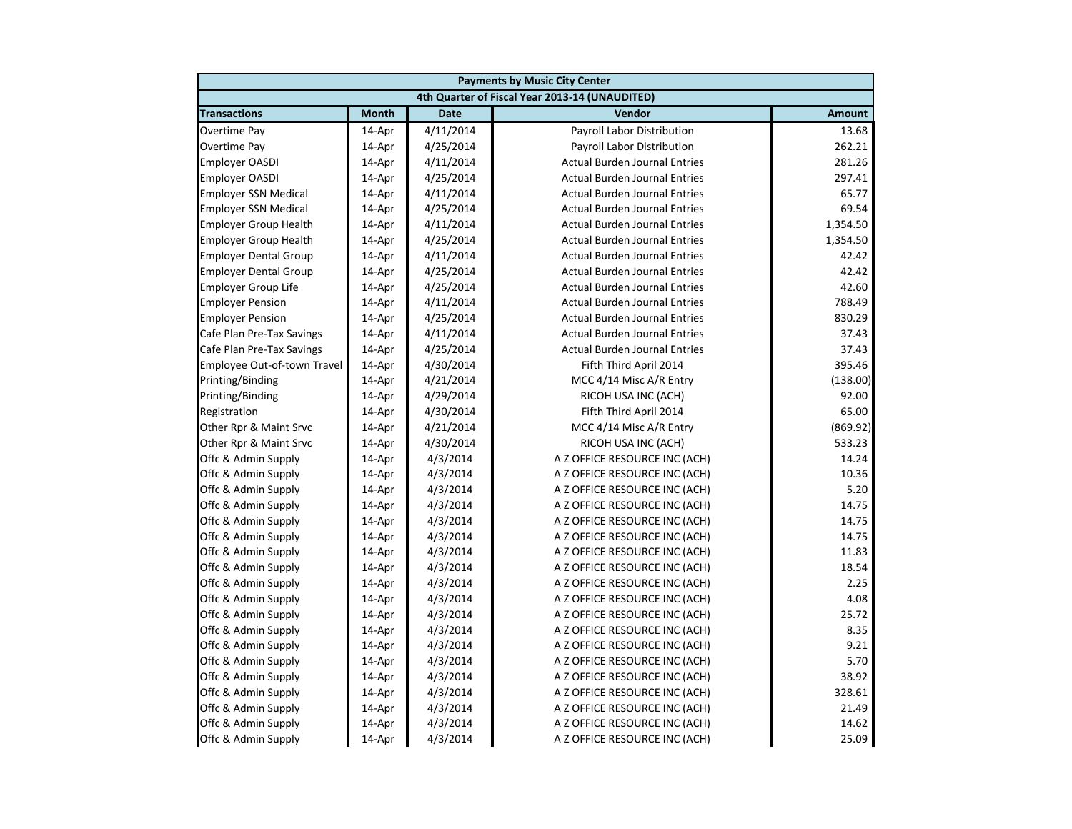| Payments by Music City Center | | | | |
|---|---|---|---|---|
| 4th Quarter of Fiscal Year 2013-14 (UNAUDITED) | | | | |
| **Transactions** | **Month** | **Date** | **Vendor** | **Amount** |
| Overtime Pay | 14-Apr | 4/11/2014 | Payroll Labor Distribution | 13.68 |
| Overtime Pay | 14-Apr | 4/25/2014 | Payroll Labor Distribution | 262.21 |
| Employer OASDI | 14-Apr | 4/11/2014 | Actual Burden Journal Entries | 281.26 |
| Employer OASDI | 14-Apr | 4/25/2014 | Actual Burden Journal Entries | 297.41 |
| Employer SSN Medical | 14-Apr | 4/11/2014 | Actual Burden Journal Entries | 65.77 |
| Employer SSN Medical | 14-Apr | 4/25/2014 | Actual Burden Journal Entries | 69.54 |
| Employer Group Health | 14-Apr | 4/11/2014 | Actual Burden Journal Entries | 1,354.50 |
| Employer Group Health | 14-Apr | 4/25/2014 | Actual Burden Journal Entries | 1,354.50 |
| Employer Dental Group | 14-Apr | 4/11/2014 | Actual Burden Journal Entries | 42.42 |
| Employer Dental Group | 14-Apr | 4/25/2014 | Actual Burden Journal Entries | 42.42 |
| Employer Group Life | 14-Apr | 4/25/2014 | Actual Burden Journal Entries | 42.60 |
| Employer Pension | 14-Apr | 4/11/2014 | Actual Burden Journal Entries | 788.49 |
| Employer Pension | 14-Apr | 4/25/2014 | Actual Burden Journal Entries | 830.29 |
| Cafe Plan Pre-Tax Savings | 14-Apr | 4/11/2014 | Actual Burden Journal Entries | 37.43 |
| Cafe Plan Pre-Tax Savings | 14-Apr | 4/25/2014 | Actual Burden Journal Entries | 37.43 |
| Employee Out-of-town Travel | 14-Apr | 4/30/2014 | Fifth Third April 2014 | 395.46 |
| Printing/Binding | 14-Apr | 4/21/2014 | MCC 4/14 Misc A/R Entry | (138.00) |
| Printing/Binding | 14-Apr | 4/29/2014 | RICOH USA INC (ACH) | 92.00 |
| Registration | 14-Apr | 4/30/2014 | Fifth Third April 2014 | 65.00 |
| Other Rpr & Maint Srvc | 14-Apr | 4/21/2014 | MCC 4/14 Misc A/R Entry | (869.92) |
| Other Rpr & Maint Srvc | 14-Apr | 4/30/2014 | RICOH USA INC (ACH) | 533.23 |
| Offc & Admin Supply | 14-Apr | 4/3/2014 | A Z OFFICE RESOURCE INC (ACH) | 14.24 |
| Offc & Admin Supply | 14-Apr | 4/3/2014 | A Z OFFICE RESOURCE INC (ACH) | 10.36 |
| Offc & Admin Supply | 14-Apr | 4/3/2014 | A Z OFFICE RESOURCE INC (ACH) | 5.20 |
| Offc & Admin Supply | 14-Apr | 4/3/2014 | A Z OFFICE RESOURCE INC (ACH) | 14.75 |
| Offc & Admin Supply | 14-Apr | 4/3/2014 | A Z OFFICE RESOURCE INC (ACH) | 14.75 |
| Offc & Admin Supply | 14-Apr | 4/3/2014 | A Z OFFICE RESOURCE INC (ACH) | 14.75 |
| Offc & Admin Supply | 14-Apr | 4/3/2014 | A Z OFFICE RESOURCE INC (ACH) | 11.83 |
| Offc & Admin Supply | 14-Apr | 4/3/2014 | A Z OFFICE RESOURCE INC (ACH) | 18.54 |
| Offc & Admin Supply | 14-Apr | 4/3/2014 | A Z OFFICE RESOURCE INC (ACH) | 2.25 |
| Offc & Admin Supply | 14-Apr | 4/3/2014 | A Z OFFICE RESOURCE INC (ACH) | 4.08 |
| Offc & Admin Supply | 14-Apr | 4/3/2014 | A Z OFFICE RESOURCE INC (ACH) | 25.72 |
| Offc & Admin Supply | 14-Apr | 4/3/2014 | A Z OFFICE RESOURCE INC (ACH) | 8.35 |
| Offc & Admin Supply | 14-Apr | 4/3/2014 | A Z OFFICE RESOURCE INC (ACH) | 9.21 |
| Offc & Admin Supply | 14-Apr | 4/3/2014 | A Z OFFICE RESOURCE INC (ACH) | 5.70 |
| Offc & Admin Supply | 14-Apr | 4/3/2014 | A Z OFFICE RESOURCE INC (ACH) | 38.92 |
| Offc & Admin Supply | 14-Apr | 4/3/2014 | A Z OFFICE RESOURCE INC (ACH) | 328.61 |
| Offc & Admin Supply | 14-Apr | 4/3/2014 | A Z OFFICE RESOURCE INC (ACH) | 21.49 |
| Offc & Admin Supply | 14-Apr | 4/3/2014 | A Z OFFICE RESOURCE INC (ACH) | 14.62 |
| Offc & Admin Supply | 14-Apr | 4/3/2014 | A Z OFFICE RESOURCE INC (ACH) | 25.09 |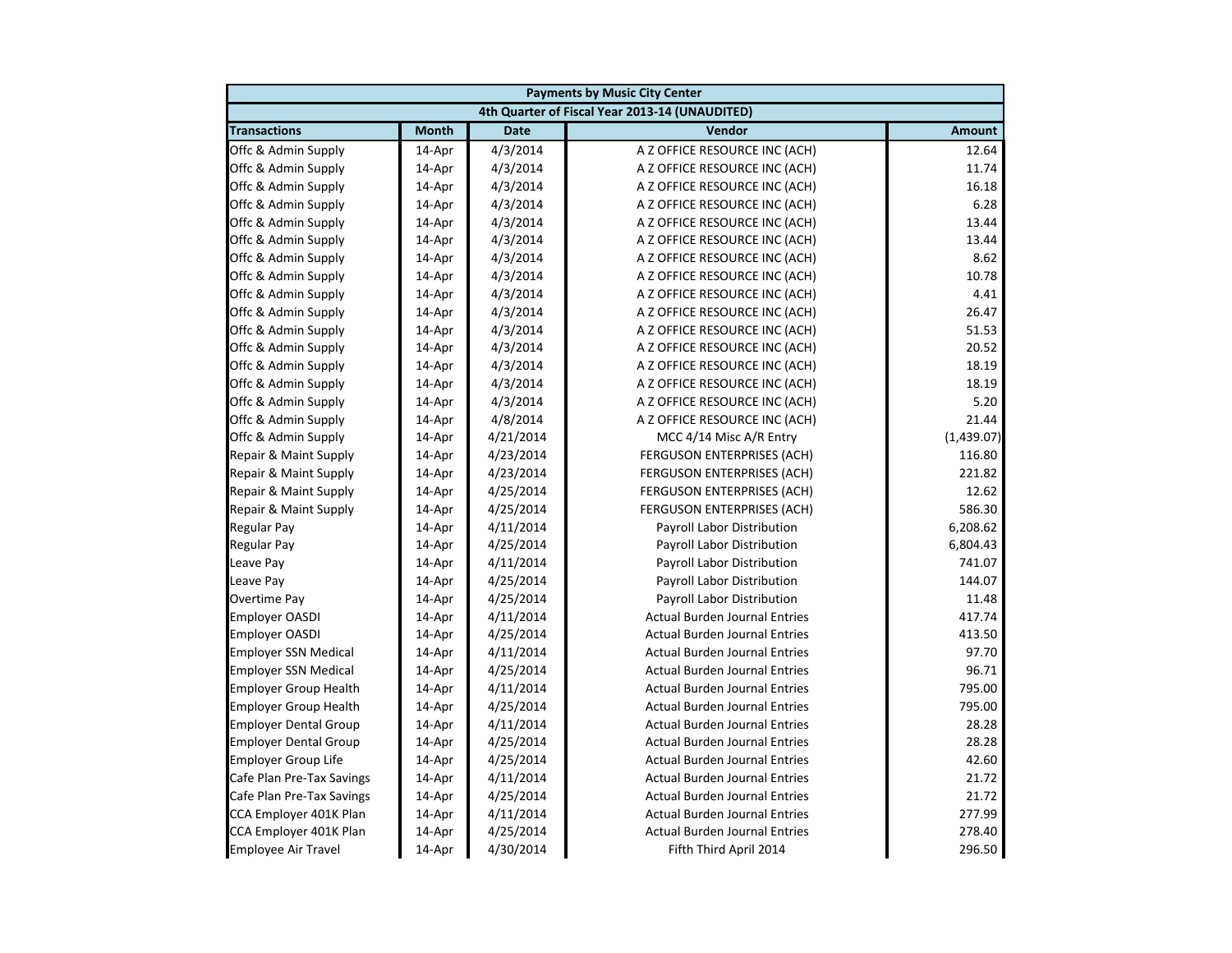| Payments by Music City Center | | | | |
|---|---|---|---|---|
| 4th Quarter of Fiscal Year 2013-14 (UNAUDITED) | | | | |
| **Transactions** | **Month** | **Date** | **Vendor** | **Amount** |
| Offc & Admin Supply | 14-Apr | 4/3/2014 | A Z OFFICE RESOURCE INC (ACH) | 12.64 |
| Offc & Admin Supply | 14-Apr | 4/3/2014 | A Z OFFICE RESOURCE INC (ACH) | 11.74 |
| Offc & Admin Supply | 14-Apr | 4/3/2014 | A Z OFFICE RESOURCE INC (ACH) | 16.18 |
| Offc & Admin Supply | 14-Apr | 4/3/2014 | A Z OFFICE RESOURCE INC (ACH) | 6.28 |
| Offc & Admin Supply | 14-Apr | 4/3/2014 | A Z OFFICE RESOURCE INC (ACH) | 13.44 |
| Offc & Admin Supply | 14-Apr | 4/3/2014 | A Z OFFICE RESOURCE INC (ACH) | 13.44 |
| Offc & Admin Supply | 14-Apr | 4/3/2014 | A Z OFFICE RESOURCE INC (ACH) | 8.62 |
| Offc & Admin Supply | 14-Apr | 4/3/2014 | A Z OFFICE RESOURCE INC (ACH) | 10.78 |
| Offc & Admin Supply | 14-Apr | 4/3/2014 | A Z OFFICE RESOURCE INC (ACH) | 4.41 |
| Offc & Admin Supply | 14-Apr | 4/3/2014 | A Z OFFICE RESOURCE INC (ACH) | 26.47 |
| Offc & Admin Supply | 14-Apr | 4/3/2014 | A Z OFFICE RESOURCE INC (ACH) | 51.53 |
| Offc & Admin Supply | 14-Apr | 4/3/2014 | A Z OFFICE RESOURCE INC (ACH) | 20.52 |
| Offc & Admin Supply | 14-Apr | 4/3/2014 | A Z OFFICE RESOURCE INC (ACH) | 18.19 |
| Offc & Admin Supply | 14-Apr | 4/3/2014 | A Z OFFICE RESOURCE INC (ACH) | 18.19 |
| Offc & Admin Supply | 14-Apr | 4/3/2014 | A Z OFFICE RESOURCE INC (ACH) | 5.20 |
| Offc & Admin Supply | 14-Apr | 4/8/2014 | A Z OFFICE RESOURCE INC (ACH) | 21.44 |
| Offc & Admin Supply | 14-Apr | 4/21/2014 | MCC 4/14 Misc A/R Entry | (1,439.07) |
| Repair & Maint Supply | 14-Apr | 4/23/2014 | FERGUSON ENTERPRISES (ACH) | 116.80 |
| Repair & Maint Supply | 14-Apr | 4/23/2014 | FERGUSON ENTERPRISES (ACH) | 221.82 |
| Repair & Maint Supply | 14-Apr | 4/25/2014 | FERGUSON ENTERPRISES (ACH) | 12.62 |
| Repair & Maint Supply | 14-Apr | 4/25/2014 | FERGUSON ENTERPRISES (ACH) | 586.30 |
| Regular Pay | 14-Apr | 4/11/2014 | Payroll Labor Distribution | 6,208.62 |
| Regular Pay | 14-Apr | 4/25/2014 | Payroll Labor Distribution | 6,804.43 |
| Leave Pay | 14-Apr | 4/11/2014 | Payroll Labor Distribution | 741.07 |
| Leave Pay | 14-Apr | 4/25/2014 | Payroll Labor Distribution | 144.07 |
| Overtime Pay | 14-Apr | 4/25/2014 | Payroll Labor Distribution | 11.48 |
| Employer OASDI | 14-Apr | 4/11/2014 | Actual Burden Journal Entries | 417.74 |
| Employer OASDI | 14-Apr | 4/25/2014 | Actual Burden Journal Entries | 413.50 |
| Employer SSN Medical | 14-Apr | 4/11/2014 | Actual Burden Journal Entries | 97.70 |
| Employer SSN Medical | 14-Apr | 4/25/2014 | Actual Burden Journal Entries | 96.71 |
| Employer Group Health | 14-Apr | 4/11/2014 | Actual Burden Journal Entries | 795.00 |
| Employer Group Health | 14-Apr | 4/25/2014 | Actual Burden Journal Entries | 795.00 |
| Employer Dental Group | 14-Apr | 4/11/2014 | Actual Burden Journal Entries | 28.28 |
| Employer Dental Group | 14-Apr | 4/25/2014 | Actual Burden Journal Entries | 28.28 |
| Employer Group Life | 14-Apr | 4/25/2014 | Actual Burden Journal Entries | 42.60 |
| Cafe Plan Pre-Tax Savings | 14-Apr | 4/11/2014 | Actual Burden Journal Entries | 21.72 |
| Cafe Plan Pre-Tax Savings | 14-Apr | 4/25/2014 | Actual Burden Journal Entries | 21.72 |
| CCA Employer 401K Plan | 14-Apr | 4/11/2014 | Actual Burden Journal Entries | 277.99 |
| CCA Employer 401K Plan | 14-Apr | 4/25/2014 | Actual Burden Journal Entries | 278.40 |
| Employee Air Travel | 14-Apr | 4/30/2014 | Fifth Third April 2014 | 296.50 |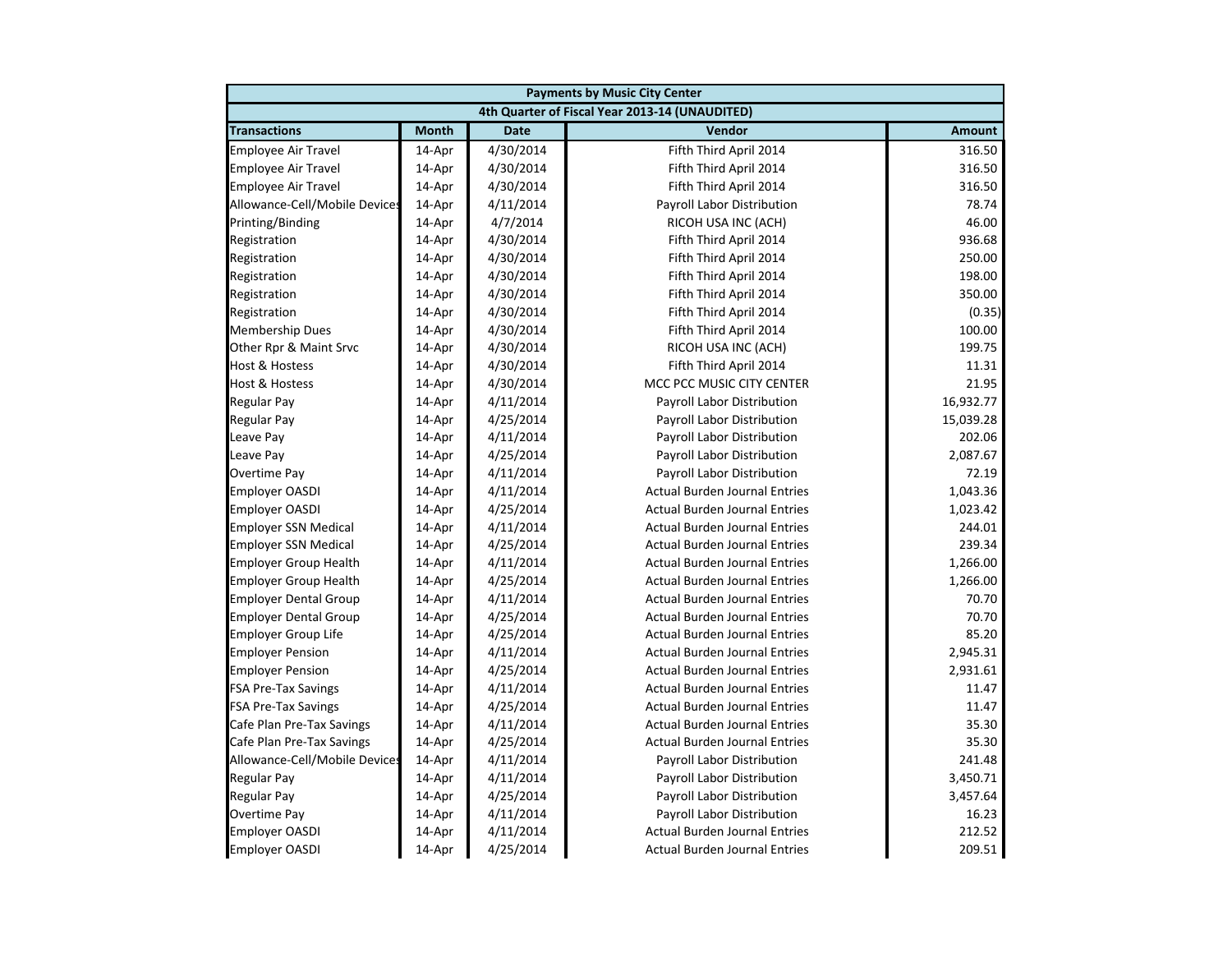| Payments by Music City Center | | | | |
|---|---|---|---|---|
| 4th Quarter of Fiscal Year 2013-14 (UNAUDITED) | | | | |
| **Transactions** | **Month** | **Date** | **Vendor** | **Amount** |
| Employee Air Travel | 14-Apr | 4/30/2014 | Fifth Third April 2014 | 316.50 |
| Employee Air Travel | 14-Apr | 4/30/2014 | Fifth Third April 2014 | 316.50 |
| Employee Air Travel | 14-Apr | 4/30/2014 | Fifth Third April 2014 | 316.50 |
| Allowance-Cell/Mobile Devices | 14-Apr | 4/11/2014 | Payroll Labor Distribution | 78.74 |
| Printing/Binding | 14-Apr | 4/7/2014 | RICOH USA INC (ACH) | 46.00 |
| Registration | 14-Apr | 4/30/2014 | Fifth Third April 2014 | 936.68 |
| Registration | 14-Apr | 4/30/2014 | Fifth Third April 2014 | 250.00 |
| Registration | 14-Apr | 4/30/2014 | Fifth Third April 2014 | 198.00 |
| Registration | 14-Apr | 4/30/2014 | Fifth Third April 2014 | 350.00 |
| Registration | 14-Apr | 4/30/2014 | Fifth Third April 2014 | (0.35) |
| Membership Dues | 14-Apr | 4/30/2014 | Fifth Third April 2014 | 100.00 |
| Other Rpr & Maint Srvc | 14-Apr | 4/30/2014 | RICOH USA INC (ACH) | 199.75 |
| Host & Hostess | 14-Apr | 4/30/2014 | Fifth Third April 2014 | 11.31 |
| Host & Hostess | 14-Apr | 4/30/2014 | MCC PCC MUSIC CITY CENTER | 21.95 |
| Regular Pay | 14-Apr | 4/11/2014 | Payroll Labor Distribution | 16,932.77 |
| Regular Pay | 14-Apr | 4/25/2014 | Payroll Labor Distribution | 15,039.28 |
| Leave Pay | 14-Apr | 4/11/2014 | Payroll Labor Distribution | 202.06 |
| Leave Pay | 14-Apr | 4/25/2014 | Payroll Labor Distribution | 2,087.67 |
| Overtime Pay | 14-Apr | 4/11/2014 | Payroll Labor Distribution | 72.19 |
| Employer OASDI | 14-Apr | 4/11/2014 | Actual Burden Journal Entries | 1,043.36 |
| Employer OASDI | 14-Apr | 4/25/2014 | Actual Burden Journal Entries | 1,023.42 |
| Employer SSN Medical | 14-Apr | 4/11/2014 | Actual Burden Journal Entries | 244.01 |
| Employer SSN Medical | 14-Apr | 4/25/2014 | Actual Burden Journal Entries | 239.34 |
| Employer Group Health | 14-Apr | 4/11/2014 | Actual Burden Journal Entries | 1,266.00 |
| Employer Group Health | 14-Apr | 4/25/2014 | Actual Burden Journal Entries | 1,266.00 |
| Employer Dental Group | 14-Apr | 4/11/2014 | Actual Burden Journal Entries | 70.70 |
| Employer Dental Group | 14-Apr | 4/25/2014 | Actual Burden Journal Entries | 70.70 |
| Employer Group Life | 14-Apr | 4/25/2014 | Actual Burden Journal Entries | 85.20 |
| Employer Pension | 14-Apr | 4/11/2014 | Actual Burden Journal Entries | 2,945.31 |
| Employer Pension | 14-Apr | 4/25/2014 | Actual Burden Journal Entries | 2,931.61 |
| FSA Pre-Tax Savings | 14-Apr | 4/11/2014 | Actual Burden Journal Entries | 11.47 |
| FSA Pre-Tax Savings | 14-Apr | 4/25/2014 | Actual Burden Journal Entries | 11.47 |
| Cafe Plan Pre-Tax Savings | 14-Apr | 4/11/2014 | Actual Burden Journal Entries | 35.30 |
| Cafe Plan Pre-Tax Savings | 14-Apr | 4/25/2014 | Actual Burden Journal Entries | 35.30 |
| Allowance-Cell/Mobile Devices | 14-Apr | 4/11/2014 | Payroll Labor Distribution | 241.48 |
| Regular Pay | 14-Apr | 4/11/2014 | Payroll Labor Distribution | 3,450.71 |
| Regular Pay | 14-Apr | 4/25/2014 | Payroll Labor Distribution | 3,457.64 |
| Overtime Pay | 14-Apr | 4/11/2014 | Payroll Labor Distribution | 16.23 |
| Employer OASDI | 14-Apr | 4/11/2014 | Actual Burden Journal Entries | 212.52 |
| Employer OASDI | 14-Apr | 4/25/2014 | Actual Burden Journal Entries | 209.51 |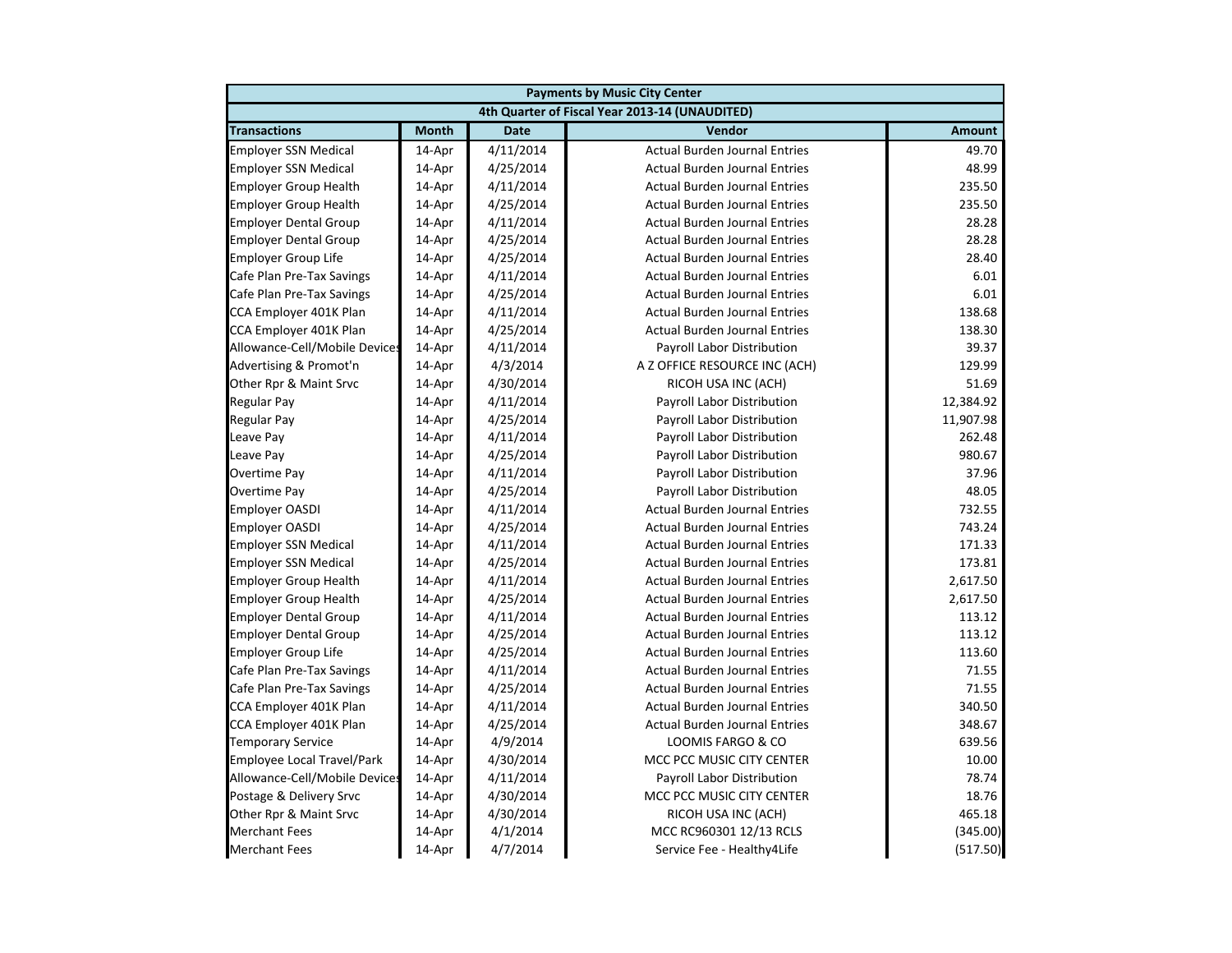| Payments by Music City Center | | | | |
|---|---|---|---|---|
| 4th Quarter of Fiscal Year 2013-14 (UNAUDITED) | | | | |
| **Transactions** | **Month** | **Date** | **Vendor** | **Amount** |
| Employer SSN Medical | 14-Apr | 4/11/2014 | Actual Burden Journal Entries | 49.70 |
| Employer SSN Medical | 14-Apr | 4/25/2014 | Actual Burden Journal Entries | 48.99 |
| Employer Group Health | 14-Apr | 4/11/2014 | Actual Burden Journal Entries | 235.50 |
| Employer Group Health | 14-Apr | 4/25/2014 | Actual Burden Journal Entries | 235.50 |
| Employer Dental Group | 14-Apr | 4/11/2014 | Actual Burden Journal Entries | 28.28 |
| Employer Dental Group | 14-Apr | 4/25/2014 | Actual Burden Journal Entries | 28.28 |
| Employer Group Life | 14-Apr | 4/25/2014 | Actual Burden Journal Entries | 28.40 |
| Cafe Plan Pre-Tax Savings | 14-Apr | 4/11/2014 | Actual Burden Journal Entries | 6.01 |
| Cafe Plan Pre-Tax Savings | 14-Apr | 4/25/2014 | Actual Burden Journal Entries | 6.01 |
| CCA Employer 401K Plan | 14-Apr | 4/11/2014 | Actual Burden Journal Entries | 138.68 |
| CCA Employer 401K Plan | 14-Apr | 4/25/2014 | Actual Burden Journal Entries | 138.30 |
| Allowance-Cell/Mobile Devices | 14-Apr | 4/11/2014 | Payroll Labor Distribution | 39.37 |
| Advertising & Promot'n | 14-Apr | 4/3/2014 | A Z OFFICE RESOURCE INC (ACH) | 129.99 |
| Other Rpr & Maint Srvc | 14-Apr | 4/30/2014 | RICOH USA INC (ACH) | 51.69 |
| Regular Pay | 14-Apr | 4/11/2014 | Payroll Labor Distribution | 12,384.92 |
| Regular Pay | 14-Apr | 4/25/2014 | Payroll Labor Distribution | 11,907.98 |
| Leave Pay | 14-Apr | 4/11/2014 | Payroll Labor Distribution | 262.48 |
| Leave Pay | 14-Apr | 4/25/2014 | Payroll Labor Distribution | 980.67 |
| Overtime Pay | 14-Apr | 4/11/2014 | Payroll Labor Distribution | 37.96 |
| Overtime Pay | 14-Apr | 4/25/2014 | Payroll Labor Distribution | 48.05 |
| Employer OASDI | 14-Apr | 4/11/2014 | Actual Burden Journal Entries | 732.55 |
| Employer OASDI | 14-Apr | 4/25/2014 | Actual Burden Journal Entries | 743.24 |
| Employer SSN Medical | 14-Apr | 4/11/2014 | Actual Burden Journal Entries | 171.33 |
| Employer SSN Medical | 14-Apr | 4/25/2014 | Actual Burden Journal Entries | 173.81 |
| Employer Group Health | 14-Apr | 4/11/2014 | Actual Burden Journal Entries | 2,617.50 |
| Employer Group Health | 14-Apr | 4/25/2014 | Actual Burden Journal Entries | 2,617.50 |
| Employer Dental Group | 14-Apr | 4/11/2014 | Actual Burden Journal Entries | 113.12 |
| Employer Dental Group | 14-Apr | 4/25/2014 | Actual Burden Journal Entries | 113.12 |
| Employer Group Life | 14-Apr | 4/25/2014 | Actual Burden Journal Entries | 113.60 |
| Cafe Plan Pre-Tax Savings | 14-Apr | 4/11/2014 | Actual Burden Journal Entries | 71.55 |
| Cafe Plan Pre-Tax Savings | 14-Apr | 4/25/2014 | Actual Burden Journal Entries | 71.55 |
| CCA Employer 401K Plan | 14-Apr | 4/11/2014 | Actual Burden Journal Entries | 340.50 |
| CCA Employer 401K Plan | 14-Apr | 4/25/2014 | Actual Burden Journal Entries | 348.67 |
| Temporary Service | 14-Apr | 4/9/2014 | LOOMIS FARGO & CO | 639.56 |
| Employee Local Travel/Park | 14-Apr | 4/30/2014 | MCC PCC MUSIC CITY CENTER | 10.00 |
| Allowance-Cell/Mobile Devices | 14-Apr | 4/11/2014 | Payroll Labor Distribution | 78.74 |
| Postage & Delivery Srvc | 14-Apr | 4/30/2014 | MCC PCC MUSIC CITY CENTER | 18.76 |
| Other Rpr & Maint Srvc | 14-Apr | 4/30/2014 | RICOH USA INC (ACH) | 465.18 |
| Merchant Fees | 14-Apr | 4/1/2014 | MCC RC960301 12/13 RCLS | (345.00) |
| Merchant Fees | 14-Apr | 4/7/2014 | Service Fee - Healthy4Life | (517.50) |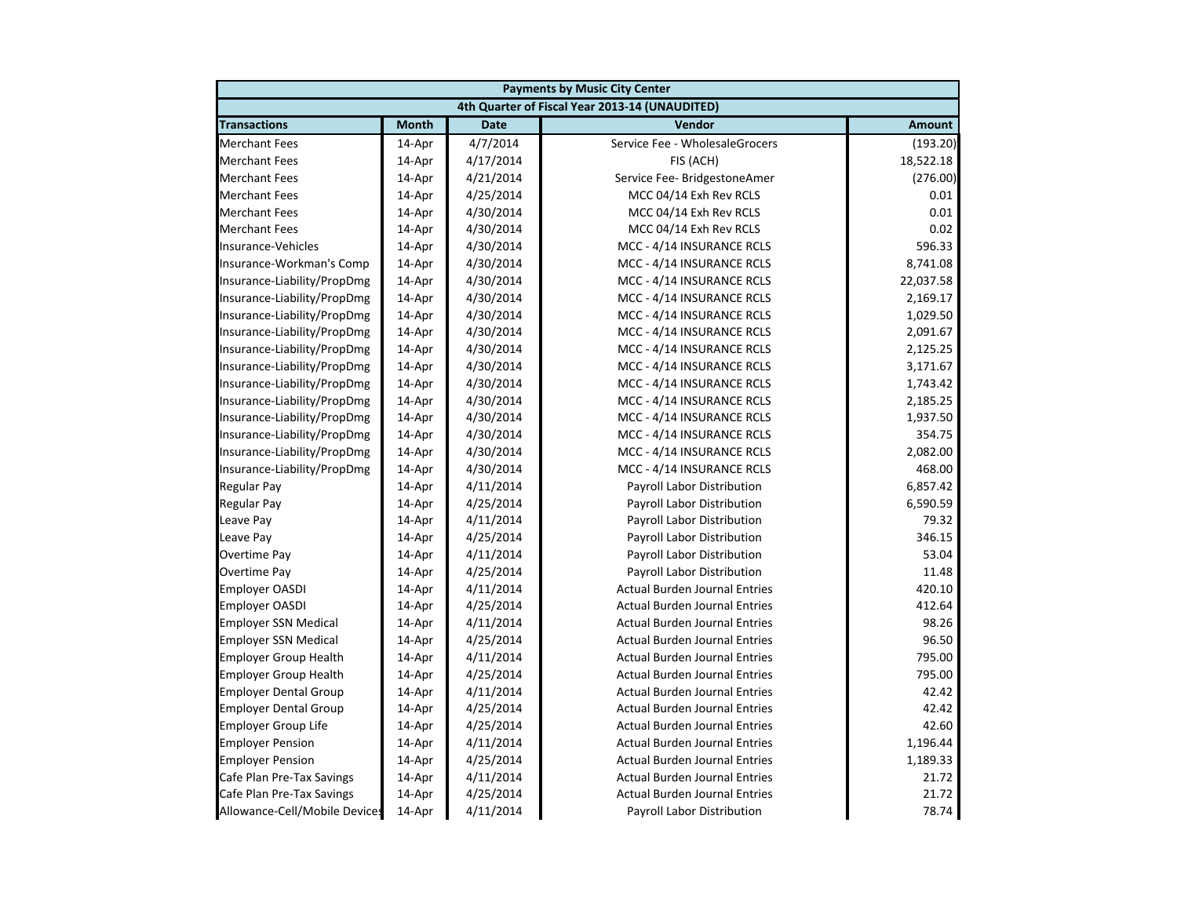| Payments by Music City Center | | | | |
|---|---|---|---|---|
| 4th Quarter of Fiscal Year 2013-14 (UNAUDITED) | | | | |
| **Transactions** | **Month** | **Date** | **Vendor** | **Amount** |
| Merchant Fees | 14-Apr | 4/7/2014 | Service Fee - WholesaleGrocers | (193.20) |
| Merchant Fees | 14-Apr | 4/17/2014 | FIS (ACH) | 18,522.18 |
| Merchant Fees | 14-Apr | 4/21/2014 | Service Fee- BridgestoneAmer | (276.00) |
| Merchant Fees | 14-Apr | 4/25/2014 | MCC 04/14 Exh Rev RCLS | 0.01 |
| Merchant Fees | 14-Apr | 4/30/2014 | MCC 04/14 Exh Rev RCLS | 0.01 |
| Merchant Fees | 14-Apr | 4/30/2014 | MCC 04/14 Exh Rev RCLS | 0.02 |
| Insurance-Vehicles | 14-Apr | 4/30/2014 | MCC - 4/14 INSURANCE RCLS | 596.33 |
| Insurance-Workman's Comp | 14-Apr | 4/30/2014 | MCC - 4/14 INSURANCE RCLS | 8,741.08 |
| Insurance-Liability/PropDmg | 14-Apr | 4/30/2014 | MCC - 4/14 INSURANCE RCLS | 22,037.58 |
| Insurance-Liability/PropDmg | 14-Apr | 4/30/2014 | MCC - 4/14 INSURANCE RCLS | 2,169.17 |
| Insurance-Liability/PropDmg | 14-Apr | 4/30/2014 | MCC - 4/14 INSURANCE RCLS | 1,029.50 |
| Insurance-Liability/PropDmg | 14-Apr | 4/30/2014 | MCC - 4/14 INSURANCE RCLS | 2,091.67 |
| Insurance-Liability/PropDmg | 14-Apr | 4/30/2014 | MCC - 4/14 INSURANCE RCLS | 2,125.25 |
| Insurance-Liability/PropDmg | 14-Apr | 4/30/2014 | MCC - 4/14 INSURANCE RCLS | 3,171.67 |
| Insurance-Liability/PropDmg | 14-Apr | 4/30/2014 | MCC - 4/14 INSURANCE RCLS | 1,743.42 |
| Insurance-Liability/PropDmg | 14-Apr | 4/30/2014 | MCC - 4/14 INSURANCE RCLS | 2,185.25 |
| Insurance-Liability/PropDmg | 14-Apr | 4/30/2014 | MCC - 4/14 INSURANCE RCLS | 1,937.50 |
| Insurance-Liability/PropDmg | 14-Apr | 4/30/2014 | MCC - 4/14 INSURANCE RCLS | 354.75 |
| Insurance-Liability/PropDmg | 14-Apr | 4/30/2014 | MCC - 4/14 INSURANCE RCLS | 2,082.00 |
| Insurance-Liability/PropDmg | 14-Apr | 4/30/2014 | MCC - 4/14 INSURANCE RCLS | 468.00 |
| Regular Pay | 14-Apr | 4/11/2014 | Payroll Labor Distribution | 6,857.42 |
| Regular Pay | 14-Apr | 4/25/2014 | Payroll Labor Distribution | 6,590.59 |
| Leave Pay | 14-Apr | 4/11/2014 | Payroll Labor Distribution | 79.32 |
| Leave Pay | 14-Apr | 4/25/2014 | Payroll Labor Distribution | 346.15 |
| Overtime Pay | 14-Apr | 4/11/2014 | Payroll Labor Distribution | 53.04 |
| Overtime Pay | 14-Apr | 4/25/2014 | Payroll Labor Distribution | 11.48 |
| Employer OASDI | 14-Apr | 4/11/2014 | Actual Burden Journal Entries | 420.10 |
| Employer OASDI | 14-Apr | 4/25/2014 | Actual Burden Journal Entries | 412.64 |
| Employer SSN Medical | 14-Apr | 4/11/2014 | Actual Burden Journal Entries | 98.26 |
| Employer SSN Medical | 14-Apr | 4/25/2014 | Actual Burden Journal Entries | 96.50 |
| Employer Group Health | 14-Apr | 4/11/2014 | Actual Burden Journal Entries | 795.00 |
| Employer Group Health | 14-Apr | 4/25/2014 | Actual Burden Journal Entries | 795.00 |
| Employer Dental Group | 14-Apr | 4/11/2014 | Actual Burden Journal Entries | 42.42 |
| Employer Dental Group | 14-Apr | 4/25/2014 | Actual Burden Journal Entries | 42.42 |
| Employer Group Life | 14-Apr | 4/25/2014 | Actual Burden Journal Entries | 42.60 |
| Employer Pension | 14-Apr | 4/11/2014 | Actual Burden Journal Entries | 1,196.44 |
| Employer Pension | 14-Apr | 4/25/2014 | Actual Burden Journal Entries | 1,189.33 |
| Cafe Plan Pre-Tax Savings | 14-Apr | 4/11/2014 | Actual Burden Journal Entries | 21.72 |
| Cafe Plan Pre-Tax Savings | 14-Apr | 4/25/2014 | Actual Burden Journal Entries | 21.72 |
| Allowance-Cell/Mobile Devices | 14-Apr | 4/11/2014 | Payroll Labor Distribution | 78.74 |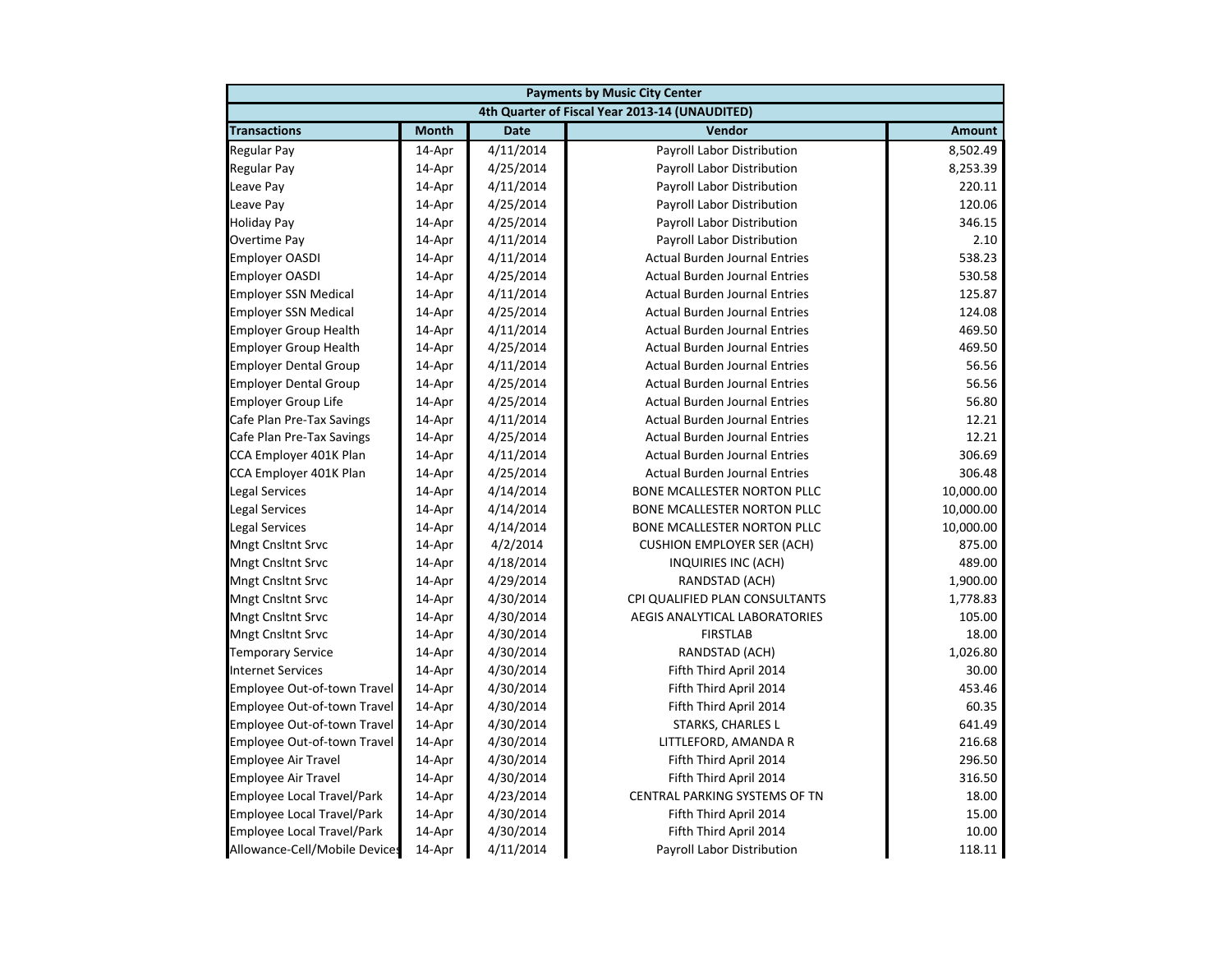| Payments by Music City Center | | | | |
|---|---|---|---|---|
| 4th Quarter of Fiscal Year 2013-14 (UNAUDITED) | | | | |
| **Transactions** | **Month** | **Date** | **Vendor** | **Amount** |
| Regular Pay | 14-Apr | 4/11/2014 | Payroll Labor Distribution | 8,502.49 |
| Regular Pay | 14-Apr | 4/25/2014 | Payroll Labor Distribution | 8,253.39 |
| Leave Pay | 14-Apr | 4/11/2014 | Payroll Labor Distribution | 220.11 |
| Leave Pay | 14-Apr | 4/25/2014 | Payroll Labor Distribution | 120.06 |
| Holiday Pay | 14-Apr | 4/25/2014 | Payroll Labor Distribution | 346.15 |
| Overtime Pay | 14-Apr | 4/11/2014 | Payroll Labor Distribution | 2.10 |
| Employer OASDI | 14-Apr | 4/11/2014 | Actual Burden Journal Entries | 538.23 |
| Employer OASDI | 14-Apr | 4/25/2014 | Actual Burden Journal Entries | 530.58 |
| Employer SSN Medical | 14-Apr | 4/11/2014 | Actual Burden Journal Entries | 125.87 |
| Employer SSN Medical | 14-Apr | 4/25/2014 | Actual Burden Journal Entries | 124.08 |
| Employer Group Health | 14-Apr | 4/11/2014 | Actual Burden Journal Entries | 469.50 |
| Employer Group Health | 14-Apr | 4/25/2014 | Actual Burden Journal Entries | 469.50 |
| Employer Dental Group | 14-Apr | 4/11/2014 | Actual Burden Journal Entries | 56.56 |
| Employer Dental Group | 14-Apr | 4/25/2014 | Actual Burden Journal Entries | 56.56 |
| Employer Group Life | 14-Apr | 4/25/2014 | Actual Burden Journal Entries | 56.80 |
| Cafe Plan Pre-Tax Savings | 14-Apr | 4/11/2014 | Actual Burden Journal Entries | 12.21 |
| Cafe Plan Pre-Tax Savings | 14-Apr | 4/25/2014 | Actual Burden Journal Entries | 12.21 |
| CCA Employer 401K Plan | 14-Apr | 4/11/2014 | Actual Burden Journal Entries | 306.69 |
| CCA Employer 401K Plan | 14-Apr | 4/25/2014 | Actual Burden Journal Entries | 306.48 |
| Legal Services | 14-Apr | 4/14/2014 | BONE MCALLESTER NORTON PLLC | 10,000.00 |
| Legal Services | 14-Apr | 4/14/2014 | BONE MCALLESTER NORTON PLLC | 10,000.00 |
| Legal Services | 14-Apr | 4/14/2014 | BONE MCALLESTER NORTON PLLC | 10,000.00 |
| Mngt Cnsltnt Srvc | 14-Apr | 4/2/2014 | CUSHION EMPLOYER SER (ACH) | 875.00 |
| Mngt Cnsltnt Srvc | 14-Apr | 4/18/2014 | INQUIRIES INC (ACH) | 489.00 |
| Mngt Cnsltnt Srvc | 14-Apr | 4/29/2014 | RANDSTAD (ACH) | 1,900.00 |
| Mngt Cnsltnt Srvc | 14-Apr | 4/30/2014 | CPI QUALIFIED PLAN CONSULTANTS | 1,778.83 |
| Mngt Cnsltnt Srvc | 14-Apr | 4/30/2014 | AEGIS ANALYTICAL LABORATORIES | 105.00 |
| Mngt Cnsltnt Srvc | 14-Apr | 4/30/2014 | FIRSTLAB | 18.00 |
| Temporary Service | 14-Apr | 4/30/2014 | RANDSTAD (ACH) | 1,026.80 |
| Internet Services | 14-Apr | 4/30/2014 | Fifth Third April 2014 | 30.00 |
| Employee Out-of-town Travel | 14-Apr | 4/30/2014 | Fifth Third April 2014 | 453.46 |
| Employee Out-of-town Travel | 14-Apr | 4/30/2014 | Fifth Third April 2014 | 60.35 |
| Employee Out-of-town Travel | 14-Apr | 4/30/2014 | STARKS, CHARLES L | 641.49 |
| Employee Out-of-town Travel | 14-Apr | 4/30/2014 | LITTLEFORD, AMANDA R | 216.68 |
| Employee Air Travel | 14-Apr | 4/30/2014 | Fifth Third April 2014 | 296.50 |
| Employee Air Travel | 14-Apr | 4/30/2014 | Fifth Third April 2014 | 316.50 |
| Employee Local Travel/Park | 14-Apr | 4/23/2014 | CENTRAL PARKING SYSTEMS OF TN | 18.00 |
| Employee Local Travel/Park | 14-Apr | 4/30/2014 | Fifth Third April 2014 | 15.00 |
| Employee Local Travel/Park | 14-Apr | 4/30/2014 | Fifth Third April 2014 | 10.00 |
| Allowance-Cell/Mobile Devices | 14-Apr | 4/11/2014 | Payroll Labor Distribution | 118.11 |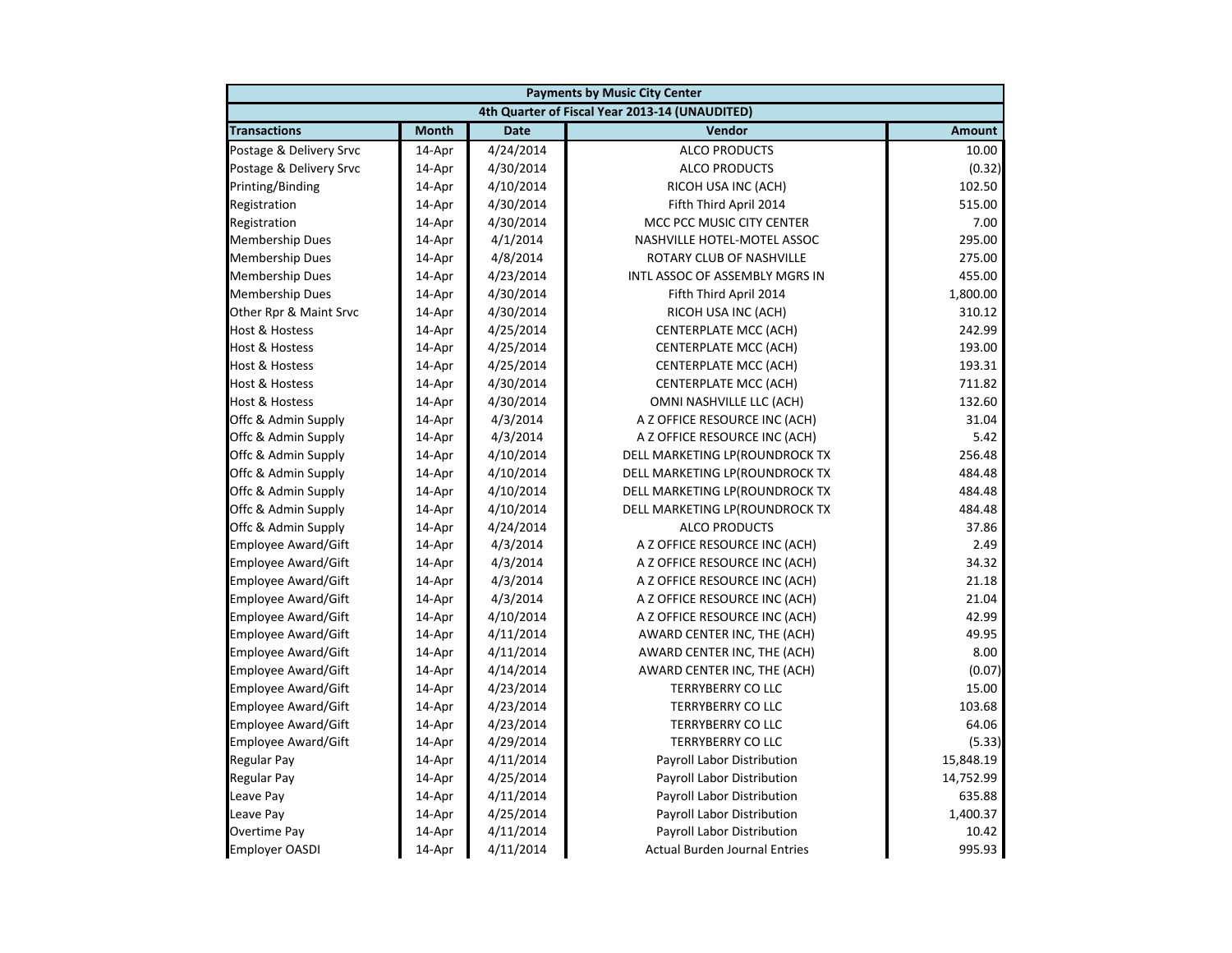| Payments by Music City Center | | | | |
|---|---|---|---|---|
| 4th Quarter of Fiscal Year 2013-14 (UNAUDITED) | | | | |
| **Transactions** | **Month** | **Date** | **Vendor** | **Amount** |
| Postage & Delivery Srvc | 14-Apr | 4/24/2014 | ALCO PRODUCTS | 10.00 |
| Postage & Delivery Srvc | 14-Apr | 4/30/2014 | ALCO PRODUCTS | (0.32) |
| Printing/Binding | 14-Apr | 4/10/2014 | RICOH USA INC (ACH) | 102.50 |
| Registration | 14-Apr | 4/30/2014 | Fifth Third April 2014 | 515.00 |
| Registration | 14-Apr | 4/30/2014 | MCC PCC MUSIC CITY CENTER | 7.00 |
| Membership Dues | 14-Apr | 4/1/2014 | NASHVILLE HOTEL-MOTEL ASSOC | 295.00 |
| Membership Dues | 14-Apr | 4/8/2014 | ROTARY CLUB OF NASHVILLE | 275.00 |
| Membership Dues | 14-Apr | 4/23/2014 | INTL ASSOC OF ASSEMBLY MGRS IN | 455.00 |
| Membership Dues | 14-Apr | 4/30/2014 | Fifth Third April 2014 | 1,800.00 |
| Other Rpr & Maint Srvc | 14-Apr | 4/30/2014 | RICOH USA INC (ACH) | 310.12 |
| Host & Hostess | 14-Apr | 4/25/2014 | CENTERPLATE MCC (ACH) | 242.99 |
| Host & Hostess | 14-Apr | 4/25/2014 | CENTERPLATE MCC (ACH) | 193.00 |
| Host & Hostess | 14-Apr | 4/25/2014 | CENTERPLATE MCC (ACH) | 193.31 |
| Host & Hostess | 14-Apr | 4/30/2014 | CENTERPLATE MCC (ACH) | 711.82 |
| Host & Hostess | 14-Apr | 4/30/2014 | OMNI NASHVILLE LLC (ACH) | 132.60 |
| Offc & Admin Supply | 14-Apr | 4/3/2014 | A Z OFFICE RESOURCE INC (ACH) | 31.04 |
| Offc & Admin Supply | 14-Apr | 4/3/2014 | A Z OFFICE RESOURCE INC (ACH) | 5.42 |
| Offc & Admin Supply | 14-Apr | 4/10/2014 | DELL MARKETING LP(ROUNDROCK TX | 256.48 |
| Offc & Admin Supply | 14-Apr | 4/10/2014 | DELL MARKETING LP(ROUNDROCK TX | 484.48 |
| Offc & Admin Supply | 14-Apr | 4/10/2014 | DELL MARKETING LP(ROUNDROCK TX | 484.48 |
| Offc & Admin Supply | 14-Apr | 4/10/2014 | DELL MARKETING LP(ROUNDROCK TX | 484.48 |
| Offc & Admin Supply | 14-Apr | 4/24/2014 | ALCO PRODUCTS | 37.86 |
| Employee Award/Gift | 14-Apr | 4/3/2014 | A Z OFFICE RESOURCE INC (ACH) | 2.49 |
| Employee Award/Gift | 14-Apr | 4/3/2014 | A Z OFFICE RESOURCE INC (ACH) | 34.32 |
| Employee Award/Gift | 14-Apr | 4/3/2014 | A Z OFFICE RESOURCE INC (ACH) | 21.18 |
| Employee Award/Gift | 14-Apr | 4/3/2014 | A Z OFFICE RESOURCE INC (ACH) | 21.04 |
| Employee Award/Gift | 14-Apr | 4/10/2014 | A Z OFFICE RESOURCE INC (ACH) | 42.99 |
| Employee Award/Gift | 14-Apr | 4/11/2014 | AWARD CENTER INC, THE (ACH) | 49.95 |
| Employee Award/Gift | 14-Apr | 4/11/2014 | AWARD CENTER INC, THE (ACH) | 8.00 |
| Employee Award/Gift | 14-Apr | 4/14/2014 | AWARD CENTER INC, THE (ACH) | (0.07) |
| Employee Award/Gift | 14-Apr | 4/23/2014 | TERRYBERRY CO LLC | 15.00 |
| Employee Award/Gift | 14-Apr | 4/23/2014 | TERRYBERRY CO LLC | 103.68 |
| Employee Award/Gift | 14-Apr | 4/23/2014 | TERRYBERRY CO LLC | 64.06 |
| Employee Award/Gift | 14-Apr | 4/29/2014 | TERRYBERRY CO LLC | (5.33) |
| Regular Pay | 14-Apr | 4/11/2014 | Payroll Labor Distribution | 15,848.19 |
| Regular Pay | 14-Apr | 4/25/2014 | Payroll Labor Distribution | 14,752.99 |
| Leave Pay | 14-Apr | 4/11/2014 | Payroll Labor Distribution | 635.88 |
| Leave Pay | 14-Apr | 4/25/2014 | Payroll Labor Distribution | 1,400.37 |
| Overtime Pay | 14-Apr | 4/11/2014 | Payroll Labor Distribution | 10.42 |
| Employer OASDI | 14-Apr | 4/11/2014 | Actual Burden Journal Entries | 995.93 |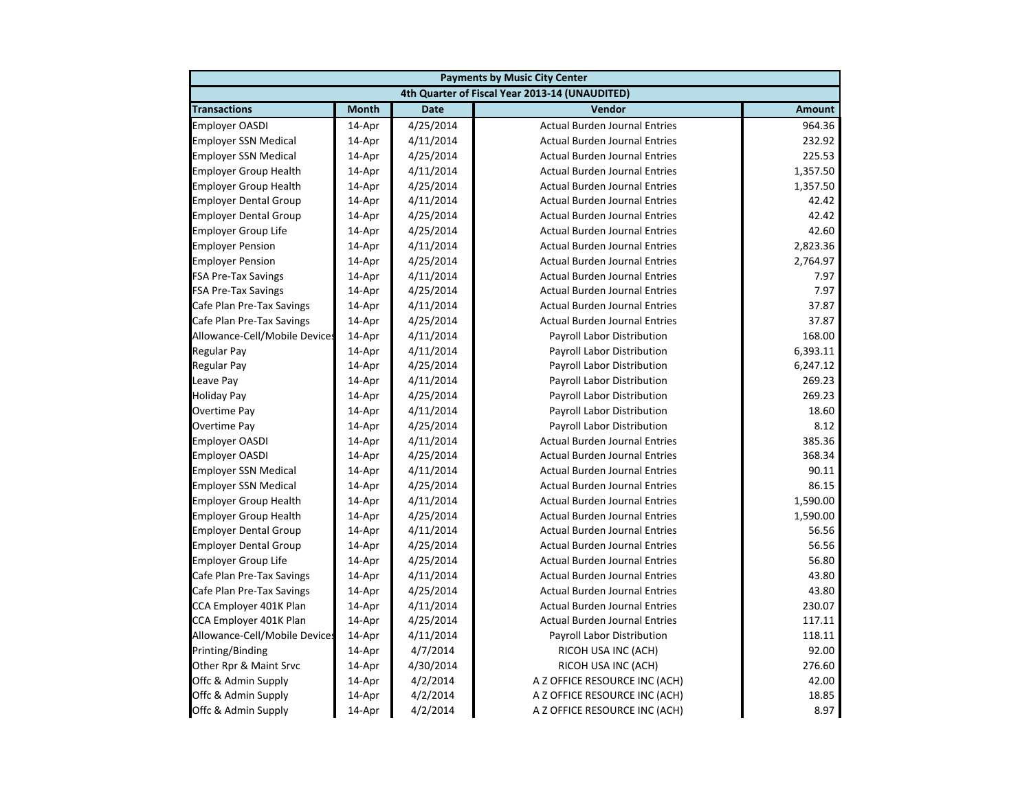| Payments by Music City Center | | | | |
|---|---|---|---|---|
| 4th Quarter of Fiscal Year 2013-14 (UNAUDITED) | | | | |
| **Transactions** | **Month** | **Date** | **Vendor** | **Amount** |
| Employer OASDI | 14-Apr | 4/25/2014 | Actual Burden Journal Entries | 964.36 |
| Employer SSN Medical | 14-Apr | 4/11/2014 | Actual Burden Journal Entries | 232.92 |
| Employer SSN Medical | 14-Apr | 4/25/2014 | Actual Burden Journal Entries | 225.53 |
| Employer Group Health | 14-Apr | 4/11/2014 | Actual Burden Journal Entries | 1,357.50 |
| Employer Group Health | 14-Apr | 4/25/2014 | Actual Burden Journal Entries | 1,357.50 |
| Employer Dental Group | 14-Apr | 4/11/2014 | Actual Burden Journal Entries | 42.42 |
| Employer Dental Group | 14-Apr | 4/25/2014 | Actual Burden Journal Entries | 42.42 |
| Employer Group Life | 14-Apr | 4/25/2014 | Actual Burden Journal Entries | 42.60 |
| Employer Pension | 14-Apr | 4/11/2014 | Actual Burden Journal Entries | 2,823.36 |
| Employer Pension | 14-Apr | 4/25/2014 | Actual Burden Journal Entries | 2,764.97 |
| FSA Pre-Tax Savings | 14-Apr | 4/11/2014 | Actual Burden Journal Entries | 7.97 |
| FSA Pre-Tax Savings | 14-Apr | 4/25/2014 | Actual Burden Journal Entries | 7.97 |
| Cafe Plan Pre-Tax Savings | 14-Apr | 4/11/2014 | Actual Burden Journal Entries | 37.87 |
| Cafe Plan Pre-Tax Savings | 14-Apr | 4/25/2014 | Actual Burden Journal Entries | 37.87 |
| Allowance-Cell/Mobile Devices | 14-Apr | 4/11/2014 | Payroll Labor Distribution | 168.00 |
| Regular Pay | 14-Apr | 4/11/2014 | Payroll Labor Distribution | 6,393.11 |
| Regular Pay | 14-Apr | 4/25/2014 | Payroll Labor Distribution | 6,247.12 |
| Leave Pay | 14-Apr | 4/11/2014 | Payroll Labor Distribution | 269.23 |
| Holiday Pay | 14-Apr | 4/25/2014 | Payroll Labor Distribution | 269.23 |
| Overtime Pay | 14-Apr | 4/11/2014 | Payroll Labor Distribution | 18.60 |
| Overtime Pay | 14-Apr | 4/25/2014 | Payroll Labor Distribution | 8.12 |
| Employer OASDI | 14-Apr | 4/11/2014 | Actual Burden Journal Entries | 385.36 |
| Employer OASDI | 14-Apr | 4/25/2014 | Actual Burden Journal Entries | 368.34 |
| Employer SSN Medical | 14-Apr | 4/11/2014 | Actual Burden Journal Entries | 90.11 |
| Employer SSN Medical | 14-Apr | 4/25/2014 | Actual Burden Journal Entries | 86.15 |
| Employer Group Health | 14-Apr | 4/11/2014 | Actual Burden Journal Entries | 1,590.00 |
| Employer Group Health | 14-Apr | 4/25/2014 | Actual Burden Journal Entries | 1,590.00 |
| Employer Dental Group | 14-Apr | 4/11/2014 | Actual Burden Journal Entries | 56.56 |
| Employer Dental Group | 14-Apr | 4/25/2014 | Actual Burden Journal Entries | 56.56 |
| Employer Group Life | 14-Apr | 4/25/2014 | Actual Burden Journal Entries | 56.80 |
| Cafe Plan Pre-Tax Savings | 14-Apr | 4/11/2014 | Actual Burden Journal Entries | 43.80 |
| Cafe Plan Pre-Tax Savings | 14-Apr | 4/25/2014 | Actual Burden Journal Entries | 43.80 |
| CCA Employer 401K Plan | 14-Apr | 4/11/2014 | Actual Burden Journal Entries | 230.07 |
| CCA Employer 401K Plan | 14-Apr | 4/25/2014 | Actual Burden Journal Entries | 117.11 |
| Allowance-Cell/Mobile Devices | 14-Apr | 4/11/2014 | Payroll Labor Distribution | 118.11 |
| Printing/Binding | 14-Apr | 4/7/2014 | RICOH USA INC (ACH) | 92.00 |
| Other Rpr & Maint Srvc | 14-Apr | 4/30/2014 | RICOH USA INC (ACH) | 276.60 |
| Offc & Admin Supply | 14-Apr | 4/2/2014 | A Z OFFICE RESOURCE INC (ACH) | 42.00 |
| Offc & Admin Supply | 14-Apr | 4/2/2014 | A Z OFFICE RESOURCE INC (ACH) | 18.85 |
| Offc & Admin Supply | 14-Apr | 4/2/2014 | A Z OFFICE RESOURCE INC (ACH) | 8.97 |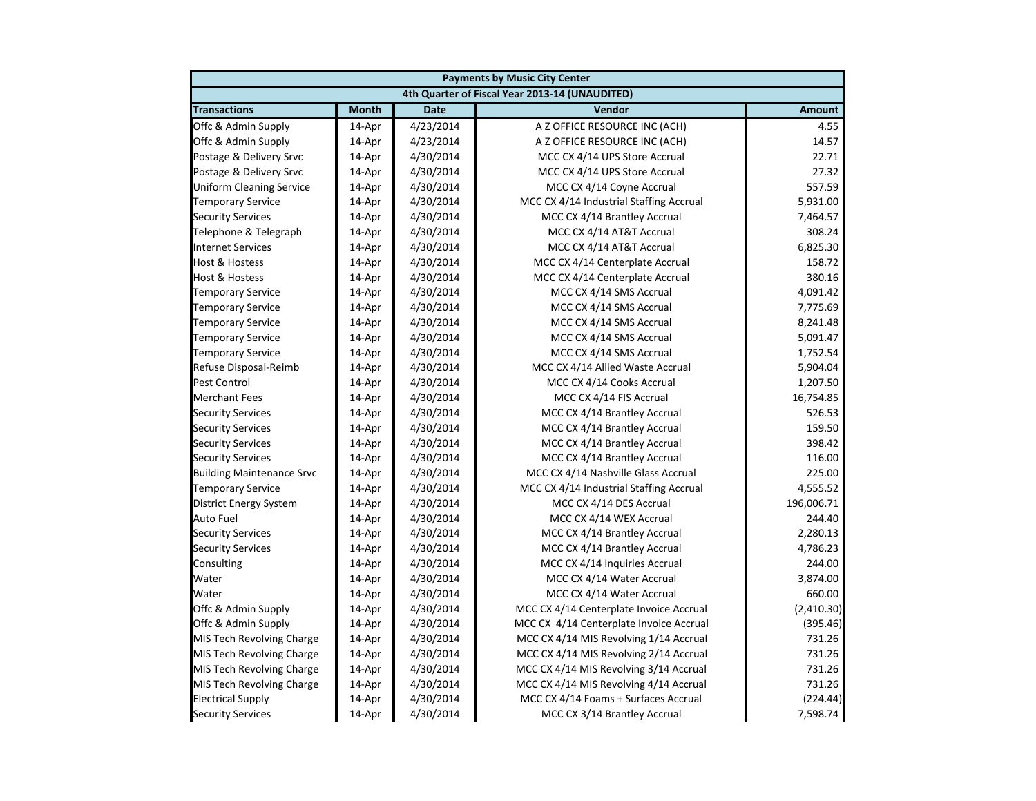| Payments by Music City Center | | | | |
|---|---|---|---|---|
| 4th Quarter of Fiscal Year 2013-14 (UNAUDITED) | | | | |
| **Transactions** | **Month** | **Date** | **Vendor** | **Amount** |
| Offc & Admin Supply | 14-Apr | 4/23/2014 | A Z OFFICE RESOURCE INC (ACH) | 4.55 |
| Offc & Admin Supply | 14-Apr | 4/23/2014 | A Z OFFICE RESOURCE INC (ACH) | 14.57 |
| Postage & Delivery Srvc | 14-Apr | 4/30/2014 | MCC CX 4/14 UPS Store Accrual | 22.71 |
| Postage & Delivery Srvc | 14-Apr | 4/30/2014 | MCC CX 4/14 UPS Store Accrual | 27.32 |
| Uniform Cleaning Service | 14-Apr | 4/30/2014 | MCC CX 4/14 Coyne Accrual | 557.59 |
| Temporary Service | 14-Apr | 4/30/2014 | MCC CX 4/14 Industrial Staffing Accrual | 5,931.00 |
| Security Services | 14-Apr | 4/30/2014 | MCC CX 4/14 Brantley Accrual | 7,464.57 |
| Telephone & Telegraph | 14-Apr | 4/30/2014 | MCC CX 4/14 AT&T Accrual | 308.24 |
| Internet Services | 14-Apr | 4/30/2014 | MCC CX 4/14 AT&T Accrual | 6,825.30 |
| Host & Hostess | 14-Apr | 4/30/2014 | MCC CX 4/14 Centerplate Accrual | 158.72 |
| Host & Hostess | 14-Apr | 4/30/2014 | MCC CX 4/14 Centerplate Accrual | 380.16 |
| Temporary Service | 14-Apr | 4/30/2014 | MCC CX 4/14 SMS Accrual | 4,091.42 |
| Temporary Service | 14-Apr | 4/30/2014 | MCC CX 4/14 SMS Accrual | 7,775.69 |
| Temporary Service | 14-Apr | 4/30/2014 | MCC CX 4/14 SMS Accrual | 8,241.48 |
| Temporary Service | 14-Apr | 4/30/2014 | MCC CX 4/14 SMS Accrual | 5,091.47 |
| Temporary Service | 14-Apr | 4/30/2014 | MCC CX 4/14 SMS Accrual | 1,752.54 |
| Refuse Disposal-Reimb | 14-Apr | 4/30/2014 | MCC CX 4/14 Allied Waste Accrual | 5,904.04 |
| Pest Control | 14-Apr | 4/30/2014 | MCC CX 4/14 Cooks Accrual | 1,207.50 |
| Merchant Fees | 14-Apr | 4/30/2014 | MCC CX 4/14 FIS Accrual | 16,754.85 |
| Security Services | 14-Apr | 4/30/2014 | MCC CX 4/14 Brantley Accrual | 526.53 |
| Security Services | 14-Apr | 4/30/2014 | MCC CX 4/14 Brantley Accrual | 159.50 |
| Security Services | 14-Apr | 4/30/2014 | MCC CX 4/14 Brantley Accrual | 398.42 |
| Security Services | 14-Apr | 4/30/2014 | MCC CX 4/14 Brantley Accrual | 116.00 |
| Building Maintenance Srvc | 14-Apr | 4/30/2014 | MCC CX 4/14 Nashville Glass Accrual | 225.00 |
| Temporary Service | 14-Apr | 4/30/2014 | MCC CX 4/14 Industrial Staffing Accrual | 4,555.52 |
| District Energy System | 14-Apr | 4/30/2014 | MCC CX 4/14 DES Accrual | 196,006.71 |
| Auto Fuel | 14-Apr | 4/30/2014 | MCC CX 4/14 WEX Accrual | 244.40 |
| Security Services | 14-Apr | 4/30/2014 | MCC CX 4/14 Brantley Accrual | 2,280.13 |
| Security Services | 14-Apr | 4/30/2014 | MCC CX 4/14 Brantley Accrual | 4,786.23 |
| Consulting | 14-Apr | 4/30/2014 | MCC CX 4/14 Inquiries Accrual | 244.00 |
| Water | 14-Apr | 4/30/2014 | MCC CX 4/14 Water Accrual | 3,874.00 |
| Water | 14-Apr | 4/30/2014 | MCC CX 4/14 Water Accrual | 660.00 |
| Offc & Admin Supply | 14-Apr | 4/30/2014 | MCC CX 4/14 Centerplate Invoice Accrual | (2,410.30) |
| Offc & Admin Supply | 14-Apr | 4/30/2014 | MCC CX 4/14 Centerplate Invoice Accrual | (395.46) |
| MIS Tech Revolving Charge | 14-Apr | 4/30/2014 | MCC CX 4/14 MIS Revolving 1/14 Accrual | 731.26 |
| MIS Tech Revolving Charge | 14-Apr | 4/30/2014 | MCC CX 4/14 MIS Revolving 2/14 Accrual | 731.26 |
| MIS Tech Revolving Charge | 14-Apr | 4/30/2014 | MCC CX 4/14 MIS Revolving 3/14 Accrual | 731.26 |
| MIS Tech Revolving Charge | 14-Apr | 4/30/2014 | MCC CX 4/14 MIS Revolving 4/14 Accrual | 731.26 |
| Electrical Supply | 14-Apr | 4/30/2014 | MCC CX 4/14 Foams + Surfaces Accrual | (224.44) |
| Security Services | 14-Apr | 4/30/2014 | MCC CX 3/14 Brantley Accrual | 7,598.74 |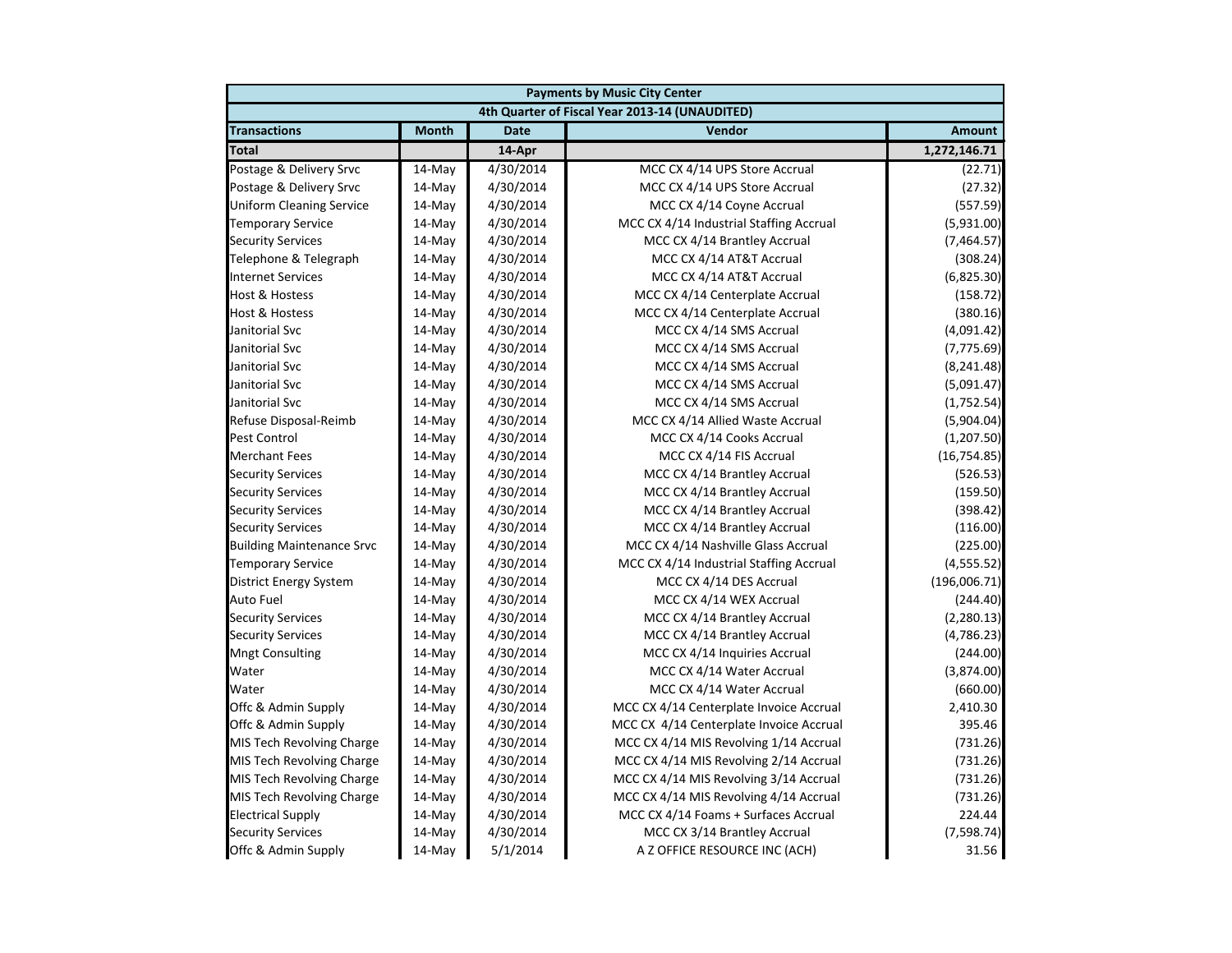| Payments by Music City Center | | | | |
|---|---|---|---|---|
| 4th Quarter of Fiscal Year 2013-14 (UNAUDITED) | | | | |
| **Transactions** | **Month** | **Date** | **Vendor** | **Amount** |
| **Total** | | **14-Apr** | | **1,272,146.71** |
| Postage & Delivery Srvc | 14-May | 4/30/2014 | MCC CX 4/14 UPS Store Accrual | (22.71) |
| Postage & Delivery Srvc | 14-May | 4/30/2014 | MCC CX 4/14 UPS Store Accrual | (27.32) |
| Uniform Cleaning Service | 14-May | 4/30/2014 | MCC CX 4/14 Coyne Accrual | (557.59) |
| Temporary Service | 14-May | 4/30/2014 | MCC CX 4/14 Industrial Staffing Accrual | (5,931.00) |
| Security Services | 14-May | 4/30/2014 | MCC CX 4/14 Brantley Accrual | (7,464.57) |
| Telephone & Telegraph | 14-May | 4/30/2014 | MCC CX 4/14 AT&T Accrual | (308.24) |
| Internet Services | 14-May | 4/30/2014 | MCC CX 4/14 AT&T Accrual | (6,825.30) |
| Host & Hostess | 14-May | 4/30/2014 | MCC CX 4/14 Centerplate Accrual | (158.72) |
| Host & Hostess | 14-May | 4/30/2014 | MCC CX 4/14 Centerplate Accrual | (380.16) |
| Janitorial Svc | 14-May | 4/30/2014 | MCC CX 4/14 SMS Accrual | (4,091.42) |
| Janitorial Svc | 14-May | 4/30/2014 | MCC CX 4/14 SMS Accrual | (7,775.69) |
| Janitorial Svc | 14-May | 4/30/2014 | MCC CX 4/14 SMS Accrual | (8,241.48) |
| Janitorial Svc | 14-May | 4/30/2014 | MCC CX 4/14 SMS Accrual | (5,091.47) |
| Janitorial Svc | 14-May | 4/30/2014 | MCC CX 4/14 SMS Accrual | (1,752.54) |
| Refuse Disposal-Reimb | 14-May | 4/30/2014 | MCC CX 4/14 Allied Waste Accrual | (5,904.04) |
| Pest Control | 14-May | 4/30/2014 | MCC CX 4/14 Cooks Accrual | (1,207.50) |
| Merchant Fees | 14-May | 4/30/2014 | MCC CX 4/14 FIS Accrual | (16,754.85) |
| Security Services | 14-May | 4/30/2014 | MCC CX 4/14 Brantley Accrual | (526.53) |
| Security Services | 14-May | 4/30/2014 | MCC CX 4/14 Brantley Accrual | (159.50) |
| Security Services | 14-May | 4/30/2014 | MCC CX 4/14 Brantley Accrual | (398.42) |
| Security Services | 14-May | 4/30/2014 | MCC CX 4/14 Brantley Accrual | (116.00) |
| Building Maintenance Srvc | 14-May | 4/30/2014 | MCC CX 4/14 Nashville Glass Accrual | (225.00) |
| Temporary Service | 14-May | 4/30/2014 | MCC CX 4/14 Industrial Staffing Accrual | (4,555.52) |
| District Energy System | 14-May | 4/30/2014 | MCC CX 4/14 DES Accrual | (196,006.71) |
| Auto Fuel | 14-May | 4/30/2014 | MCC CX 4/14 WEX Accrual | (244.40) |
| Security Services | 14-May | 4/30/2014 | MCC CX 4/14 Brantley Accrual | (2,280.13) |
| Security Services | 14-May | 4/30/2014 | MCC CX 4/14 Brantley Accrual | (4,786.23) |
| Mngt Consulting | 14-May | 4/30/2014 | MCC CX 4/14 Inquiries Accrual | (244.00) |
| Water | 14-May | 4/30/2014 | MCC CX 4/14 Water Accrual | (3,874.00) |
| Water | 14-May | 4/30/2014 | MCC CX 4/14 Water Accrual | (660.00) |
| Offc & Admin Supply | 14-May | 4/30/2014 | MCC CX 4/14 Centerplate Invoice Accrual | 2,410.30 |
| Offc & Admin Supply | 14-May | 4/30/2014 | MCC CX 4/14 Centerplate Invoice Accrual | 395.46 |
| MIS Tech Revolving Charge | 14-May | 4/30/2014 | MCC CX 4/14 MIS Revolving 1/14 Accrual | (731.26) |
| MIS Tech Revolving Charge | 14-May | 4/30/2014 | MCC CX 4/14 MIS Revolving 2/14 Accrual | (731.26) |
| MIS Tech Revolving Charge | 14-May | 4/30/2014 | MCC CX 4/14 MIS Revolving 3/14 Accrual | (731.26) |
| MIS Tech Revolving Charge | 14-May | 4/30/2014 | MCC CX 4/14 MIS Revolving 4/14 Accrual | (731.26) |
| Electrical Supply | 14-May | 4/30/2014 | MCC CX 4/14 Foams + Surfaces Accrual | 224.44 |
| Security Services | 14-May | 4/30/2014 | MCC CX 3/14 Brantley Accrual | (7,598.74) |
| Offc & Admin Supply | 14-May | 5/1/2014 | A Z OFFICE RESOURCE INC (ACH) | 31.56 |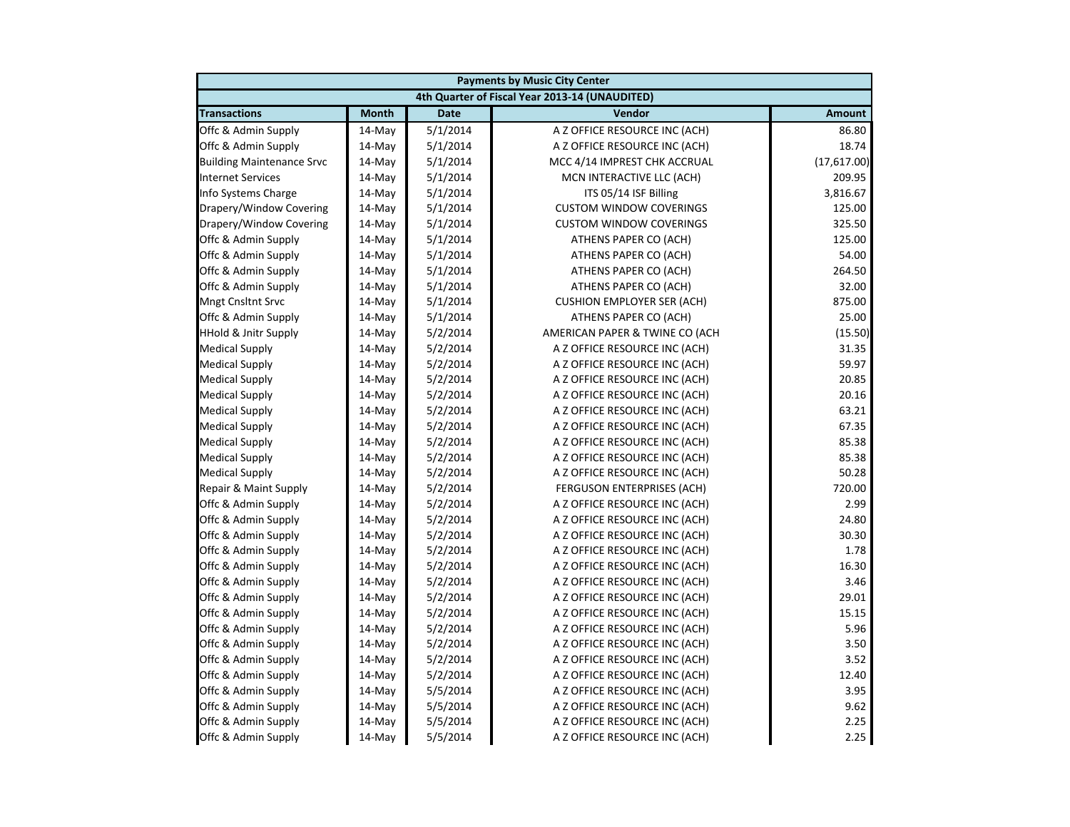| Payments by Music City Center | | | | |
|---|---|---|---|---|
| 4th Quarter of Fiscal Year 2013-14 (UNAUDITED) | | | | |
| **Transactions** | **Month** | **Date** | **Vendor** | **Amount** |
| Offc & Admin Supply | 14-May | 5/1/2014 | A Z OFFICE RESOURCE INC (ACH) | 86.80 |
| Offc & Admin Supply | 14-May | 5/1/2014 | A Z OFFICE RESOURCE INC (ACH) | 18.74 |
| Building Maintenance Srvc | 14-May | 5/1/2014 | MCC 4/14 IMPREST CHK ACCRUAL | (17,617.00) |
| Internet Services | 14-May | 5/1/2014 | MCN INTERACTIVE LLC (ACH) | 209.95 |
| Info Systems Charge | 14-May | 5/1/2014 | ITS 05/14 ISF Billing | 3,816.67 |
| Drapery/Window Covering | 14-May | 5/1/2014 | CUSTOM WINDOW COVERINGS | 125.00 |
| Drapery/Window Covering | 14-May | 5/1/2014 | CUSTOM WINDOW COVERINGS | 325.50 |
| Offc & Admin Supply | 14-May | 5/1/2014 | ATHENS PAPER CO (ACH) | 125.00 |
| Offc & Admin Supply | 14-May | 5/1/2014 | ATHENS PAPER CO (ACH) | 54.00 |
| Offc & Admin Supply | 14-May | 5/1/2014 | ATHENS PAPER CO (ACH) | 264.50 |
| Offc & Admin Supply | 14-May | 5/1/2014 | ATHENS PAPER CO (ACH) | 32.00 |
| Mngt Cnsltnt Srvc | 14-May | 5/1/2014 | CUSHION EMPLOYER SER (ACH) | 875.00 |
| Offc & Admin Supply | 14-May | 5/1/2014 | ATHENS PAPER CO (ACH) | 25.00 |
| HHold & Jnitr Supply | 14-May | 5/2/2014 | AMERICAN PAPER & TWINE CO (ACH | (15.50) |
| Medical Supply | 14-May | 5/2/2014 | A Z OFFICE RESOURCE INC (ACH) | 31.35 |
| Medical Supply | 14-May | 5/2/2014 | A Z OFFICE RESOURCE INC (ACH) | 59.97 |
| Medical Supply | 14-May | 5/2/2014 | A Z OFFICE RESOURCE INC (ACH) | 20.85 |
| Medical Supply | 14-May | 5/2/2014 | A Z OFFICE RESOURCE INC (ACH) | 20.16 |
| Medical Supply | 14-May | 5/2/2014 | A Z OFFICE RESOURCE INC (ACH) | 63.21 |
| Medical Supply | 14-May | 5/2/2014 | A Z OFFICE RESOURCE INC (ACH) | 67.35 |
| Medical Supply | 14-May | 5/2/2014 | A Z OFFICE RESOURCE INC (ACH) | 85.38 |
| Medical Supply | 14-May | 5/2/2014 | A Z OFFICE RESOURCE INC (ACH) | 85.38 |
| Medical Supply | 14-May | 5/2/2014 | A Z OFFICE RESOURCE INC (ACH) | 50.28 |
| Repair & Maint Supply | 14-May | 5/2/2014 | FERGUSON ENTERPRISES (ACH) | 720.00 |
| Offc & Admin Supply | 14-May | 5/2/2014 | A Z OFFICE RESOURCE INC (ACH) | 2.99 |
| Offc & Admin Supply | 14-May | 5/2/2014 | A Z OFFICE RESOURCE INC (ACH) | 24.80 |
| Offc & Admin Supply | 14-May | 5/2/2014 | A Z OFFICE RESOURCE INC (ACH) | 30.30 |
| Offc & Admin Supply | 14-May | 5/2/2014 | A Z OFFICE RESOURCE INC (ACH) | 1.78 |
| Offc & Admin Supply | 14-May | 5/2/2014 | A Z OFFICE RESOURCE INC (ACH) | 16.30 |
| Offc & Admin Supply | 14-May | 5/2/2014 | A Z OFFICE RESOURCE INC (ACH) | 3.46 |
| Offc & Admin Supply | 14-May | 5/2/2014 | A Z OFFICE RESOURCE INC (ACH) | 29.01 |
| Offc & Admin Supply | 14-May | 5/2/2014 | A Z OFFICE RESOURCE INC (ACH) | 15.15 |
| Offc & Admin Supply | 14-May | 5/2/2014 | A Z OFFICE RESOURCE INC (ACH) | 5.96 |
| Offc & Admin Supply | 14-May | 5/2/2014 | A Z OFFICE RESOURCE INC (ACH) | 3.50 |
| Offc & Admin Supply | 14-May | 5/2/2014 | A Z OFFICE RESOURCE INC (ACH) | 3.52 |
| Offc & Admin Supply | 14-May | 5/2/2014 | A Z OFFICE RESOURCE INC (ACH) | 12.40 |
| Offc & Admin Supply | 14-May | 5/5/2014 | A Z OFFICE RESOURCE INC (ACH) | 3.95 |
| Offc & Admin Supply | 14-May | 5/5/2014 | A Z OFFICE RESOURCE INC (ACH) | 9.62 |
| Offc & Admin Supply | 14-May | 5/5/2014 | A Z OFFICE RESOURCE INC (ACH) | 2.25 |
| Offc & Admin Supply | 14-May | 5/5/2014 | A Z OFFICE RESOURCE INC (ACH) | 2.25 |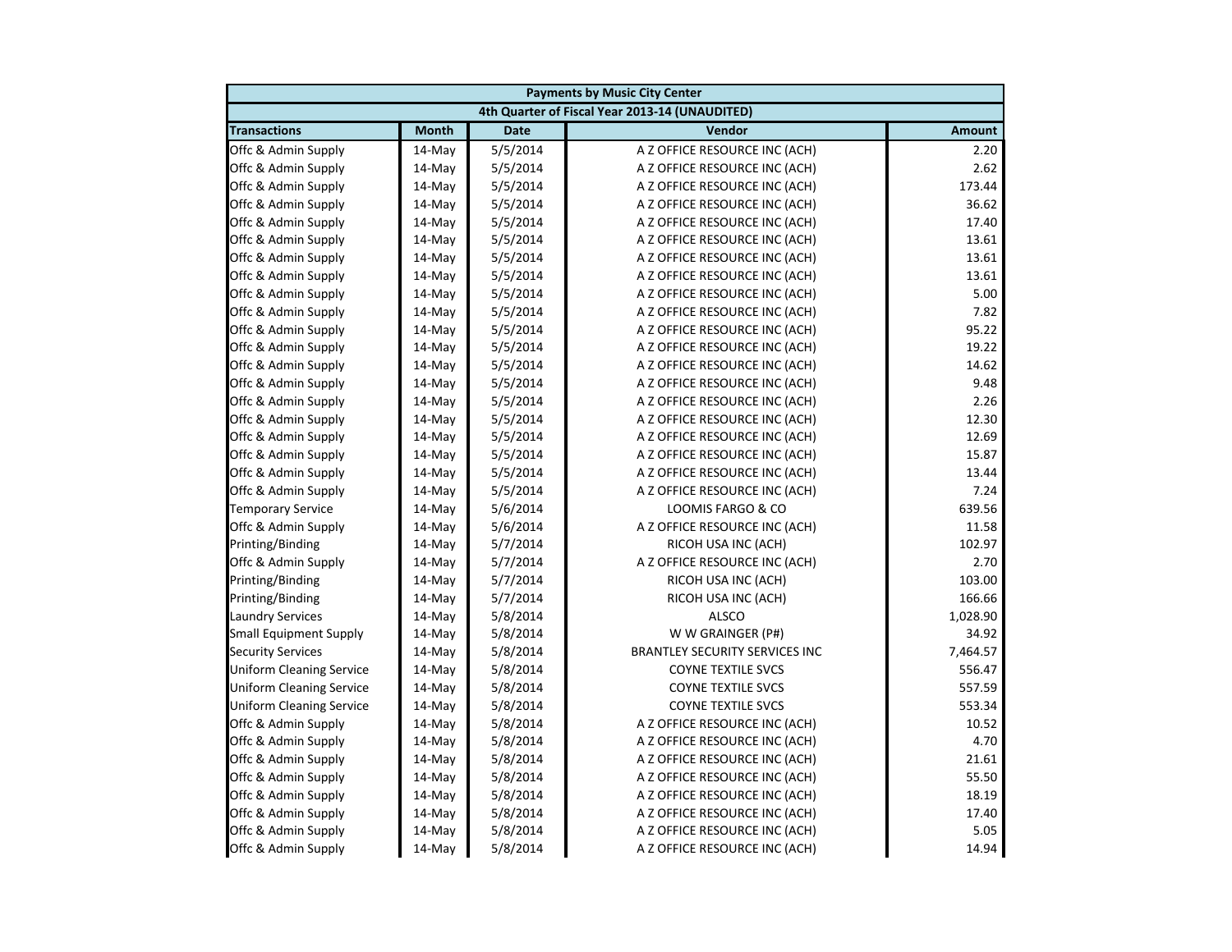| Payments by Music City Center | | | | |
|---|---|---|---|---|
| 4th Quarter of Fiscal Year 2013-14 (UNAUDITED) | | | | |
| **Transactions** | **Month** | **Date** | **Vendor** | **Amount** |
| Offc & Admin Supply | 14-May | 5/5/2014 | A Z OFFICE RESOURCE INC (ACH) | 2.20 |
| Offc & Admin Supply | 14-May | 5/5/2014 | A Z OFFICE RESOURCE INC (ACH) | 2.62 |
| Offc & Admin Supply | 14-May | 5/5/2014 | A Z OFFICE RESOURCE INC (ACH) | 173.44 |
| Offc & Admin Supply | 14-May | 5/5/2014 | A Z OFFICE RESOURCE INC (ACH) | 36.62 |
| Offc & Admin Supply | 14-May | 5/5/2014 | A Z OFFICE RESOURCE INC (ACH) | 17.40 |
| Offc & Admin Supply | 14-May | 5/5/2014 | A Z OFFICE RESOURCE INC (ACH) | 13.61 |
| Offc & Admin Supply | 14-May | 5/5/2014 | A Z OFFICE RESOURCE INC (ACH) | 13.61 |
| Offc & Admin Supply | 14-May | 5/5/2014 | A Z OFFICE RESOURCE INC (ACH) | 13.61 |
| Offc & Admin Supply | 14-May | 5/5/2014 | A Z OFFICE RESOURCE INC (ACH) | 5.00 |
| Offc & Admin Supply | 14-May | 5/5/2014 | A Z OFFICE RESOURCE INC (ACH) | 7.82 |
| Offc & Admin Supply | 14-May | 5/5/2014 | A Z OFFICE RESOURCE INC (ACH) | 95.22 |
| Offc & Admin Supply | 14-May | 5/5/2014 | A Z OFFICE RESOURCE INC (ACH) | 19.22 |
| Offc & Admin Supply | 14-May | 5/5/2014 | A Z OFFICE RESOURCE INC (ACH) | 14.62 |
| Offc & Admin Supply | 14-May | 5/5/2014 | A Z OFFICE RESOURCE INC (ACH) | 9.48 |
| Offc & Admin Supply | 14-May | 5/5/2014 | A Z OFFICE RESOURCE INC (ACH) | 2.26 |
| Offc & Admin Supply | 14-May | 5/5/2014 | A Z OFFICE RESOURCE INC (ACH) | 12.30 |
| Offc & Admin Supply | 14-May | 5/5/2014 | A Z OFFICE RESOURCE INC (ACH) | 12.69 |
| Offc & Admin Supply | 14-May | 5/5/2014 | A Z OFFICE RESOURCE INC (ACH) | 15.87 |
| Offc & Admin Supply | 14-May | 5/5/2014 | A Z OFFICE RESOURCE INC (ACH) | 13.44 |
| Offc & Admin Supply | 14-May | 5/5/2014 | A Z OFFICE RESOURCE INC (ACH) | 7.24 |
| Temporary Service | 14-May | 5/6/2014 | LOOMIS FARGO & CO | 639.56 |
| Offc & Admin Supply | 14-May | 5/6/2014 | A Z OFFICE RESOURCE INC (ACH) | 11.58 |
| Printing/Binding | 14-May | 5/7/2014 | RICOH USA INC (ACH) | 102.97 |
| Offc & Admin Supply | 14-May | 5/7/2014 | A Z OFFICE RESOURCE INC (ACH) | 2.70 |
| Printing/Binding | 14-May | 5/7/2014 | RICOH USA INC (ACH) | 103.00 |
| Printing/Binding | 14-May | 5/7/2014 | RICOH USA INC (ACH) | 166.66 |
| Laundry Services | 14-May | 5/8/2014 | ALSCO | 1,028.90 |
| Small Equipment Supply | 14-May | 5/8/2014 | W W GRAINGER (P#) | 34.92 |
| Security Services | 14-May | 5/8/2014 | BRANTLEY SECURITY SERVICES INC | 7,464.57 |
| Uniform Cleaning Service | 14-May | 5/8/2014 | COYNE TEXTILE SVCS | 556.47 |
| Uniform Cleaning Service | 14-May | 5/8/2014 | COYNE TEXTILE SVCS | 557.59 |
| Uniform Cleaning Service | 14-May | 5/8/2014 | COYNE TEXTILE SVCS | 553.34 |
| Offc & Admin Supply | 14-May | 5/8/2014 | A Z OFFICE RESOURCE INC (ACH) | 10.52 |
| Offc & Admin Supply | 14-May | 5/8/2014 | A Z OFFICE RESOURCE INC (ACH) | 4.70 |
| Offc & Admin Supply | 14-May | 5/8/2014 | A Z OFFICE RESOURCE INC (ACH) | 21.61 |
| Offc & Admin Supply | 14-May | 5/8/2014 | A Z OFFICE RESOURCE INC (ACH) | 55.50 |
| Offc & Admin Supply | 14-May | 5/8/2014 | A Z OFFICE RESOURCE INC (ACH) | 18.19 |
| Offc & Admin Supply | 14-May | 5/8/2014 | A Z OFFICE RESOURCE INC (ACH) | 17.40 |
| Offc & Admin Supply | 14-May | 5/8/2014 | A Z OFFICE RESOURCE INC (ACH) | 5.05 |
| Offc & Admin Supply | 14-May | 5/8/2014 | A Z OFFICE RESOURCE INC (ACH) | 14.94 |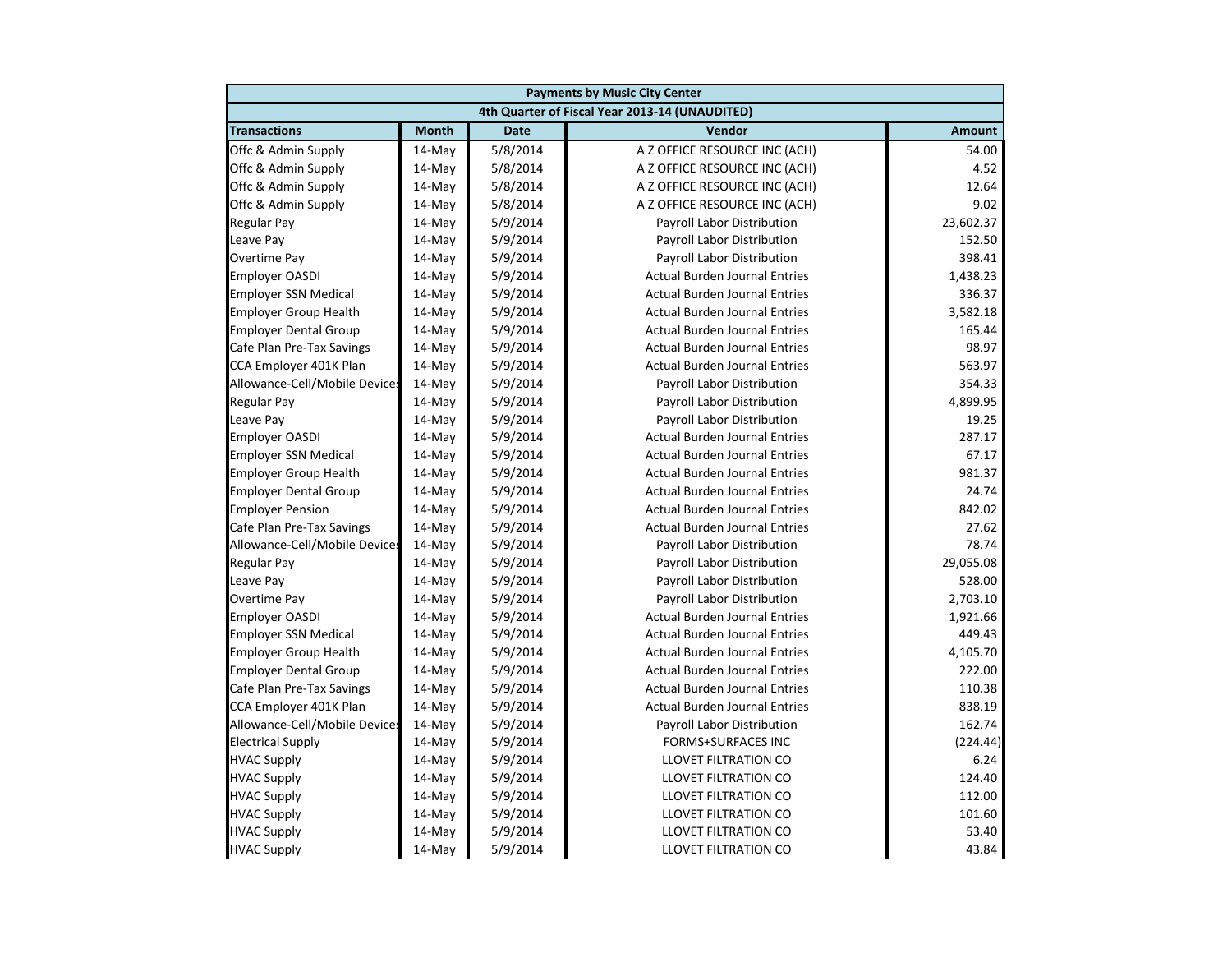| Payments by Music City Center | | | | |
|---|---|---|---|---|
| 4th Quarter of Fiscal Year 2013-14 (UNAUDITED) | | | | |
| **Transactions** | **Month** | **Date** | **Vendor** | **Amount** |
| Offc & Admin Supply | 14-May | 5/8/2014 | A Z OFFICE RESOURCE INC (ACH) | 54.00 |
| Offc & Admin Supply | 14-May | 5/8/2014 | A Z OFFICE RESOURCE INC (ACH) | 4.52 |
| Offc & Admin Supply | 14-May | 5/8/2014 | A Z OFFICE RESOURCE INC (ACH) | 12.64 |
| Offc & Admin Supply | 14-May | 5/8/2014 | A Z OFFICE RESOURCE INC (ACH) | 9.02 |
| Regular Pay | 14-May | 5/9/2014 | Payroll Labor Distribution | 23,602.37 |
| Leave Pay | 14-May | 5/9/2014 | Payroll Labor Distribution | 152.50 |
| Overtime Pay | 14-May | 5/9/2014 | Payroll Labor Distribution | 398.41 |
| Employer OASDI | 14-May | 5/9/2014 | Actual Burden Journal Entries | 1,438.23 |
| Employer SSN Medical | 14-May | 5/9/2014 | Actual Burden Journal Entries | 336.37 |
| Employer Group Health | 14-May | 5/9/2014 | Actual Burden Journal Entries | 3,582.18 |
| Employer Dental Group | 14-May | 5/9/2014 | Actual Burden Journal Entries | 165.44 |
| Cafe Plan Pre-Tax Savings | 14-May | 5/9/2014 | Actual Burden Journal Entries | 98.97 |
| CCA Employer 401K Plan | 14-May | 5/9/2014 | Actual Burden Journal Entries | 563.97 |
| Allowance-Cell/Mobile Devices | 14-May | 5/9/2014 | Payroll Labor Distribution | 354.33 |
| Regular Pay | 14-May | 5/9/2014 | Payroll Labor Distribution | 4,899.95 |
| Leave Pay | 14-May | 5/9/2014 | Payroll Labor Distribution | 19.25 |
| Employer OASDI | 14-May | 5/9/2014 | Actual Burden Journal Entries | 287.17 |
| Employer SSN Medical | 14-May | 5/9/2014 | Actual Burden Journal Entries | 67.17 |
| Employer Group Health | 14-May | 5/9/2014 | Actual Burden Journal Entries | 981.37 |
| Employer Dental Group | 14-May | 5/9/2014 | Actual Burden Journal Entries | 24.74 |
| Employer Pension | 14-May | 5/9/2014 | Actual Burden Journal Entries | 842.02 |
| Cafe Plan Pre-Tax Savings | 14-May | 5/9/2014 | Actual Burden Journal Entries | 27.62 |
| Allowance-Cell/Mobile Devices | 14-May | 5/9/2014 | Payroll Labor Distribution | 78.74 |
| Regular Pay | 14-May | 5/9/2014 | Payroll Labor Distribution | 29,055.08 |
| Leave Pay | 14-May | 5/9/2014 | Payroll Labor Distribution | 528.00 |
| Overtime Pay | 14-May | 5/9/2014 | Payroll Labor Distribution | 2,703.10 |
| Employer OASDI | 14-May | 5/9/2014 | Actual Burden Journal Entries | 1,921.66 |
| Employer SSN Medical | 14-May | 5/9/2014 | Actual Burden Journal Entries | 449.43 |
| Employer Group Health | 14-May | 5/9/2014 | Actual Burden Journal Entries | 4,105.70 |
| Employer Dental Group | 14-May | 5/9/2014 | Actual Burden Journal Entries | 222.00 |
| Cafe Plan Pre-Tax Savings | 14-May | 5/9/2014 | Actual Burden Journal Entries | 110.38 |
| CCA Employer 401K Plan | 14-May | 5/9/2014 | Actual Burden Journal Entries | 838.19 |
| Allowance-Cell/Mobile Devices | 14-May | 5/9/2014 | Payroll Labor Distribution | 162.74 |
| Electrical Supply | 14-May | 5/9/2014 | FORMS+SURFACES INC | (224.44) |
| HVAC Supply | 14-May | 5/9/2014 | LLOVET FILTRATION CO | 6.24 |
| HVAC Supply | 14-May | 5/9/2014 | LLOVET FILTRATION CO | 124.40 |
| HVAC Supply | 14-May | 5/9/2014 | LLOVET FILTRATION CO | 112.00 |
| HVAC Supply | 14-May | 5/9/2014 | LLOVET FILTRATION CO | 101.60 |
| HVAC Supply | 14-May | 5/9/2014 | LLOVET FILTRATION CO | 53.40 |
| HVAC Supply | 14-May | 5/9/2014 | LLOVET FILTRATION CO | 43.84 |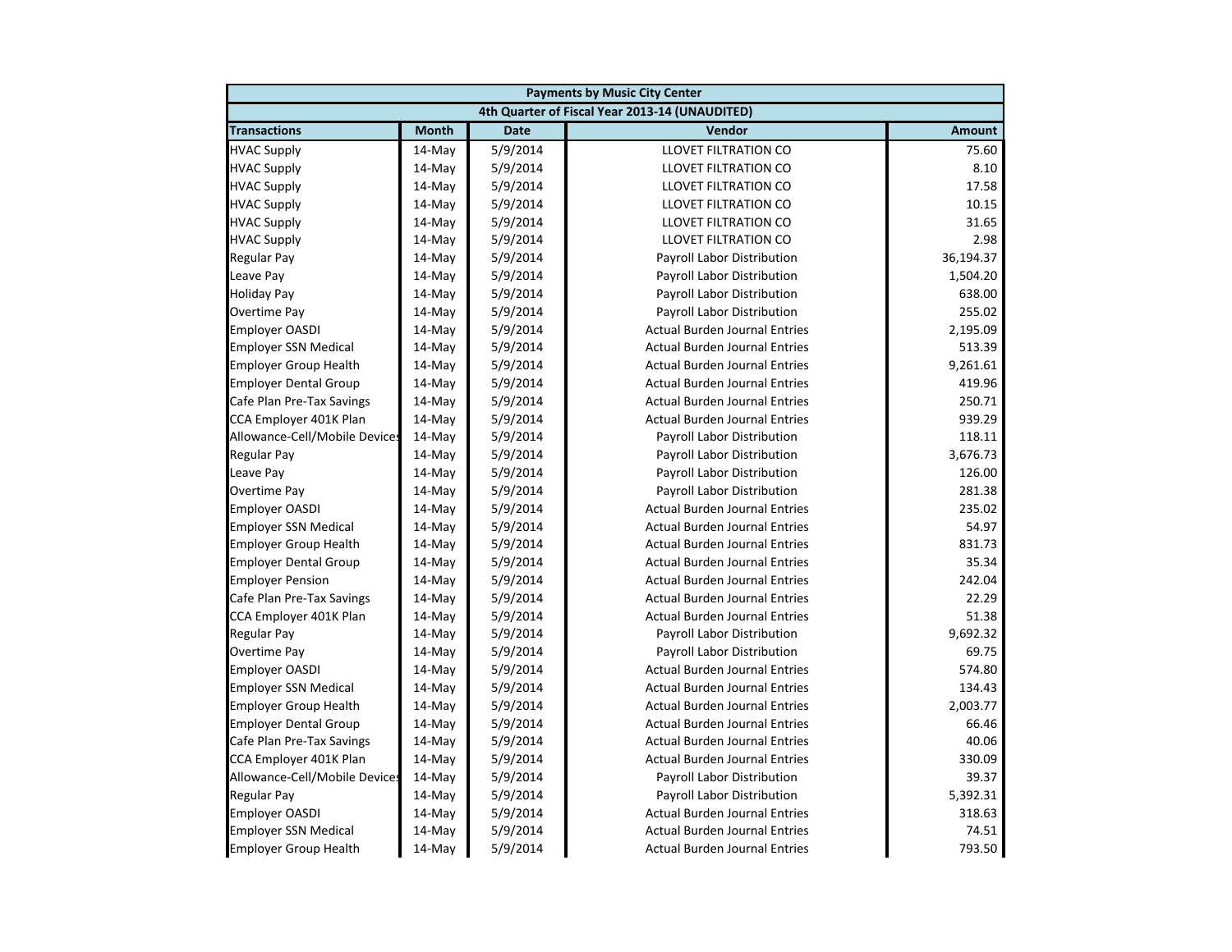| Payments by Music City Center | | | | |
|---|---|---|---|---|
| 4th Quarter of Fiscal Year 2013-14 (UNAUDITED) | | | | |
| **Transactions** | **Month** | **Date** | **Vendor** | **Amount** |
| HVAC Supply | 14-May | 5/9/2014 | LLOVET FILTRATION CO | 75.60 |
| HVAC Supply | 14-May | 5/9/2014 | LLOVET FILTRATION CO | 8.10 |
| HVAC Supply | 14-May | 5/9/2014 | LLOVET FILTRATION CO | 17.58 |
| HVAC Supply | 14-May | 5/9/2014 | LLOVET FILTRATION CO | 10.15 |
| HVAC Supply | 14-May | 5/9/2014 | LLOVET FILTRATION CO | 31.65 |
| HVAC Supply | 14-May | 5/9/2014 | LLOVET FILTRATION CO | 2.98 |
| Regular Pay | 14-May | 5/9/2014 | Payroll Labor Distribution | 36,194.37 |
| Leave Pay | 14-May | 5/9/2014 | Payroll Labor Distribution | 1,504.20 |
| Holiday Pay | 14-May | 5/9/2014 | Payroll Labor Distribution | 638.00 |
| Overtime Pay | 14-May | 5/9/2014 | Payroll Labor Distribution | 255.02 |
| Employer OASDI | 14-May | 5/9/2014 | Actual Burden Journal Entries | 2,195.09 |
| Employer SSN Medical | 14-May | 5/9/2014 | Actual Burden Journal Entries | 513.39 |
| Employer Group Health | 14-May | 5/9/2014 | Actual Burden Journal Entries | 9,261.61 |
| Employer Dental Group | 14-May | 5/9/2014 | Actual Burden Journal Entries | 419.96 |
| Cafe Plan Pre-Tax Savings | 14-May | 5/9/2014 | Actual Burden Journal Entries | 250.71 |
| CCA Employer 401K Plan | 14-May | 5/9/2014 | Actual Burden Journal Entries | 939.29 |
| Allowance-Cell/Mobile Devices | 14-May | 5/9/2014 | Payroll Labor Distribution | 118.11 |
| Regular Pay | 14-May | 5/9/2014 | Payroll Labor Distribution | 3,676.73 |
| Leave Pay | 14-May | 5/9/2014 | Payroll Labor Distribution | 126.00 |
| Overtime Pay | 14-May | 5/9/2014 | Payroll Labor Distribution | 281.38 |
| Employer OASDI | 14-May | 5/9/2014 | Actual Burden Journal Entries | 235.02 |
| Employer SSN Medical | 14-May | 5/9/2014 | Actual Burden Journal Entries | 54.97 |
| Employer Group Health | 14-May | 5/9/2014 | Actual Burden Journal Entries | 831.73 |
| Employer Dental Group | 14-May | 5/9/2014 | Actual Burden Journal Entries | 35.34 |
| Employer Pension | 14-May | 5/9/2014 | Actual Burden Journal Entries | 242.04 |
| Cafe Plan Pre-Tax Savings | 14-May | 5/9/2014 | Actual Burden Journal Entries | 22.29 |
| CCA Employer 401K Plan | 14-May | 5/9/2014 | Actual Burden Journal Entries | 51.38 |
| Regular Pay | 14-May | 5/9/2014 | Payroll Labor Distribution | 9,692.32 |
| Overtime Pay | 14-May | 5/9/2014 | Payroll Labor Distribution | 69.75 |
| Employer OASDI | 14-May | 5/9/2014 | Actual Burden Journal Entries | 574.80 |
| Employer SSN Medical | 14-May | 5/9/2014 | Actual Burden Journal Entries | 134.43 |
| Employer Group Health | 14-May | 5/9/2014 | Actual Burden Journal Entries | 2,003.77 |
| Employer Dental Group | 14-May | 5/9/2014 | Actual Burden Journal Entries | 66.46 |
| Cafe Plan Pre-Tax Savings | 14-May | 5/9/2014 | Actual Burden Journal Entries | 40.06 |
| CCA Employer 401K Plan | 14-May | 5/9/2014 | Actual Burden Journal Entries | 330.09 |
| Allowance-Cell/Mobile Devices | 14-May | 5/9/2014 | Payroll Labor Distribution | 39.37 |
| Regular Pay | 14-May | 5/9/2014 | Payroll Labor Distribution | 5,392.31 |
| Employer OASDI | 14-May | 5/9/2014 | Actual Burden Journal Entries | 318.63 |
| Employer SSN Medical | 14-May | 5/9/2014 | Actual Burden Journal Entries | 74.51 |
| Employer Group Health | 14-May | 5/9/2014 | Actual Burden Journal Entries | 793.50 |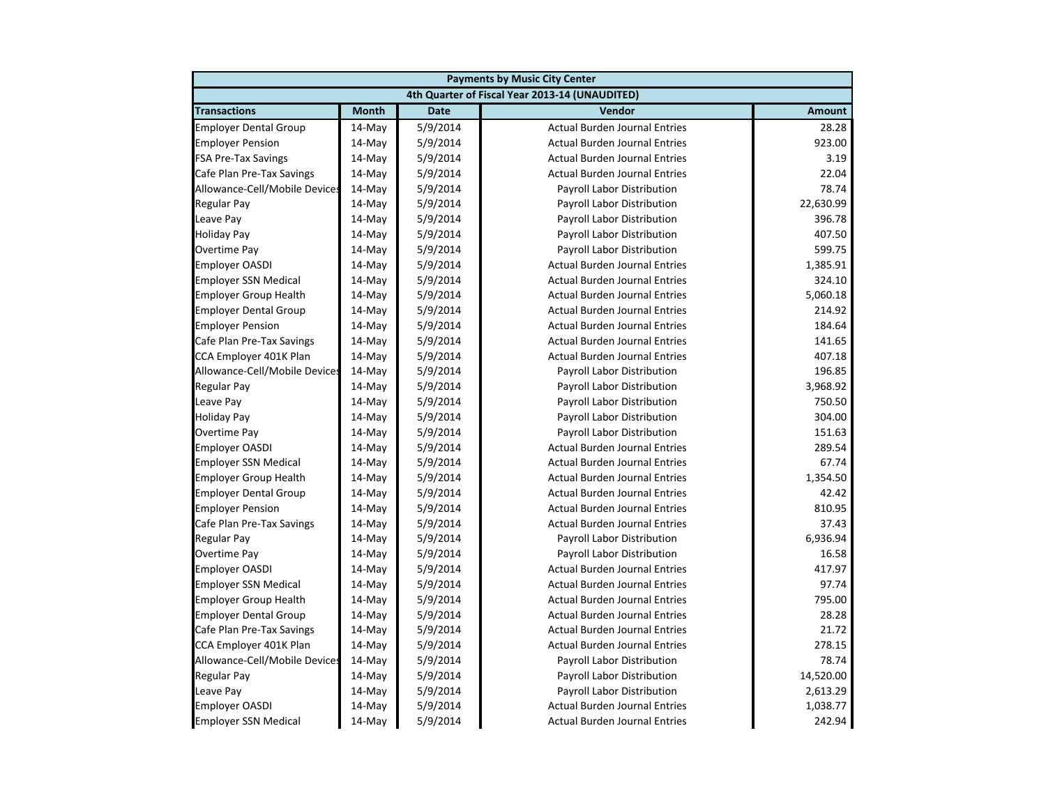| Payments by Music City Center | | | | |
|---|---|---|---|---|
| 4th Quarter of Fiscal Year 2013-14 (UNAUDITED) | | | | |
| **Transactions** | **Month** | **Date** | **Vendor** | **Amount** |
| Employer Dental Group | 14-May | 5/9/2014 | Actual Burden Journal Entries | 28.28 |
| Employer Pension | 14-May | 5/9/2014 | Actual Burden Journal Entries | 923.00 |
| FSA Pre-Tax Savings | 14-May | 5/9/2014 | Actual Burden Journal Entries | 3.19 |
| Cafe Plan Pre-Tax Savings | 14-May | 5/9/2014 | Actual Burden Journal Entries | 22.04 |
| Allowance-Cell/Mobile Devices | 14-May | 5/9/2014 | Payroll Labor Distribution | 78.74 |
| Regular Pay | 14-May | 5/9/2014 | Payroll Labor Distribution | 22,630.99 |
| Leave Pay | 14-May | 5/9/2014 | Payroll Labor Distribution | 396.78 |
| Holiday Pay | 14-May | 5/9/2014 | Payroll Labor Distribution | 407.50 |
| Overtime Pay | 14-May | 5/9/2014 | Payroll Labor Distribution | 599.75 |
| Employer OASDI | 14-May | 5/9/2014 | Actual Burden Journal Entries | 1,385.91 |
| Employer SSN Medical | 14-May | 5/9/2014 | Actual Burden Journal Entries | 324.10 |
| Employer Group Health | 14-May | 5/9/2014 | Actual Burden Journal Entries | 5,060.18 |
| Employer Dental Group | 14-May | 5/9/2014 | Actual Burden Journal Entries | 214.92 |
| Employer Pension | 14-May | 5/9/2014 | Actual Burden Journal Entries | 184.64 |
| Cafe Plan Pre-Tax Savings | 14-May | 5/9/2014 | Actual Burden Journal Entries | 141.65 |
| CCA Employer 401K Plan | 14-May | 5/9/2014 | Actual Burden Journal Entries | 407.18 |
| Allowance-Cell/Mobile Devices | 14-May | 5/9/2014 | Payroll Labor Distribution | 196.85 |
| Regular Pay | 14-May | 5/9/2014 | Payroll Labor Distribution | 3,968.92 |
| Leave Pay | 14-May | 5/9/2014 | Payroll Labor Distribution | 750.50 |
| Holiday Pay | 14-May | 5/9/2014 | Payroll Labor Distribution | 304.00 |
| Overtime Pay | 14-May | 5/9/2014 | Payroll Labor Distribution | 151.63 |
| Employer OASDI | 14-May | 5/9/2014 | Actual Burden Journal Entries | 289.54 |
| Employer SSN Medical | 14-May | 5/9/2014 | Actual Burden Journal Entries | 67.74 |
| Employer Group Health | 14-May | 5/9/2014 | Actual Burden Journal Entries | 1,354.50 |
| Employer Dental Group | 14-May | 5/9/2014 | Actual Burden Journal Entries | 42.42 |
| Employer Pension | 14-May | 5/9/2014 | Actual Burden Journal Entries | 810.95 |
| Cafe Plan Pre-Tax Savings | 14-May | 5/9/2014 | Actual Burden Journal Entries | 37.43 |
| Regular Pay | 14-May | 5/9/2014 | Payroll Labor Distribution | 6,936.94 |
| Overtime Pay | 14-May | 5/9/2014 | Payroll Labor Distribution | 16.58 |
| Employer OASDI | 14-May | 5/9/2014 | Actual Burden Journal Entries | 417.97 |
| Employer SSN Medical | 14-May | 5/9/2014 | Actual Burden Journal Entries | 97.74 |
| Employer Group Health | 14-May | 5/9/2014 | Actual Burden Journal Entries | 795.00 |
| Employer Dental Group | 14-May | 5/9/2014 | Actual Burden Journal Entries | 28.28 |
| Cafe Plan Pre-Tax Savings | 14-May | 5/9/2014 | Actual Burden Journal Entries | 21.72 |
| CCA Employer 401K Plan | 14-May | 5/9/2014 | Actual Burden Journal Entries | 278.15 |
| Allowance-Cell/Mobile Devices | 14-May | 5/9/2014 | Payroll Labor Distribution | 78.74 |
| Regular Pay | 14-May | 5/9/2014 | Payroll Labor Distribution | 14,520.00 |
| Leave Pay | 14-May | 5/9/2014 | Payroll Labor Distribution | 2,613.29 |
| Employer OASDI | 14-May | 5/9/2014 | Actual Burden Journal Entries | 1,038.77 |
| Employer SSN Medical | 14-May | 5/9/2014 | Actual Burden Journal Entries | 242.94 |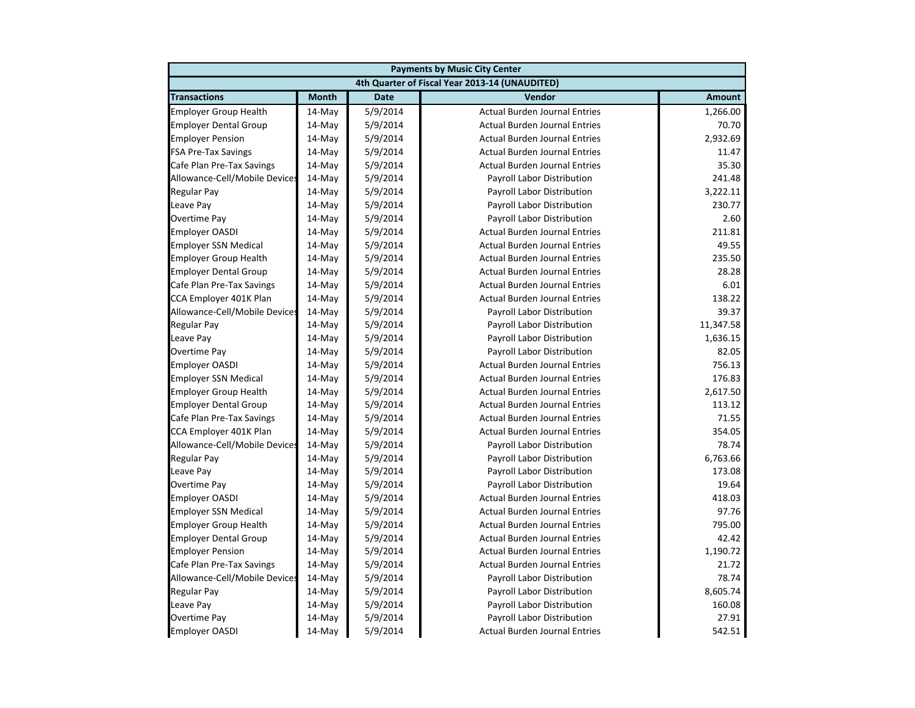| Payments by Music City Center | | | | |
|---|---|---|---|---|
| 4th Quarter of Fiscal Year 2013-14 (UNAUDITED) | | | | |
| **Transactions** | **Month** | **Date** | **Vendor** | **Amount** |
| Employer Group Health | 14-May | 5/9/2014 | Actual Burden Journal Entries | 1,266.00 |
| Employer Dental Group | 14-May | 5/9/2014 | Actual Burden Journal Entries | 70.70 |
| Employer Pension | 14-May | 5/9/2014 | Actual Burden Journal Entries | 2,932.69 |
| FSA Pre-Tax Savings | 14-May | 5/9/2014 | Actual Burden Journal Entries | 11.47 |
| Cafe Plan Pre-Tax Savings | 14-May | 5/9/2014 | Actual Burden Journal Entries | 35.30 |
| Allowance-Cell/Mobile Devices | 14-May | 5/9/2014 | Payroll Labor Distribution | 241.48 |
| Regular Pay | 14-May | 5/9/2014 | Payroll Labor Distribution | 3,222.11 |
| Leave Pay | 14-May | 5/9/2014 | Payroll Labor Distribution | 230.77 |
| Overtime Pay | 14-May | 5/9/2014 | Payroll Labor Distribution | 2.60 |
| Employer OASDI | 14-May | 5/9/2014 | Actual Burden Journal Entries | 211.81 |
| Employer SSN Medical | 14-May | 5/9/2014 | Actual Burden Journal Entries | 49.55 |
| Employer Group Health | 14-May | 5/9/2014 | Actual Burden Journal Entries | 235.50 |
| Employer Dental Group | 14-May | 5/9/2014 | Actual Burden Journal Entries | 28.28 |
| Cafe Plan Pre-Tax Savings | 14-May | 5/9/2014 | Actual Burden Journal Entries | 6.01 |
| CCA Employer 401K Plan | 14-May | 5/9/2014 | Actual Burden Journal Entries | 138.22 |
| Allowance-Cell/Mobile Devices | 14-May | 5/9/2014 | Payroll Labor Distribution | 39.37 |
| Regular Pay | 14-May | 5/9/2014 | Payroll Labor Distribution | 11,347.58 |
| Leave Pay | 14-May | 5/9/2014 | Payroll Labor Distribution | 1,636.15 |
| Overtime Pay | 14-May | 5/9/2014 | Payroll Labor Distribution | 82.05 |
| Employer OASDI | 14-May | 5/9/2014 | Actual Burden Journal Entries | 756.13 |
| Employer SSN Medical | 14-May | 5/9/2014 | Actual Burden Journal Entries | 176.83 |
| Employer Group Health | 14-May | 5/9/2014 | Actual Burden Journal Entries | 2,617.50 |
| Employer Dental Group | 14-May | 5/9/2014 | Actual Burden Journal Entries | 113.12 |
| Cafe Plan Pre-Tax Savings | 14-May | 5/9/2014 | Actual Burden Journal Entries | 71.55 |
| CCA Employer 401K Plan | 14-May | 5/9/2014 | Actual Burden Journal Entries | 354.05 |
| Allowance-Cell/Mobile Devices | 14-May | 5/9/2014 | Payroll Labor Distribution | 78.74 |
| Regular Pay | 14-May | 5/9/2014 | Payroll Labor Distribution | 6,763.66 |
| Leave Pay | 14-May | 5/9/2014 | Payroll Labor Distribution | 173.08 |
| Overtime Pay | 14-May | 5/9/2014 | Payroll Labor Distribution | 19.64 |
| Employer OASDI | 14-May | 5/9/2014 | Actual Burden Journal Entries | 418.03 |
| Employer SSN Medical | 14-May | 5/9/2014 | Actual Burden Journal Entries | 97.76 |
| Employer Group Health | 14-May | 5/9/2014 | Actual Burden Journal Entries | 795.00 |
| Employer Dental Group | 14-May | 5/9/2014 | Actual Burden Journal Entries | 42.42 |
| Employer Pension | 14-May | 5/9/2014 | Actual Burden Journal Entries | 1,190.72 |
| Cafe Plan Pre-Tax Savings | 14-May | 5/9/2014 | Actual Burden Journal Entries | 21.72 |
| Allowance-Cell/Mobile Devices | 14-May | 5/9/2014 | Payroll Labor Distribution | 78.74 |
| Regular Pay | 14-May | 5/9/2014 | Payroll Labor Distribution | 8,605.74 |
| Leave Pay | 14-May | 5/9/2014 | Payroll Labor Distribution | 160.08 |
| Overtime Pay | 14-May | 5/9/2014 | Payroll Labor Distribution | 27.91 |
| Employer OASDI | 14-May | 5/9/2014 | Actual Burden Journal Entries | 542.51 |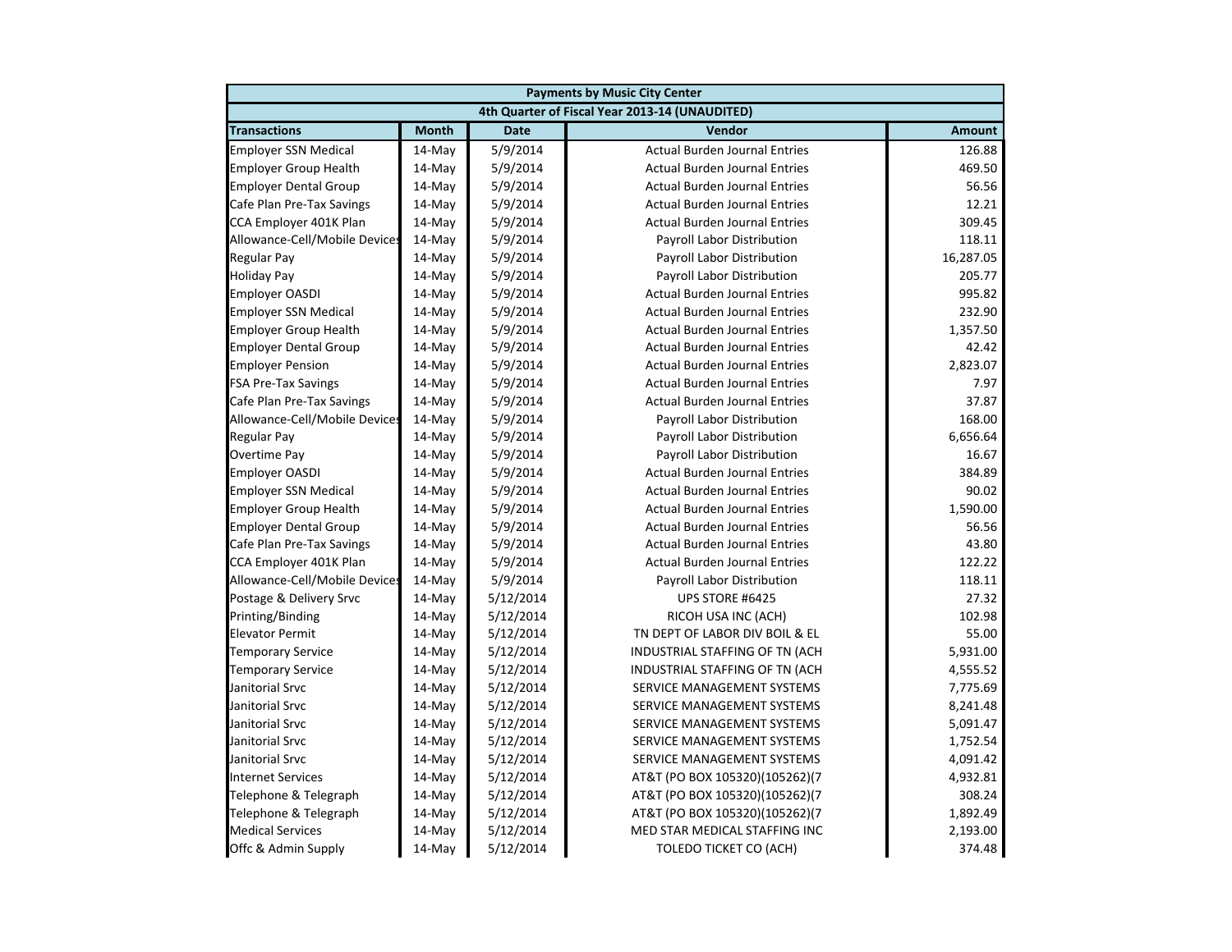| Payments by Music City Center | | | | |
|---|---|---|---|---|
| 4th Quarter of Fiscal Year 2013-14 (UNAUDITED) | | | | |
| **Transactions** | **Month** | **Date** | **Vendor** | **Amount** |
| Employer SSN Medical | 14-May | 5/9/2014 | Actual Burden Journal Entries | 126.88 |
| Employer Group Health | 14-May | 5/9/2014 | Actual Burden Journal Entries | 469.50 |
| Employer Dental Group | 14-May | 5/9/2014 | Actual Burden Journal Entries | 56.56 |
| Cafe Plan Pre-Tax Savings | 14-May | 5/9/2014 | Actual Burden Journal Entries | 12.21 |
| CCA Employer 401K Plan | 14-May | 5/9/2014 | Actual Burden Journal Entries | 309.45 |
| Allowance-Cell/Mobile Devices | 14-May | 5/9/2014 | Payroll Labor Distribution | 118.11 |
| Regular Pay | 14-May | 5/9/2014 | Payroll Labor Distribution | 16,287.05 |
| Holiday Pay | 14-May | 5/9/2014 | Payroll Labor Distribution | 205.77 |
| Employer OASDI | 14-May | 5/9/2014 | Actual Burden Journal Entries | 995.82 |
| Employer SSN Medical | 14-May | 5/9/2014 | Actual Burden Journal Entries | 232.90 |
| Employer Group Health | 14-May | 5/9/2014 | Actual Burden Journal Entries | 1,357.50 |
| Employer Dental Group | 14-May | 5/9/2014 | Actual Burden Journal Entries | 42.42 |
| Employer Pension | 14-May | 5/9/2014 | Actual Burden Journal Entries | 2,823.07 |
| FSA Pre-Tax Savings | 14-May | 5/9/2014 | Actual Burden Journal Entries | 7.97 |
| Cafe Plan Pre-Tax Savings | 14-May | 5/9/2014 | Actual Burden Journal Entries | 37.87 |
| Allowance-Cell/Mobile Devices | 14-May | 5/9/2014 | Payroll Labor Distribution | 168.00 |
| Regular Pay | 14-May | 5/9/2014 | Payroll Labor Distribution | 6,656.64 |
| Overtime Pay | 14-May | 5/9/2014 | Payroll Labor Distribution | 16.67 |
| Employer OASDI | 14-May | 5/9/2014 | Actual Burden Journal Entries | 384.89 |
| Employer SSN Medical | 14-May | 5/9/2014 | Actual Burden Journal Entries | 90.02 |
| Employer Group Health | 14-May | 5/9/2014 | Actual Burden Journal Entries | 1,590.00 |
| Employer Dental Group | 14-May | 5/9/2014 | Actual Burden Journal Entries | 56.56 |
| Cafe Plan Pre-Tax Savings | 14-May | 5/9/2014 | Actual Burden Journal Entries | 43.80 |
| CCA Employer 401K Plan | 14-May | 5/9/2014 | Actual Burden Journal Entries | 122.22 |
| Allowance-Cell/Mobile Devices | 14-May | 5/9/2014 | Payroll Labor Distribution | 118.11 |
| Postage & Delivery Srvc | 14-May | 5/12/2014 | UPS STORE #6425 | 27.32 |
| Printing/Binding | 14-May | 5/12/2014 | RICOH USA INC (ACH) | 102.98 |
| Elevator Permit | 14-May | 5/12/2014 | TN DEPT OF LABOR DIV BOIL & EL | 55.00 |
| Temporary Service | 14-May | 5/12/2014 | INDUSTRIAL STAFFING OF TN (ACH | 5,931.00 |
| Temporary Service | 14-May | 5/12/2014 | INDUSTRIAL STAFFING OF TN (ACH | 4,555.52 |
| Janitorial Srvc | 14-May | 5/12/2014 | SERVICE MANAGEMENT SYSTEMS | 7,775.69 |
| Janitorial Srvc | 14-May | 5/12/2014 | SERVICE MANAGEMENT SYSTEMS | 8,241.48 |
| Janitorial Srvc | 14-May | 5/12/2014 | SERVICE MANAGEMENT SYSTEMS | 5,091.47 |
| Janitorial Srvc | 14-May | 5/12/2014 | SERVICE MANAGEMENT SYSTEMS | 1,752.54 |
| Janitorial Srvc | 14-May | 5/12/2014 | SERVICE MANAGEMENT SYSTEMS | 4,091.42 |
| Internet Services | 14-May | 5/12/2014 | AT&T (PO BOX 105320)(105262)(7 | 4,932.81 |
| Telephone & Telegraph | 14-May | 5/12/2014 | AT&T (PO BOX 105320)(105262)(7 | 308.24 |
| Telephone & Telegraph | 14-May | 5/12/2014 | AT&T (PO BOX 105320)(105262)(7 | 1,892.49 |
| Medical Services | 14-May | 5/12/2014 | MED STAR MEDICAL STAFFING INC | 2,193.00 |
| Offc & Admin Supply | 14-May | 5/12/2014 | TOLEDO TICKET CO (ACH) | 374.48 |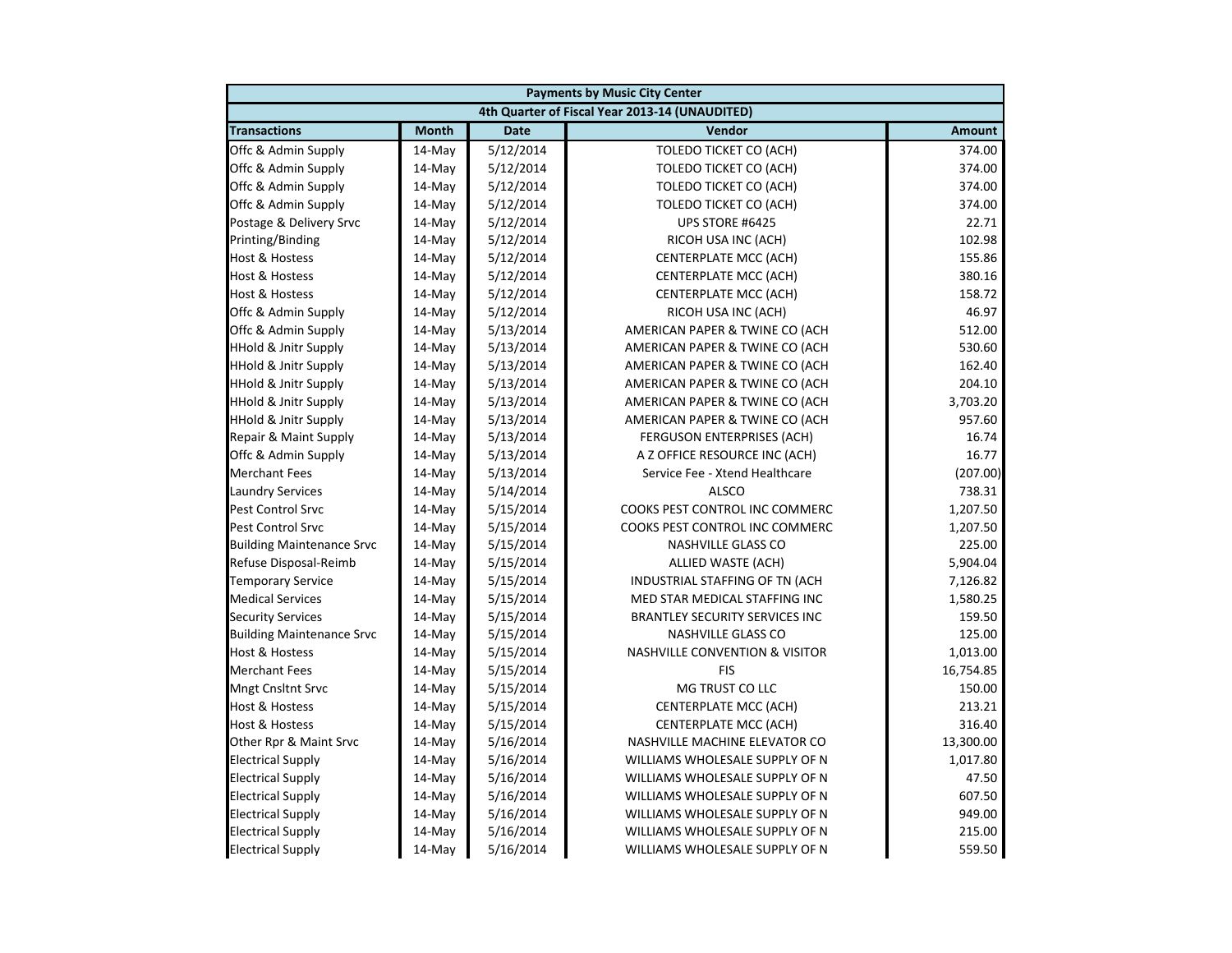| Payments by Music City Center | | | | |
|---|---|---|---|---|
| 4th Quarter of Fiscal Year 2013-14 (UNAUDITED) | | | | |
| **Transactions** | **Month** | **Date** | **Vendor** | **Amount** |
| Offc & Admin Supply | 14-May | 5/12/2014 | TOLEDO TICKET CO (ACH) | 374.00 |
| Offc & Admin Supply | 14-May | 5/12/2014 | TOLEDO TICKET CO (ACH) | 374.00 |
| Offc & Admin Supply | 14-May | 5/12/2014 | TOLEDO TICKET CO (ACH) | 374.00 |
| Offc & Admin Supply | 14-May | 5/12/2014 | TOLEDO TICKET CO (ACH) | 374.00 |
| Postage & Delivery Srvc | 14-May | 5/12/2014 | UPS STORE #6425 | 22.71 |
| Printing/Binding | 14-May | 5/12/2014 | RICOH USA INC (ACH) | 102.98 |
| Host & Hostess | 14-May | 5/12/2014 | CENTERPLATE MCC (ACH) | 155.86 |
| Host & Hostess | 14-May | 5/12/2014 | CENTERPLATE MCC (ACH) | 380.16 |
| Host & Hostess | 14-May | 5/12/2014 | CENTERPLATE MCC (ACH) | 158.72 |
| Offc & Admin Supply | 14-May | 5/12/2014 | RICOH USA INC (ACH) | 46.97 |
| Offc & Admin Supply | 14-May | 5/13/2014 | AMERICAN PAPER & TWINE CO (ACH | 512.00 |
| HHold & Jnitr Supply | 14-May | 5/13/2014 | AMERICAN PAPER & TWINE CO (ACH | 530.60 |
| HHold & Jnitr Supply | 14-May | 5/13/2014 | AMERICAN PAPER & TWINE CO (ACH | 162.40 |
| HHold & Jnitr Supply | 14-May | 5/13/2014 | AMERICAN PAPER & TWINE CO (ACH | 204.10 |
| HHold & Jnitr Supply | 14-May | 5/13/2014 | AMERICAN PAPER & TWINE CO (ACH | 3,703.20 |
| HHold & Jnitr Supply | 14-May | 5/13/2014 | AMERICAN PAPER & TWINE CO (ACH | 957.60 |
| Repair & Maint Supply | 14-May | 5/13/2014 | FERGUSON ENTERPRISES (ACH) | 16.74 |
| Offc & Admin Supply | 14-May | 5/13/2014 | A Z OFFICE RESOURCE INC (ACH) | 16.77 |
| Merchant Fees | 14-May | 5/13/2014 | Service Fee - Xtend Healthcare | (207.00) |
| Laundry Services | 14-May | 5/14/2014 | ALSCO | 738.31 |
| Pest Control Srvc | 14-May | 5/15/2014 | COOKS PEST CONTROL INC COMMERC | 1,207.50 |
| Pest Control Srvc | 14-May | 5/15/2014 | COOKS PEST CONTROL INC COMMERC | 1,207.50 |
| Building Maintenance Srvc | 14-May | 5/15/2014 | NASHVILLE GLASS CO | 225.00 |
| Refuse Disposal-Reimb | 14-May | 5/15/2014 | ALLIED WASTE (ACH) | 5,904.04 |
| Temporary Service | 14-May | 5/15/2014 | INDUSTRIAL STAFFING OF TN (ACH | 7,126.82 |
| Medical Services | 14-May | 5/15/2014 | MED STAR MEDICAL STAFFING INC | 1,580.25 |
| Security Services | 14-May | 5/15/2014 | BRANTLEY SECURITY SERVICES INC | 159.50 |
| Building Maintenance Srvc | 14-May | 5/15/2014 | NASHVILLE GLASS CO | 125.00 |
| Host & Hostess | 14-May | 5/15/2014 | NASHVILLE CONVENTION & VISITOR | 1,013.00 |
| Merchant Fees | 14-May | 5/15/2014 | FIS | 16,754.85 |
| Mngt Cnsltnt Srvc | 14-May | 5/15/2014 | MG TRUST CO LLC | 150.00 |
| Host & Hostess | 14-May | 5/15/2014 | CENTERPLATE MCC (ACH) | 213.21 |
| Host & Hostess | 14-May | 5/15/2014 | CENTERPLATE MCC (ACH) | 316.40 |
| Other Rpr & Maint Srvc | 14-May | 5/16/2014 | NASHVILLE MACHINE ELEVATOR CO | 13,300.00 |
| Electrical Supply | 14-May | 5/16/2014 | WILLIAMS WHOLESALE SUPPLY OF N | 1,017.80 |
| Electrical Supply | 14-May | 5/16/2014 | WILLIAMS WHOLESALE SUPPLY OF N | 47.50 |
| Electrical Supply | 14-May | 5/16/2014 | WILLIAMS WHOLESALE SUPPLY OF N | 607.50 |
| Electrical Supply | 14-May | 5/16/2014 | WILLIAMS WHOLESALE SUPPLY OF N | 949.00 |
| Electrical Supply | 14-May | 5/16/2014 | WILLIAMS WHOLESALE SUPPLY OF N | 215.00 |
| Electrical Supply | 14-May | 5/16/2014 | WILLIAMS WHOLESALE SUPPLY OF N | 559.50 |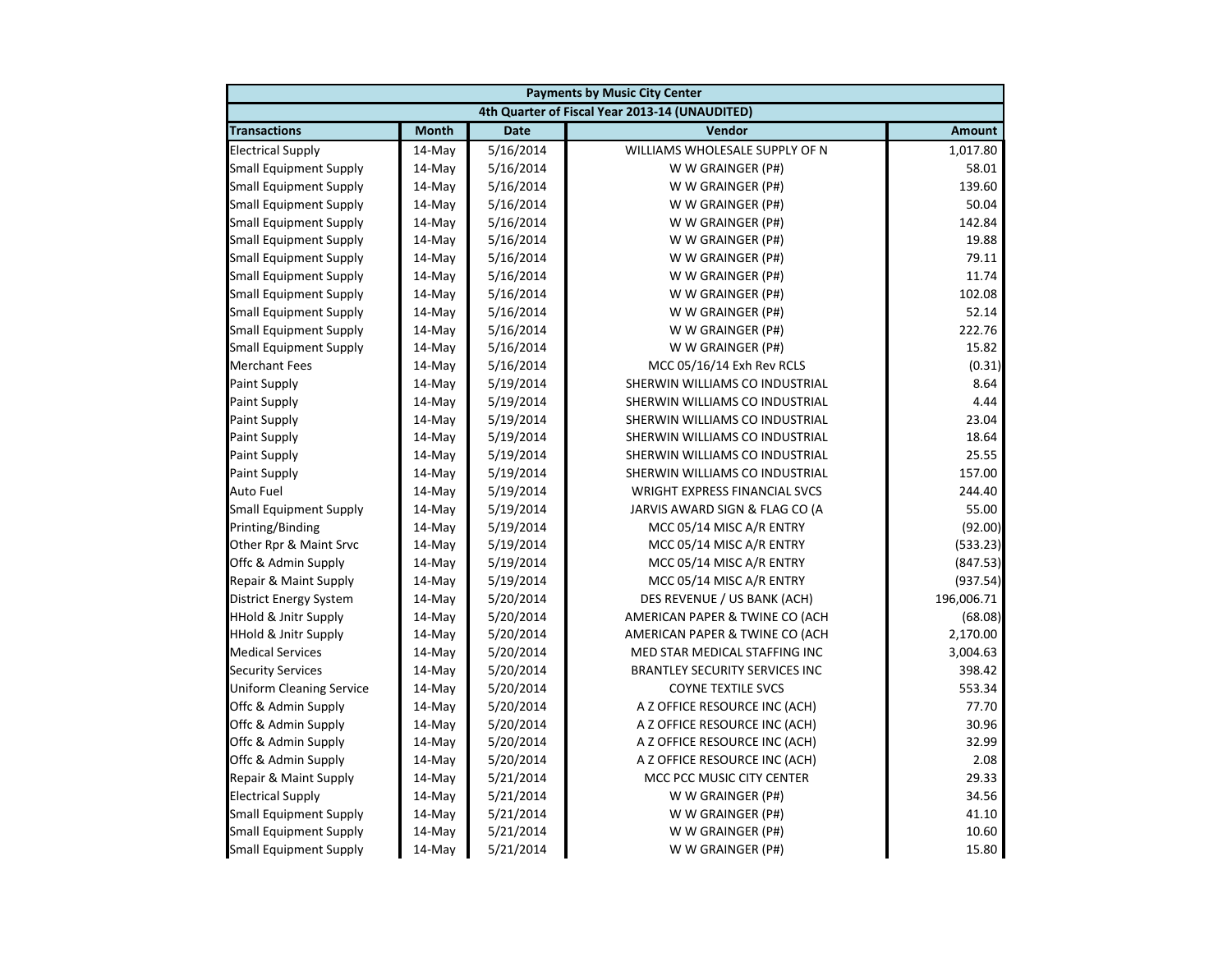| Payments by Music City Center | | | | |
|---|---|---|---|---|
| 4th Quarter of Fiscal Year 2013-14 (UNAUDITED) | | | | |
| **Transactions** | **Month** | **Date** | **Vendor** | **Amount** |
| Electrical Supply | 14-May | 5/16/2014 | WILLIAMS WHOLESALE SUPPLY OF N | 1,017.80 |
| Small Equipment Supply | 14-May | 5/16/2014 | W W GRAINGER (P#) | 58.01 |
| Small Equipment Supply | 14-May | 5/16/2014 | W W GRAINGER (P#) | 139.60 |
| Small Equipment Supply | 14-May | 5/16/2014 | W W GRAINGER (P#) | 50.04 |
| Small Equipment Supply | 14-May | 5/16/2014 | W W GRAINGER (P#) | 142.84 |
| Small Equipment Supply | 14-May | 5/16/2014 | W W GRAINGER (P#) | 19.88 |
| Small Equipment Supply | 14-May | 5/16/2014 | W W GRAINGER (P#) | 79.11 |
| Small Equipment Supply | 14-May | 5/16/2014 | W W GRAINGER (P#) | 11.74 |
| Small Equipment Supply | 14-May | 5/16/2014 | W W GRAINGER (P#) | 102.08 |
| Small Equipment Supply | 14-May | 5/16/2014 | W W GRAINGER (P#) | 52.14 |
| Small Equipment Supply | 14-May | 5/16/2014 | W W GRAINGER (P#) | 222.76 |
| Small Equipment Supply | 14-May | 5/16/2014 | W W GRAINGER (P#) | 15.82 |
| Merchant Fees | 14-May | 5/16/2014 | MCC 05/16/14 Exh Rev RCLS | (0.31) |
| Paint Supply | 14-May | 5/19/2014 | SHERWIN WILLIAMS CO INDUSTRIAL | 8.64 |
| Paint Supply | 14-May | 5/19/2014 | SHERWIN WILLIAMS CO INDUSTRIAL | 4.44 |
| Paint Supply | 14-May | 5/19/2014 | SHERWIN WILLIAMS CO INDUSTRIAL | 23.04 |
| Paint Supply | 14-May | 5/19/2014 | SHERWIN WILLIAMS CO INDUSTRIAL | 18.64 |
| Paint Supply | 14-May | 5/19/2014 | SHERWIN WILLIAMS CO INDUSTRIAL | 25.55 |
| Paint Supply | 14-May | 5/19/2014 | SHERWIN WILLIAMS CO INDUSTRIAL | 157.00 |
| Auto Fuel | 14-May | 5/19/2014 | WRIGHT EXPRESS FINANCIAL SVCS | 244.40 |
| Small Equipment Supply | 14-May | 5/19/2014 | JARVIS AWARD SIGN & FLAG CO (A | 55.00 |
| Printing/Binding | 14-May | 5/19/2014 | MCC 05/14 MISC A/R ENTRY | (92.00) |
| Other Rpr & Maint Srvc | 14-May | 5/19/2014 | MCC 05/14 MISC A/R ENTRY | (533.23) |
| Offc & Admin Supply | 14-May | 5/19/2014 | MCC 05/14 MISC A/R ENTRY | (847.53) |
| Repair & Maint Supply | 14-May | 5/19/2014 | MCC 05/14 MISC A/R ENTRY | (937.54) |
| District Energy System | 14-May | 5/20/2014 | DES REVENUE / US BANK (ACH) | 196,006.71 |
| HHold & Jnitr Supply | 14-May | 5/20/2014 | AMERICAN PAPER & TWINE CO (ACH | (68.08) |
| HHold & Jnitr Supply | 14-May | 5/20/2014 | AMERICAN PAPER & TWINE CO (ACH | 2,170.00 |
| Medical Services | 14-May | 5/20/2014 | MED STAR MEDICAL STAFFING INC | 3,004.63 |
| Security Services | 14-May | 5/20/2014 | BRANTLEY SECURITY SERVICES INC | 398.42 |
| Uniform Cleaning Service | 14-May | 5/20/2014 | COYNE TEXTILE SVCS | 553.34 |
| Offc & Admin Supply | 14-May | 5/20/2014 | A Z OFFICE RESOURCE INC (ACH) | 77.70 |
| Offc & Admin Supply | 14-May | 5/20/2014 | A Z OFFICE RESOURCE INC (ACH) | 30.96 |
| Offc & Admin Supply | 14-May | 5/20/2014 | A Z OFFICE RESOURCE INC (ACH) | 32.99 |
| Offc & Admin Supply | 14-May | 5/20/2014 | A Z OFFICE RESOURCE INC (ACH) | 2.08 |
| Repair & Maint Supply | 14-May | 5/21/2014 | MCC PCC MUSIC CITY CENTER | 29.33 |
| Electrical Supply | 14-May | 5/21/2014 | W W GRAINGER (P#) | 34.56 |
| Small Equipment Supply | 14-May | 5/21/2014 | W W GRAINGER (P#) | 41.10 |
| Small Equipment Supply | 14-May | 5/21/2014 | W W GRAINGER (P#) | 10.60 |
| Small Equipment Supply | 14-May | 5/21/2014 | W W GRAINGER (P#) | 15.80 |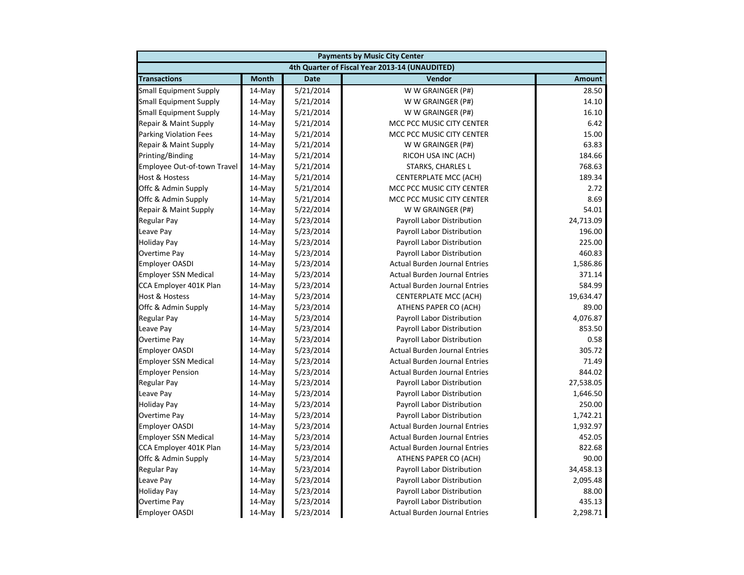| Payments by Music City Center | | | | |
|---|---|---|---|---|
| 4th Quarter of Fiscal Year 2013-14 (UNAUDITED) | | | | |
| **Transactions** | **Month** | **Date** | **Vendor** | **Amount** |
| Small Equipment Supply | 14-May | 5/21/2014 | W W GRAINGER (P#) | 28.50 |
| Small Equipment Supply | 14-May | 5/21/2014 | W W GRAINGER (P#) | 14.10 |
| Small Equipment Supply | 14-May | 5/21/2014 | W W GRAINGER (P#) | 16.10 |
| Repair & Maint Supply | 14-May | 5/21/2014 | MCC PCC MUSIC CITY CENTER | 6.42 |
| Parking Violation Fees | 14-May | 5/21/2014 | MCC PCC MUSIC CITY CENTER | 15.00 |
| Repair & Maint Supply | 14-May | 5/21/2014 | W W GRAINGER (P#) | 63.83 |
| Printing/Binding | 14-May | 5/21/2014 | RICOH USA INC (ACH) | 184.66 |
| Employee Out-of-town Travel | 14-May | 5/21/2014 | STARKS, CHARLES L | 768.63 |
| Host & Hostess | 14-May | 5/21/2014 | CENTERPLATE MCC (ACH) | 189.34 |
| Offc & Admin Supply | 14-May | 5/21/2014 | MCC PCC MUSIC CITY CENTER | 2.72 |
| Offc & Admin Supply | 14-May | 5/21/2014 | MCC PCC MUSIC CITY CENTER | 8.69 |
| Repair & Maint Supply | 14-May | 5/22/2014 | W W GRAINGER (P#) | 54.01 |
| Regular Pay | 14-May | 5/23/2014 | Payroll Labor Distribution | 24,713.09 |
| Leave Pay | 14-May | 5/23/2014 | Payroll Labor Distribution | 196.00 |
| Holiday Pay | 14-May | 5/23/2014 | Payroll Labor Distribution | 225.00 |
| Overtime Pay | 14-May | 5/23/2014 | Payroll Labor Distribution | 460.83 |
| Employer OASDI | 14-May | 5/23/2014 | Actual Burden Journal Entries | 1,586.86 |
| Employer SSN Medical | 14-May | 5/23/2014 | Actual Burden Journal Entries | 371.14 |
| CCA Employer 401K Plan | 14-May | 5/23/2014 | Actual Burden Journal Entries | 584.99 |
| Host & Hostess | 14-May | 5/23/2014 | CENTERPLATE MCC (ACH) | 19,634.47 |
| Offc & Admin Supply | 14-May | 5/23/2014 | ATHENS PAPER CO (ACH) | 89.00 |
| Regular Pay | 14-May | 5/23/2014 | Payroll Labor Distribution | 4,076.87 |
| Leave Pay | 14-May | 5/23/2014 | Payroll Labor Distribution | 853.50 |
| Overtime Pay | 14-May | 5/23/2014 | Payroll Labor Distribution | 0.58 |
| Employer OASDI | 14-May | 5/23/2014 | Actual Burden Journal Entries | 305.72 |
| Employer SSN Medical | 14-May | 5/23/2014 | Actual Burden Journal Entries | 71.49 |
| Employer Pension | 14-May | 5/23/2014 | Actual Burden Journal Entries | 844.02 |
| Regular Pay | 14-May | 5/23/2014 | Payroll Labor Distribution | 27,538.05 |
| Leave Pay | 14-May | 5/23/2014 | Payroll Labor Distribution | 1,646.50 |
| Holiday Pay | 14-May | 5/23/2014 | Payroll Labor Distribution | 250.00 |
| Overtime Pay | 14-May | 5/23/2014 | Payroll Labor Distribution | 1,742.21 |
| Employer OASDI | 14-May | 5/23/2014 | Actual Burden Journal Entries | 1,932.97 |
| Employer SSN Medical | 14-May | 5/23/2014 | Actual Burden Journal Entries | 452.05 |
| CCA Employer 401K Plan | 14-May | 5/23/2014 | Actual Burden Journal Entries | 822.68 |
| Offc & Admin Supply | 14-May | 5/23/2014 | ATHENS PAPER CO (ACH) | 90.00 |
| Regular Pay | 14-May | 5/23/2014 | Payroll Labor Distribution | 34,458.13 |
| Leave Pay | 14-May | 5/23/2014 | Payroll Labor Distribution | 2,095.48 |
| Holiday Pay | 14-May | 5/23/2014 | Payroll Labor Distribution | 88.00 |
| Overtime Pay | 14-May | 5/23/2014 | Payroll Labor Distribution | 435.13 |
| Employer OASDI | 14-May | 5/23/2014 | Actual Burden Journal Entries | 2,298.71 |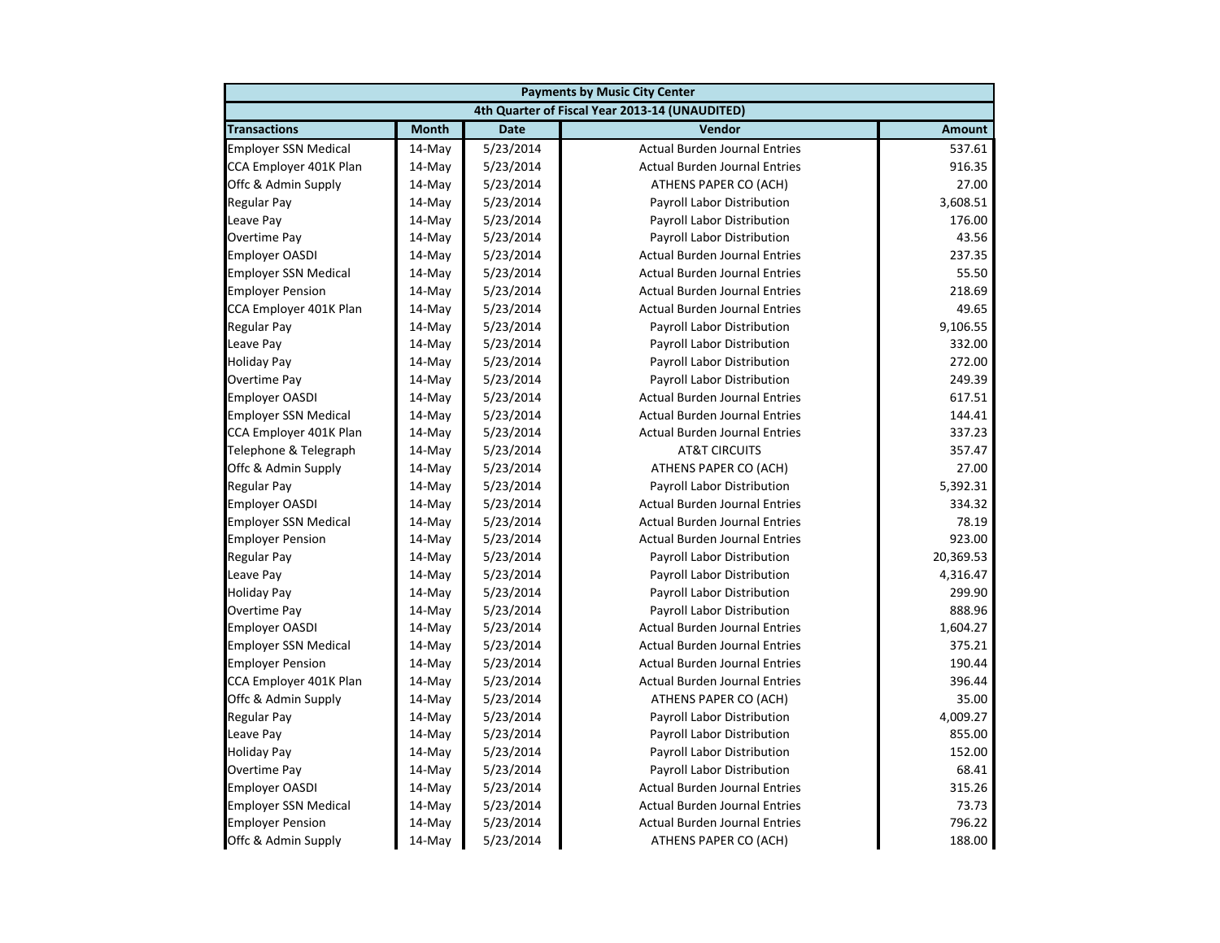| Payments by Music City Center | | | | |
|---|---|---|---|---|
| 4th Quarter of Fiscal Year 2013-14 (UNAUDITED) | | | | |
| **Transactions** | **Month** | **Date** | **Vendor** | **Amount** |
| Employer SSN Medical | 14-May | 5/23/2014 | Actual Burden Journal Entries | 537.61 |
| CCA Employer 401K Plan | 14-May | 5/23/2014 | Actual Burden Journal Entries | 916.35 |
| Offc & Admin Supply | 14-May | 5/23/2014 | ATHENS PAPER CO (ACH) | 27.00 |
| Regular Pay | 14-May | 5/23/2014 | Payroll Labor Distribution | 3,608.51 |
| Leave Pay | 14-May | 5/23/2014 | Payroll Labor Distribution | 176.00 |
| Overtime Pay | 14-May | 5/23/2014 | Payroll Labor Distribution | 43.56 |
| Employer OASDI | 14-May | 5/23/2014 | Actual Burden Journal Entries | 237.35 |
| Employer SSN Medical | 14-May | 5/23/2014 | Actual Burden Journal Entries | 55.50 |
| Employer Pension | 14-May | 5/23/2014 | Actual Burden Journal Entries | 218.69 |
| CCA Employer 401K Plan | 14-May | 5/23/2014 | Actual Burden Journal Entries | 49.65 |
| Regular Pay | 14-May | 5/23/2014 | Payroll Labor Distribution | 9,106.55 |
| Leave Pay | 14-May | 5/23/2014 | Payroll Labor Distribution | 332.00 |
| Holiday Pay | 14-May | 5/23/2014 | Payroll Labor Distribution | 272.00 |
| Overtime Pay | 14-May | 5/23/2014 | Payroll Labor Distribution | 249.39 |
| Employer OASDI | 14-May | 5/23/2014 | Actual Burden Journal Entries | 617.51 |
| Employer SSN Medical | 14-May | 5/23/2014 | Actual Burden Journal Entries | 144.41 |
| CCA Employer 401K Plan | 14-May | 5/23/2014 | Actual Burden Journal Entries | 337.23 |
| Telephone & Telegraph | 14-May | 5/23/2014 | AT&T CIRCUITS | 357.47 |
| Offc & Admin Supply | 14-May | 5/23/2014 | ATHENS PAPER CO (ACH) | 27.00 |
| Regular Pay | 14-May | 5/23/2014 | Payroll Labor Distribution | 5,392.31 |
| Employer OASDI | 14-May | 5/23/2014 | Actual Burden Journal Entries | 334.32 |
| Employer SSN Medical | 14-May | 5/23/2014 | Actual Burden Journal Entries | 78.19 |
| Employer Pension | 14-May | 5/23/2014 | Actual Burden Journal Entries | 923.00 |
| Regular Pay | 14-May | 5/23/2014 | Payroll Labor Distribution | 20,369.53 |
| Leave Pay | 14-May | 5/23/2014 | Payroll Labor Distribution | 4,316.47 |
| Holiday Pay | 14-May | 5/23/2014 | Payroll Labor Distribution | 299.90 |
| Overtime Pay | 14-May | 5/23/2014 | Payroll Labor Distribution | 888.96 |
| Employer OASDI | 14-May | 5/23/2014 | Actual Burden Journal Entries | 1,604.27 |
| Employer SSN Medical | 14-May | 5/23/2014 | Actual Burden Journal Entries | 375.21 |
| Employer Pension | 14-May | 5/23/2014 | Actual Burden Journal Entries | 190.44 |
| CCA Employer 401K Plan | 14-May | 5/23/2014 | Actual Burden Journal Entries | 396.44 |
| Offc & Admin Supply | 14-May | 5/23/2014 | ATHENS PAPER CO (ACH) | 35.00 |
| Regular Pay | 14-May | 5/23/2014 | Payroll Labor Distribution | 4,009.27 |
| Leave Pay | 14-May | 5/23/2014 | Payroll Labor Distribution | 855.00 |
| Holiday Pay | 14-May | 5/23/2014 | Payroll Labor Distribution | 152.00 |
| Overtime Pay | 14-May | 5/23/2014 | Payroll Labor Distribution | 68.41 |
| Employer OASDI | 14-May | 5/23/2014 | Actual Burden Journal Entries | 315.26 |
| Employer SSN Medical | 14-May | 5/23/2014 | Actual Burden Journal Entries | 73.73 |
| Employer Pension | 14-May | 5/23/2014 | Actual Burden Journal Entries | 796.22 |
| Offc & Admin Supply | 14-May | 5/23/2014 | ATHENS PAPER CO (ACH) | 188.00 |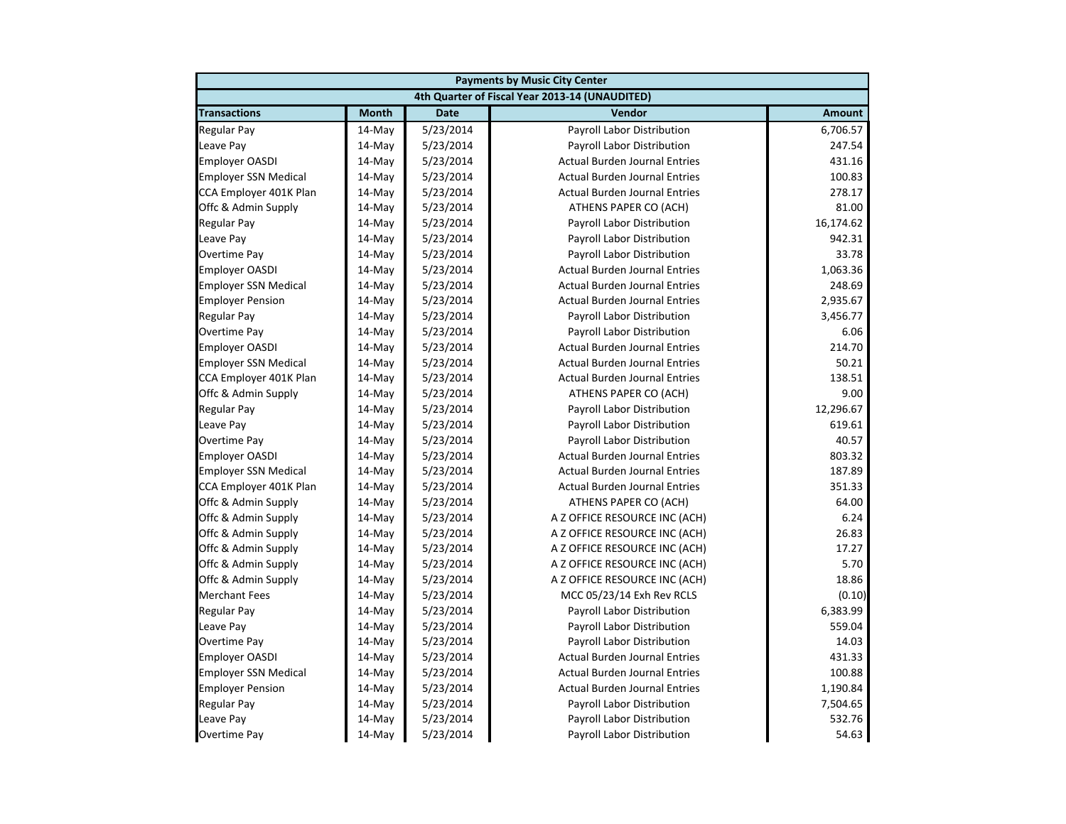| Payments by Music City Center | | | | |
|---|---|---|---|---|
| 4th Quarter of Fiscal Year 2013-14 (UNAUDITED) | | | | |
| **Transactions** | **Month** | **Date** | **Vendor** | **Amount** |
| Regular Pay | 14-May | 5/23/2014 | Payroll Labor Distribution | 6,706.57 |
| Leave Pay | 14-May | 5/23/2014 | Payroll Labor Distribution | 247.54 |
| Employer OASDI | 14-May | 5/23/2014 | Actual Burden Journal Entries | 431.16 |
| Employer SSN Medical | 14-May | 5/23/2014 | Actual Burden Journal Entries | 100.83 |
| CCA Employer 401K Plan | 14-May | 5/23/2014 | Actual Burden Journal Entries | 278.17 |
| Offc & Admin Supply | 14-May | 5/23/2014 | ATHENS PAPER CO (ACH) | 81.00 |
| Regular Pay | 14-May | 5/23/2014 | Payroll Labor Distribution | 16,174.62 |
| Leave Pay | 14-May | 5/23/2014 | Payroll Labor Distribution | 942.31 |
| Overtime Pay | 14-May | 5/23/2014 | Payroll Labor Distribution | 33.78 |
| Employer OASDI | 14-May | 5/23/2014 | Actual Burden Journal Entries | 1,063.36 |
| Employer SSN Medical | 14-May | 5/23/2014 | Actual Burden Journal Entries | 248.69 |
| Employer Pension | 14-May | 5/23/2014 | Actual Burden Journal Entries | 2,935.67 |
| Regular Pay | 14-May | 5/23/2014 | Payroll Labor Distribution | 3,456.77 |
| Overtime Pay | 14-May | 5/23/2014 | Payroll Labor Distribution | 6.06 |
| Employer OASDI | 14-May | 5/23/2014 | Actual Burden Journal Entries | 214.70 |
| Employer SSN Medical | 14-May | 5/23/2014 | Actual Burden Journal Entries | 50.21 |
| CCA Employer 401K Plan | 14-May | 5/23/2014 | Actual Burden Journal Entries | 138.51 |
| Offc & Admin Supply | 14-May | 5/23/2014 | ATHENS PAPER CO (ACH) | 9.00 |
| Regular Pay | 14-May | 5/23/2014 | Payroll Labor Distribution | 12,296.67 |
| Leave Pay | 14-May | 5/23/2014 | Payroll Labor Distribution | 619.61 |
| Overtime Pay | 14-May | 5/23/2014 | Payroll Labor Distribution | 40.57 |
| Employer OASDI | 14-May | 5/23/2014 | Actual Burden Journal Entries | 803.32 |
| Employer SSN Medical | 14-May | 5/23/2014 | Actual Burden Journal Entries | 187.89 |
| CCA Employer 401K Plan | 14-May | 5/23/2014 | Actual Burden Journal Entries | 351.33 |
| Offc & Admin Supply | 14-May | 5/23/2014 | ATHENS PAPER CO (ACH) | 64.00 |
| Offc & Admin Supply | 14-May | 5/23/2014 | A Z OFFICE RESOURCE INC (ACH) | 6.24 |
| Offc & Admin Supply | 14-May | 5/23/2014 | A Z OFFICE RESOURCE INC (ACH) | 26.83 |
| Offc & Admin Supply | 14-May | 5/23/2014 | A Z OFFICE RESOURCE INC (ACH) | 17.27 |
| Offc & Admin Supply | 14-May | 5/23/2014 | A Z OFFICE RESOURCE INC (ACH) | 5.70 |
| Offc & Admin Supply | 14-May | 5/23/2014 | A Z OFFICE RESOURCE INC (ACH) | 18.86 |
| Merchant Fees | 14-May | 5/23/2014 | MCC 05/23/14 Exh Rev RCLS | (0.10) |
| Regular Pay | 14-May | 5/23/2014 | Payroll Labor Distribution | 6,383.99 |
| Leave Pay | 14-May | 5/23/2014 | Payroll Labor Distribution | 559.04 |
| Overtime Pay | 14-May | 5/23/2014 | Payroll Labor Distribution | 14.03 |
| Employer OASDI | 14-May | 5/23/2014 | Actual Burden Journal Entries | 431.33 |
| Employer SSN Medical | 14-May | 5/23/2014 | Actual Burden Journal Entries | 100.88 |
| Employer Pension | 14-May | 5/23/2014 | Actual Burden Journal Entries | 1,190.84 |
| Regular Pay | 14-May | 5/23/2014 | Payroll Labor Distribution | 7,504.65 |
| Leave Pay | 14-May | 5/23/2014 | Payroll Labor Distribution | 532.76 |
| Overtime Pay | 14-May | 5/23/2014 | Payroll Labor Distribution | 54.63 |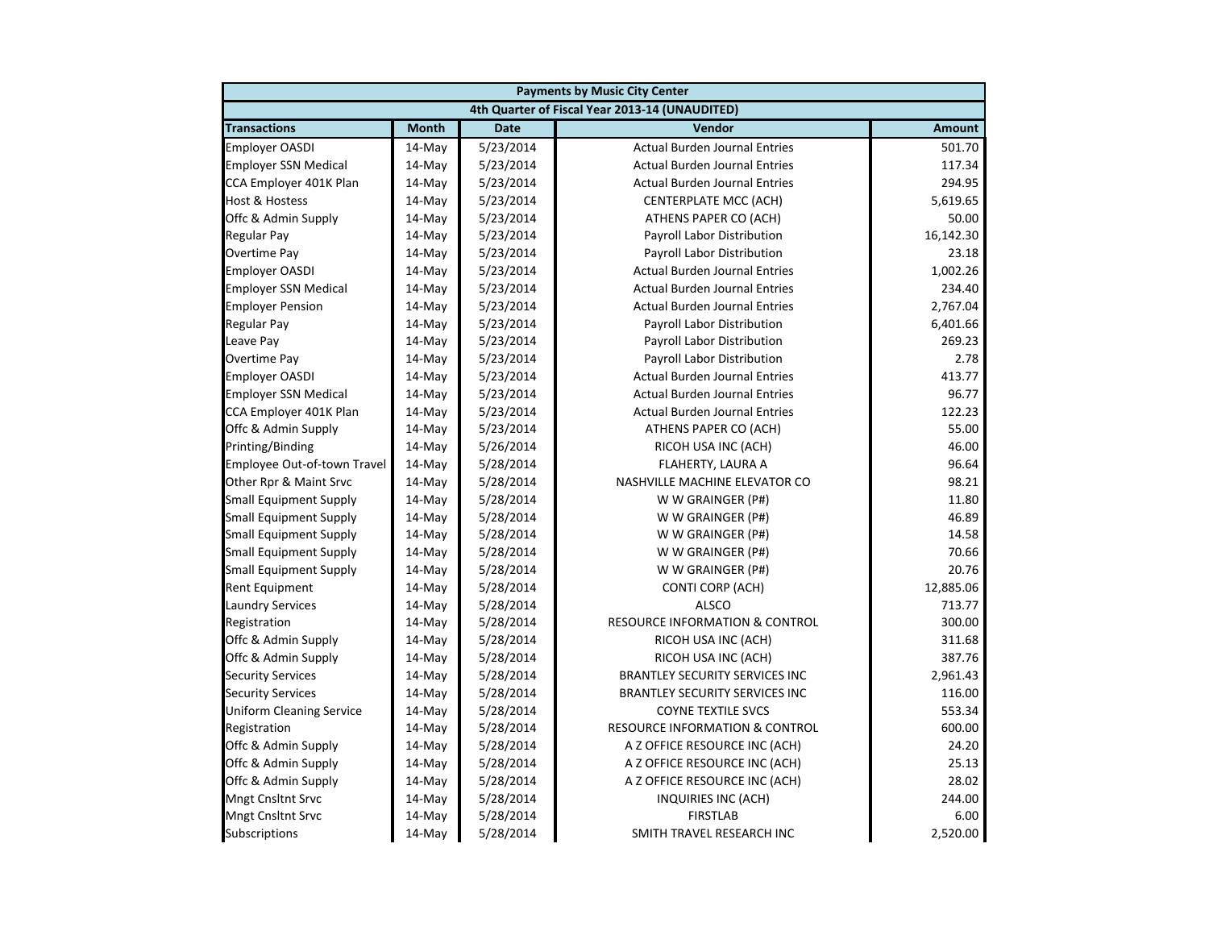| Payments by Music City Center | | | | |
|---|---|---|---|---|
| 4th Quarter of Fiscal Year 2013-14 (UNAUDITED) | | | | |
| **Transactions** | **Month** | **Date** | **Vendor** | **Amount** |
| Employer OASDI | 14-May | 5/23/2014 | Actual Burden Journal Entries | 501.70 |
| Employer SSN Medical | 14-May | 5/23/2014 | Actual Burden Journal Entries | 117.34 |
| CCA Employer 401K Plan | 14-May | 5/23/2014 | Actual Burden Journal Entries | 294.95 |
| Host & Hostess | 14-May | 5/23/2014 | CENTERPLATE MCC (ACH) | 5,619.65 |
| Offc & Admin Supply | 14-May | 5/23/2014 | ATHENS PAPER CO (ACH) | 50.00 |
| Regular Pay | 14-May | 5/23/2014 | Payroll Labor Distribution | 16,142.30 |
| Overtime Pay | 14-May | 5/23/2014 | Payroll Labor Distribution | 23.18 |
| Employer OASDI | 14-May | 5/23/2014 | Actual Burden Journal Entries | 1,002.26 |
| Employer SSN Medical | 14-May | 5/23/2014 | Actual Burden Journal Entries | 234.40 |
| Employer Pension | 14-May | 5/23/2014 | Actual Burden Journal Entries | 2,767.04 |
| Regular Pay | 14-May | 5/23/2014 | Payroll Labor Distribution | 6,401.66 |
| Leave Pay | 14-May | 5/23/2014 | Payroll Labor Distribution | 269.23 |
| Overtime Pay | 14-May | 5/23/2014 | Payroll Labor Distribution | 2.78 |
| Employer OASDI | 14-May | 5/23/2014 | Actual Burden Journal Entries | 413.77 |
| Employer SSN Medical | 14-May | 5/23/2014 | Actual Burden Journal Entries | 96.77 |
| CCA Employer 401K Plan | 14-May | 5/23/2014 | Actual Burden Journal Entries | 122.23 |
| Offc & Admin Supply | 14-May | 5/23/2014 | ATHENS PAPER CO (ACH) | 55.00 |
| Printing/Binding | 14-May | 5/26/2014 | RICOH USA INC (ACH) | 46.00 |
| Employee Out-of-town Travel | 14-May | 5/28/2014 | FLAHERTY, LAURA A | 96.64 |
| Other Rpr & Maint Srvc | 14-May | 5/28/2014 | NASHVILLE MACHINE ELEVATOR CO | 98.21 |
| Small Equipment Supply | 14-May | 5/28/2014 | W W GRAINGER (P#) | 11.80 |
| Small Equipment Supply | 14-May | 5/28/2014 | W W GRAINGER (P#) | 46.89 |
| Small Equipment Supply | 14-May | 5/28/2014 | W W GRAINGER (P#) | 14.58 |
| Small Equipment Supply | 14-May | 5/28/2014 | W W GRAINGER (P#) | 70.66 |
| Small Equipment Supply | 14-May | 5/28/2014 | W W GRAINGER (P#) | 20.76 |
| Rent Equipment | 14-May | 5/28/2014 | CONTI CORP (ACH) | 12,885.06 |
| Laundry Services | 14-May | 5/28/2014 | ALSCO | 713.77 |
| Registration | 14-May | 5/28/2014 | RESOURCE INFORMATION & CONTROL | 300.00 |
| Offc & Admin Supply | 14-May | 5/28/2014 | RICOH USA INC (ACH) | 311.68 |
| Offc & Admin Supply | 14-May | 5/28/2014 | RICOH USA INC (ACH) | 387.76 |
| Security Services | 14-May | 5/28/2014 | BRANTLEY SECURITY SERVICES INC | 2,961.43 |
| Security Services | 14-May | 5/28/2014 | BRANTLEY SECURITY SERVICES INC | 116.00 |
| Uniform Cleaning Service | 14-May | 5/28/2014 | COYNE TEXTILE SVCS | 553.34 |
| Registration | 14-May | 5/28/2014 | RESOURCE INFORMATION & CONTROL | 600.00 |
| Offc & Admin Supply | 14-May | 5/28/2014 | A Z OFFICE RESOURCE INC (ACH) | 24.20 |
| Offc & Admin Supply | 14-May | 5/28/2014 | A Z OFFICE RESOURCE INC (ACH) | 25.13 |
| Offc & Admin Supply | 14-May | 5/28/2014 | A Z OFFICE RESOURCE INC (ACH) | 28.02 |
| Mngt Cnsltnt Srvc | 14-May | 5/28/2014 | INQUIRIES INC (ACH) | 244.00 |
| Mngt Cnsltnt Srvc | 14-May | 5/28/2014 | FIRSTLAB | 6.00 |
| Subscriptions | 14-May | 5/28/2014 | SMITH TRAVEL RESEARCH INC | 2,520.00 |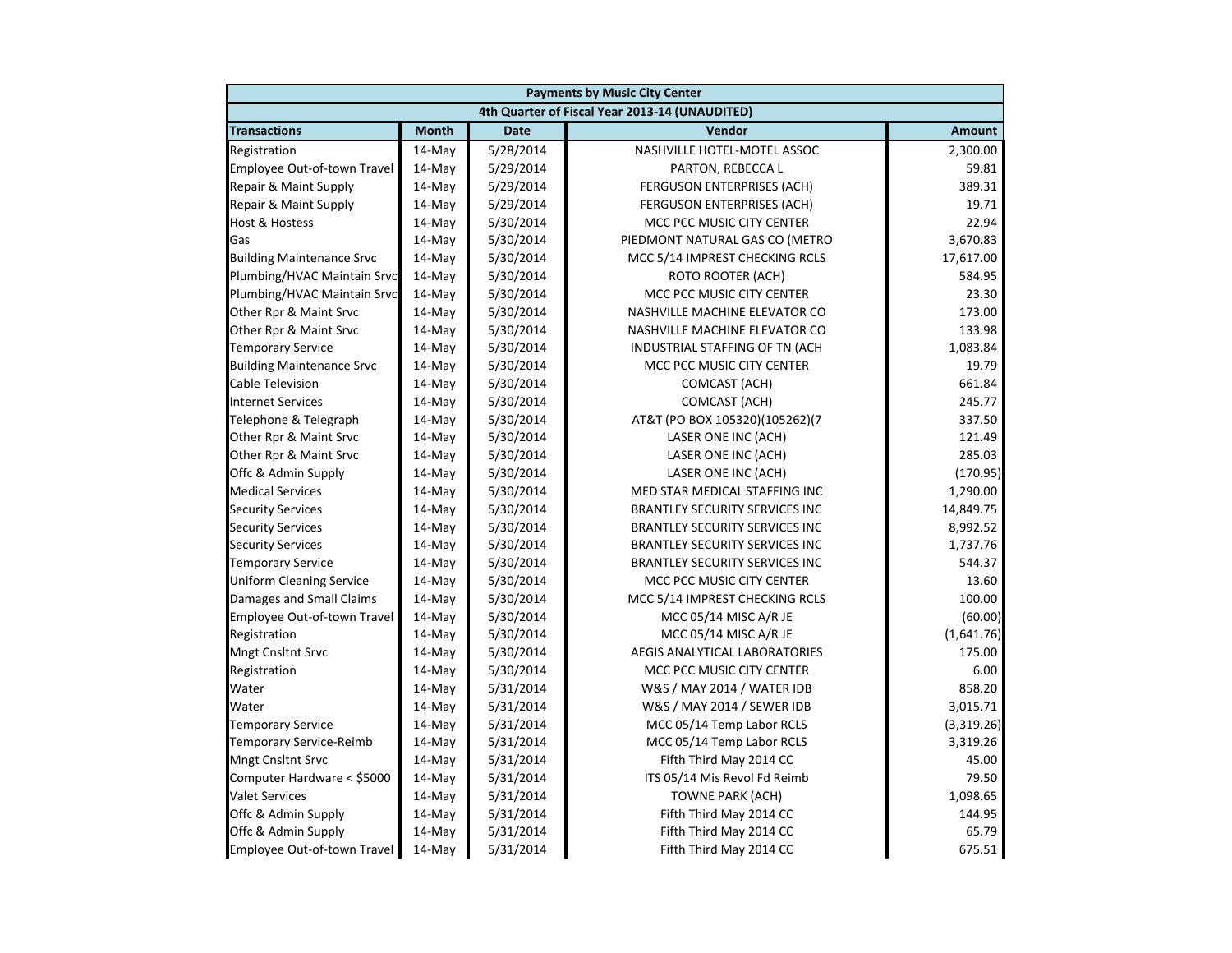| Payments by Music City Center | | | | |
|---|---|---|---|---|
| 4th Quarter of Fiscal Year 2013-14 (UNAUDITED) | | | | |
| **Transactions** | **Month** | **Date** | **Vendor** | **Amount** |
| Registration | 14-May | 5/28/2014 | NASHVILLE HOTEL-MOTEL ASSOC | 2,300.00 |
| Employee Out-of-town Travel | 14-May | 5/29/2014 | PARTON, REBECCA L | 59.81 |
| Repair & Maint Supply | 14-May | 5/29/2014 | FERGUSON ENTERPRISES (ACH) | 389.31 |
| Repair & Maint Supply | 14-May | 5/29/2014 | FERGUSON ENTERPRISES (ACH) | 19.71 |
| Host & Hostess | 14-May | 5/30/2014 | MCC PCC MUSIC CITY CENTER | 22.94 |
| Gas | 14-May | 5/30/2014 | PIEDMONT NATURAL GAS CO (METRO | 3,670.83 |
| Building Maintenance Srvc | 14-May | 5/30/2014 | MCC 5/14 IMPREST CHECKING RCLS | 17,617.00 |
| Plumbing/HVAC Maintain Srvc | 14-May | 5/30/2014 | ROTO ROOTER (ACH) | 584.95 |
| Plumbing/HVAC Maintain Srvc | 14-May | 5/30/2014 | MCC PCC MUSIC CITY CENTER | 23.30 |
| Other Rpr & Maint Srvc | 14-May | 5/30/2014 | NASHVILLE MACHINE ELEVATOR CO | 173.00 |
| Other Rpr & Maint Srvc | 14-May | 5/30/2014 | NASHVILLE MACHINE ELEVATOR CO | 133.98 |
| Temporary Service | 14-May | 5/30/2014 | INDUSTRIAL STAFFING OF TN (ACH | 1,083.84 |
| Building Maintenance Srvc | 14-May | 5/30/2014 | MCC PCC MUSIC CITY CENTER | 19.79 |
| Cable Television | 14-May | 5/30/2014 | COMCAST (ACH) | 661.84 |
| Internet Services | 14-May | 5/30/2014 | COMCAST (ACH) | 245.77 |
| Telephone & Telegraph | 14-May | 5/30/2014 | AT&T (PO BOX 105320)(105262)(7 | 337.50 |
| Other Rpr & Maint Srvc | 14-May | 5/30/2014 | LASER ONE INC (ACH) | 121.49 |
| Other Rpr & Maint Srvc | 14-May | 5/30/2014 | LASER ONE INC (ACH) | 285.03 |
| Offc & Admin Supply | 14-May | 5/30/2014 | LASER ONE INC (ACH) | (170.95) |
| Medical Services | 14-May | 5/30/2014 | MED STAR MEDICAL STAFFING INC | 1,290.00 |
| Security Services | 14-May | 5/30/2014 | BRANTLEY SECURITY SERVICES INC | 14,849.75 |
| Security Services | 14-May | 5/30/2014 | BRANTLEY SECURITY SERVICES INC | 8,992.52 |
| Security Services | 14-May | 5/30/2014 | BRANTLEY SECURITY SERVICES INC | 1,737.76 |
| Temporary Service | 14-May | 5/30/2014 | BRANTLEY SECURITY SERVICES INC | 544.37 |
| Uniform Cleaning Service | 14-May | 5/30/2014 | MCC PCC MUSIC CITY CENTER | 13.60 |
| Damages and Small Claims | 14-May | 5/30/2014 | MCC 5/14 IMPREST CHECKING RCLS | 100.00 |
| Employee Out-of-town Travel | 14-May | 5/30/2014 | MCC 05/14 MISC A/R JE | (60.00) |
| Registration | 14-May | 5/30/2014 | MCC 05/14 MISC A/R JE | (1,641.76) |
| Mngt Cnsltnt Srvc | 14-May | 5/30/2014 | AEGIS ANALYTICAL LABORATORIES | 175.00 |
| Registration | 14-May | 5/30/2014 | MCC PCC MUSIC CITY CENTER | 6.00 |
| Water | 14-May | 5/31/2014 | W&S / MAY 2014 / WATER IDB | 858.20 |
| Water | 14-May | 5/31/2014 | W&S / MAY 2014 / SEWER IDB | 3,015.71 |
| Temporary Service | 14-May | 5/31/2014 | MCC 05/14 Temp Labor RCLS | (3,319.26) |
| Temporary Service-Reimb | 14-May | 5/31/2014 | MCC 05/14 Temp Labor RCLS | 3,319.26 |
| Mngt Cnsltnt Srvc | 14-May | 5/31/2014 | Fifth Third May 2014 CC | 45.00 |
| Computer Hardware < $5000 | 14-May | 5/31/2014 | ITS 05/14 Mis Revol Fd Reimb | 79.50 |
| Valet Services | 14-May | 5/31/2014 | TOWNE PARK (ACH) | 1,098.65 |
| Offc & Admin Supply | 14-May | 5/31/2014 | Fifth Third May 2014 CC | 144.95 |
| Offc & Admin Supply | 14-May | 5/31/2014 | Fifth Third May 2014 CC | 65.79 |
| Employee Out-of-town Travel | 14-May | 5/31/2014 | Fifth Third May 2014 CC | 675.51 |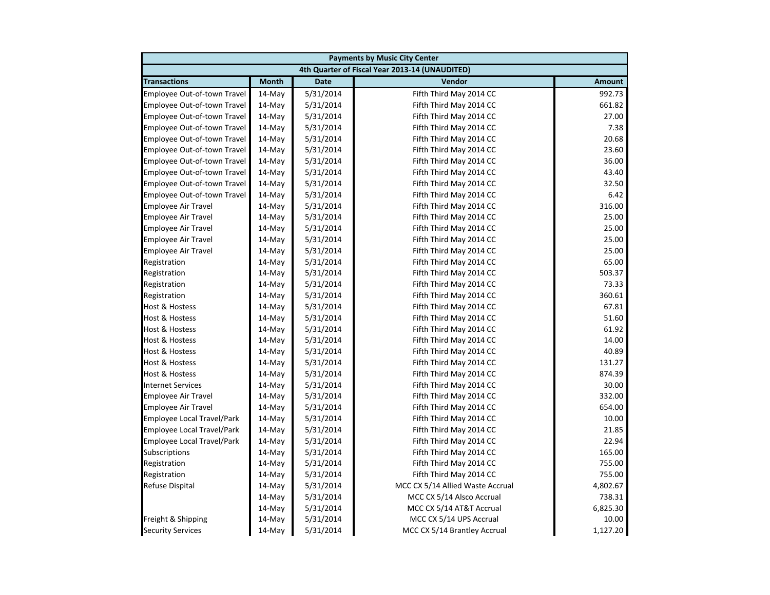| Payments by Music City Center | | | | |
|---|---|---|---|---|
| 4th Quarter of Fiscal Year 2013-14 (UNAUDITED) | | | | |
| **Transactions** | **Month** | **Date** | **Vendor** | **Amount** |
| Employee Out-of-town Travel | 14-May | 5/31/2014 | Fifth Third May 2014 CC | 992.73 |
| Employee Out-of-town Travel | 14-May | 5/31/2014 | Fifth Third May 2014 CC | 661.82 |
| Employee Out-of-town Travel | 14-May | 5/31/2014 | Fifth Third May 2014 CC | 27.00 |
| Employee Out-of-town Travel | 14-May | 5/31/2014 | Fifth Third May 2014 CC | 7.38 |
| Employee Out-of-town Travel | 14-May | 5/31/2014 | Fifth Third May 2014 CC | 20.68 |
| Employee Out-of-town Travel | 14-May | 5/31/2014 | Fifth Third May 2014 CC | 23.60 |
| Employee Out-of-town Travel | 14-May | 5/31/2014 | Fifth Third May 2014 CC | 36.00 |
| Employee Out-of-town Travel | 14-May | 5/31/2014 | Fifth Third May 2014 CC | 43.40 |
| Employee Out-of-town Travel | 14-May | 5/31/2014 | Fifth Third May 2014 CC | 32.50 |
| Employee Out-of-town Travel | 14-May | 5/31/2014 | Fifth Third May 2014 CC | 6.42 |
| Employee Air Travel | 14-May | 5/31/2014 | Fifth Third May 2014 CC | 316.00 |
| Employee Air Travel | 14-May | 5/31/2014 | Fifth Third May 2014 CC | 25.00 |
| Employee Air Travel | 14-May | 5/31/2014 | Fifth Third May 2014 CC | 25.00 |
| Employee Air Travel | 14-May | 5/31/2014 | Fifth Third May 2014 CC | 25.00 |
| Employee Air Travel | 14-May | 5/31/2014 | Fifth Third May 2014 CC | 25.00 |
| Registration | 14-May | 5/31/2014 | Fifth Third May 2014 CC | 65.00 |
| Registration | 14-May | 5/31/2014 | Fifth Third May 2014 CC | 503.37 |
| Registration | 14-May | 5/31/2014 | Fifth Third May 2014 CC | 73.33 |
| Registration | 14-May | 5/31/2014 | Fifth Third May 2014 CC | 360.61 |
| Host & Hostess | 14-May | 5/31/2014 | Fifth Third May 2014 CC | 67.81 |
| Host & Hostess | 14-May | 5/31/2014 | Fifth Third May 2014 CC | 51.60 |
| Host & Hostess | 14-May | 5/31/2014 | Fifth Third May 2014 CC | 61.92 |
| Host & Hostess | 14-May | 5/31/2014 | Fifth Third May 2014 CC | 14.00 |
| Host & Hostess | 14-May | 5/31/2014 | Fifth Third May 2014 CC | 40.89 |
| Host & Hostess | 14-May | 5/31/2014 | Fifth Third May 2014 CC | 131.27 |
| Host & Hostess | 14-May | 5/31/2014 | Fifth Third May 2014 CC | 874.39 |
| Internet Services | 14-May | 5/31/2014 | Fifth Third May 2014 CC | 30.00 |
| Employee Air Travel | 14-May | 5/31/2014 | Fifth Third May 2014 CC | 332.00 |
| Employee Air Travel | 14-May | 5/31/2014 | Fifth Third May 2014 CC | 654.00 |
| Employee Local Travel/Park | 14-May | 5/31/2014 | Fifth Third May 2014 CC | 10.00 |
| Employee Local Travel/Park | 14-May | 5/31/2014 | Fifth Third May 2014 CC | 21.85 |
| Employee Local Travel/Park | 14-May | 5/31/2014 | Fifth Third May 2014 CC | 22.94 |
| Subscriptions | 14-May | 5/31/2014 | Fifth Third May 2014 CC | 165.00 |
| Registration | 14-May | 5/31/2014 | Fifth Third May 2014 CC | 755.00 |
| Registration | 14-May | 5/31/2014 | Fifth Third May 2014 CC | 755.00 |
| Refuse Dispital | 14-May | 5/31/2014 | MCC CX 5/14 Allied Waste Accrual | 4,802.67 |
| | 14-May | 5/31/2014 | MCC CX 5/14 Alsco Accrual | 738.31 |
| | 14-May | 5/31/2014 | MCC CX 5/14 AT&T Accrual | 6,825.30 |
| Freight & Shipping | 14-May | 5/31/2014 | MCC CX 5/14 UPS Accrual | 10.00 |
| Security Services | 14-May | 5/31/2014 | MCC CX 5/14 Brantley Accrual | 1,127.20 |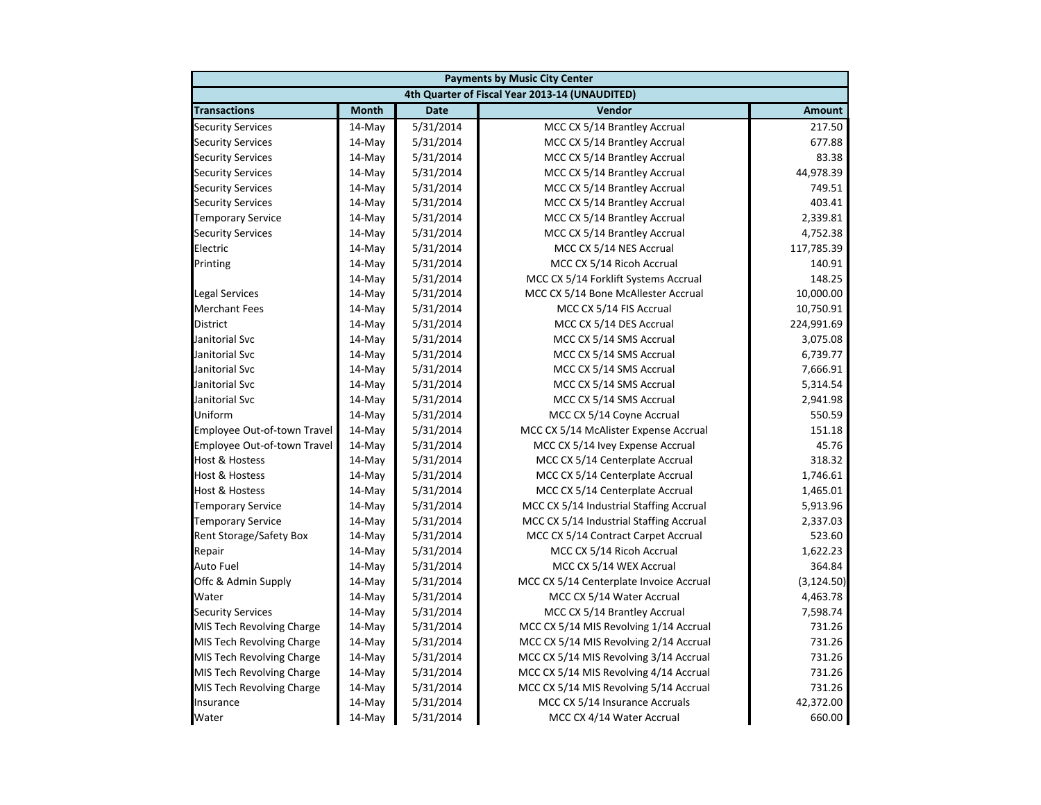| Payments by Music City Center | | | | |
|---|---|---|---|---|
| 4th Quarter of Fiscal Year 2013-14 (UNAUDITED) | | | | |
| **Transactions** | **Month** | **Date** | **Vendor** | **Amount** |
| Security Services | 14-May | 5/31/2014 | MCC CX 5/14 Brantley Accrual | 217.50 |
| Security Services | 14-May | 5/31/2014 | MCC CX 5/14 Brantley Accrual | 677.88 |
| Security Services | 14-May | 5/31/2014 | MCC CX 5/14 Brantley Accrual | 83.38 |
| Security Services | 14-May | 5/31/2014 | MCC CX 5/14 Brantley Accrual | 44,978.39 |
| Security Services | 14-May | 5/31/2014 | MCC CX 5/14 Brantley Accrual | 749.51 |
| Security Services | 14-May | 5/31/2014 | MCC CX 5/14 Brantley Accrual | 403.41 |
| Temporary Service | 14-May | 5/31/2014 | MCC CX 5/14 Brantley Accrual | 2,339.81 |
| Security Services | 14-May | 5/31/2014 | MCC CX 5/14 Brantley Accrual | 4,752.38 |
| Electric | 14-May | 5/31/2014 | MCC CX 5/14 NES Accrual | 117,785.39 |
| Printing | 14-May | 5/31/2014 | MCC CX 5/14 Ricoh Accrual | 140.91 |
| | 14-May | 5/31/2014 | MCC CX 5/14 Forklift Systems Accrual | 148.25 |
| Legal Services | 14-May | 5/31/2014 | MCC CX 5/14 Bone McAllester Accrual | 10,000.00 |
| Merchant Fees | 14-May | 5/31/2014 | MCC CX 5/14 FIS Accrual | 10,750.91 |
| District | 14-May | 5/31/2014 | MCC CX 5/14 DES Accrual | 224,991.69 |
| Janitorial Svc | 14-May | 5/31/2014 | MCC CX 5/14 SMS Accrual | 3,075.08 |
| Janitorial Svc | 14-May | 5/31/2014 | MCC CX 5/14 SMS Accrual | 6,739.77 |
| Janitorial Svc | 14-May | 5/31/2014 | MCC CX 5/14 SMS Accrual | 7,666.91 |
| Janitorial Svc | 14-May | 5/31/2014 | MCC CX 5/14 SMS Accrual | 5,314.54 |
| Janitorial Svc | 14-May | 5/31/2014 | MCC CX 5/14 SMS Accrual | 2,941.98 |
| Uniform | 14-May | 5/31/2014 | MCC CX 5/14 Coyne Accrual | 550.59 |
| Employee Out-of-town Travel | 14-May | 5/31/2014 | MCC CX 5/14 McAlister Expense Accrual | 151.18 |
| Employee Out-of-town Travel | 14-May | 5/31/2014 | MCC CX 5/14 Ivey Expense Accrual | 45.76 |
| Host & Hostess | 14-May | 5/31/2014 | MCC CX 5/14 Centerplate Accrual | 318.32 |
| Host & Hostess | 14-May | 5/31/2014 | MCC CX 5/14 Centerplate Accrual | 1,746.61 |
| Host & Hostess | 14-May | 5/31/2014 | MCC CX 5/14 Centerplate Accrual | 1,465.01 |
| Temporary Service | 14-May | 5/31/2014 | MCC CX 5/14 Industrial Staffing Accrual | 5,913.96 |
| Temporary Service | 14-May | 5/31/2014 | MCC CX 5/14 Industrial Staffing Accrual | 2,337.03 |
| Rent Storage/Safety Box | 14-May | 5/31/2014 | MCC CX 5/14 Contract Carpet Accrual | 523.60 |
| Repair | 14-May | 5/31/2014 | MCC CX 5/14 Ricoh Accrual | 1,622.23 |
| Auto Fuel | 14-May | 5/31/2014 | MCC CX 5/14 WEX Accrual | 364.84 |
| Offc & Admin Supply | 14-May | 5/31/2014 | MCC CX 5/14 Centerplate Invoice Accrual | (3,124.50) |
| Water | 14-May | 5/31/2014 | MCC CX 5/14 Water Accrual | 4,463.78 |
| Security Services | 14-May | 5/31/2014 | MCC CX 5/14 Brantley Accrual | 7,598.74 |
| MIS Tech Revolving Charge | 14-May | 5/31/2014 | MCC CX 5/14 MIS Revolving 1/14 Accrual | 731.26 |
| MIS Tech Revolving Charge | 14-May | 5/31/2014 | MCC CX 5/14 MIS Revolving 2/14 Accrual | 731.26 |
| MIS Tech Revolving Charge | 14-May | 5/31/2014 | MCC CX 5/14 MIS Revolving 3/14 Accrual | 731.26 |
| MIS Tech Revolving Charge | 14-May | 5/31/2014 | MCC CX 5/14 MIS Revolving 4/14 Accrual | 731.26 |
| MIS Tech Revolving Charge | 14-May | 5/31/2014 | MCC CX 5/14 MIS Revolving 5/14 Accrual | 731.26 |
| Insurance | 14-May | 5/31/2014 | MCC CX 5/14 Insurance Accruals | 42,372.00 |
| Water | 14-May | 5/31/2014 | MCC CX 4/14 Water Accrual | 660.00 |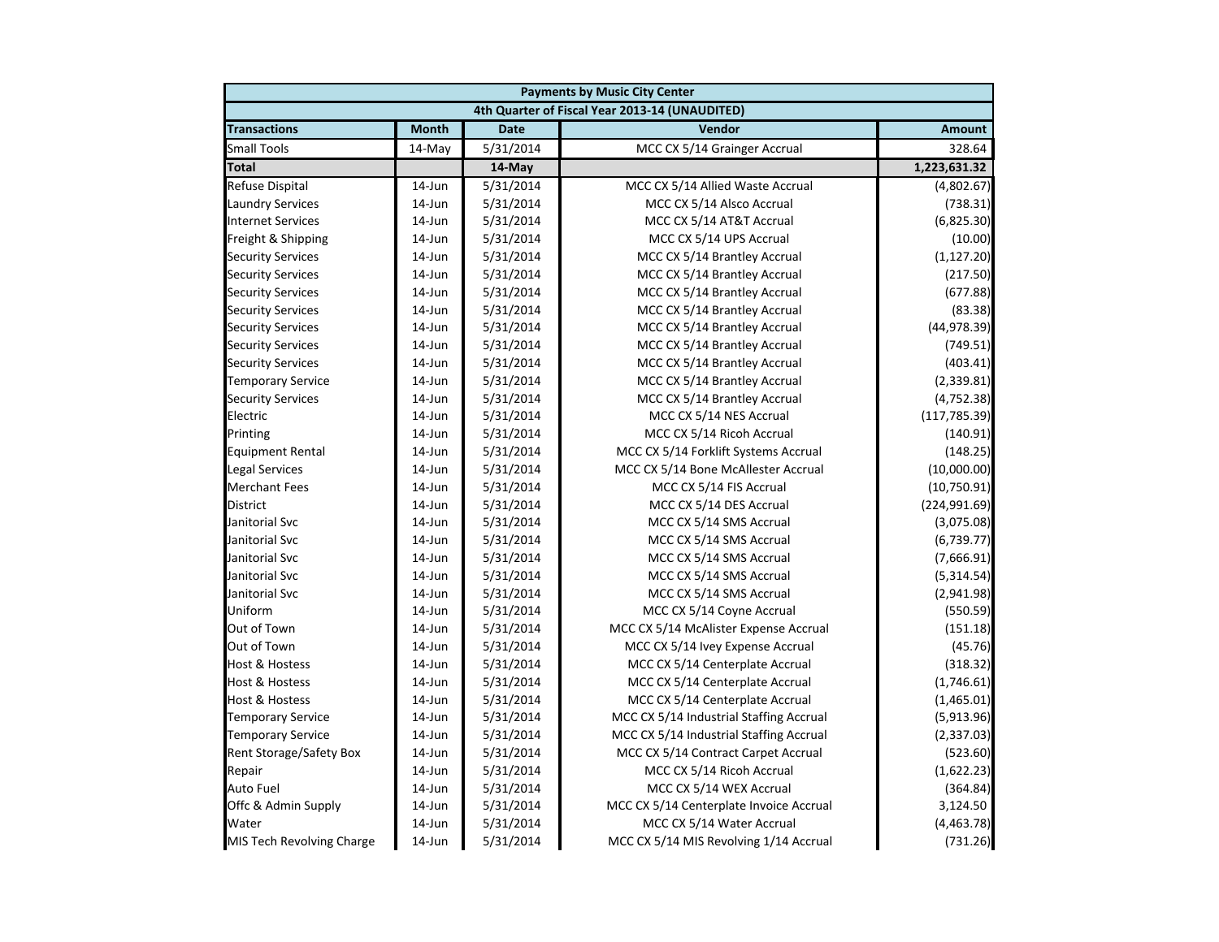| Payments by Music City Center | | | | |
|---|---|---|---|---|
| 4th Quarter of Fiscal Year 2013-14 (UNAUDITED) | | | | |
| **Transactions** | **Month** | **Date** | **Vendor** | **Amount** |
| Small Tools | 14-May | 5/31/2014 | MCC CX 5/14 Grainger Accrual | 328.64 |
| **Total** | | **14-May** | | **1,223,631.32** |
| Refuse Dispital | 14-Jun | 5/31/2014 | MCC CX 5/14 Allied Waste Accrual | (4,802.67) |
| Laundry Services | 14-Jun | 5/31/2014 | MCC CX 5/14 Alsco Accrual | (738.31) |
| Internet Services | 14-Jun | 5/31/2014 | MCC CX 5/14 AT&T Accrual | (6,825.30) |
| Freight & Shipping | 14-Jun | 5/31/2014 | MCC CX 5/14 UPS Accrual | (10.00) |
| Security Services | 14-Jun | 5/31/2014 | MCC CX 5/14 Brantley Accrual | (1,127.20) |
| Security Services | 14-Jun | 5/31/2014 | MCC CX 5/14 Brantley Accrual | (217.50) |
| Security Services | 14-Jun | 5/31/2014 | MCC CX 5/14 Brantley Accrual | (677.88) |
| Security Services | 14-Jun | 5/31/2014 | MCC CX 5/14 Brantley Accrual | (83.38) |
| Security Services | 14-Jun | 5/31/2014 | MCC CX 5/14 Brantley Accrual | (44,978.39) |
| Security Services | 14-Jun | 5/31/2014 | MCC CX 5/14 Brantley Accrual | (749.51) |
| Security Services | 14-Jun | 5/31/2014 | MCC CX 5/14 Brantley Accrual | (403.41) |
| Temporary Service | 14-Jun | 5/31/2014 | MCC CX 5/14 Brantley Accrual | (2,339.81) |
| Security Services | 14-Jun | 5/31/2014 | MCC CX 5/14 Brantley Accrual | (4,752.38) |
| Electric | 14-Jun | 5/31/2014 | MCC CX 5/14 NES Accrual | (117,785.39) |
| Printing | 14-Jun | 5/31/2014 | MCC CX 5/14 Ricoh Accrual | (140.91) |
| Equipment Rental | 14-Jun | 5/31/2014 | MCC CX 5/14 Forklift Systems Accrual | (148.25) |
| Legal Services | 14-Jun | 5/31/2014 | MCC CX 5/14 Bone McAllester Accrual | (10,000.00) |
| Merchant Fees | 14-Jun | 5/31/2014 | MCC CX 5/14 FIS Accrual | (10,750.91) |
| District | 14-Jun | 5/31/2014 | MCC CX 5/14 DES Accrual | (224,991.69) |
| Janitorial Svc | 14-Jun | 5/31/2014 | MCC CX 5/14 SMS Accrual | (3,075.08) |
| Janitorial Svc | 14-Jun | 5/31/2014 | MCC CX 5/14 SMS Accrual | (6,739.77) |
| Janitorial Svc | 14-Jun | 5/31/2014 | MCC CX 5/14 SMS Accrual | (7,666.91) |
| Janitorial Svc | 14-Jun | 5/31/2014 | MCC CX 5/14 SMS Accrual | (5,314.54) |
| Janitorial Svc | 14-Jun | 5/31/2014 | MCC CX 5/14 SMS Accrual | (2,941.98) |
| Uniform | 14-Jun | 5/31/2014 | MCC CX 5/14 Coyne Accrual | (550.59) |
| Out of Town | 14-Jun | 5/31/2014 | MCC CX 5/14 McAlister Expense Accrual | (151.18) |
| Out of Town | 14-Jun | 5/31/2014 | MCC CX 5/14 Ivey Expense Accrual | (45.76) |
| Host & Hostess | 14-Jun | 5/31/2014 | MCC CX 5/14 Centerplate Accrual | (318.32) |
| Host & Hostess | 14-Jun | 5/31/2014 | MCC CX 5/14 Centerplate Accrual | (1,746.61) |
| Host & Hostess | 14-Jun | 5/31/2014 | MCC CX 5/14 Centerplate Accrual | (1,465.01) |
| Temporary Service | 14-Jun | 5/31/2014 | MCC CX 5/14 Industrial Staffing Accrual | (5,913.96) |
| Temporary Service | 14-Jun | 5/31/2014 | MCC CX 5/14 Industrial Staffing Accrual | (2,337.03) |
| Rent Storage/Safety Box | 14-Jun | 5/31/2014 | MCC CX 5/14 Contract Carpet Accrual | (523.60) |
| Repair | 14-Jun | 5/31/2014 | MCC CX 5/14 Ricoh Accrual | (1,622.23) |
| Auto Fuel | 14-Jun | 5/31/2014 | MCC CX 5/14 WEX Accrual | (364.84) |
| Offc & Admin Supply | 14-Jun | 5/31/2014 | MCC CX 5/14 Centerplate Invoice Accrual | 3,124.50 |
| Water | 14-Jun | 5/31/2014 | MCC CX 5/14 Water Accrual | (4,463.78) |
| MIS Tech Revolving Charge | 14-Jun | 5/31/2014 | MCC CX 5/14 MIS Revolving 1/14 Accrual | (731.26) |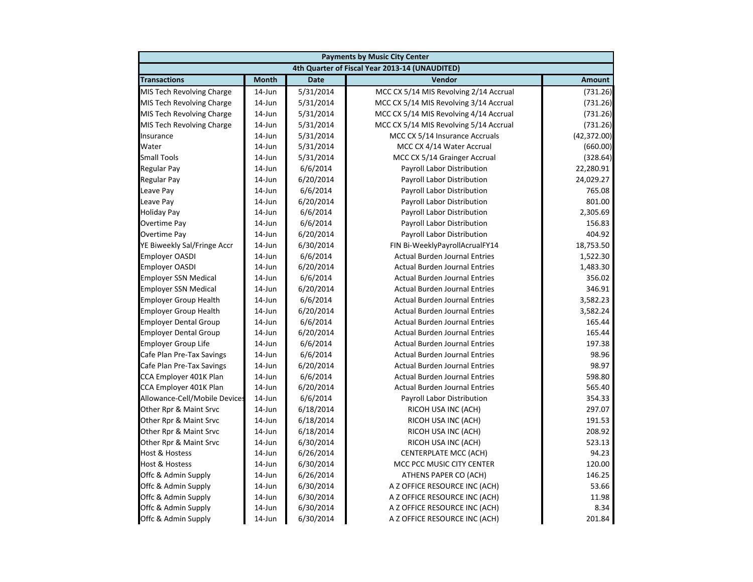| Payments by Music City Center | | | | |
|---|---|---|---|---|
| 4th Quarter of Fiscal Year 2013-14 (UNAUDITED) | | | | |
| **Transactions** | **Month** | **Date** | **Vendor** | **Amount** |
| MIS Tech Revolving Charge | 14-Jun | 5/31/2014 | MCC CX 5/14 MIS Revolving 2/14 Accrual | (731.26) |
| MIS Tech Revolving Charge | 14-Jun | 5/31/2014 | MCC CX 5/14 MIS Revolving 3/14 Accrual | (731.26) |
| MIS Tech Revolving Charge | 14-Jun | 5/31/2014 | MCC CX 5/14 MIS Revolving 4/14 Accrual | (731.26) |
| MIS Tech Revolving Charge | 14-Jun | 5/31/2014 | MCC CX 5/14 MIS Revolving 5/14 Accrual | (731.26) |
| Insurance | 14-Jun | 5/31/2014 | MCC CX 5/14 Insurance Accruals | (42,372.00) |
| Water | 14-Jun | 5/31/2014 | MCC CX 4/14 Water Accrual | (660.00) |
| Small Tools | 14-Jun | 5/31/2014 | MCC CX 5/14 Grainger Accrual | (328.64) |
| Regular Pay | 14-Jun | 6/6/2014 | Payroll Labor Distribution | 22,280.91 |
| Regular Pay | 14-Jun | 6/20/2014 | Payroll Labor Distribution | 24,029.27 |
| Leave Pay | 14-Jun | 6/6/2014 | Payroll Labor Distribution | 765.08 |
| Leave Pay | 14-Jun | 6/20/2014 | Payroll Labor Distribution | 801.00 |
| Holiday Pay | 14-Jun | 6/6/2014 | Payroll Labor Distribution | 2,305.69 |
| Overtime Pay | 14-Jun | 6/6/2014 | Payroll Labor Distribution | 156.83 |
| Overtime Pay | 14-Jun | 6/20/2014 | Payroll Labor Distribution | 404.92 |
| YE Biweekly Sal/Fringe Accr | 14-Jun | 6/30/2014 | FIN Bi-WeeklyPayrollAcrualFY14 | 18,753.50 |
| Employer OASDI | 14-Jun | 6/6/2014 | Actual Burden Journal Entries | 1,522.30 |
| Employer OASDI | 14-Jun | 6/20/2014 | Actual Burden Journal Entries | 1,483.30 |
| Employer SSN Medical | 14-Jun | 6/6/2014 | Actual Burden Journal Entries | 356.02 |
| Employer SSN Medical | 14-Jun | 6/20/2014 | Actual Burden Journal Entries | 346.91 |
| Employer Group Health | 14-Jun | 6/6/2014 | Actual Burden Journal Entries | 3,582.23 |
| Employer Group Health | 14-Jun | 6/20/2014 | Actual Burden Journal Entries | 3,582.24 |
| Employer Dental Group | 14-Jun | 6/6/2014 | Actual Burden Journal Entries | 165.44 |
| Employer Dental Group | 14-Jun | 6/20/2014 | Actual Burden Journal Entries | 165.44 |
| Employer Group Life | 14-Jun | 6/6/2014 | Actual Burden Journal Entries | 197.38 |
| Cafe Plan Pre-Tax Savings | 14-Jun | 6/6/2014 | Actual Burden Journal Entries | 98.96 |
| Cafe Plan Pre-Tax Savings | 14-Jun | 6/20/2014 | Actual Burden Journal Entries | 98.97 |
| CCA Employer 401K Plan | 14-Jun | 6/6/2014 | Actual Burden Journal Entries | 598.80 |
| CCA Employer 401K Plan | 14-Jun | 6/20/2014 | Actual Burden Journal Entries | 565.40 |
| Allowance-Cell/Mobile Devices | 14-Jun | 6/6/2014 | Payroll Labor Distribution | 354.33 |
| Other Rpr & Maint Srvc | 14-Jun | 6/18/2014 | RICOH USA INC (ACH) | 297.07 |
| Other Rpr & Maint Srvc | 14-Jun | 6/18/2014 | RICOH USA INC (ACH) | 191.53 |
| Other Rpr & Maint Srvc | 14-Jun | 6/18/2014 | RICOH USA INC (ACH) | 208.92 |
| Other Rpr & Maint Srvc | 14-Jun | 6/30/2014 | RICOH USA INC (ACH) | 523.13 |
| Host & Hostess | 14-Jun | 6/26/2014 | CENTERPLATE MCC (ACH) | 94.23 |
| Host & Hostess | 14-Jun | 6/30/2014 | MCC PCC MUSIC CITY CENTER | 120.00 |
| Offc & Admin Supply | 14-Jun | 6/26/2014 | ATHENS PAPER CO (ACH) | 146.25 |
| Offc & Admin Supply | 14-Jun | 6/30/2014 | A Z OFFICE RESOURCE INC (ACH) | 53.66 |
| Offc & Admin Supply | 14-Jun | 6/30/2014 | A Z OFFICE RESOURCE INC (ACH) | 11.98 |
| Offc & Admin Supply | 14-Jun | 6/30/2014 | A Z OFFICE RESOURCE INC (ACH) | 8.34 |
| Offc & Admin Supply | 14-Jun | 6/30/2014 | A Z OFFICE RESOURCE INC (ACH) | 201.84 |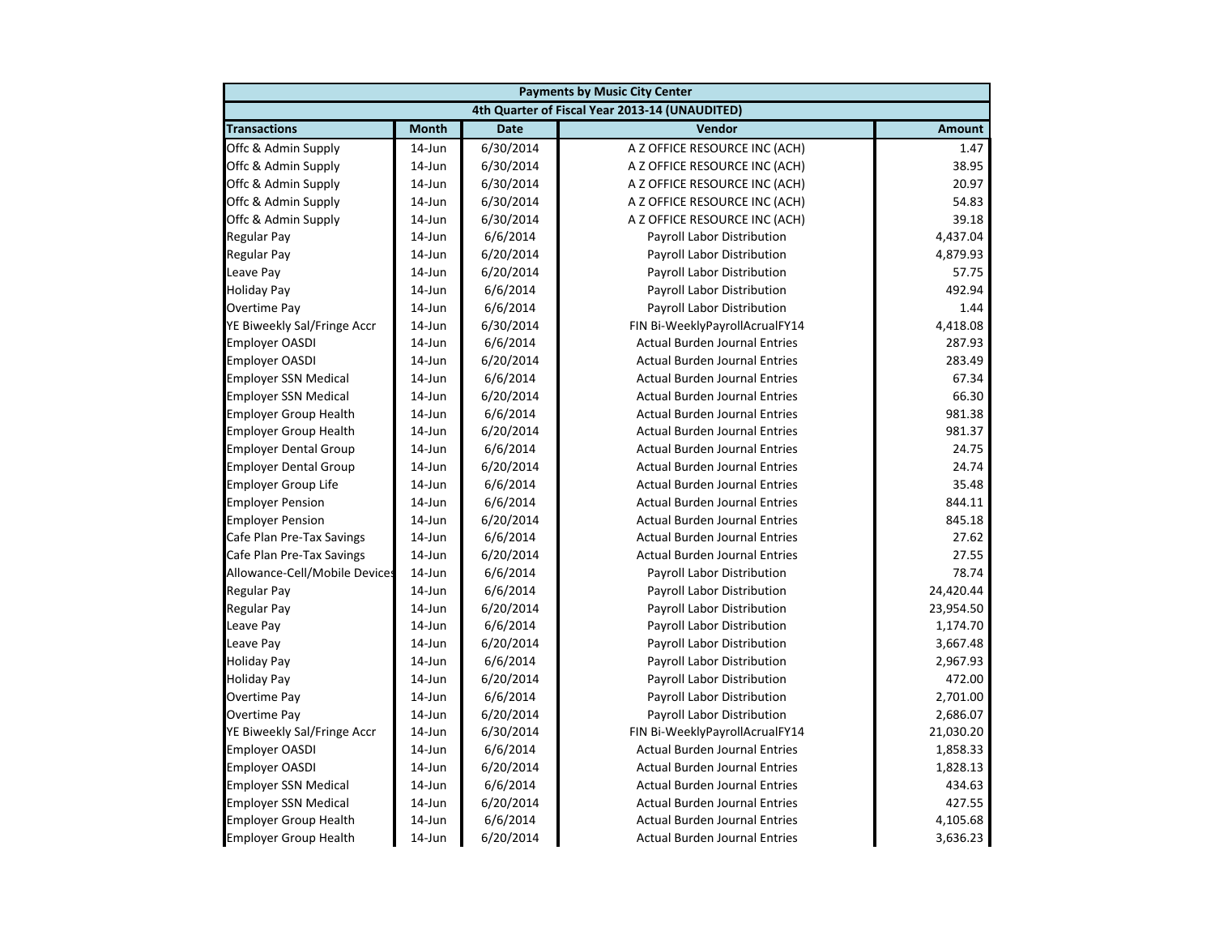| Payments by Music City Center | | | | |
|---|---|---|---|---|
| 4th Quarter of Fiscal Year 2013-14 (UNAUDITED) | | | | |
| **Transactions** | **Month** | **Date** | **Vendor** | **Amount** |
| Offc & Admin Supply | 14-Jun | 6/30/2014 | A Z OFFICE RESOURCE INC (ACH) | 1.47 |
| Offc & Admin Supply | 14-Jun | 6/30/2014 | A Z OFFICE RESOURCE INC (ACH) | 38.95 |
| Offc & Admin Supply | 14-Jun | 6/30/2014 | A Z OFFICE RESOURCE INC (ACH) | 20.97 |
| Offc & Admin Supply | 14-Jun | 6/30/2014 | A Z OFFICE RESOURCE INC (ACH) | 54.83 |
| Offc & Admin Supply | 14-Jun | 6/30/2014 | A Z OFFICE RESOURCE INC (ACH) | 39.18 |
| Regular Pay | 14-Jun | 6/6/2014 | Payroll Labor Distribution | 4,437.04 |
| Regular Pay | 14-Jun | 6/20/2014 | Payroll Labor Distribution | 4,879.93 |
| Leave Pay | 14-Jun | 6/20/2014 | Payroll Labor Distribution | 57.75 |
| Holiday Pay | 14-Jun | 6/6/2014 | Payroll Labor Distribution | 492.94 |
| Overtime Pay | 14-Jun | 6/6/2014 | Payroll Labor Distribution | 1.44 |
| YE Biweekly Sal/Fringe Accr | 14-Jun | 6/30/2014 | FIN Bi-WeeklyPayrollAcrualFY14 | 4,418.08 |
| Employer OASDI | 14-Jun | 6/6/2014 | Actual Burden Journal Entries | 287.93 |
| Employer OASDI | 14-Jun | 6/20/2014 | Actual Burden Journal Entries | 283.49 |
| Employer SSN Medical | 14-Jun | 6/6/2014 | Actual Burden Journal Entries | 67.34 |
| Employer SSN Medical | 14-Jun | 6/20/2014 | Actual Burden Journal Entries | 66.30 |
| Employer Group Health | 14-Jun | 6/6/2014 | Actual Burden Journal Entries | 981.38 |
| Employer Group Health | 14-Jun | 6/20/2014 | Actual Burden Journal Entries | 981.37 |
| Employer Dental Group | 14-Jun | 6/6/2014 | Actual Burden Journal Entries | 24.75 |
| Employer Dental Group | 14-Jun | 6/20/2014 | Actual Burden Journal Entries | 24.74 |
| Employer Group Life | 14-Jun | 6/6/2014 | Actual Burden Journal Entries | 35.48 |
| Employer Pension | 14-Jun | 6/6/2014 | Actual Burden Journal Entries | 844.11 |
| Employer Pension | 14-Jun | 6/20/2014 | Actual Burden Journal Entries | 845.18 |
| Cafe Plan Pre-Tax Savings | 14-Jun | 6/6/2014 | Actual Burden Journal Entries | 27.62 |
| Cafe Plan Pre-Tax Savings | 14-Jun | 6/20/2014 | Actual Burden Journal Entries | 27.55 |
| Allowance-Cell/Mobile Devices | 14-Jun | 6/6/2014 | Payroll Labor Distribution | 78.74 |
| Regular Pay | 14-Jun | 6/6/2014 | Payroll Labor Distribution | 24,420.44 |
| Regular Pay | 14-Jun | 6/20/2014 | Payroll Labor Distribution | 23,954.50 |
| Leave Pay | 14-Jun | 6/6/2014 | Payroll Labor Distribution | 1,174.70 |
| Leave Pay | 14-Jun | 6/20/2014 | Payroll Labor Distribution | 3,667.48 |
| Holiday Pay | 14-Jun | 6/6/2014 | Payroll Labor Distribution | 2,967.93 |
| Holiday Pay | 14-Jun | 6/20/2014 | Payroll Labor Distribution | 472.00 |
| Overtime Pay | 14-Jun | 6/6/2014 | Payroll Labor Distribution | 2,701.00 |
| Overtime Pay | 14-Jun | 6/20/2014 | Payroll Labor Distribution | 2,686.07 |
| YE Biweekly Sal/Fringe Accr | 14-Jun | 6/30/2014 | FIN Bi-WeeklyPayrollAcrualFY14 | 21,030.20 |
| Employer OASDI | 14-Jun | 6/6/2014 | Actual Burden Journal Entries | 1,858.33 |
| Employer OASDI | 14-Jun | 6/20/2014 | Actual Burden Journal Entries | 1,828.13 |
| Employer SSN Medical | 14-Jun | 6/6/2014 | Actual Burden Journal Entries | 434.63 |
| Employer SSN Medical | 14-Jun | 6/20/2014 | Actual Burden Journal Entries | 427.55 |
| Employer Group Health | 14-Jun | 6/6/2014 | Actual Burden Journal Entries | 4,105.68 |
| Employer Group Health | 14-Jun | 6/20/2014 | Actual Burden Journal Entries | 3,636.23 |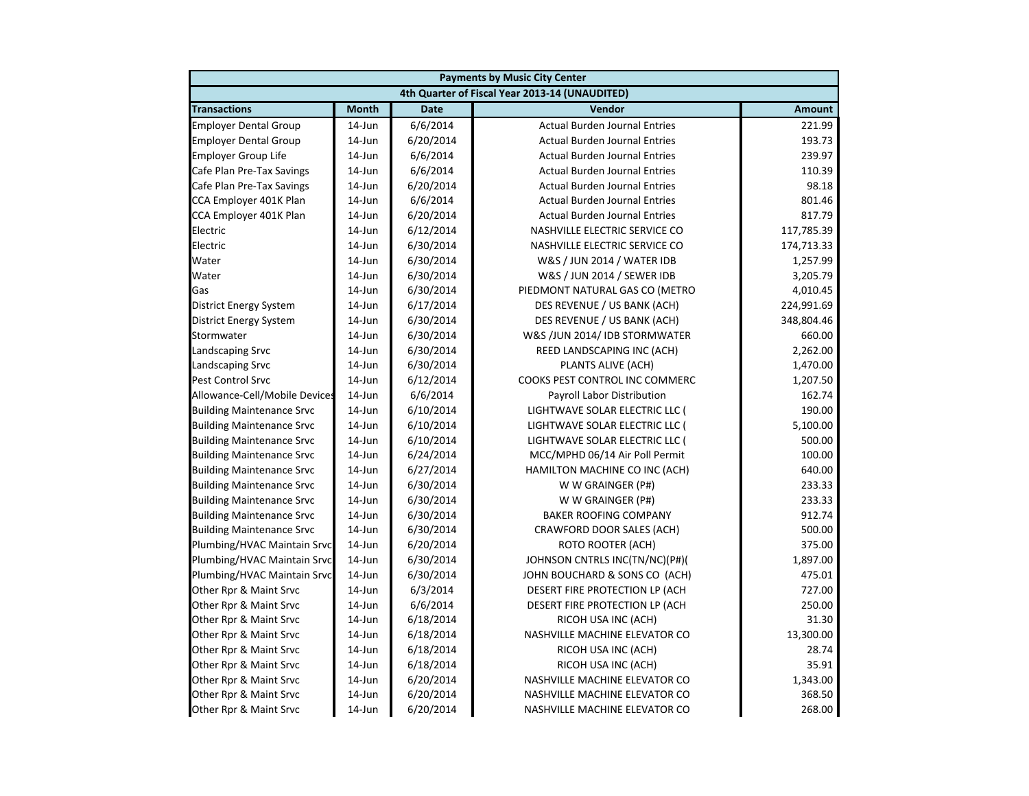| Payments by Music City Center | | | | |
|---|---|---|---|---|
| 4th Quarter of Fiscal Year 2013-14 (UNAUDITED) | | | | |
| **Transactions** | **Month** | **Date** | **Vendor** | **Amount** |
| Employer Dental Group | 14-Jun | 6/6/2014 | Actual Burden Journal Entries | 221.99 |
| Employer Dental Group | 14-Jun | 6/20/2014 | Actual Burden Journal Entries | 193.73 |
| Employer Group Life | 14-Jun | 6/6/2014 | Actual Burden Journal Entries | 239.97 |
| Cafe Plan Pre-Tax Savings | 14-Jun | 6/6/2014 | Actual Burden Journal Entries | 110.39 |
| Cafe Plan Pre-Tax Savings | 14-Jun | 6/20/2014 | Actual Burden Journal Entries | 98.18 |
| CCA Employer 401K Plan | 14-Jun | 6/6/2014 | Actual Burden Journal Entries | 801.46 |
| CCA Employer 401K Plan | 14-Jun | 6/20/2014 | Actual Burden Journal Entries | 817.79 |
| Electric | 14-Jun | 6/12/2014 | NASHVILLE ELECTRIC SERVICE CO | 117,785.39 |
| Electric | 14-Jun | 6/30/2014 | NASHVILLE ELECTRIC SERVICE CO | 174,713.33 |
| Water | 14-Jun | 6/30/2014 | W&S / JUN 2014 / WATER IDB | 1,257.99 |
| Water | 14-Jun | 6/30/2014 | W&S / JUN 2014 / SEWER IDB | 3,205.79 |
| Gas | 14-Jun | 6/30/2014 | PIEDMONT NATURAL GAS CO (METRO | 4,010.45 |
| District Energy System | 14-Jun | 6/17/2014 | DES REVENUE / US BANK (ACH) | 224,991.69 |
| District Energy System | 14-Jun | 6/30/2014 | DES REVENUE / US BANK (ACH) | 348,804.46 |
| Stormwater | 14-Jun | 6/30/2014 | W&S /JUN 2014/ IDB STORMWATER | 660.00 |
| Landscaping Srvc | 14-Jun | 6/30/2014 | REED LANDSCAPING INC (ACH) | 2,262.00 |
| Landscaping Srvc | 14-Jun | 6/30/2014 | PLANTS ALIVE (ACH) | 1,470.00 |
| Pest Control Srvc | 14-Jun | 6/12/2014 | COOKS PEST CONTROL INC COMMERC | 1,207.50 |
| Allowance-Cell/Mobile Devices | 14-Jun | 6/6/2014 | Payroll Labor Distribution | 162.74 |
| Building Maintenance Srvc | 14-Jun | 6/10/2014 | LIGHTWAVE SOLAR ELECTRIC LLC ( | 190.00 |
| Building Maintenance Srvc | 14-Jun | 6/10/2014 | LIGHTWAVE SOLAR ELECTRIC LLC ( | 5,100.00 |
| Building Maintenance Srvc | 14-Jun | 6/10/2014 | LIGHTWAVE SOLAR ELECTRIC LLC ( | 500.00 |
| Building Maintenance Srvc | 14-Jun | 6/24/2014 | MCC/MPHD 06/14 Air Poll Permit | 100.00 |
| Building Maintenance Srvc | 14-Jun | 6/27/2014 | HAMILTON MACHINE CO INC (ACH) | 640.00 |
| Building Maintenance Srvc | 14-Jun | 6/30/2014 | W W GRAINGER (P#) | 233.33 |
| Building Maintenance Srvc | 14-Jun | 6/30/2014 | W W GRAINGER (P#) | 233.33 |
| Building Maintenance Srvc | 14-Jun | 6/30/2014 | BAKER ROOFING COMPANY | 912.74 |
| Building Maintenance Srvc | 14-Jun | 6/30/2014 | CRAWFORD DOOR SALES (ACH) | 500.00 |
| Plumbing/HVAC Maintain Srvc | 14-Jun | 6/20/2014 | ROTO ROOTER (ACH) | 375.00 |
| Plumbing/HVAC Maintain Srvc | 14-Jun | 6/30/2014 | JOHNSON CNTRLS INC(TN/NC)(P#)( | 1,897.00 |
| Plumbing/HVAC Maintain Srvc | 14-Jun | 6/30/2014 | JOHN BOUCHARD & SONS CO (ACH) | 475.01 |
| Other Rpr & Maint Srvc | 14-Jun | 6/3/2014 | DESERT FIRE PROTECTION LP (ACH | 727.00 |
| Other Rpr & Maint Srvc | 14-Jun | 6/6/2014 | DESERT FIRE PROTECTION LP (ACH | 250.00 |
| Other Rpr & Maint Srvc | 14-Jun | 6/18/2014 | RICOH USA INC (ACH) | 31.30 |
| Other Rpr & Maint Srvc | 14-Jun | 6/18/2014 | NASHVILLE MACHINE ELEVATOR CO | 13,300.00 |
| Other Rpr & Maint Srvc | 14-Jun | 6/18/2014 | RICOH USA INC (ACH) | 28.74 |
| Other Rpr & Maint Srvc | 14-Jun | 6/18/2014 | RICOH USA INC (ACH) | 35.91 |
| Other Rpr & Maint Srvc | 14-Jun | 6/20/2014 | NASHVILLE MACHINE ELEVATOR CO | 1,343.00 |
| Other Rpr & Maint Srvc | 14-Jun | 6/20/2014 | NASHVILLE MACHINE ELEVATOR CO | 368.50 |
| Other Rpr & Maint Srvc | 14-Jun | 6/20/2014 | NASHVILLE MACHINE ELEVATOR CO | 268.00 |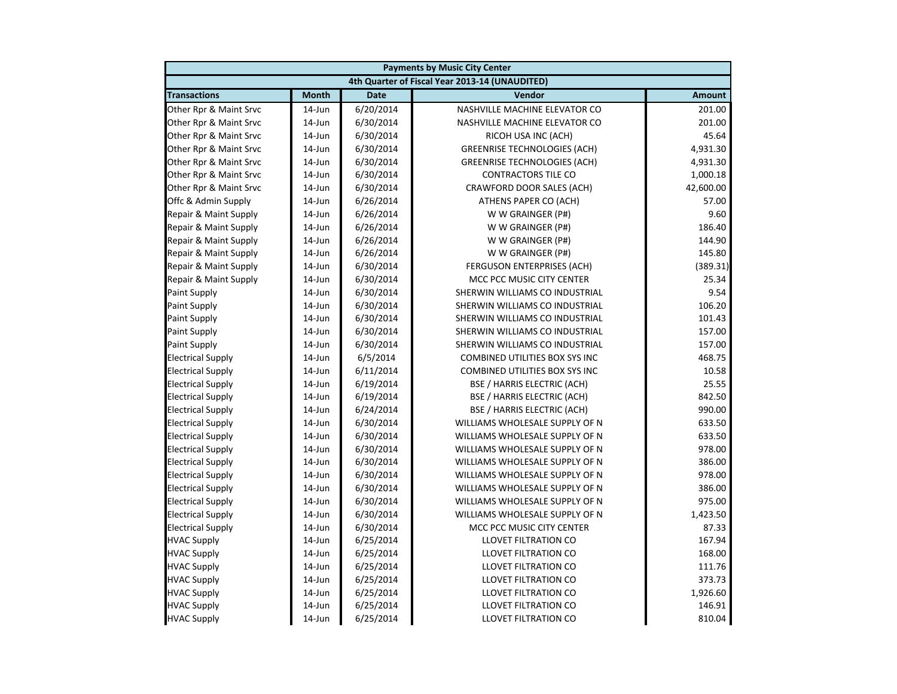| Payments by Music City Center | | | | |
|---|---|---|---|---|
| 4th Quarter of Fiscal Year 2013-14 (UNAUDITED) | | | | |
| **Transactions** | **Month** | **Date** | **Vendor** | **Amount** |
| Other Rpr & Maint Srvc | 14-Jun | 6/20/2014 | NASHVILLE MACHINE ELEVATOR CO | 201.00 |
| Other Rpr & Maint Srvc | 14-Jun | 6/30/2014 | NASHVILLE MACHINE ELEVATOR CO | 201.00 |
| Other Rpr & Maint Srvc | 14-Jun | 6/30/2014 | RICOH USA INC (ACH) | 45.64 |
| Other Rpr & Maint Srvc | 14-Jun | 6/30/2014 | GREENRISE TECHNOLOGIES (ACH) | 4,931.30 |
| Other Rpr & Maint Srvc | 14-Jun | 6/30/2014 | GREENRISE TECHNOLOGIES (ACH) | 4,931.30 |
| Other Rpr & Maint Srvc | 14-Jun | 6/30/2014 | CONTRACTORS TILE CO | 1,000.18 |
| Other Rpr & Maint Srvc | 14-Jun | 6/30/2014 | CRAWFORD DOOR SALES (ACH) | 42,600.00 |
| Offc & Admin Supply | 14-Jun | 6/26/2014 | ATHENS PAPER CO (ACH) | 57.00 |
| Repair & Maint Supply | 14-Jun | 6/26/2014 | W W GRAINGER (P#) | 9.60 |
| Repair & Maint Supply | 14-Jun | 6/26/2014 | W W GRAINGER (P#) | 186.40 |
| Repair & Maint Supply | 14-Jun | 6/26/2014 | W W GRAINGER (P#) | 144.90 |
| Repair & Maint Supply | 14-Jun | 6/26/2014 | W W GRAINGER (P#) | 145.80 |
| Repair & Maint Supply | 14-Jun | 6/30/2014 | FERGUSON ENTERPRISES (ACH) | (389.31) |
| Repair & Maint Supply | 14-Jun | 6/30/2014 | MCC PCC MUSIC CITY CENTER | 25.34 |
| Paint Supply | 14-Jun | 6/30/2014 | SHERWIN WILLIAMS CO INDUSTRIAL | 9.54 |
| Paint Supply | 14-Jun | 6/30/2014 | SHERWIN WILLIAMS CO INDUSTRIAL | 106.20 |
| Paint Supply | 14-Jun | 6/30/2014 | SHERWIN WILLIAMS CO INDUSTRIAL | 101.43 |
| Paint Supply | 14-Jun | 6/30/2014 | SHERWIN WILLIAMS CO INDUSTRIAL | 157.00 |
| Paint Supply | 14-Jun | 6/30/2014 | SHERWIN WILLIAMS CO INDUSTRIAL | 157.00 |
| Electrical Supply | 14-Jun | 6/5/2014 | COMBINED UTILITIES BOX SYS INC | 468.75 |
| Electrical Supply | 14-Jun | 6/11/2014 | COMBINED UTILITIES BOX SYS INC | 10.58 |
| Electrical Supply | 14-Jun | 6/19/2014 | BSE / HARRIS ELECTRIC (ACH) | 25.55 |
| Electrical Supply | 14-Jun | 6/19/2014 | BSE / HARRIS ELECTRIC (ACH) | 842.50 |
| Electrical Supply | 14-Jun | 6/24/2014 | BSE / HARRIS ELECTRIC (ACH) | 990.00 |
| Electrical Supply | 14-Jun | 6/30/2014 | WILLIAMS WHOLESALE SUPPLY OF N | 633.50 |
| Electrical Supply | 14-Jun | 6/30/2014 | WILLIAMS WHOLESALE SUPPLY OF N | 633.50 |
| Electrical Supply | 14-Jun | 6/30/2014 | WILLIAMS WHOLESALE SUPPLY OF N | 978.00 |
| Electrical Supply | 14-Jun | 6/30/2014 | WILLIAMS WHOLESALE SUPPLY OF N | 386.00 |
| Electrical Supply | 14-Jun | 6/30/2014 | WILLIAMS WHOLESALE SUPPLY OF N | 978.00 |
| Electrical Supply | 14-Jun | 6/30/2014 | WILLIAMS WHOLESALE SUPPLY OF N | 386.00 |
| Electrical Supply | 14-Jun | 6/30/2014 | WILLIAMS WHOLESALE SUPPLY OF N | 975.00 |
| Electrical Supply | 14-Jun | 6/30/2014 | WILLIAMS WHOLESALE SUPPLY OF N | 1,423.50 |
| Electrical Supply | 14-Jun | 6/30/2014 | MCC PCC MUSIC CITY CENTER | 87.33 |
| HVAC Supply | 14-Jun | 6/25/2014 | LLOVET FILTRATION CO | 167.94 |
| HVAC Supply | 14-Jun | 6/25/2014 | LLOVET FILTRATION CO | 168.00 |
| HVAC Supply | 14-Jun | 6/25/2014 | LLOVET FILTRATION CO | 111.76 |
| HVAC Supply | 14-Jun | 6/25/2014 | LLOVET FILTRATION CO | 373.73 |
| HVAC Supply | 14-Jun | 6/25/2014 | LLOVET FILTRATION CO | 1,926.60 |
| HVAC Supply | 14-Jun | 6/25/2014 | LLOVET FILTRATION CO | 146.91 |
| HVAC Supply | 14-Jun | 6/25/2014 | LLOVET FILTRATION CO | 810.04 |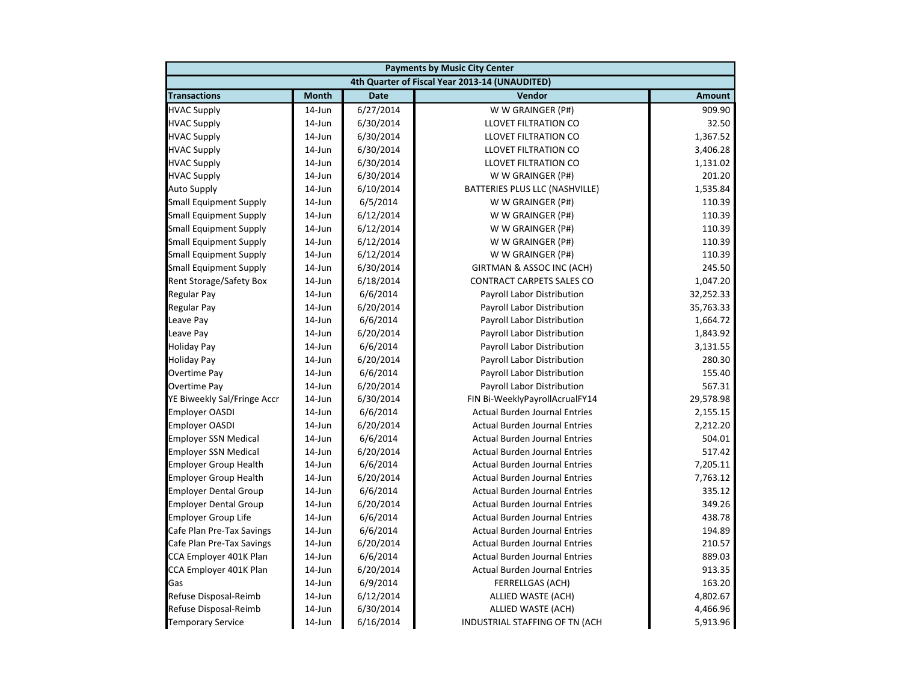| Payments by Music City Center | | | | |
|---|---|---|---|---|
| 4th Quarter of Fiscal Year 2013-14 (UNAUDITED) | | | | |
| **Transactions** | **Month** | **Date** | **Vendor** | **Amount** |
| HVAC Supply | 14-Jun | 6/27/2014 | W W GRAINGER (P#) | 909.90 |
| HVAC Supply | 14-Jun | 6/30/2014 | LLOVET FILTRATION CO | 32.50 |
| HVAC Supply | 14-Jun | 6/30/2014 | LLOVET FILTRATION CO | 1,367.52 |
| HVAC Supply | 14-Jun | 6/30/2014 | LLOVET FILTRATION CO | 3,406.28 |
| HVAC Supply | 14-Jun | 6/30/2014 | LLOVET FILTRATION CO | 1,131.02 |
| HVAC Supply | 14-Jun | 6/30/2014 | W W GRAINGER (P#) | 201.20 |
| Auto Supply | 14-Jun | 6/10/2014 | BATTERIES PLUS LLC (NASHVILLE) | 1,535.84 |
| Small Equipment Supply | 14-Jun | 6/5/2014 | W W GRAINGER (P#) | 110.39 |
| Small Equipment Supply | 14-Jun | 6/12/2014 | W W GRAINGER (P#) | 110.39 |
| Small Equipment Supply | 14-Jun | 6/12/2014 | W W GRAINGER (P#) | 110.39 |
| Small Equipment Supply | 14-Jun | 6/12/2014 | W W GRAINGER (P#) | 110.39 |
| Small Equipment Supply | 14-Jun | 6/12/2014 | W W GRAINGER (P#) | 110.39 |
| Small Equipment Supply | 14-Jun | 6/30/2014 | GIRTMAN & ASSOC INC (ACH) | 245.50 |
| Rent Storage/Safety Box | 14-Jun | 6/18/2014 | CONTRACT CARPETS SALES CO | 1,047.20 |
| Regular Pay | 14-Jun | 6/6/2014 | Payroll Labor Distribution | 32,252.33 |
| Regular Pay | 14-Jun | 6/20/2014 | Payroll Labor Distribution | 35,763.33 |
| Leave Pay | 14-Jun | 6/6/2014 | Payroll Labor Distribution | 1,664.72 |
| Leave Pay | 14-Jun | 6/20/2014 | Payroll Labor Distribution | 1,843.92 |
| Holiday Pay | 14-Jun | 6/6/2014 | Payroll Labor Distribution | 3,131.55 |
| Holiday Pay | 14-Jun | 6/20/2014 | Payroll Labor Distribution | 280.30 |
| Overtime Pay | 14-Jun | 6/6/2014 | Payroll Labor Distribution | 155.40 |
| Overtime Pay | 14-Jun | 6/20/2014 | Payroll Labor Distribution | 567.31 |
| YE Biweekly Sal/Fringe Accr | 14-Jun | 6/30/2014 | FIN Bi-WeeklyPayrollAcrualFY14 | 29,578.98 |
| Employer OASDI | 14-Jun | 6/6/2014 | Actual Burden Journal Entries | 2,155.15 |
| Employer OASDI | 14-Jun | 6/20/2014 | Actual Burden Journal Entries | 2,212.20 |
| Employer SSN Medical | 14-Jun | 6/6/2014 | Actual Burden Journal Entries | 504.01 |
| Employer SSN Medical | 14-Jun | 6/20/2014 | Actual Burden Journal Entries | 517.42 |
| Employer Group Health | 14-Jun | 6/6/2014 | Actual Burden Journal Entries | 7,205.11 |
| Employer Group Health | 14-Jun | 6/20/2014 | Actual Burden Journal Entries | 7,763.12 |
| Employer Dental Group | 14-Jun | 6/6/2014 | Actual Burden Journal Entries | 335.12 |
| Employer Dental Group | 14-Jun | 6/20/2014 | Actual Burden Journal Entries | 349.26 |
| Employer Group Life | 14-Jun | 6/6/2014 | Actual Burden Journal Entries | 438.78 |
| Cafe Plan Pre-Tax Savings | 14-Jun | 6/6/2014 | Actual Burden Journal Entries | 194.89 |
| Cafe Plan Pre-Tax Savings | 14-Jun | 6/20/2014 | Actual Burden Journal Entries | 210.57 |
| CCA Employer 401K Plan | 14-Jun | 6/6/2014 | Actual Burden Journal Entries | 889.03 |
| CCA Employer 401K Plan | 14-Jun | 6/20/2014 | Actual Burden Journal Entries | 913.35 |
| Gas | 14-Jun | 6/9/2014 | FERRELLGAS (ACH) | 163.20 |
| Refuse Disposal-Reimb | 14-Jun | 6/12/2014 | ALLIED WASTE (ACH) | 4,802.67 |
| Refuse Disposal-Reimb | 14-Jun | 6/30/2014 | ALLIED WASTE (ACH) | 4,466.96 |
| Temporary Service | 14-Jun | 6/16/2014 | INDUSTRIAL STAFFING OF TN (ACH | 5,913.96 |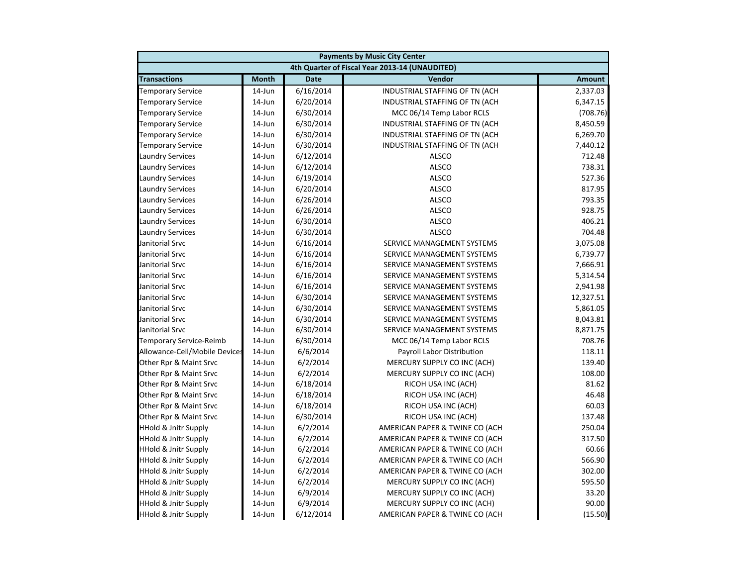| Payments by Music City Center | | | | |
|---|---|---|---|---|
| 4th Quarter of Fiscal Year 2013-14 (UNAUDITED) | | | | |
| **Transactions** | **Month** | **Date** | **Vendor** | **Amount** |
| Temporary Service | 14-Jun | 6/16/2014 | INDUSTRIAL STAFFING OF TN (ACH | 2,337.03 |
| Temporary Service | 14-Jun | 6/20/2014 | INDUSTRIAL STAFFING OF TN (ACH | 6,347.15 |
| Temporary Service | 14-Jun | 6/30/2014 | MCC 06/14 Temp Labor RCLS | (708.76) |
| Temporary Service | 14-Jun | 6/30/2014 | INDUSTRIAL STAFFING OF TN (ACH | 8,450.59 |
| Temporary Service | 14-Jun | 6/30/2014 | INDUSTRIAL STAFFING OF TN (ACH | 6,269.70 |
| Temporary Service | 14-Jun | 6/30/2014 | INDUSTRIAL STAFFING OF TN (ACH | 7,440.12 |
| Laundry Services | 14-Jun | 6/12/2014 | ALSCO | 712.48 |
| Laundry Services | 14-Jun | 6/12/2014 | ALSCO | 738.31 |
| Laundry Services | 14-Jun | 6/19/2014 | ALSCO | 527.36 |
| Laundry Services | 14-Jun | 6/20/2014 | ALSCO | 817.95 |
| Laundry Services | 14-Jun | 6/26/2014 | ALSCO | 793.35 |
| Laundry Services | 14-Jun | 6/26/2014 | ALSCO | 928.75 |
| Laundry Services | 14-Jun | 6/30/2014 | ALSCO | 406.21 |
| Laundry Services | 14-Jun | 6/30/2014 | ALSCO | 704.48 |
| Janitorial Srvc | 14-Jun | 6/16/2014 | SERVICE MANAGEMENT SYSTEMS | 3,075.08 |
| Janitorial Srvc | 14-Jun | 6/16/2014 | SERVICE MANAGEMENT SYSTEMS | 6,739.77 |
| Janitorial Srvc | 14-Jun | 6/16/2014 | SERVICE MANAGEMENT SYSTEMS | 7,666.91 |
| Janitorial Srvc | 14-Jun | 6/16/2014 | SERVICE MANAGEMENT SYSTEMS | 5,314.54 |
| Janitorial Srvc | 14-Jun | 6/16/2014 | SERVICE MANAGEMENT SYSTEMS | 2,941.98 |
| Janitorial Srvc | 14-Jun | 6/30/2014 | SERVICE MANAGEMENT SYSTEMS | 12,327.51 |
| Janitorial Srvc | 14-Jun | 6/30/2014 | SERVICE MANAGEMENT SYSTEMS | 5,861.05 |
| Janitorial Srvc | 14-Jun | 6/30/2014 | SERVICE MANAGEMENT SYSTEMS | 8,043.81 |
| Janitorial Srvc | 14-Jun | 6/30/2014 | SERVICE MANAGEMENT SYSTEMS | 8,871.75 |
| Temporary Service-Reimb | 14-Jun | 6/30/2014 | MCC 06/14 Temp Labor RCLS | 708.76 |
| Allowance-Cell/Mobile Devices | 14-Jun | 6/6/2014 | Payroll Labor Distribution | 118.11 |
| Other Rpr & Maint Srvc | 14-Jun | 6/2/2014 | MERCURY SUPPLY CO INC (ACH) | 139.40 |
| Other Rpr & Maint Srvc | 14-Jun | 6/2/2014 | MERCURY SUPPLY CO INC (ACH) | 108.00 |
| Other Rpr & Maint Srvc | 14-Jun | 6/18/2014 | RICOH USA INC (ACH) | 81.62 |
| Other Rpr & Maint Srvc | 14-Jun | 6/18/2014 | RICOH USA INC (ACH) | 46.48 |
| Other Rpr & Maint Srvc | 14-Jun | 6/18/2014 | RICOH USA INC (ACH) | 60.03 |
| Other Rpr & Maint Srvc | 14-Jun | 6/30/2014 | RICOH USA INC (ACH) | 137.48 |
| HHold & Jnitr Supply | 14-Jun | 6/2/2014 | AMERICAN PAPER & TWINE CO (ACH | 250.04 |
| HHold & Jnitr Supply | 14-Jun | 6/2/2014 | AMERICAN PAPER & TWINE CO (ACH | 317.50 |
| HHold & Jnitr Supply | 14-Jun | 6/2/2014 | AMERICAN PAPER & TWINE CO (ACH | 60.66 |
| HHold & Jnitr Supply | 14-Jun | 6/2/2014 | AMERICAN PAPER & TWINE CO (ACH | 566.90 |
| HHold & Jnitr Supply | 14-Jun | 6/2/2014 | AMERICAN PAPER & TWINE CO (ACH | 302.00 |
| HHold & Jnitr Supply | 14-Jun | 6/2/2014 | MERCURY SUPPLY CO INC (ACH) | 595.50 |
| HHold & Jnitr Supply | 14-Jun | 6/9/2014 | MERCURY SUPPLY CO INC (ACH) | 33.20 |
| HHold & Jnitr Supply | 14-Jun | 6/9/2014 | MERCURY SUPPLY CO INC (ACH) | 90.00 |
| HHold & Jnitr Supply | 14-Jun | 6/12/2014 | AMERICAN PAPER & TWINE CO (ACH | (15.50) |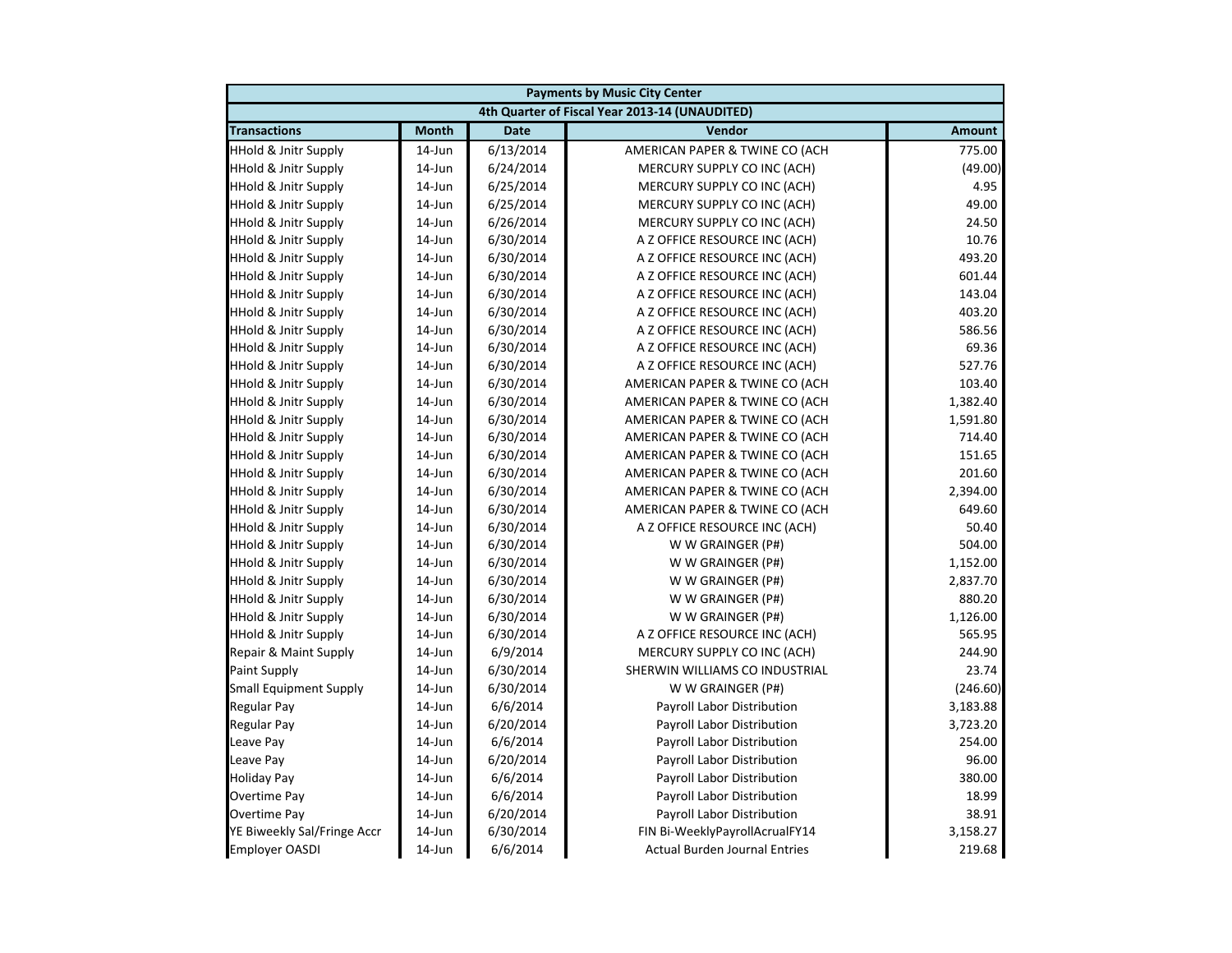| Payments by Music City Center | | | | |
|---|---|---|---|---|
| 4th Quarter of Fiscal Year 2013-14 (UNAUDITED) | | | | |
| **Transactions** | **Month** | **Date** | **Vendor** | **Amount** |
| HHold & Jnitr Supply | 14-Jun | 6/13/2014 | AMERICAN PAPER & TWINE CO (ACH | 775.00 |
| HHold & Jnitr Supply | 14-Jun | 6/24/2014 | MERCURY SUPPLY CO INC (ACH) | (49.00) |
| HHold & Jnitr Supply | 14-Jun | 6/25/2014 | MERCURY SUPPLY CO INC (ACH) | 4.95 |
| HHold & Jnitr Supply | 14-Jun | 6/25/2014 | MERCURY SUPPLY CO INC (ACH) | 49.00 |
| HHold & Jnitr Supply | 14-Jun | 6/26/2014 | MERCURY SUPPLY CO INC (ACH) | 24.50 |
| HHold & Jnitr Supply | 14-Jun | 6/30/2014 | A Z OFFICE RESOURCE INC (ACH) | 10.76 |
| HHold & Jnitr Supply | 14-Jun | 6/30/2014 | A Z OFFICE RESOURCE INC (ACH) | 493.20 |
| HHold & Jnitr Supply | 14-Jun | 6/30/2014 | A Z OFFICE RESOURCE INC (ACH) | 601.44 |
| HHold & Jnitr Supply | 14-Jun | 6/30/2014 | A Z OFFICE RESOURCE INC (ACH) | 143.04 |
| HHold & Jnitr Supply | 14-Jun | 6/30/2014 | A Z OFFICE RESOURCE INC (ACH) | 403.20 |
| HHold & Jnitr Supply | 14-Jun | 6/30/2014 | A Z OFFICE RESOURCE INC (ACH) | 586.56 |
| HHold & Jnitr Supply | 14-Jun | 6/30/2014 | A Z OFFICE RESOURCE INC (ACH) | 69.36 |
| HHold & Jnitr Supply | 14-Jun | 6/30/2014 | A Z OFFICE RESOURCE INC (ACH) | 527.76 |
| HHold & Jnitr Supply | 14-Jun | 6/30/2014 | AMERICAN PAPER & TWINE CO (ACH | 103.40 |
| HHold & Jnitr Supply | 14-Jun | 6/30/2014 | AMERICAN PAPER & TWINE CO (ACH | 1,382.40 |
| HHold & Jnitr Supply | 14-Jun | 6/30/2014 | AMERICAN PAPER & TWINE CO (ACH | 1,591.80 |
| HHold & Jnitr Supply | 14-Jun | 6/30/2014 | AMERICAN PAPER & TWINE CO (ACH | 714.40 |
| HHold & Jnitr Supply | 14-Jun | 6/30/2014 | AMERICAN PAPER & TWINE CO (ACH | 151.65 |
| HHold & Jnitr Supply | 14-Jun | 6/30/2014 | AMERICAN PAPER & TWINE CO (ACH | 201.60 |
| HHold & Jnitr Supply | 14-Jun | 6/30/2014 | AMERICAN PAPER & TWINE CO (ACH | 2,394.00 |
| HHold & Jnitr Supply | 14-Jun | 6/30/2014 | AMERICAN PAPER & TWINE CO (ACH | 649.60 |
| HHold & Jnitr Supply | 14-Jun | 6/30/2014 | A Z OFFICE RESOURCE INC (ACH) | 50.40 |
| HHold & Jnitr Supply | 14-Jun | 6/30/2014 | W W GRAINGER (P#) | 504.00 |
| HHold & Jnitr Supply | 14-Jun | 6/30/2014 | W W GRAINGER (P#) | 1,152.00 |
| HHold & Jnitr Supply | 14-Jun | 6/30/2014 | W W GRAINGER (P#) | 2,837.70 |
| HHold & Jnitr Supply | 14-Jun | 6/30/2014 | W W GRAINGER (P#) | 880.20 |
| HHold & Jnitr Supply | 14-Jun | 6/30/2014 | W W GRAINGER (P#) | 1,126.00 |
| HHold & Jnitr Supply | 14-Jun | 6/30/2014 | A Z OFFICE RESOURCE INC (ACH) | 565.95 |
| Repair & Maint Supply | 14-Jun | 6/9/2014 | MERCURY SUPPLY CO INC (ACH) | 244.90 |
| Paint Supply | 14-Jun | 6/30/2014 | SHERWIN WILLIAMS CO INDUSTRIAL | 23.74 |
| Small Equipment Supply | 14-Jun | 6/30/2014 | W W GRAINGER (P#) | (246.60) |
| Regular Pay | 14-Jun | 6/6/2014 | Payroll Labor Distribution | 3,183.88 |
| Regular Pay | 14-Jun | 6/20/2014 | Payroll Labor Distribution | 3,723.20 |
| Leave Pay | 14-Jun | 6/6/2014 | Payroll Labor Distribution | 254.00 |
| Leave Pay | 14-Jun | 6/20/2014 | Payroll Labor Distribution | 96.00 |
| Holiday Pay | 14-Jun | 6/6/2014 | Payroll Labor Distribution | 380.00 |
| Overtime Pay | 14-Jun | 6/6/2014 | Payroll Labor Distribution | 18.99 |
| Overtime Pay | 14-Jun | 6/20/2014 | Payroll Labor Distribution | 38.91 |
| YE Biweekly Sal/Fringe Accr | 14-Jun | 6/30/2014 | FIN Bi-WeeklyPayrollAcrualFY14 | 3,158.27 |
| Employer OASDI | 14-Jun | 6/6/2014 | Actual Burden Journal Entries | 219.68 |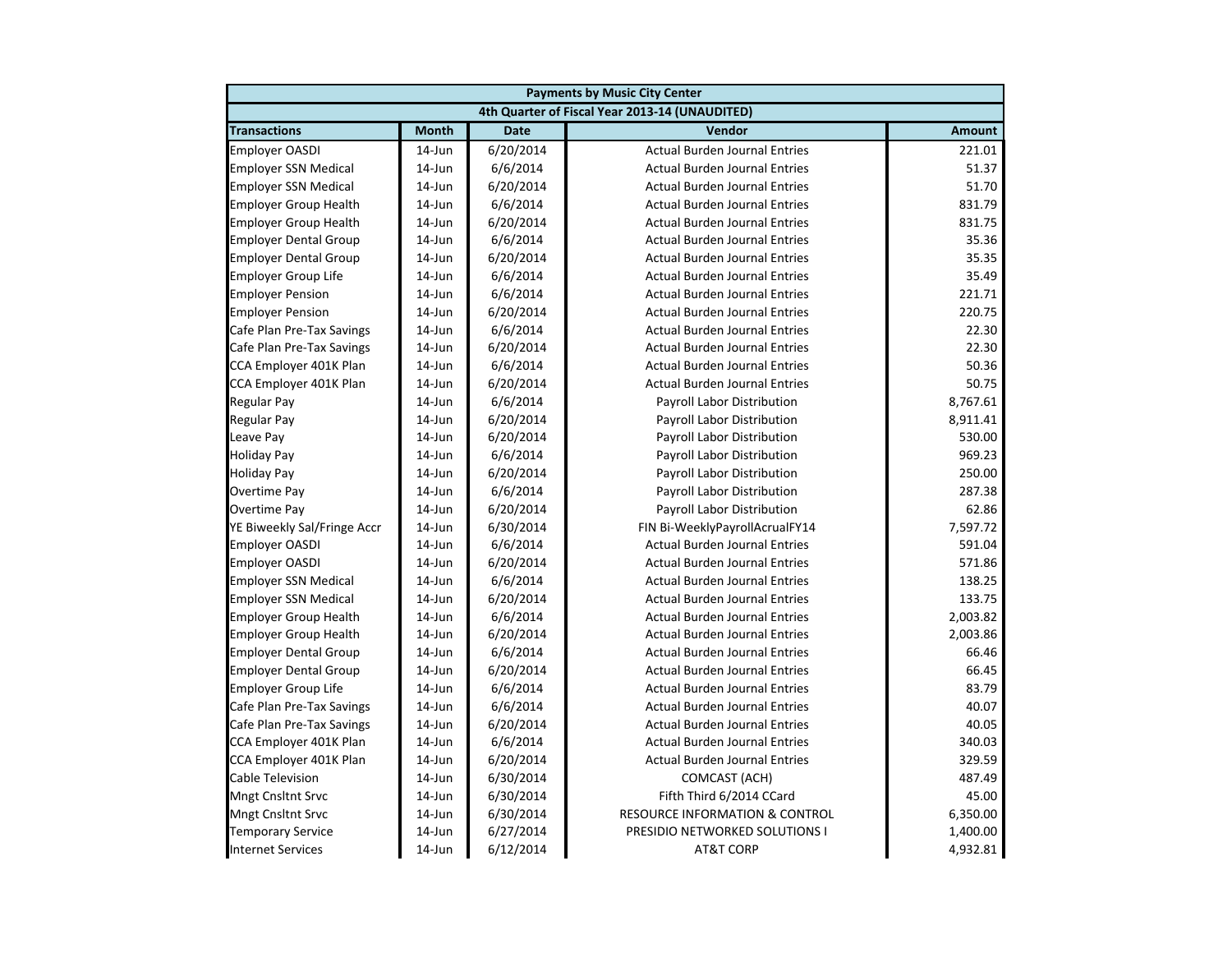| Payments by Music City Center | | | | |
|---|---|---|---|---|
| 4th Quarter of Fiscal Year 2013-14 (UNAUDITED) | | | | |
| **Transactions** | **Month** | **Date** | **Vendor** | **Amount** |
| Employer OASDI | 14-Jun | 6/20/2014 | Actual Burden Journal Entries | 221.01 |
| Employer SSN Medical | 14-Jun | 6/6/2014 | Actual Burden Journal Entries | 51.37 |
| Employer SSN Medical | 14-Jun | 6/20/2014 | Actual Burden Journal Entries | 51.70 |
| Employer Group Health | 14-Jun | 6/6/2014 | Actual Burden Journal Entries | 831.79 |
| Employer Group Health | 14-Jun | 6/20/2014 | Actual Burden Journal Entries | 831.75 |
| Employer Dental Group | 14-Jun | 6/6/2014 | Actual Burden Journal Entries | 35.36 |
| Employer Dental Group | 14-Jun | 6/20/2014 | Actual Burden Journal Entries | 35.35 |
| Employer Group Life | 14-Jun | 6/6/2014 | Actual Burden Journal Entries | 35.49 |
| Employer Pension | 14-Jun | 6/6/2014 | Actual Burden Journal Entries | 221.71 |
| Employer Pension | 14-Jun | 6/20/2014 | Actual Burden Journal Entries | 220.75 |
| Cafe Plan Pre-Tax Savings | 14-Jun | 6/6/2014 | Actual Burden Journal Entries | 22.30 |
| Cafe Plan Pre-Tax Savings | 14-Jun | 6/20/2014 | Actual Burden Journal Entries | 22.30 |
| CCA Employer 401K Plan | 14-Jun | 6/6/2014 | Actual Burden Journal Entries | 50.36 |
| CCA Employer 401K Plan | 14-Jun | 6/20/2014 | Actual Burden Journal Entries | 50.75 |
| Regular Pay | 14-Jun | 6/6/2014 | Payroll Labor Distribution | 8,767.61 |
| Regular Pay | 14-Jun | 6/20/2014 | Payroll Labor Distribution | 8,911.41 |
| Leave Pay | 14-Jun | 6/20/2014 | Payroll Labor Distribution | 530.00 |
| Holiday Pay | 14-Jun | 6/6/2014 | Payroll Labor Distribution | 969.23 |
| Holiday Pay | 14-Jun | 6/20/2014 | Payroll Labor Distribution | 250.00 |
| Overtime Pay | 14-Jun | 6/6/2014 | Payroll Labor Distribution | 287.38 |
| Overtime Pay | 14-Jun | 6/20/2014 | Payroll Labor Distribution | 62.86 |
| YE Biweekly Sal/Fringe Accr | 14-Jun | 6/30/2014 | FIN Bi-WeeklyPayrollAcrualFY14 | 7,597.72 |
| Employer OASDI | 14-Jun | 6/6/2014 | Actual Burden Journal Entries | 591.04 |
| Employer OASDI | 14-Jun | 6/20/2014 | Actual Burden Journal Entries | 571.86 |
| Employer SSN Medical | 14-Jun | 6/6/2014 | Actual Burden Journal Entries | 138.25 |
| Employer SSN Medical | 14-Jun | 6/20/2014 | Actual Burden Journal Entries | 133.75 |
| Employer Group Health | 14-Jun | 6/6/2014 | Actual Burden Journal Entries | 2,003.82 |
| Employer Group Health | 14-Jun | 6/20/2014 | Actual Burden Journal Entries | 2,003.86 |
| Employer Dental Group | 14-Jun | 6/6/2014 | Actual Burden Journal Entries | 66.46 |
| Employer Dental Group | 14-Jun | 6/20/2014 | Actual Burden Journal Entries | 66.45 |
| Employer Group Life | 14-Jun | 6/6/2014 | Actual Burden Journal Entries | 83.79 |
| Cafe Plan Pre-Tax Savings | 14-Jun | 6/6/2014 | Actual Burden Journal Entries | 40.07 |
| Cafe Plan Pre-Tax Savings | 14-Jun | 6/20/2014 | Actual Burden Journal Entries | 40.05 |
| CCA Employer 401K Plan | 14-Jun | 6/6/2014 | Actual Burden Journal Entries | 340.03 |
| CCA Employer 401K Plan | 14-Jun | 6/20/2014 | Actual Burden Journal Entries | 329.59 |
| Cable Television | 14-Jun | 6/30/2014 | COMCAST (ACH) | 487.49 |
| Mngt Cnsltnt Srvc | 14-Jun | 6/30/2014 | Fifth Third 6/2014 CCard | 45.00 |
| Mngt Cnsltnt Srvc | 14-Jun | 6/30/2014 | RESOURCE INFORMATION & CONTROL | 6,350.00 |
| Temporary Service | 14-Jun | 6/27/2014 | PRESIDIO NETWORKED SOLUTIONS I | 1,400.00 |
| Internet Services | 14-Jun | 6/12/2014 | AT&T CORP | 4,932.81 |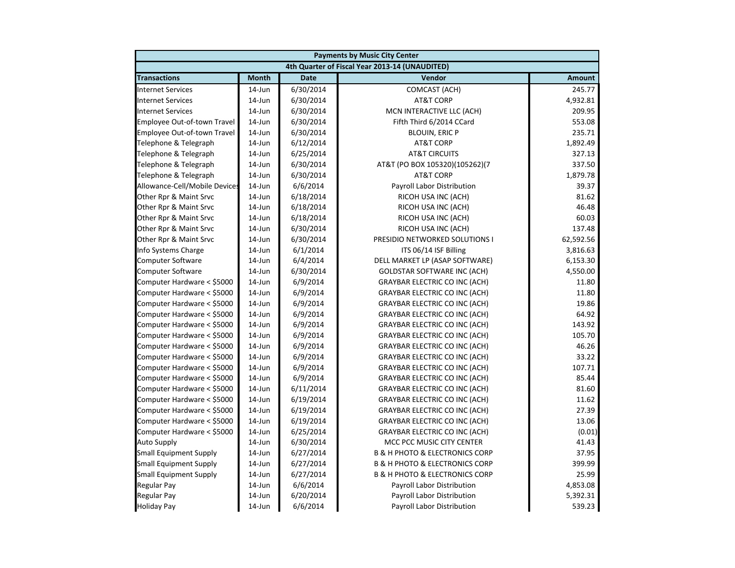| Payments by Music City Center | | | | |
|---|---|---|---|---|
| 4th Quarter of Fiscal Year 2013-14 (UNAUDITED) | | | | |
| **Transactions** | **Month** | **Date** | **Vendor** | **Amount** |
| Internet Services | 14-Jun | 6/30/2014 | COMCAST (ACH) | 245.77 |
| Internet Services | 14-Jun | 6/30/2014 | AT&T CORP | 4,932.81 |
| Internet Services | 14-Jun | 6/30/2014 | MCN INTERACTIVE LLC (ACH) | 209.95 |
| Employee Out-of-town Travel | 14-Jun | 6/30/2014 | Fifth Third 6/2014 CCard | 553.08 |
| Employee Out-of-town Travel | 14-Jun | 6/30/2014 | BLOUIN, ERIC P | 235.71 |
| Telephone & Telegraph | 14-Jun | 6/12/2014 | AT&T CORP | 1,892.49 |
| Telephone & Telegraph | 14-Jun | 6/25/2014 | AT&T CIRCUITS | 327.13 |
| Telephone & Telegraph | 14-Jun | 6/30/2014 | AT&T (PO BOX 105320)(105262)(7 | 337.50 |
| Telephone & Telegraph | 14-Jun | 6/30/2014 | AT&T CORP | 1,879.78 |
| Allowance-Cell/Mobile Devices | 14-Jun | 6/6/2014 | Payroll Labor Distribution | 39.37 |
| Other Rpr & Maint Srvc | 14-Jun | 6/18/2014 | RICOH USA INC (ACH) | 81.62 |
| Other Rpr & Maint Srvc | 14-Jun | 6/18/2014 | RICOH USA INC (ACH) | 46.48 |
| Other Rpr & Maint Srvc | 14-Jun | 6/18/2014 | RICOH USA INC (ACH) | 60.03 |
| Other Rpr & Maint Srvc | 14-Jun | 6/30/2014 | RICOH USA INC (ACH) | 137.48 |
| Other Rpr & Maint Srvc | 14-Jun | 6/30/2014 | PRESIDIO NETWORKED SOLUTIONS I | 62,592.56 |
| Info Systems Charge | 14-Jun | 6/1/2014 | ITS 06/14 ISF Billing | 3,816.63 |
| Computer Software | 14-Jun | 6/4/2014 | DELL MARKET LP (ASAP SOFTWARE) | 6,153.30 |
| Computer Software | 14-Jun | 6/30/2014 | GOLDSTAR SOFTWARE INC (ACH) | 4,550.00 |
| Computer Hardware < $5000 | 14-Jun | 6/9/2014 | GRAYBAR ELECTRIC CO INC (ACH) | 11.80 |
| Computer Hardware < $5000 | 14-Jun | 6/9/2014 | GRAYBAR ELECTRIC CO INC (ACH) | 11.80 |
| Computer Hardware < $5000 | 14-Jun | 6/9/2014 | GRAYBAR ELECTRIC CO INC (ACH) | 19.86 |
| Computer Hardware < $5000 | 14-Jun | 6/9/2014 | GRAYBAR ELECTRIC CO INC (ACH) | 64.92 |
| Computer Hardware < $5000 | 14-Jun | 6/9/2014 | GRAYBAR ELECTRIC CO INC (ACH) | 143.92 |
| Computer Hardware < $5000 | 14-Jun | 6/9/2014 | GRAYBAR ELECTRIC CO INC (ACH) | 105.70 |
| Computer Hardware < $5000 | 14-Jun | 6/9/2014 | GRAYBAR ELECTRIC CO INC (ACH) | 46.26 |
| Computer Hardware < $5000 | 14-Jun | 6/9/2014 | GRAYBAR ELECTRIC CO INC (ACH) | 33.22 |
| Computer Hardware < $5000 | 14-Jun | 6/9/2014 | GRAYBAR ELECTRIC CO INC (ACH) | 107.71 |
| Computer Hardware < $5000 | 14-Jun | 6/9/2014 | GRAYBAR ELECTRIC CO INC (ACH) | 85.44 |
| Computer Hardware < $5000 | 14-Jun | 6/11/2014 | GRAYBAR ELECTRIC CO INC (ACH) | 81.60 |
| Computer Hardware < $5000 | 14-Jun | 6/19/2014 | GRAYBAR ELECTRIC CO INC (ACH) | 11.62 |
| Computer Hardware < $5000 | 14-Jun | 6/19/2014 | GRAYBAR ELECTRIC CO INC (ACH) | 27.39 |
| Computer Hardware < $5000 | 14-Jun | 6/19/2014 | GRAYBAR ELECTRIC CO INC (ACH) | 13.06 |
| Computer Hardware < $5000 | 14-Jun | 6/25/2014 | GRAYBAR ELECTRIC CO INC (ACH) | (0.01) |
| Auto Supply | 14-Jun | 6/30/2014 | MCC PCC MUSIC CITY CENTER | 41.43 |
| Small Equipment Supply | 14-Jun | 6/27/2014 | B & H PHOTO & ELECTRONICS CORP | 37.95 |
| Small Equipment Supply | 14-Jun | 6/27/2014 | B & H PHOTO & ELECTRONICS CORP | 399.99 |
| Small Equipment Supply | 14-Jun | 6/27/2014 | B & H PHOTO & ELECTRONICS CORP | 25.99 |
| Regular Pay | 14-Jun | 6/6/2014 | Payroll Labor Distribution | 4,853.08 |
| Regular Pay | 14-Jun | 6/20/2014 | Payroll Labor Distribution | 5,392.31 |
| Holiday Pay | 14-Jun | 6/6/2014 | Payroll Labor Distribution | 539.23 |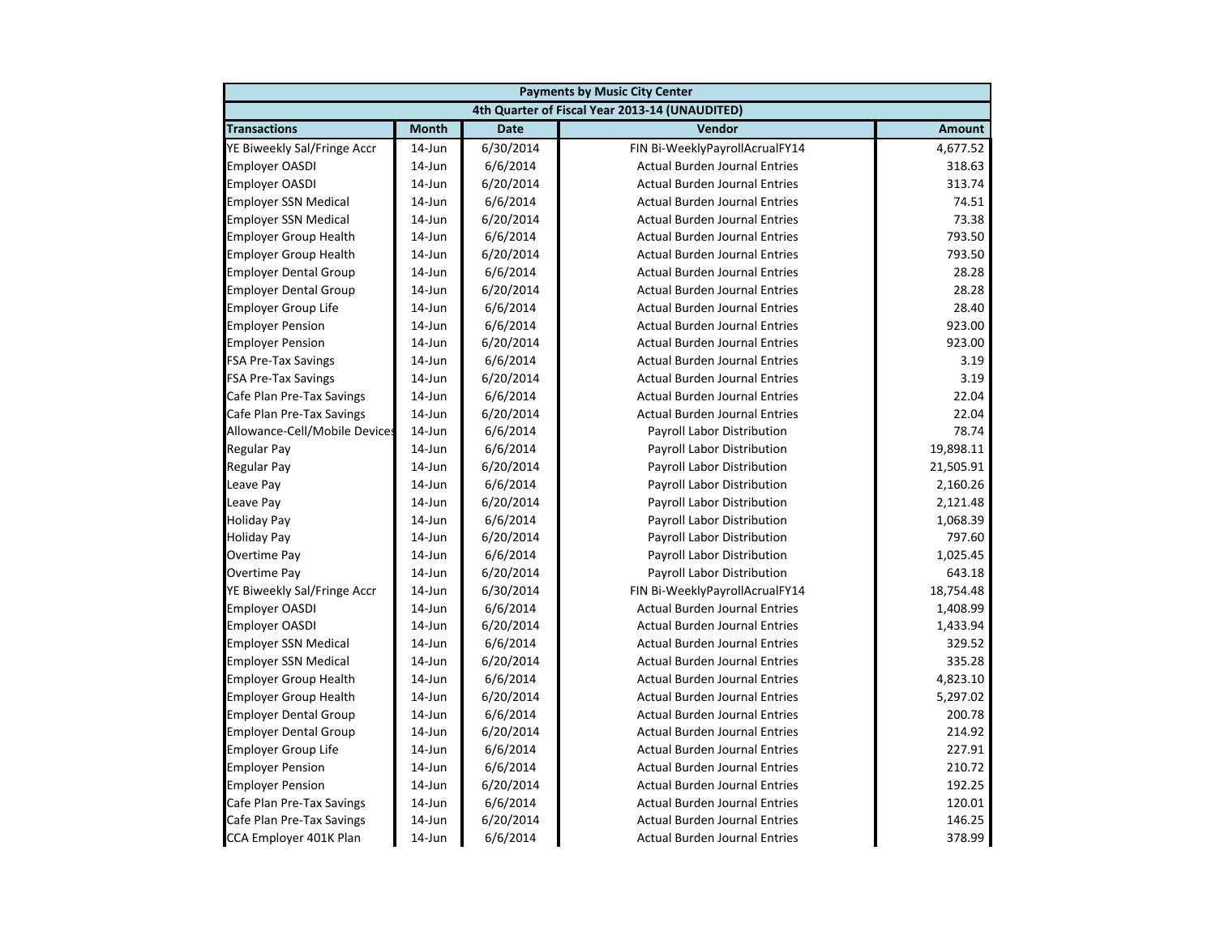| Payments by Music City Center | | | | |
|---|---|---|---|---|
| 4th Quarter of Fiscal Year 2013-14 (UNAUDITED) | | | | |
| **Transactions** | **Month** | **Date** | **Vendor** | **Amount** |
| YE Biweekly Sal/Fringe Accr | 14-Jun | 6/30/2014 | FIN Bi-WeeklyPayrollAcrualFY14 | 4,677.52 |
| Employer OASDI | 14-Jun | 6/6/2014 | Actual Burden Journal Entries | 318.63 |
| Employer OASDI | 14-Jun | 6/20/2014 | Actual Burden Journal Entries | 313.74 |
| Employer SSN Medical | 14-Jun | 6/6/2014 | Actual Burden Journal Entries | 74.51 |
| Employer SSN Medical | 14-Jun | 6/20/2014 | Actual Burden Journal Entries | 73.38 |
| Employer Group Health | 14-Jun | 6/6/2014 | Actual Burden Journal Entries | 793.50 |
| Employer Group Health | 14-Jun | 6/20/2014 | Actual Burden Journal Entries | 793.50 |
| Employer Dental Group | 14-Jun | 6/6/2014 | Actual Burden Journal Entries | 28.28 |
| Employer Dental Group | 14-Jun | 6/20/2014 | Actual Burden Journal Entries | 28.28 |
| Employer Group Life | 14-Jun | 6/6/2014 | Actual Burden Journal Entries | 28.40 |
| Employer Pension | 14-Jun | 6/6/2014 | Actual Burden Journal Entries | 923.00 |
| Employer Pension | 14-Jun | 6/20/2014 | Actual Burden Journal Entries | 923.00 |
| FSA Pre-Tax Savings | 14-Jun | 6/6/2014 | Actual Burden Journal Entries | 3.19 |
| FSA Pre-Tax Savings | 14-Jun | 6/20/2014 | Actual Burden Journal Entries | 3.19 |
| Cafe Plan Pre-Tax Savings | 14-Jun | 6/6/2014 | Actual Burden Journal Entries | 22.04 |
| Cafe Plan Pre-Tax Savings | 14-Jun | 6/20/2014 | Actual Burden Journal Entries | 22.04 |
| Allowance-Cell/Mobile Devices | 14-Jun | 6/6/2014 | Payroll Labor Distribution | 78.74 |
| Regular Pay | 14-Jun | 6/6/2014 | Payroll Labor Distribution | 19,898.11 |
| Regular Pay | 14-Jun | 6/20/2014 | Payroll Labor Distribution | 21,505.91 |
| Leave Pay | 14-Jun | 6/6/2014 | Payroll Labor Distribution | 2,160.26 |
| Leave Pay | 14-Jun | 6/20/2014 | Payroll Labor Distribution | 2,121.48 |
| Holiday Pay | 14-Jun | 6/6/2014 | Payroll Labor Distribution | 1,068.39 |
| Holiday Pay | 14-Jun | 6/20/2014 | Payroll Labor Distribution | 797.60 |
| Overtime Pay | 14-Jun | 6/6/2014 | Payroll Labor Distribution | 1,025.45 |
| Overtime Pay | 14-Jun | 6/20/2014 | Payroll Labor Distribution | 643.18 |
| YE Biweekly Sal/Fringe Accr | 14-Jun | 6/30/2014 | FIN Bi-WeeklyPayrollAcrualFY14 | 18,754.48 |
| Employer OASDI | 14-Jun | 6/6/2014 | Actual Burden Journal Entries | 1,408.99 |
| Employer OASDI | 14-Jun | 6/20/2014 | Actual Burden Journal Entries | 1,433.94 |
| Employer SSN Medical | 14-Jun | 6/6/2014 | Actual Burden Journal Entries | 329.52 |
| Employer SSN Medical | 14-Jun | 6/20/2014 | Actual Burden Journal Entries | 335.28 |
| Employer Group Health | 14-Jun | 6/6/2014 | Actual Burden Journal Entries | 4,823.10 |
| Employer Group Health | 14-Jun | 6/20/2014 | Actual Burden Journal Entries | 5,297.02 |
| Employer Dental Group | 14-Jun | 6/6/2014 | Actual Burden Journal Entries | 200.78 |
| Employer Dental Group | 14-Jun | 6/20/2014 | Actual Burden Journal Entries | 214.92 |
| Employer Group Life | 14-Jun | 6/6/2014 | Actual Burden Journal Entries | 227.91 |
| Employer Pension | 14-Jun | 6/6/2014 | Actual Burden Journal Entries | 210.72 |
| Employer Pension | 14-Jun | 6/20/2014 | Actual Burden Journal Entries | 192.25 |
| Cafe Plan Pre-Tax Savings | 14-Jun | 6/6/2014 | Actual Burden Journal Entries | 120.01 |
| Cafe Plan Pre-Tax Savings | 14-Jun | 6/20/2014 | Actual Burden Journal Entries | 146.25 |
| CCA Employer 401K Plan | 14-Jun | 6/6/2014 | Actual Burden Journal Entries | 378.99 |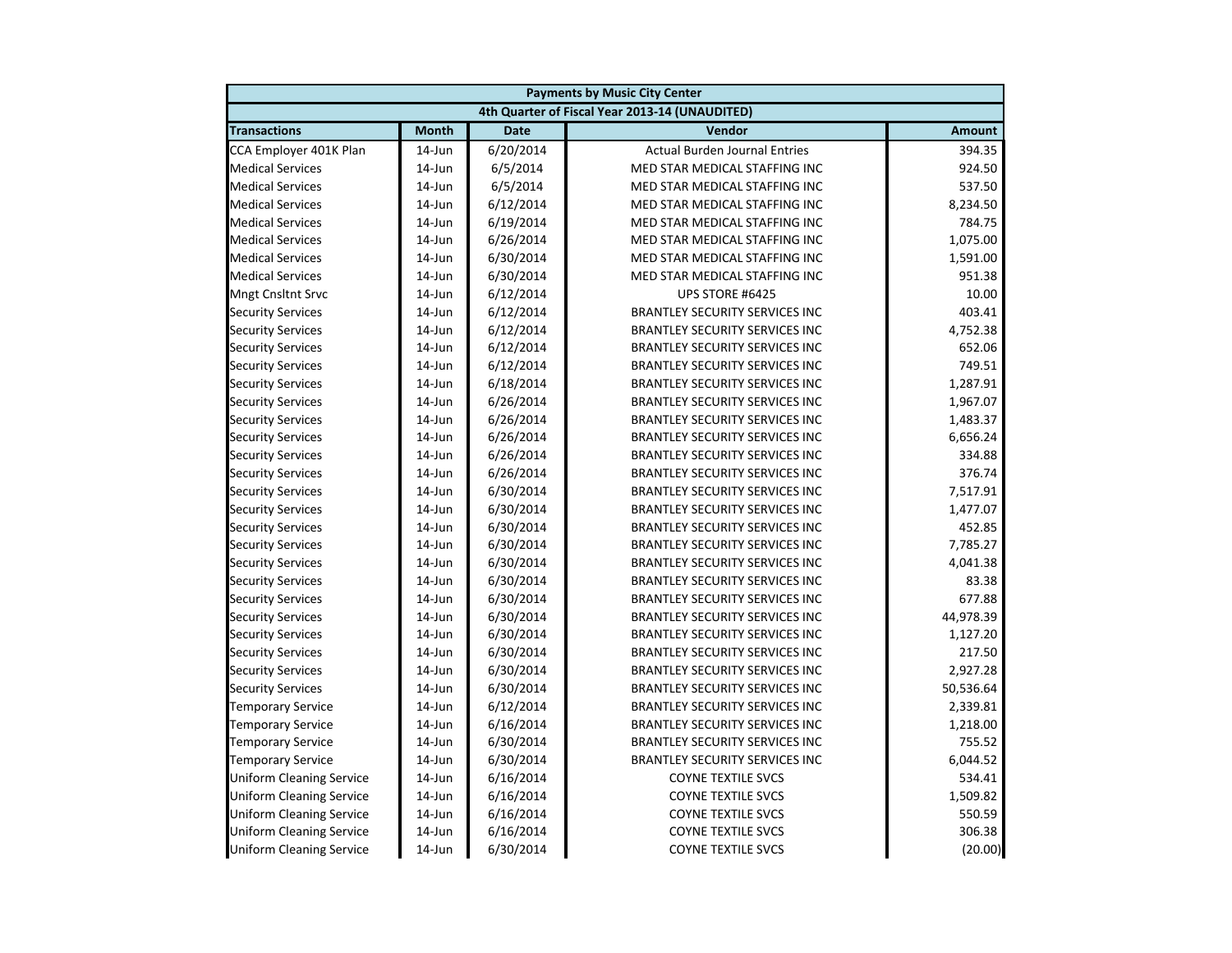| Payments by Music City Center | | | | |
|---|---|---|---|---|
| 4th Quarter of Fiscal Year 2013-14 (UNAUDITED) | | | | |
| **Transactions** | **Month** | **Date** | **Vendor** | **Amount** |
| CCA Employer 401K Plan | 14-Jun | 6/20/2014 | Actual Burden Journal Entries | 394.35 |
| Medical Services | 14-Jun | 6/5/2014 | MED STAR MEDICAL STAFFING INC | 924.50 |
| Medical Services | 14-Jun | 6/5/2014 | MED STAR MEDICAL STAFFING INC | 537.50 |
| Medical Services | 14-Jun | 6/12/2014 | MED STAR MEDICAL STAFFING INC | 8,234.50 |
| Medical Services | 14-Jun | 6/19/2014 | MED STAR MEDICAL STAFFING INC | 784.75 |
| Medical Services | 14-Jun | 6/26/2014 | MED STAR MEDICAL STAFFING INC | 1,075.00 |
| Medical Services | 14-Jun | 6/30/2014 | MED STAR MEDICAL STAFFING INC | 1,591.00 |
| Medical Services | 14-Jun | 6/30/2014 | MED STAR MEDICAL STAFFING INC | 951.38 |
| Mngt Cnsltnt Srvc | 14-Jun | 6/12/2014 | UPS STORE #6425 | 10.00 |
| Security Services | 14-Jun | 6/12/2014 | BRANTLEY SECURITY SERVICES INC | 403.41 |
| Security Services | 14-Jun | 6/12/2014 | BRANTLEY SECURITY SERVICES INC | 4,752.38 |
| Security Services | 14-Jun | 6/12/2014 | BRANTLEY SECURITY SERVICES INC | 652.06 |
| Security Services | 14-Jun | 6/12/2014 | BRANTLEY SECURITY SERVICES INC | 749.51 |
| Security Services | 14-Jun | 6/18/2014 | BRANTLEY SECURITY SERVICES INC | 1,287.91 |
| Security Services | 14-Jun | 6/26/2014 | BRANTLEY SECURITY SERVICES INC | 1,967.07 |
| Security Services | 14-Jun | 6/26/2014 | BRANTLEY SECURITY SERVICES INC | 1,483.37 |
| Security Services | 14-Jun | 6/26/2014 | BRANTLEY SECURITY SERVICES INC | 6,656.24 |
| Security Services | 14-Jun | 6/26/2014 | BRANTLEY SECURITY SERVICES INC | 334.88 |
| Security Services | 14-Jun | 6/26/2014 | BRANTLEY SECURITY SERVICES INC | 376.74 |
| Security Services | 14-Jun | 6/30/2014 | BRANTLEY SECURITY SERVICES INC | 7,517.91 |
| Security Services | 14-Jun | 6/30/2014 | BRANTLEY SECURITY SERVICES INC | 1,477.07 |
| Security Services | 14-Jun | 6/30/2014 | BRANTLEY SECURITY SERVICES INC | 452.85 |
| Security Services | 14-Jun | 6/30/2014 | BRANTLEY SECURITY SERVICES INC | 7,785.27 |
| Security Services | 14-Jun | 6/30/2014 | BRANTLEY SECURITY SERVICES INC | 4,041.38 |
| Security Services | 14-Jun | 6/30/2014 | BRANTLEY SECURITY SERVICES INC | 83.38 |
| Security Services | 14-Jun | 6/30/2014 | BRANTLEY SECURITY SERVICES INC | 677.88 |
| Security Services | 14-Jun | 6/30/2014 | BRANTLEY SECURITY SERVICES INC | 44,978.39 |
| Security Services | 14-Jun | 6/30/2014 | BRANTLEY SECURITY SERVICES INC | 1,127.20 |
| Security Services | 14-Jun | 6/30/2014 | BRANTLEY SECURITY SERVICES INC | 217.50 |
| Security Services | 14-Jun | 6/30/2014 | BRANTLEY SECURITY SERVICES INC | 2,927.28 |
| Security Services | 14-Jun | 6/30/2014 | BRANTLEY SECURITY SERVICES INC | 50,536.64 |
| Temporary Service | 14-Jun | 6/12/2014 | BRANTLEY SECURITY SERVICES INC | 2,339.81 |
| Temporary Service | 14-Jun | 6/16/2014 | BRANTLEY SECURITY SERVICES INC | 1,218.00 |
| Temporary Service | 14-Jun | 6/30/2014 | BRANTLEY SECURITY SERVICES INC | 755.52 |
| Temporary Service | 14-Jun | 6/30/2014 | BRANTLEY SECURITY SERVICES INC | 6,044.52 |
| Uniform Cleaning Service | 14-Jun | 6/16/2014 | COYNE TEXTILE SVCS | 534.41 |
| Uniform Cleaning Service | 14-Jun | 6/16/2014 | COYNE TEXTILE SVCS | 1,509.82 |
| Uniform Cleaning Service | 14-Jun | 6/16/2014 | COYNE TEXTILE SVCS | 550.59 |
| Uniform Cleaning Service | 14-Jun | 6/16/2014 | COYNE TEXTILE SVCS | 306.38 |
| Uniform Cleaning Service | 14-Jun | 6/30/2014 | COYNE TEXTILE SVCS | (20.00) |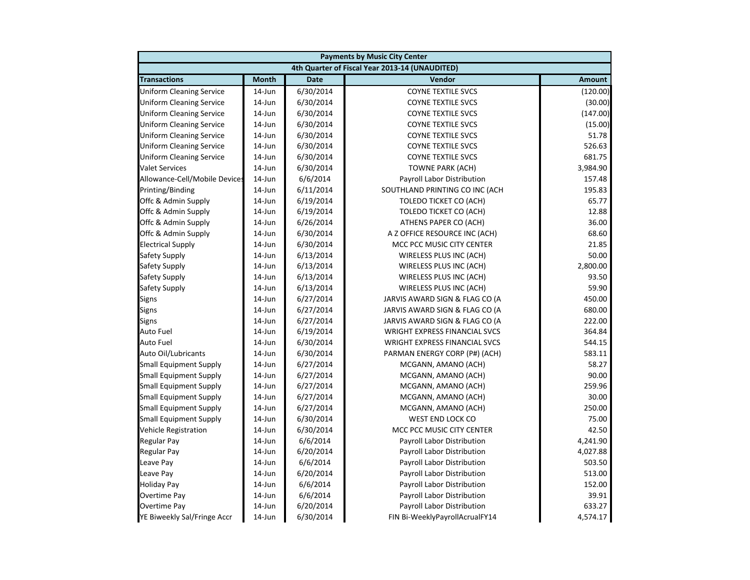| Payments by Music City Center | | | | |
|---|---|---|---|---|
| 4th Quarter of Fiscal Year 2013-14 (UNAUDITED) | | | | |
| **Transactions** | **Month** | **Date** | **Vendor** | **Amount** |
| Uniform Cleaning Service | 14-Jun | 6/30/2014 | COYNE TEXTILE SVCS | (120.00) |
| Uniform Cleaning Service | 14-Jun | 6/30/2014 | COYNE TEXTILE SVCS | (30.00) |
| Uniform Cleaning Service | 14-Jun | 6/30/2014 | COYNE TEXTILE SVCS | (147.00) |
| Uniform Cleaning Service | 14-Jun | 6/30/2014 | COYNE TEXTILE SVCS | (15.00) |
| Uniform Cleaning Service | 14-Jun | 6/30/2014 | COYNE TEXTILE SVCS | 51.78 |
| Uniform Cleaning Service | 14-Jun | 6/30/2014 | COYNE TEXTILE SVCS | 526.63 |
| Uniform Cleaning Service | 14-Jun | 6/30/2014 | COYNE TEXTILE SVCS | 681.75 |
| Valet Services | 14-Jun | 6/30/2014 | TOWNE PARK (ACH) | 3,984.90 |
| Allowance-Cell/Mobile Devices | 14-Jun | 6/6/2014 | Payroll Labor Distribution | 157.48 |
| Printing/Binding | 14-Jun | 6/11/2014 | SOUTHLAND PRINTING CO INC (ACH | 195.83 |
| Offc & Admin Supply | 14-Jun | 6/19/2014 | TOLEDO TICKET CO (ACH) | 65.77 |
| Offc & Admin Supply | 14-Jun | 6/19/2014 | TOLEDO TICKET CO (ACH) | 12.88 |
| Offc & Admin Supply | 14-Jun | 6/26/2014 | ATHENS PAPER CO (ACH) | 36.00 |
| Offc & Admin Supply | 14-Jun | 6/30/2014 | A Z OFFICE RESOURCE INC (ACH) | 68.60 |
| Electrical Supply | 14-Jun | 6/30/2014 | MCC PCC MUSIC CITY CENTER | 21.85 |
| Safety Supply | 14-Jun | 6/13/2014 | WIRELESS PLUS INC (ACH) | 50.00 |
| Safety Supply | 14-Jun | 6/13/2014 | WIRELESS PLUS INC (ACH) | 2,800.00 |
| Safety Supply | 14-Jun | 6/13/2014 | WIRELESS PLUS INC (ACH) | 93.50 |
| Safety Supply | 14-Jun | 6/13/2014 | WIRELESS PLUS INC (ACH) | 59.90 |
| Signs | 14-Jun | 6/27/2014 | JARVIS AWARD SIGN & FLAG CO (A | 450.00 |
| Signs | 14-Jun | 6/27/2014 | JARVIS AWARD SIGN & FLAG CO (A | 680.00 |
| Signs | 14-Jun | 6/27/2014 | JARVIS AWARD SIGN & FLAG CO (A | 222.00 |
| Auto Fuel | 14-Jun | 6/19/2014 | WRIGHT EXPRESS FINANCIAL SVCS | 364.84 |
| Auto Fuel | 14-Jun | 6/30/2014 | WRIGHT EXPRESS FINANCIAL SVCS | 544.15 |
| Auto Oil/Lubricants | 14-Jun | 6/30/2014 | PARMAN ENERGY CORP (P#) (ACH) | 583.11 |
| Small Equipment Supply | 14-Jun | 6/27/2014 | MCGANN, AMANO (ACH) | 58.27 |
| Small Equipment Supply | 14-Jun | 6/27/2014 | MCGANN, AMANO (ACH) | 90.00 |
| Small Equipment Supply | 14-Jun | 6/27/2014 | MCGANN, AMANO (ACH) | 259.96 |
| Small Equipment Supply | 14-Jun | 6/27/2014 | MCGANN, AMANO (ACH) | 30.00 |
| Small Equipment Supply | 14-Jun | 6/27/2014 | MCGANN, AMANO (ACH) | 250.00 |
| Small Equipment Supply | 14-Jun | 6/30/2014 | WEST END LOCK CO | 75.00 |
| Vehicle Registration | 14-Jun | 6/30/2014 | MCC PCC MUSIC CITY CENTER | 42.50 |
| Regular Pay | 14-Jun | 6/6/2014 | Payroll Labor Distribution | 4,241.90 |
| Regular Pay | 14-Jun | 6/20/2014 | Payroll Labor Distribution | 4,027.88 |
| Leave Pay | 14-Jun | 6/6/2014 | Payroll Labor Distribution | 503.50 |
| Leave Pay | 14-Jun | 6/20/2014 | Payroll Labor Distribution | 513.00 |
| Holiday Pay | 14-Jun | 6/6/2014 | Payroll Labor Distribution | 152.00 |
| Overtime Pay | 14-Jun | 6/6/2014 | Payroll Labor Distribution | 39.91 |
| Overtime Pay | 14-Jun | 6/20/2014 | Payroll Labor Distribution | 633.27 |
| YE Biweekly Sal/Fringe Accr | 14-Jun | 6/30/2014 | FIN Bi-WeeklyPayrollAcrualFY14 | 4,574.17 |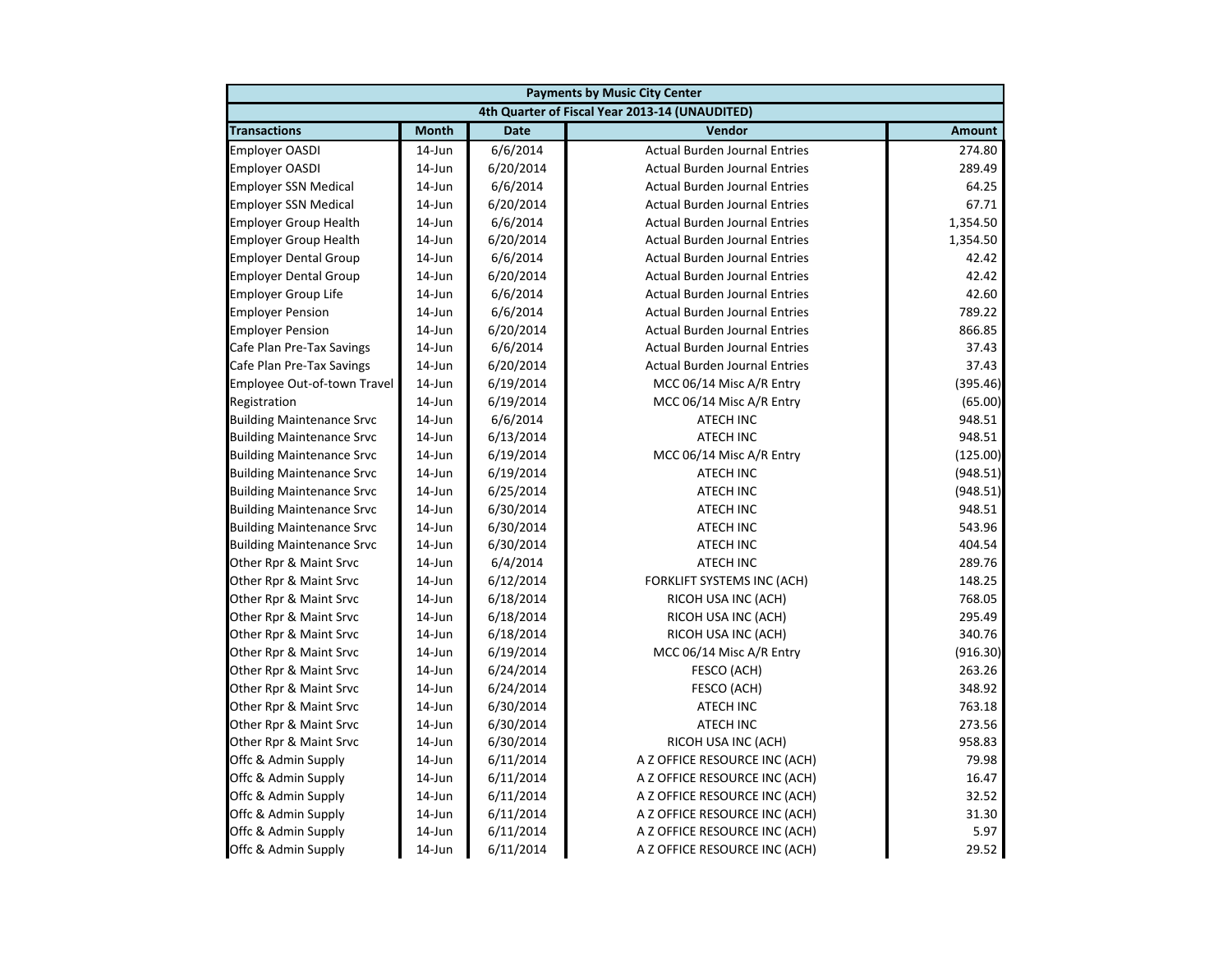| Payments by Music City Center | | | | |
|---|---|---|---|---|
| 4th Quarter of Fiscal Year 2013-14 (UNAUDITED) | | | | |
| **Transactions** | **Month** | **Date** | **Vendor** | **Amount** |
| Employer OASDI | 14-Jun | 6/6/2014 | Actual Burden Journal Entries | 274.80 |
| Employer OASDI | 14-Jun | 6/20/2014 | Actual Burden Journal Entries | 289.49 |
| Employer SSN Medical | 14-Jun | 6/6/2014 | Actual Burden Journal Entries | 64.25 |
| Employer SSN Medical | 14-Jun | 6/20/2014 | Actual Burden Journal Entries | 67.71 |
| Employer Group Health | 14-Jun | 6/6/2014 | Actual Burden Journal Entries | 1,354.50 |
| Employer Group Health | 14-Jun | 6/20/2014 | Actual Burden Journal Entries | 1,354.50 |
| Employer Dental Group | 14-Jun | 6/6/2014 | Actual Burden Journal Entries | 42.42 |
| Employer Dental Group | 14-Jun | 6/20/2014 | Actual Burden Journal Entries | 42.42 |
| Employer Group Life | 14-Jun | 6/6/2014 | Actual Burden Journal Entries | 42.60 |
| Employer Pension | 14-Jun | 6/6/2014 | Actual Burden Journal Entries | 789.22 |
| Employer Pension | 14-Jun | 6/20/2014 | Actual Burden Journal Entries | 866.85 |
| Cafe Plan Pre-Tax Savings | 14-Jun | 6/6/2014 | Actual Burden Journal Entries | 37.43 |
| Cafe Plan Pre-Tax Savings | 14-Jun | 6/20/2014 | Actual Burden Journal Entries | 37.43 |
| Employee Out-of-town Travel | 14-Jun | 6/19/2014 | MCC 06/14 Misc A/R Entry | (395.46) |
| Registration | 14-Jun | 6/19/2014 | MCC 06/14 Misc A/R Entry | (65.00) |
| Building Maintenance Srvc | 14-Jun | 6/6/2014 | ATECH INC | 948.51 |
| Building Maintenance Srvc | 14-Jun | 6/13/2014 | ATECH INC | 948.51 |
| Building Maintenance Srvc | 14-Jun | 6/19/2014 | MCC 06/14 Misc A/R Entry | (125.00) |
| Building Maintenance Srvc | 14-Jun | 6/19/2014 | ATECH INC | (948.51) |
| Building Maintenance Srvc | 14-Jun | 6/25/2014 | ATECH INC | (948.51) |
| Building Maintenance Srvc | 14-Jun | 6/30/2014 | ATECH INC | 948.51 |
| Building Maintenance Srvc | 14-Jun | 6/30/2014 | ATECH INC | 543.96 |
| Building Maintenance Srvc | 14-Jun | 6/30/2014 | ATECH INC | 404.54 |
| Other Rpr & Maint Srvc | 14-Jun | 6/4/2014 | ATECH INC | 289.76 |
| Other Rpr & Maint Srvc | 14-Jun | 6/12/2014 | FORKLIFT SYSTEMS INC (ACH) | 148.25 |
| Other Rpr & Maint Srvc | 14-Jun | 6/18/2014 | RICOH USA INC (ACH) | 768.05 |
| Other Rpr & Maint Srvc | 14-Jun | 6/18/2014 | RICOH USA INC (ACH) | 295.49 |
| Other Rpr & Maint Srvc | 14-Jun | 6/18/2014 | RICOH USA INC (ACH) | 340.76 |
| Other Rpr & Maint Srvc | 14-Jun | 6/19/2014 | MCC 06/14 Misc A/R Entry | (916.30) |
| Other Rpr & Maint Srvc | 14-Jun | 6/24/2014 | FESCO (ACH) | 263.26 |
| Other Rpr & Maint Srvc | 14-Jun | 6/24/2014 | FESCO (ACH) | 348.92 |
| Other Rpr & Maint Srvc | 14-Jun | 6/30/2014 | ATECH INC | 763.18 |
| Other Rpr & Maint Srvc | 14-Jun | 6/30/2014 | ATECH INC | 273.56 |
| Other Rpr & Maint Srvc | 14-Jun | 6/30/2014 | RICOH USA INC (ACH) | 958.83 |
| Offc & Admin Supply | 14-Jun | 6/11/2014 | A Z OFFICE RESOURCE INC (ACH) | 79.98 |
| Offc & Admin Supply | 14-Jun | 6/11/2014 | A Z OFFICE RESOURCE INC (ACH) | 16.47 |
| Offc & Admin Supply | 14-Jun | 6/11/2014 | A Z OFFICE RESOURCE INC (ACH) | 32.52 |
| Offc & Admin Supply | 14-Jun | 6/11/2014 | A Z OFFICE RESOURCE INC (ACH) | 31.30 |
| Offc & Admin Supply | 14-Jun | 6/11/2014 | A Z OFFICE RESOURCE INC (ACH) | 5.97 |
| Offc & Admin Supply | 14-Jun | 6/11/2014 | A Z OFFICE RESOURCE INC (ACH) | 29.52 |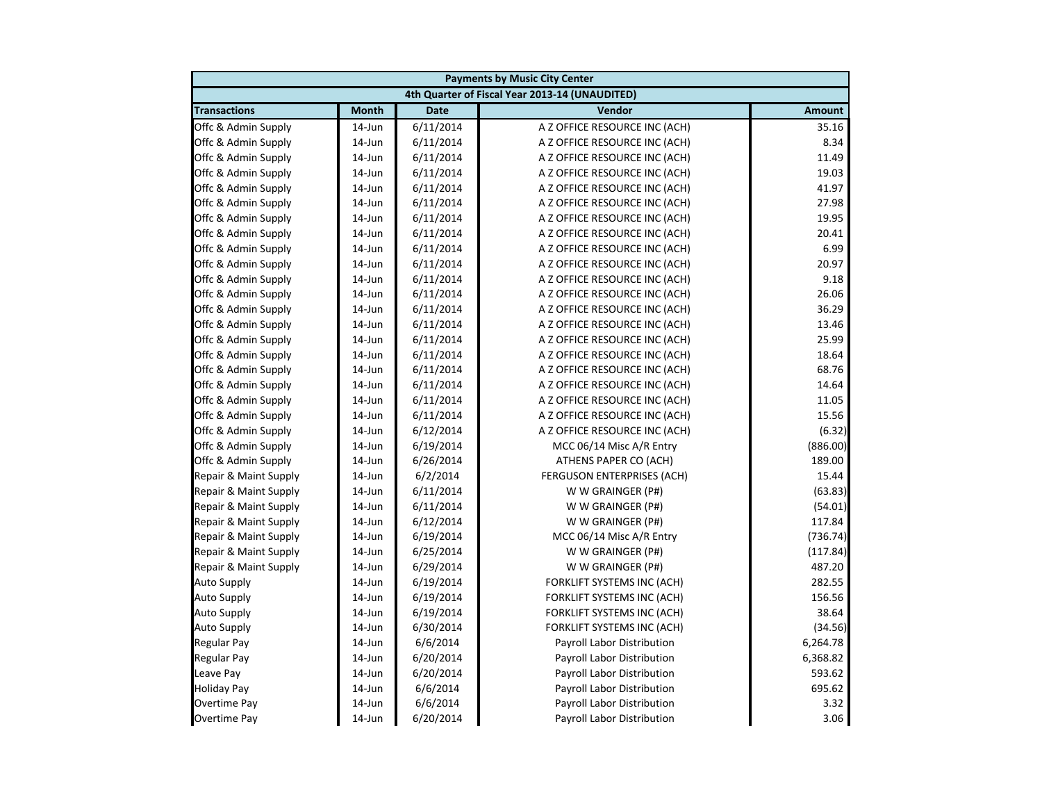| Payments by Music City Center | | | | |
|---|---|---|---|---|
| 4th Quarter of Fiscal Year 2013-14 (UNAUDITED) | | | | |
| **Transactions** | **Month** | **Date** | **Vendor** | **Amount** |
| Offc & Admin Supply | 14-Jun | 6/11/2014 | A Z OFFICE RESOURCE INC (ACH) | 35.16 |
| Offc & Admin Supply | 14-Jun | 6/11/2014 | A Z OFFICE RESOURCE INC (ACH) | 8.34 |
| Offc & Admin Supply | 14-Jun | 6/11/2014 | A Z OFFICE RESOURCE INC (ACH) | 11.49 |
| Offc & Admin Supply | 14-Jun | 6/11/2014 | A Z OFFICE RESOURCE INC (ACH) | 19.03 |
| Offc & Admin Supply | 14-Jun | 6/11/2014 | A Z OFFICE RESOURCE INC (ACH) | 41.97 |
| Offc & Admin Supply | 14-Jun | 6/11/2014 | A Z OFFICE RESOURCE INC (ACH) | 27.98 |
| Offc & Admin Supply | 14-Jun | 6/11/2014 | A Z OFFICE RESOURCE INC (ACH) | 19.95 |
| Offc & Admin Supply | 14-Jun | 6/11/2014 | A Z OFFICE RESOURCE INC (ACH) | 20.41 |
| Offc & Admin Supply | 14-Jun | 6/11/2014 | A Z OFFICE RESOURCE INC (ACH) | 6.99 |
| Offc & Admin Supply | 14-Jun | 6/11/2014 | A Z OFFICE RESOURCE INC (ACH) | 20.97 |
| Offc & Admin Supply | 14-Jun | 6/11/2014 | A Z OFFICE RESOURCE INC (ACH) | 9.18 |
| Offc & Admin Supply | 14-Jun | 6/11/2014 | A Z OFFICE RESOURCE INC (ACH) | 26.06 |
| Offc & Admin Supply | 14-Jun | 6/11/2014 | A Z OFFICE RESOURCE INC (ACH) | 36.29 |
| Offc & Admin Supply | 14-Jun | 6/11/2014 | A Z OFFICE RESOURCE INC (ACH) | 13.46 |
| Offc & Admin Supply | 14-Jun | 6/11/2014 | A Z OFFICE RESOURCE INC (ACH) | 25.99 |
| Offc & Admin Supply | 14-Jun | 6/11/2014 | A Z OFFICE RESOURCE INC (ACH) | 18.64 |
| Offc & Admin Supply | 14-Jun | 6/11/2014 | A Z OFFICE RESOURCE INC (ACH) | 68.76 |
| Offc & Admin Supply | 14-Jun | 6/11/2014 | A Z OFFICE RESOURCE INC (ACH) | 14.64 |
| Offc & Admin Supply | 14-Jun | 6/11/2014 | A Z OFFICE RESOURCE INC (ACH) | 11.05 |
| Offc & Admin Supply | 14-Jun | 6/11/2014 | A Z OFFICE RESOURCE INC (ACH) | 15.56 |
| Offc & Admin Supply | 14-Jun | 6/12/2014 | A Z OFFICE RESOURCE INC (ACH) | (6.32) |
| Offc & Admin Supply | 14-Jun | 6/19/2014 | MCC 06/14 Misc A/R Entry | (886.00) |
| Offc & Admin Supply | 14-Jun | 6/26/2014 | ATHENS PAPER CO (ACH) | 189.00 |
| Repair & Maint Supply | 14-Jun | 6/2/2014 | FERGUSON ENTERPRISES (ACH) | 15.44 |
| Repair & Maint Supply | 14-Jun | 6/11/2014 | W W GRAINGER (P#) | (63.83) |
| Repair & Maint Supply | 14-Jun | 6/11/2014 | W W GRAINGER (P#) | (54.01) |
| Repair & Maint Supply | 14-Jun | 6/12/2014 | W W GRAINGER (P#) | 117.84 |
| Repair & Maint Supply | 14-Jun | 6/19/2014 | MCC 06/14 Misc A/R Entry | (736.74) |
| Repair & Maint Supply | 14-Jun | 6/25/2014 | W W GRAINGER (P#) | (117.84) |
| Repair & Maint Supply | 14-Jun | 6/29/2014 | W W GRAINGER (P#) | 487.20 |
| Auto Supply | 14-Jun | 6/19/2014 | FORKLIFT SYSTEMS INC (ACH) | 282.55 |
| Auto Supply | 14-Jun | 6/19/2014 | FORKLIFT SYSTEMS INC (ACH) | 156.56 |
| Auto Supply | 14-Jun | 6/19/2014 | FORKLIFT SYSTEMS INC (ACH) | 38.64 |
| Auto Supply | 14-Jun | 6/30/2014 | FORKLIFT SYSTEMS INC (ACH) | (34.56) |
| Regular Pay | 14-Jun | 6/6/2014 | Payroll Labor Distribution | 6,264.78 |
| Regular Pay | 14-Jun | 6/20/2014 | Payroll Labor Distribution | 6,368.82 |
| Leave Pay | 14-Jun | 6/20/2014 | Payroll Labor Distribution | 593.62 |
| Holiday Pay | 14-Jun | 6/6/2014 | Payroll Labor Distribution | 695.62 |
| Overtime Pay | 14-Jun | 6/6/2014 | Payroll Labor Distribution | 3.32 |
| Overtime Pay | 14-Jun | 6/20/2014 | Payroll Labor Distribution | 3.06 |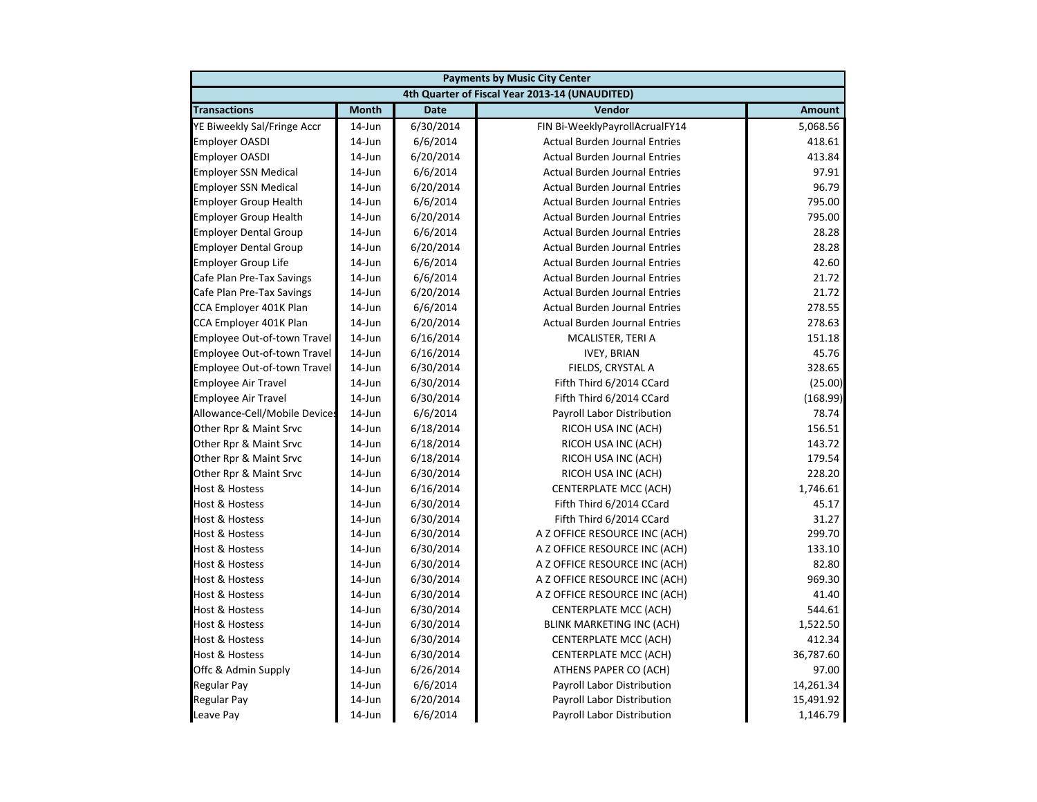| Payments by Music City Center | | | | |
|---|---|---|---|---|
| 4th Quarter of Fiscal Year 2013-14 (UNAUDITED) | | | | |
| **Transactions** | **Month** | **Date** | **Vendor** | **Amount** |
| YE Biweekly Sal/Fringe Accr | 14-Jun | 6/30/2014 | FIN Bi-WeeklyPayrollAcrualFY14 | 5,068.56 |
| Employer OASDI | 14-Jun | 6/6/2014 | Actual Burden Journal Entries | 418.61 |
| Employer OASDI | 14-Jun | 6/20/2014 | Actual Burden Journal Entries | 413.84 |
| Employer SSN Medical | 14-Jun | 6/6/2014 | Actual Burden Journal Entries | 97.91 |
| Employer SSN Medical | 14-Jun | 6/20/2014 | Actual Burden Journal Entries | 96.79 |
| Employer Group Health | 14-Jun | 6/6/2014 | Actual Burden Journal Entries | 795.00 |
| Employer Group Health | 14-Jun | 6/20/2014 | Actual Burden Journal Entries | 795.00 |
| Employer Dental Group | 14-Jun | 6/6/2014 | Actual Burden Journal Entries | 28.28 |
| Employer Dental Group | 14-Jun | 6/20/2014 | Actual Burden Journal Entries | 28.28 |
| Employer Group Life | 14-Jun | 6/6/2014 | Actual Burden Journal Entries | 42.60 |
| Cafe Plan Pre-Tax Savings | 14-Jun | 6/6/2014 | Actual Burden Journal Entries | 21.72 |
| Cafe Plan Pre-Tax Savings | 14-Jun | 6/20/2014 | Actual Burden Journal Entries | 21.72 |
| CCA Employer 401K Plan | 14-Jun | 6/6/2014 | Actual Burden Journal Entries | 278.55 |
| CCA Employer 401K Plan | 14-Jun | 6/20/2014 | Actual Burden Journal Entries | 278.63 |
| Employee Out-of-town Travel | 14-Jun | 6/16/2014 | MCALISTER, TERI A | 151.18 |
| Employee Out-of-town Travel | 14-Jun | 6/16/2014 | IVEY, BRIAN | 45.76 |
| Employee Out-of-town Travel | 14-Jun | 6/30/2014 | FIELDS, CRYSTAL A | 328.65 |
| Employee Air Travel | 14-Jun | 6/30/2014 | Fifth Third 6/2014 CCard | (25.00) |
| Employee Air Travel | 14-Jun | 6/30/2014 | Fifth Third 6/2014 CCard | (168.99) |
| Allowance-Cell/Mobile Devices | 14-Jun | 6/6/2014 | Payroll Labor Distribution | 78.74 |
| Other Rpr & Maint Srvc | 14-Jun | 6/18/2014 | RICOH USA INC (ACH) | 156.51 |
| Other Rpr & Maint Srvc | 14-Jun | 6/18/2014 | RICOH USA INC (ACH) | 143.72 |
| Other Rpr & Maint Srvc | 14-Jun | 6/18/2014 | RICOH USA INC (ACH) | 179.54 |
| Other Rpr & Maint Srvc | 14-Jun | 6/30/2014 | RICOH USA INC (ACH) | 228.20 |
| Host & Hostess | 14-Jun | 6/16/2014 | CENTERPLATE MCC (ACH) | 1,746.61 |
| Host & Hostess | 14-Jun | 6/30/2014 | Fifth Third 6/2014 CCard | 45.17 |
| Host & Hostess | 14-Jun | 6/30/2014 | Fifth Third 6/2014 CCard | 31.27 |
| Host & Hostess | 14-Jun | 6/30/2014 | A Z OFFICE RESOURCE INC (ACH) | 299.70 |
| Host & Hostess | 14-Jun | 6/30/2014 | A Z OFFICE RESOURCE INC (ACH) | 133.10 |
| Host & Hostess | 14-Jun | 6/30/2014 | A Z OFFICE RESOURCE INC (ACH) | 82.80 |
| Host & Hostess | 14-Jun | 6/30/2014 | A Z OFFICE RESOURCE INC (ACH) | 969.30 |
| Host & Hostess | 14-Jun | 6/30/2014 | A Z OFFICE RESOURCE INC (ACH) | 41.40 |
| Host & Hostess | 14-Jun | 6/30/2014 | CENTERPLATE MCC (ACH) | 544.61 |
| Host & Hostess | 14-Jun | 6/30/2014 | BLINK MARKETING INC (ACH) | 1,522.50 |
| Host & Hostess | 14-Jun | 6/30/2014 | CENTERPLATE MCC (ACH) | 412.34 |
| Host & Hostess | 14-Jun | 6/30/2014 | CENTERPLATE MCC (ACH) | 36,787.60 |
| Offc & Admin Supply | 14-Jun | 6/26/2014 | ATHENS PAPER CO (ACH) | 97.00 |
| Regular Pay | 14-Jun | 6/6/2014 | Payroll Labor Distribution | 14,261.34 |
| Regular Pay | 14-Jun | 6/20/2014 | Payroll Labor Distribution | 15,491.92 |
| Leave Pay | 14-Jun | 6/6/2014 | Payroll Labor Distribution | 1,146.79 |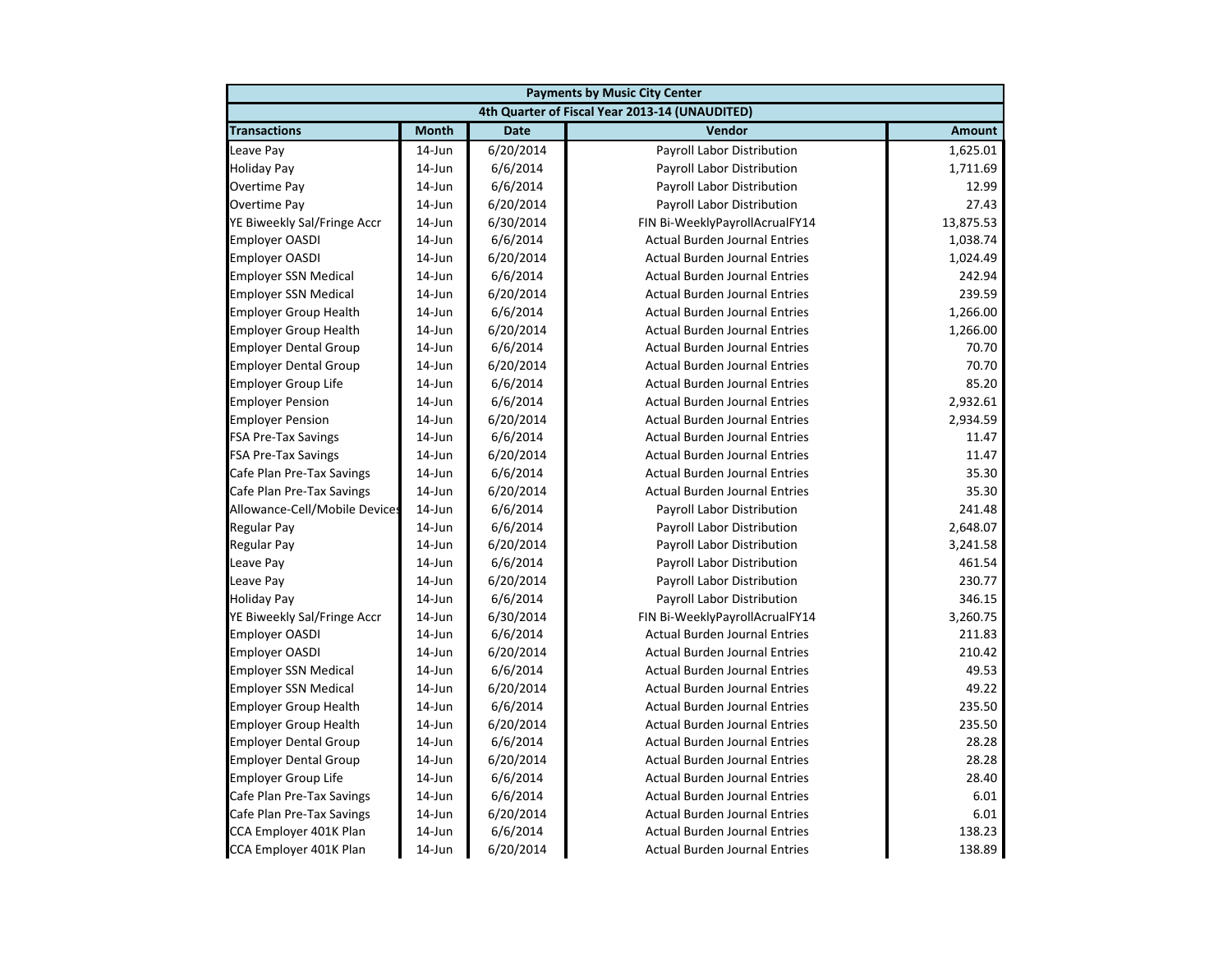| Payments by Music City Center | | | | |
|---|---|---|---|---|
| 4th Quarter of Fiscal Year 2013-14 (UNAUDITED) | | | | |
| **Transactions** | **Month** | **Date** | **Vendor** | **Amount** |
| Leave Pay | 14-Jun | 6/20/2014 | Payroll Labor Distribution | 1,625.01 |
| Holiday Pay | 14-Jun | 6/6/2014 | Payroll Labor Distribution | 1,711.69 |
| Overtime Pay | 14-Jun | 6/6/2014 | Payroll Labor Distribution | 12.99 |
| Overtime Pay | 14-Jun | 6/20/2014 | Payroll Labor Distribution | 27.43 |
| YE Biweekly Sal/Fringe Accr | 14-Jun | 6/30/2014 | FIN Bi-WeeklyPayrollAcrualFY14 | 13,875.53 |
| Employer OASDI | 14-Jun | 6/6/2014 | Actual Burden Journal Entries | 1,038.74 |
| Employer OASDI | 14-Jun | 6/20/2014 | Actual Burden Journal Entries | 1,024.49 |
| Employer SSN Medical | 14-Jun | 6/6/2014 | Actual Burden Journal Entries | 242.94 |
| Employer SSN Medical | 14-Jun | 6/20/2014 | Actual Burden Journal Entries | 239.59 |
| Employer Group Health | 14-Jun | 6/6/2014 | Actual Burden Journal Entries | 1,266.00 |
| Employer Group Health | 14-Jun | 6/20/2014 | Actual Burden Journal Entries | 1,266.00 |
| Employer Dental Group | 14-Jun | 6/6/2014 | Actual Burden Journal Entries | 70.70 |
| Employer Dental Group | 14-Jun | 6/20/2014 | Actual Burden Journal Entries | 70.70 |
| Employer Group Life | 14-Jun | 6/6/2014 | Actual Burden Journal Entries | 85.20 |
| Employer Pension | 14-Jun | 6/6/2014 | Actual Burden Journal Entries | 2,932.61 |
| Employer Pension | 14-Jun | 6/20/2014 | Actual Burden Journal Entries | 2,934.59 |
| FSA Pre-Tax Savings | 14-Jun | 6/6/2014 | Actual Burden Journal Entries | 11.47 |
| FSA Pre-Tax Savings | 14-Jun | 6/20/2014 | Actual Burden Journal Entries | 11.47 |
| Cafe Plan Pre-Tax Savings | 14-Jun | 6/6/2014 | Actual Burden Journal Entries | 35.30 |
| Cafe Plan Pre-Tax Savings | 14-Jun | 6/20/2014 | Actual Burden Journal Entries | 35.30 |
| Allowance-Cell/Mobile Devices | 14-Jun | 6/6/2014 | Payroll Labor Distribution | 241.48 |
| Regular Pay | 14-Jun | 6/6/2014 | Payroll Labor Distribution | 2,648.07 |
| Regular Pay | 14-Jun | 6/20/2014 | Payroll Labor Distribution | 3,241.58 |
| Leave Pay | 14-Jun | 6/6/2014 | Payroll Labor Distribution | 461.54 |
| Leave Pay | 14-Jun | 6/20/2014 | Payroll Labor Distribution | 230.77 |
| Holiday Pay | 14-Jun | 6/6/2014 | Payroll Labor Distribution | 346.15 |
| YE Biweekly Sal/Fringe Accr | 14-Jun | 6/30/2014 | FIN Bi-WeeklyPayrollAcrualFY14 | 3,260.75 |
| Employer OASDI | 14-Jun | 6/6/2014 | Actual Burden Journal Entries | 211.83 |
| Employer OASDI | 14-Jun | 6/20/2014 | Actual Burden Journal Entries | 210.42 |
| Employer SSN Medical | 14-Jun | 6/6/2014 | Actual Burden Journal Entries | 49.53 |
| Employer SSN Medical | 14-Jun | 6/20/2014 | Actual Burden Journal Entries | 49.22 |
| Employer Group Health | 14-Jun | 6/6/2014 | Actual Burden Journal Entries | 235.50 |
| Employer Group Health | 14-Jun | 6/20/2014 | Actual Burden Journal Entries | 235.50 |
| Employer Dental Group | 14-Jun | 6/6/2014 | Actual Burden Journal Entries | 28.28 |
| Employer Dental Group | 14-Jun | 6/20/2014 | Actual Burden Journal Entries | 28.28 |
| Employer Group Life | 14-Jun | 6/6/2014 | Actual Burden Journal Entries | 28.40 |
| Cafe Plan Pre-Tax Savings | 14-Jun | 6/6/2014 | Actual Burden Journal Entries | 6.01 |
| Cafe Plan Pre-Tax Savings | 14-Jun | 6/20/2014 | Actual Burden Journal Entries | 6.01 |
| CCA Employer 401K Plan | 14-Jun | 6/6/2014 | Actual Burden Journal Entries | 138.23 |
| CCA Employer 401K Plan | 14-Jun | 6/20/2014 | Actual Burden Journal Entries | 138.89 |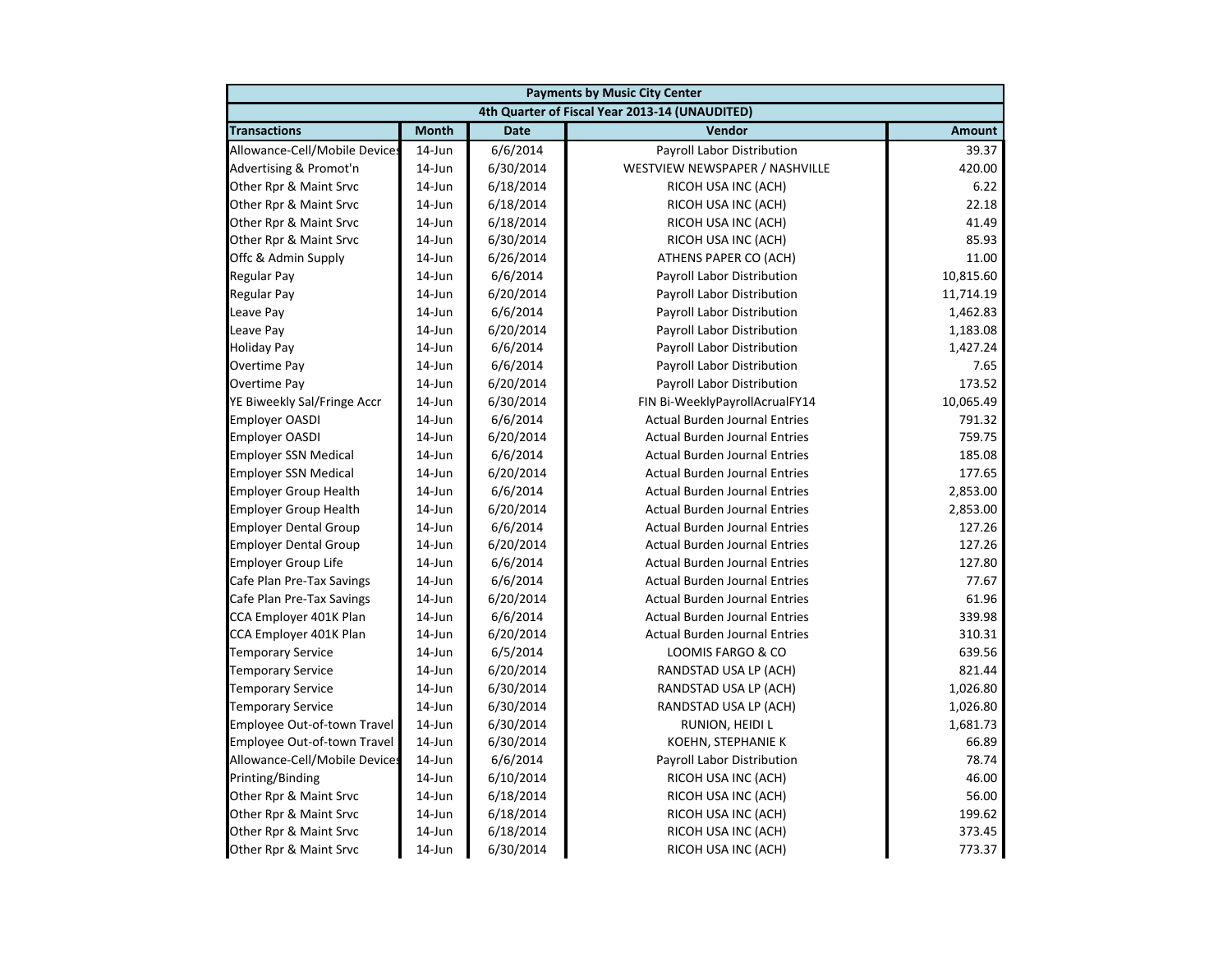| Payments by Music City Center | | | | |
|---|---|---|---|---|
| 4th Quarter of Fiscal Year 2013-14 (UNAUDITED) | | | | |
| **Transactions** | **Month** | **Date** | **Vendor** | **Amount** |
| Allowance-Cell/Mobile Devices | 14-Jun | 6/6/2014 | Payroll Labor Distribution | 39.37 |
| Advertising & Promot'n | 14-Jun | 6/30/2014 | WESTVIEW NEWSPAPER / NASHVILLE | 420.00 |
| Other Rpr & Maint Srvc | 14-Jun | 6/18/2014 | RICOH USA INC (ACH) | 6.22 |
| Other Rpr & Maint Srvc | 14-Jun | 6/18/2014 | RICOH USA INC (ACH) | 22.18 |
| Other Rpr & Maint Srvc | 14-Jun | 6/18/2014 | RICOH USA INC (ACH) | 41.49 |
| Other Rpr & Maint Srvc | 14-Jun | 6/30/2014 | RICOH USA INC (ACH) | 85.93 |
| Offc & Admin Supply | 14-Jun | 6/26/2014 | ATHENS PAPER CO (ACH) | 11.00 |
| Regular Pay | 14-Jun | 6/6/2014 | Payroll Labor Distribution | 10,815.60 |
| Regular Pay | 14-Jun | 6/20/2014 | Payroll Labor Distribution | 11,714.19 |
| Leave Pay | 14-Jun | 6/6/2014 | Payroll Labor Distribution | 1,462.83 |
| Leave Pay | 14-Jun | 6/20/2014 | Payroll Labor Distribution | 1,183.08 |
| Holiday Pay | 14-Jun | 6/6/2014 | Payroll Labor Distribution | 1,427.24 |
| Overtime Pay | 14-Jun | 6/6/2014 | Payroll Labor Distribution | 7.65 |
| Overtime Pay | 14-Jun | 6/20/2014 | Payroll Labor Distribution | 173.52 |
| YE Biweekly Sal/Fringe Accr | 14-Jun | 6/30/2014 | FIN Bi-WeeklyPayrollAcrualFY14 | 10,065.49 |
| Employer OASDI | 14-Jun | 6/6/2014 | Actual Burden Journal Entries | 791.32 |
| Employer OASDI | 14-Jun | 6/20/2014 | Actual Burden Journal Entries | 759.75 |
| Employer SSN Medical | 14-Jun | 6/6/2014 | Actual Burden Journal Entries | 185.08 |
| Employer SSN Medical | 14-Jun | 6/20/2014 | Actual Burden Journal Entries | 177.65 |
| Employer Group Health | 14-Jun | 6/6/2014 | Actual Burden Journal Entries | 2,853.00 |
| Employer Group Health | 14-Jun | 6/20/2014 | Actual Burden Journal Entries | 2,853.00 |
| Employer Dental Group | 14-Jun | 6/6/2014 | Actual Burden Journal Entries | 127.26 |
| Employer Dental Group | 14-Jun | 6/20/2014 | Actual Burden Journal Entries | 127.26 |
| Employer Group Life | 14-Jun | 6/6/2014 | Actual Burden Journal Entries | 127.80 |
| Cafe Plan Pre-Tax Savings | 14-Jun | 6/6/2014 | Actual Burden Journal Entries | 77.67 |
| Cafe Plan Pre-Tax Savings | 14-Jun | 6/20/2014 | Actual Burden Journal Entries | 61.96 |
| CCA Employer 401K Plan | 14-Jun | 6/6/2014 | Actual Burden Journal Entries | 339.98 |
| CCA Employer 401K Plan | 14-Jun | 6/20/2014 | Actual Burden Journal Entries | 310.31 |
| Temporary Service | 14-Jun | 6/5/2014 | LOOMIS FARGO & CO | 639.56 |
| Temporary Service | 14-Jun | 6/20/2014 | RANDSTAD USA LP (ACH) | 821.44 |
| Temporary Service | 14-Jun | 6/30/2014 | RANDSTAD USA LP (ACH) | 1,026.80 |
| Temporary Service | 14-Jun | 6/30/2014 | RANDSTAD USA LP (ACH) | 1,026.80 |
| Employee Out-of-town Travel | 14-Jun | 6/30/2014 | RUNION, HEIDI L | 1,681.73 |
| Employee Out-of-town Travel | 14-Jun | 6/30/2014 | KOEHN, STEPHANIE K | 66.89 |
| Allowance-Cell/Mobile Devices | 14-Jun | 6/6/2014 | Payroll Labor Distribution | 78.74 |
| Printing/Binding | 14-Jun | 6/10/2014 | RICOH USA INC (ACH) | 46.00 |
| Other Rpr & Maint Srvc | 14-Jun | 6/18/2014 | RICOH USA INC (ACH) | 56.00 |
| Other Rpr & Maint Srvc | 14-Jun | 6/18/2014 | RICOH USA INC (ACH) | 199.62 |
| Other Rpr & Maint Srvc | 14-Jun | 6/18/2014 | RICOH USA INC (ACH) | 373.45 |
| Other Rpr & Maint Srvc | 14-Jun | 6/30/2014 | RICOH USA INC (ACH) | 773.37 |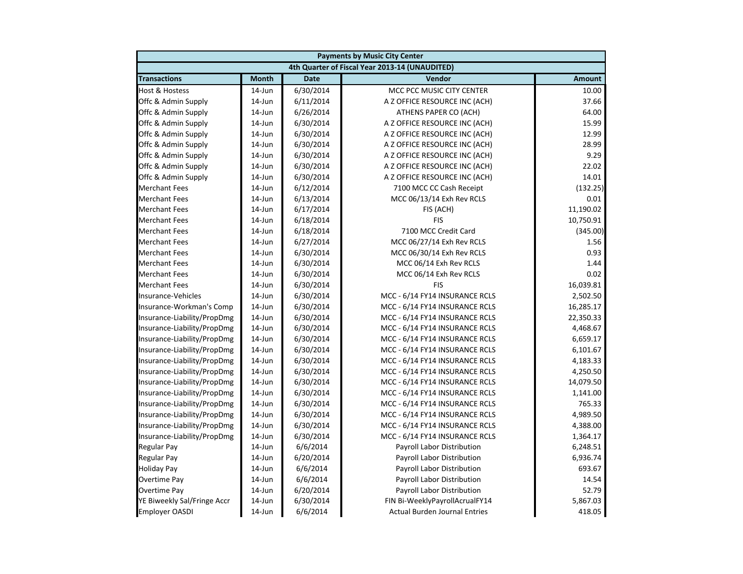| Payments by Music City Center | | | | |
|---|---|---|---|---|
| 4th Quarter of Fiscal Year 2013-14 (UNAUDITED) | | | | |
| **Transactions** | **Month** | **Date** | **Vendor** | **Amount** |
| Host & Hostess | 14-Jun | 6/30/2014 | MCC PCC MUSIC CITY CENTER | 10.00 |
| Offc & Admin Supply | 14-Jun | 6/11/2014 | A Z OFFICE RESOURCE INC (ACH) | 37.66 |
| Offc & Admin Supply | 14-Jun | 6/26/2014 | ATHENS PAPER CO (ACH) | 64.00 |
| Offc & Admin Supply | 14-Jun | 6/30/2014 | A Z OFFICE RESOURCE INC (ACH) | 15.99 |
| Offc & Admin Supply | 14-Jun | 6/30/2014 | A Z OFFICE RESOURCE INC (ACH) | 12.99 |
| Offc & Admin Supply | 14-Jun | 6/30/2014 | A Z OFFICE RESOURCE INC (ACH) | 28.99 |
| Offc & Admin Supply | 14-Jun | 6/30/2014 | A Z OFFICE RESOURCE INC (ACH) | 9.29 |
| Offc & Admin Supply | 14-Jun | 6/30/2014 | A Z OFFICE RESOURCE INC (ACH) | 22.02 |
| Offc & Admin Supply | 14-Jun | 6/30/2014 | A Z OFFICE RESOURCE INC (ACH) | 14.01 |
| Merchant Fees | 14-Jun | 6/12/2014 | 7100 MCC CC Cash Receipt | (132.25) |
| Merchant Fees | 14-Jun | 6/13/2014 | MCC 06/13/14 Exh Rev RCLS | 0.01 |
| Merchant Fees | 14-Jun | 6/17/2014 | FIS (ACH) | 11,190.02 |
| Merchant Fees | 14-Jun | 6/18/2014 | FIS | 10,750.91 |
| Merchant Fees | 14-Jun | 6/18/2014 | 7100 MCC Credit Card | (345.00) |
| Merchant Fees | 14-Jun | 6/27/2014 | MCC 06/27/14 Exh Rev RCLS | 1.56 |
| Merchant Fees | 14-Jun | 6/30/2014 | MCC 06/30/14 Exh Rev RCLS | 0.93 |
| Merchant Fees | 14-Jun | 6/30/2014 | MCC 06/14 Exh Rev RCLS | 1.44 |
| Merchant Fees | 14-Jun | 6/30/2014 | MCC 06/14 Exh Rev RCLS | 0.02 |
| Merchant Fees | 14-Jun | 6/30/2014 | FIS | 16,039.81 |
| Insurance-Vehicles | 14-Jun | 6/30/2014 | MCC - 6/14 FY14 INSURANCE RCLS | 2,502.50 |
| Insurance-Workman's Comp | 14-Jun | 6/30/2014 | MCC - 6/14 FY14 INSURANCE RCLS | 16,285.17 |
| Insurance-Liability/PropDmg | 14-Jun | 6/30/2014 | MCC - 6/14 FY14 INSURANCE RCLS | 22,350.33 |
| Insurance-Liability/PropDmg | 14-Jun | 6/30/2014 | MCC - 6/14 FY14 INSURANCE RCLS | 4,468.67 |
| Insurance-Liability/PropDmg | 14-Jun | 6/30/2014 | MCC - 6/14 FY14 INSURANCE RCLS | 6,659.17 |
| Insurance-Liability/PropDmg | 14-Jun | 6/30/2014 | MCC - 6/14 FY14 INSURANCE RCLS | 6,101.67 |
| Insurance-Liability/PropDmg | 14-Jun | 6/30/2014 | MCC - 6/14 FY14 INSURANCE RCLS | 4,183.33 |
| Insurance-Liability/PropDmg | 14-Jun | 6/30/2014 | MCC - 6/14 FY14 INSURANCE RCLS | 4,250.50 |
| Insurance-Liability/PropDmg | 14-Jun | 6/30/2014 | MCC - 6/14 FY14 INSURANCE RCLS | 14,079.50 |
| Insurance-Liability/PropDmg | 14-Jun | 6/30/2014 | MCC - 6/14 FY14 INSURANCE RCLS | 1,141.00 |
| Insurance-Liability/PropDmg | 14-Jun | 6/30/2014 | MCC - 6/14 FY14 INSURANCE RCLS | 765.33 |
| Insurance-Liability/PropDmg | 14-Jun | 6/30/2014 | MCC - 6/14 FY14 INSURANCE RCLS | 4,989.50 |
| Insurance-Liability/PropDmg | 14-Jun | 6/30/2014 | MCC - 6/14 FY14 INSURANCE RCLS | 4,388.00 |
| Insurance-Liability/PropDmg | 14-Jun | 6/30/2014 | MCC - 6/14 FY14 INSURANCE RCLS | 1,364.17 |
| Regular Pay | 14-Jun | 6/6/2014 | Payroll Labor Distribution | 6,248.51 |
| Regular Pay | 14-Jun | 6/20/2014 | Payroll Labor Distribution | 6,936.74 |
| Holiday Pay | 14-Jun | 6/6/2014 | Payroll Labor Distribution | 693.67 |
| Overtime Pay | 14-Jun | 6/6/2014 | Payroll Labor Distribution | 14.54 |
| Overtime Pay | 14-Jun | 6/20/2014 | Payroll Labor Distribution | 52.79 |
| YE Biweekly Sal/Fringe Accr | 14-Jun | 6/30/2014 | FIN Bi-WeeklyPayrollAcrualFY14 | 5,867.03 |
| Employer OASDI | 14-Jun | 6/6/2014 | Actual Burden Journal Entries | 418.05 |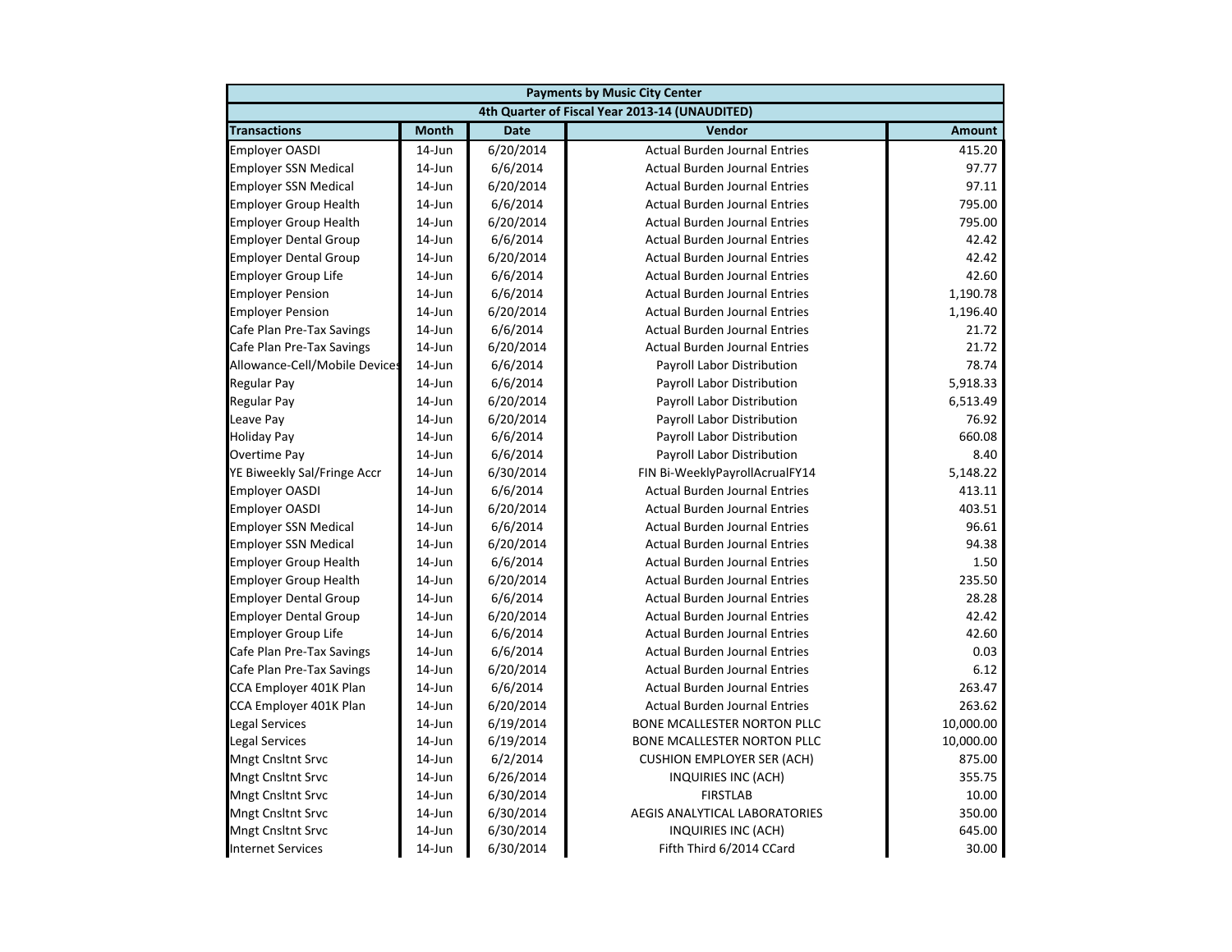| Payments by Music City Center | | | | |
|---|---|---|---|---|
| 4th Quarter of Fiscal Year 2013-14 (UNAUDITED) | | | | |
| **Transactions** | **Month** | **Date** | **Vendor** | **Amount** |
| Employer OASDI | 14-Jun | 6/20/2014 | Actual Burden Journal Entries | 415.20 |
| Employer SSN Medical | 14-Jun | 6/6/2014 | Actual Burden Journal Entries | 97.77 |
| Employer SSN Medical | 14-Jun | 6/20/2014 | Actual Burden Journal Entries | 97.11 |
| Employer Group Health | 14-Jun | 6/6/2014 | Actual Burden Journal Entries | 795.00 |
| Employer Group Health | 14-Jun | 6/20/2014 | Actual Burden Journal Entries | 795.00 |
| Employer Dental Group | 14-Jun | 6/6/2014 | Actual Burden Journal Entries | 42.42 |
| Employer Dental Group | 14-Jun | 6/20/2014 | Actual Burden Journal Entries | 42.42 |
| Employer Group Life | 14-Jun | 6/6/2014 | Actual Burden Journal Entries | 42.60 |
| Employer Pension | 14-Jun | 6/6/2014 | Actual Burden Journal Entries | 1,190.78 |
| Employer Pension | 14-Jun | 6/20/2014 | Actual Burden Journal Entries | 1,196.40 |
| Cafe Plan Pre-Tax Savings | 14-Jun | 6/6/2014 | Actual Burden Journal Entries | 21.72 |
| Cafe Plan Pre-Tax Savings | 14-Jun | 6/20/2014 | Actual Burden Journal Entries | 21.72 |
| Allowance-Cell/Mobile Devices | 14-Jun | 6/6/2014 | Payroll Labor Distribution | 78.74 |
| Regular Pay | 14-Jun | 6/6/2014 | Payroll Labor Distribution | 5,918.33 |
| Regular Pay | 14-Jun | 6/20/2014 | Payroll Labor Distribution | 6,513.49 |
| Leave Pay | 14-Jun | 6/20/2014 | Payroll Labor Distribution | 76.92 |
| Holiday Pay | 14-Jun | 6/6/2014 | Payroll Labor Distribution | 660.08 |
| Overtime Pay | 14-Jun | 6/6/2014 | Payroll Labor Distribution | 8.40 |
| YE Biweekly Sal/Fringe Accr | 14-Jun | 6/30/2014 | FIN Bi-WeeklyPayrollAcrualFY14 | 5,148.22 |
| Employer OASDI | 14-Jun | 6/6/2014 | Actual Burden Journal Entries | 413.11 |
| Employer OASDI | 14-Jun | 6/20/2014 | Actual Burden Journal Entries | 403.51 |
| Employer SSN Medical | 14-Jun | 6/6/2014 | Actual Burden Journal Entries | 96.61 |
| Employer SSN Medical | 14-Jun | 6/20/2014 | Actual Burden Journal Entries | 94.38 |
| Employer Group Health | 14-Jun | 6/6/2014 | Actual Burden Journal Entries | 1.50 |
| Employer Group Health | 14-Jun | 6/20/2014 | Actual Burden Journal Entries | 235.50 |
| Employer Dental Group | 14-Jun | 6/6/2014 | Actual Burden Journal Entries | 28.28 |
| Employer Dental Group | 14-Jun | 6/20/2014 | Actual Burden Journal Entries | 42.42 |
| Employer Group Life | 14-Jun | 6/6/2014 | Actual Burden Journal Entries | 42.60 |
| Cafe Plan Pre-Tax Savings | 14-Jun | 6/6/2014 | Actual Burden Journal Entries | 0.03 |
| Cafe Plan Pre-Tax Savings | 14-Jun | 6/20/2014 | Actual Burden Journal Entries | 6.12 |
| CCA Employer 401K Plan | 14-Jun | 6/6/2014 | Actual Burden Journal Entries | 263.47 |
| CCA Employer 401K Plan | 14-Jun | 6/20/2014 | Actual Burden Journal Entries | 263.62 |
| Legal Services | 14-Jun | 6/19/2014 | BONE MCALLESTER NORTON PLLC | 10,000.00 |
| Legal Services | 14-Jun | 6/19/2014 | BONE MCALLESTER NORTON PLLC | 10,000.00 |
| Mngt Cnsltnt Srvc | 14-Jun | 6/2/2014 | CUSHION EMPLOYER SER (ACH) | 875.00 |
| Mngt Cnsltnt Srvc | 14-Jun | 6/26/2014 | INQUIRIES INC (ACH) | 355.75 |
| Mngt Cnsltnt Srvc | 14-Jun | 6/30/2014 | FIRSTLAB | 10.00 |
| Mngt Cnsltnt Srvc | 14-Jun | 6/30/2014 | AEGIS ANALYTICAL LABORATORIES | 350.00 |
| Mngt Cnsltnt Srvc | 14-Jun | 6/30/2014 | INQUIRIES INC (ACH) | 645.00 |
| Internet Services | 14-Jun | 6/30/2014 | Fifth Third 6/2014 CCard | 30.00 |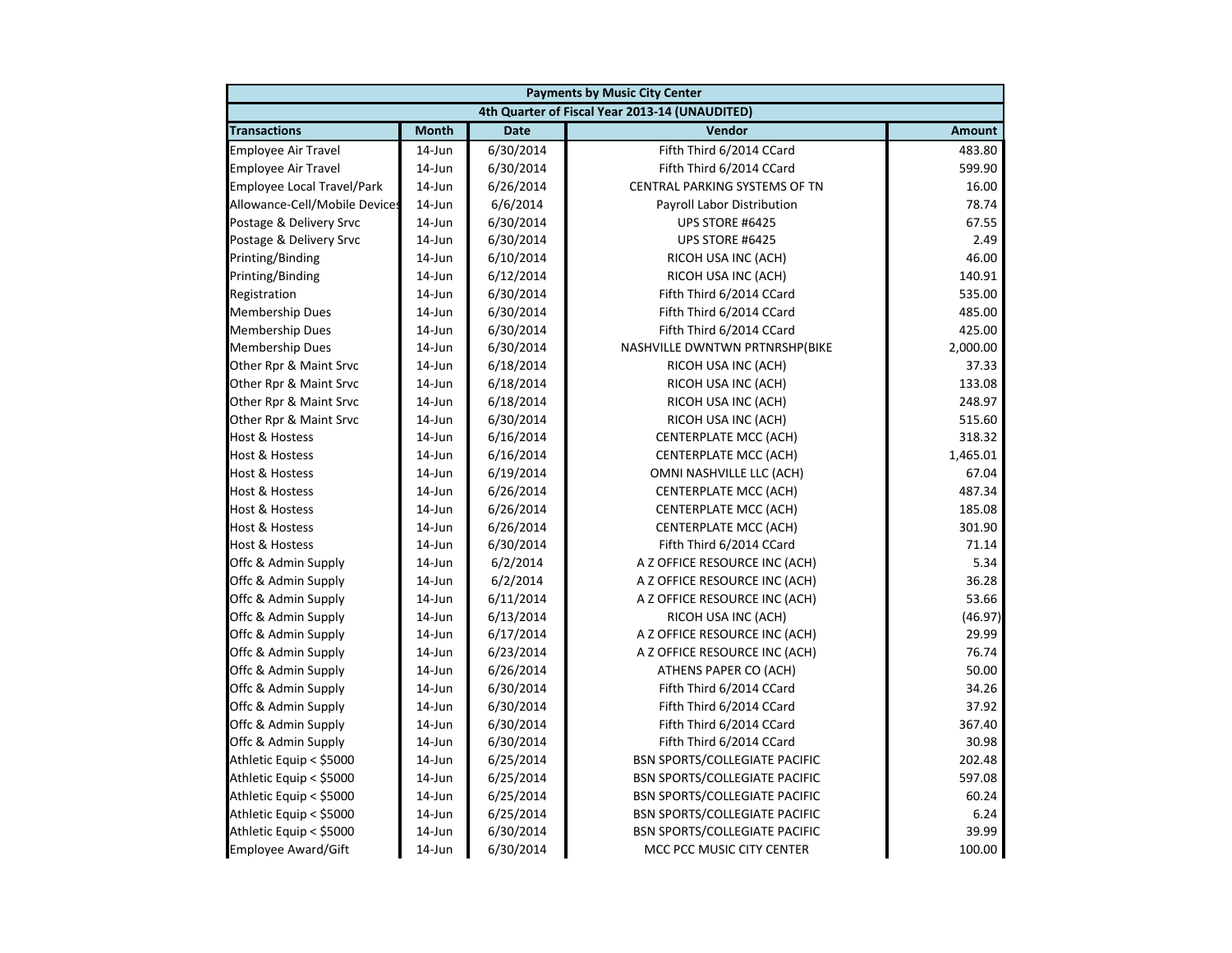| Payments by Music City Center | | | | |
|---|---|---|---|---|
| 4th Quarter of Fiscal Year 2013-14 (UNAUDITED) | | | | |
| **Transactions** | **Month** | **Date** | **Vendor** | **Amount** |
| Employee Air Travel | 14-Jun | 6/30/2014 | Fifth Third 6/2014 CCard | 483.80 |
| Employee Air Travel | 14-Jun | 6/30/2014 | Fifth Third 6/2014 CCard | 599.90 |
| Employee Local Travel/Park | 14-Jun | 6/26/2014 | CENTRAL PARKING SYSTEMS OF TN | 16.00 |
| Allowance-Cell/Mobile Devices | 14-Jun | 6/6/2014 | Payroll Labor Distribution | 78.74 |
| Postage & Delivery Srvc | 14-Jun | 6/30/2014 | UPS STORE #6425 | 67.55 |
| Postage & Delivery Srvc | 14-Jun | 6/30/2014 | UPS STORE #6425 | 2.49 |
| Printing/Binding | 14-Jun | 6/10/2014 | RICOH USA INC (ACH) | 46.00 |
| Printing/Binding | 14-Jun | 6/12/2014 | RICOH USA INC (ACH) | 140.91 |
| Registration | 14-Jun | 6/30/2014 | Fifth Third 6/2014 CCard | 535.00 |
| Membership Dues | 14-Jun | 6/30/2014 | Fifth Third 6/2014 CCard | 485.00 |
| Membership Dues | 14-Jun | 6/30/2014 | Fifth Third 6/2014 CCard | 425.00 |
| Membership Dues | 14-Jun | 6/30/2014 | NASHVILLE DWNTWN PRTNRSHP(BIKE | 2,000.00 |
| Other Rpr & Maint Srvc | 14-Jun | 6/18/2014 | RICOH USA INC (ACH) | 37.33 |
| Other Rpr & Maint Srvc | 14-Jun | 6/18/2014 | RICOH USA INC (ACH) | 133.08 |
| Other Rpr & Maint Srvc | 14-Jun | 6/18/2014 | RICOH USA INC (ACH) | 248.97 |
| Other Rpr & Maint Srvc | 14-Jun | 6/30/2014 | RICOH USA INC (ACH) | 515.60 |
| Host & Hostess | 14-Jun | 6/16/2014 | CENTERPLATE MCC (ACH) | 318.32 |
| Host & Hostess | 14-Jun | 6/16/2014 | CENTERPLATE MCC (ACH) | 1,465.01 |
| Host & Hostess | 14-Jun | 6/19/2014 | OMNI NASHVILLE LLC (ACH) | 67.04 |
| Host & Hostess | 14-Jun | 6/26/2014 | CENTERPLATE MCC (ACH) | 487.34 |
| Host & Hostess | 14-Jun | 6/26/2014 | CENTERPLATE MCC (ACH) | 185.08 |
| Host & Hostess | 14-Jun | 6/26/2014 | CENTERPLATE MCC (ACH) | 301.90 |
| Host & Hostess | 14-Jun | 6/30/2014 | Fifth Third 6/2014 CCard | 71.14 |
| Offc & Admin Supply | 14-Jun | 6/2/2014 | A Z OFFICE RESOURCE INC (ACH) | 5.34 |
| Offc & Admin Supply | 14-Jun | 6/2/2014 | A Z OFFICE RESOURCE INC (ACH) | 36.28 |
| Offc & Admin Supply | 14-Jun | 6/11/2014 | A Z OFFICE RESOURCE INC (ACH) | 53.66 |
| Offc & Admin Supply | 14-Jun | 6/13/2014 | RICOH USA INC (ACH) | (46.97) |
| Offc & Admin Supply | 14-Jun | 6/17/2014 | A Z OFFICE RESOURCE INC (ACH) | 29.99 |
| Offc & Admin Supply | 14-Jun | 6/23/2014 | A Z OFFICE RESOURCE INC (ACH) | 76.74 |
| Offc & Admin Supply | 14-Jun | 6/26/2014 | ATHENS PAPER CO (ACH) | 50.00 |
| Offc & Admin Supply | 14-Jun | 6/30/2014 | Fifth Third 6/2014 CCard | 34.26 |
| Offc & Admin Supply | 14-Jun | 6/30/2014 | Fifth Third 6/2014 CCard | 37.92 |
| Offc & Admin Supply | 14-Jun | 6/30/2014 | Fifth Third 6/2014 CCard | 367.40 |
| Offc & Admin Supply | 14-Jun | 6/30/2014 | Fifth Third 6/2014 CCard | 30.98 |
| Athletic Equip < $5000 | 14-Jun | 6/25/2014 | BSN SPORTS/COLLEGIATE PACIFIC | 202.48 |
| Athletic Equip < $5000 | 14-Jun | 6/25/2014 | BSN SPORTS/COLLEGIATE PACIFIC | 597.08 |
| Athletic Equip < $5000 | 14-Jun | 6/25/2014 | BSN SPORTS/COLLEGIATE PACIFIC | 60.24 |
| Athletic Equip < $5000 | 14-Jun | 6/25/2014 | BSN SPORTS/COLLEGIATE PACIFIC | 6.24 |
| Athletic Equip < $5000 | 14-Jun | 6/30/2014 | BSN SPORTS/COLLEGIATE PACIFIC | 39.99 |
| Employee Award/Gift | 14-Jun | 6/30/2014 | MCC PCC MUSIC CITY CENTER | 100.00 |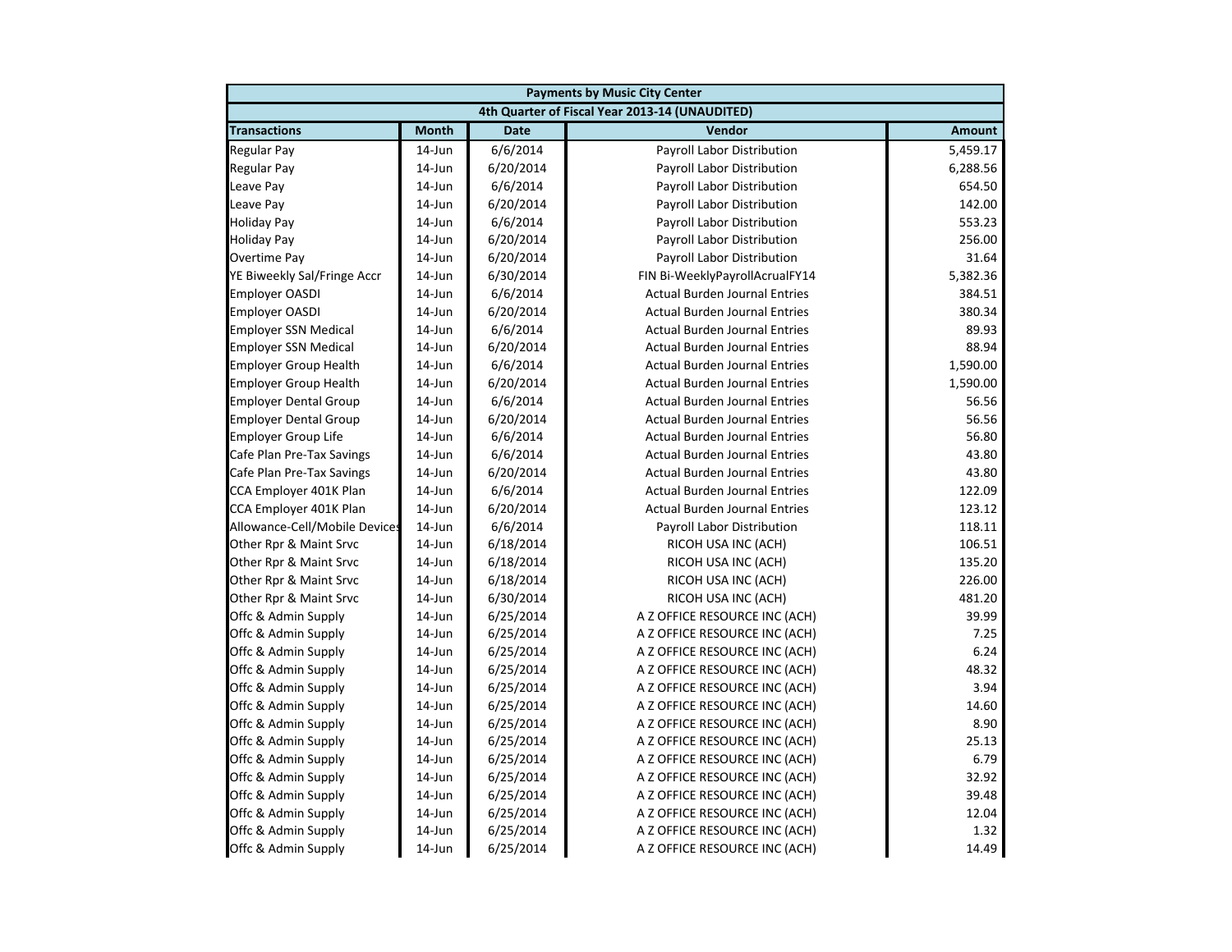| Payments by Music City Center | | | | |
|---|---|---|---|---|
| 4th Quarter of Fiscal Year 2013-14 (UNAUDITED) | | | | |
| **Transactions** | **Month** | **Date** | **Vendor** | **Amount** |
| Regular Pay | 14-Jun | 6/6/2014 | Payroll Labor Distribution | 5,459.17 |
| Regular Pay | 14-Jun | 6/20/2014 | Payroll Labor Distribution | 6,288.56 |
| Leave Pay | 14-Jun | 6/6/2014 | Payroll Labor Distribution | 654.50 |
| Leave Pay | 14-Jun | 6/20/2014 | Payroll Labor Distribution | 142.00 |
| Holiday Pay | 14-Jun | 6/6/2014 | Payroll Labor Distribution | 553.23 |
| Holiday Pay | 14-Jun | 6/20/2014 | Payroll Labor Distribution | 256.00 |
| Overtime Pay | 14-Jun | 6/20/2014 | Payroll Labor Distribution | 31.64 |
| YE Biweekly Sal/Fringe Accr | 14-Jun | 6/30/2014 | FIN Bi-WeeklyPayrollAcrualFY14 | 5,382.36 |
| Employer OASDI | 14-Jun | 6/6/2014 | Actual Burden Journal Entries | 384.51 |
| Employer OASDI | 14-Jun | 6/20/2014 | Actual Burden Journal Entries | 380.34 |
| Employer SSN Medical | 14-Jun | 6/6/2014 | Actual Burden Journal Entries | 89.93 |
| Employer SSN Medical | 14-Jun | 6/20/2014 | Actual Burden Journal Entries | 88.94 |
| Employer Group Health | 14-Jun | 6/6/2014 | Actual Burden Journal Entries | 1,590.00 |
| Employer Group Health | 14-Jun | 6/20/2014 | Actual Burden Journal Entries | 1,590.00 |
| Employer Dental Group | 14-Jun | 6/6/2014 | Actual Burden Journal Entries | 56.56 |
| Employer Dental Group | 14-Jun | 6/20/2014 | Actual Burden Journal Entries | 56.56 |
| Employer Group Life | 14-Jun | 6/6/2014 | Actual Burden Journal Entries | 56.80 |
| Cafe Plan Pre-Tax Savings | 14-Jun | 6/6/2014 | Actual Burden Journal Entries | 43.80 |
| Cafe Plan Pre-Tax Savings | 14-Jun | 6/20/2014 | Actual Burden Journal Entries | 43.80 |
| CCA Employer 401K Plan | 14-Jun | 6/6/2014 | Actual Burden Journal Entries | 122.09 |
| CCA Employer 401K Plan | 14-Jun | 6/20/2014 | Actual Burden Journal Entries | 123.12 |
| Allowance-Cell/Mobile Devices | 14-Jun | 6/6/2014 | Payroll Labor Distribution | 118.11 |
| Other Rpr & Maint Srvc | 14-Jun | 6/18/2014 | RICOH USA INC (ACH) | 106.51 |
| Other Rpr & Maint Srvc | 14-Jun | 6/18/2014 | RICOH USA INC (ACH) | 135.20 |
| Other Rpr & Maint Srvc | 14-Jun | 6/18/2014 | RICOH USA INC (ACH) | 226.00 |
| Other Rpr & Maint Srvc | 14-Jun | 6/30/2014 | RICOH USA INC (ACH) | 481.20 |
| Offc & Admin Supply | 14-Jun | 6/25/2014 | A Z OFFICE RESOURCE INC (ACH) | 39.99 |
| Offc & Admin Supply | 14-Jun | 6/25/2014 | A Z OFFICE RESOURCE INC (ACH) | 7.25 |
| Offc & Admin Supply | 14-Jun | 6/25/2014 | A Z OFFICE RESOURCE INC (ACH) | 6.24 |
| Offc & Admin Supply | 14-Jun | 6/25/2014 | A Z OFFICE RESOURCE INC (ACH) | 48.32 |
| Offc & Admin Supply | 14-Jun | 6/25/2014 | A Z OFFICE RESOURCE INC (ACH) | 3.94 |
| Offc & Admin Supply | 14-Jun | 6/25/2014 | A Z OFFICE RESOURCE INC (ACH) | 14.60 |
| Offc & Admin Supply | 14-Jun | 6/25/2014 | A Z OFFICE RESOURCE INC (ACH) | 8.90 |
| Offc & Admin Supply | 14-Jun | 6/25/2014 | A Z OFFICE RESOURCE INC (ACH) | 25.13 |
| Offc & Admin Supply | 14-Jun | 6/25/2014 | A Z OFFICE RESOURCE INC (ACH) | 6.79 |
| Offc & Admin Supply | 14-Jun | 6/25/2014 | A Z OFFICE RESOURCE INC (ACH) | 32.92 |
| Offc & Admin Supply | 14-Jun | 6/25/2014 | A Z OFFICE RESOURCE INC (ACH) | 39.48 |
| Offc & Admin Supply | 14-Jun | 6/25/2014 | A Z OFFICE RESOURCE INC (ACH) | 12.04 |
| Offc & Admin Supply | 14-Jun | 6/25/2014 | A Z OFFICE RESOURCE INC (ACH) | 1.32 |
| Offc & Admin Supply | 14-Jun | 6/25/2014 | A Z OFFICE RESOURCE INC (ACH) | 14.49 |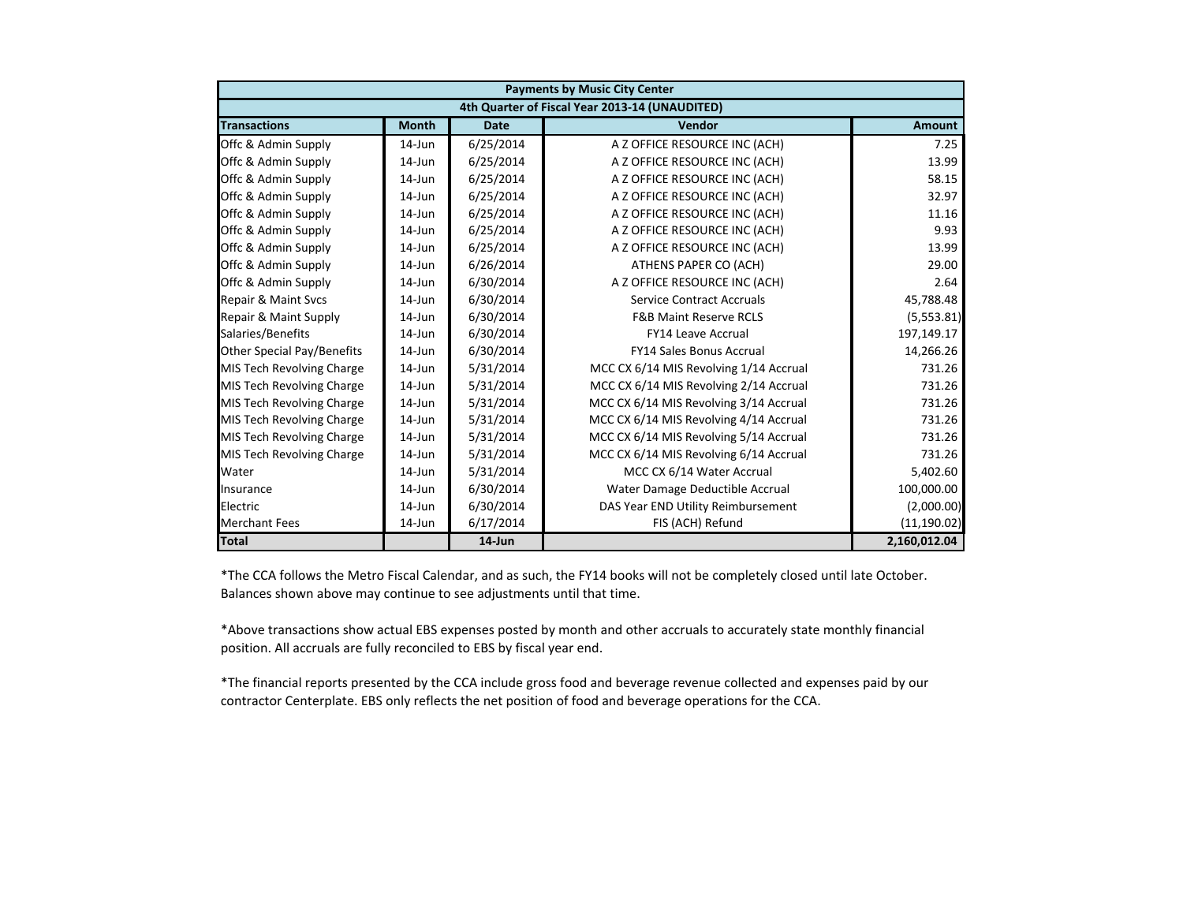| Payments by Music City Center | | | | |
|---|---|---|---|---|
| 4th Quarter of Fiscal Year 2013-14 (UNAUDITED) | | | | |
| **Transactions** | **Month** | **Date** | **Vendor** | **Amount** |
| Offc & Admin Supply | 14-Jun | 6/25/2014 | A Z OFFICE RESOURCE INC (ACH) | 7.25 |
| Offc & Admin Supply | 14-Jun | 6/25/2014 | A Z OFFICE RESOURCE INC (ACH) | 13.99 |
| Offc & Admin Supply | 14-Jun | 6/25/2014 | A Z OFFICE RESOURCE INC (ACH) | 58.15 |
| Offc & Admin Supply | 14-Jun | 6/25/2014 | A Z OFFICE RESOURCE INC (ACH) | 32.97 |
| Offc & Admin Supply | 14-Jun | 6/25/2014 | A Z OFFICE RESOURCE INC (ACH) | 11.16 |
| Offc & Admin Supply | 14-Jun | 6/25/2014 | A Z OFFICE RESOURCE INC (ACH) | 9.93 |
| Offc & Admin Supply | 14-Jun | 6/25/2014 | A Z OFFICE RESOURCE INC (ACH) | 13.99 |
| Offc & Admin Supply | 14-Jun | 6/26/2014 | ATHENS PAPER CO (ACH) | 29.00 |
| Offc & Admin Supply | 14-Jun | 6/30/2014 | A Z OFFICE RESOURCE INC (ACH) | 2.64 |
| Repair & Maint Svcs | 14-Jun | 6/30/2014 | Service Contract Accruals | 45,788.48 |
| Repair & Maint Supply | 14-Jun | 6/30/2014 | F&B Maint Reserve RCLS | (5,553.81) |
| Salaries/Benefits | 14-Jun | 6/30/2014 | FY14 Leave Accrual | 197,149.17 |
| Other Special Pay/Benefits | 14-Jun | 6/30/2014 | FY14 Sales Bonus Accrual | 14,266.26 |
| MIS Tech Revolving Charge | 14-Jun | 5/31/2014 | MCC CX 6/14 MIS Revolving 1/14 Accrual | 731.26 |
| MIS Tech Revolving Charge | 14-Jun | 5/31/2014 | MCC CX 6/14 MIS Revolving 2/14 Accrual | 731.26 |
| MIS Tech Revolving Charge | 14-Jun | 5/31/2014 | MCC CX 6/14 MIS Revolving 3/14 Accrual | 731.26 |
| MIS Tech Revolving Charge | 14-Jun | 5/31/2014 | MCC CX 6/14 MIS Revolving 4/14 Accrual | 731.26 |
| MIS Tech Revolving Charge | 14-Jun | 5/31/2014 | MCC CX 6/14 MIS Revolving 5/14 Accrual | 731.26 |
| MIS Tech Revolving Charge | 14-Jun | 5/31/2014 | MCC CX 6/14 MIS Revolving 6/14 Accrual | 731.26 |
| Water | 14-Jun | 5/31/2014 | MCC CX 6/14 Water Accrual | 5,402.60 |
| Insurance | 14-Jun | 6/30/2014 | Water Damage Deductible Accrual | 100,000.00 |
| Electric | 14-Jun | 6/30/2014 | DAS Year END Utility Reimbursement | (2,000.00) |
| Merchant Fees | 14-Jun | 6/17/2014 | FIS (ACH) Refund | (11,190.02) |
| **Total** | | **14-Jun** | | **2,160,012.04** |

*The CCA follows the Metro Fiscal Calendar, and as such, the FY14 books will not be completely closed until late October. Balances shown above may continue to see adjustments until that time.

*Above transactions show actual EBS expenses posted by month and other accruals to accurately state monthly financial position. All accruals are fully reconciled to EBS by fiscal year end.

*The financial reports presented by the CCA include gross food and beverage revenue collected and expenses paid by our contractor Centerplate. EBS only reflects the net position of food and beverage operations for the CCA.